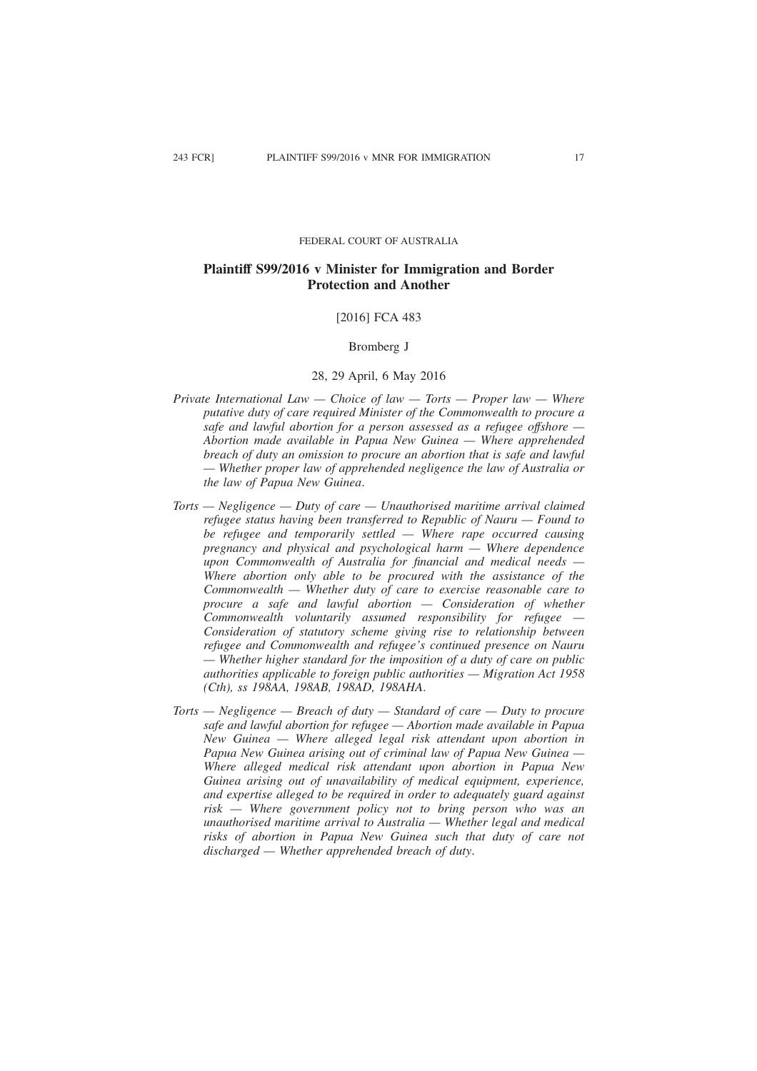FEDERAL COURT OF AUSTRALIA

# Plaintiff S99/2016 v Minister for Immigration and Border Protection and Another

[2016] FCA 483

Bromberg J

28, 29 April, 6 May 2016

*Private International Law — Choice of law — Torts — Proper law — Where putative duty of care required Minister of the Commonwealth to procure a safe and lawful abortion for a person assessed as a refugee offshore — Abortion made available in Papua New Guinea — Where apprehended breach of duty an omission to procure an abortion that is safe and lawful — Whether proper law of apprehended negligence the law of Australia or the law of Papua New Guinea.*

*Torts — Negligence — Duty of care — Unauthorised maritime arrival claimed refugee status having been transferred to Republic of Nauru — Found to be refugee and temporarily settled — Where rape occurred causing pregnancy and physical and psychological harm — Where dependence upon Commonwealth of Australia for financial and medical needs — Where abortion only able to be procured with the assistance of the Commonwealth — Whether duty of care to exercise reasonable care to procure a safe and lawful abortion — Consideration of whether Commonwealth voluntarily assumed responsibility for refugee — Consideration of statutory scheme giving rise to relationship between refugee and Commonwealth and refugee's continued presence on Nauru — Whether higher standard for the imposition of a duty of care on public authorities applicable to foreign public authorities — Migration Act 1958 (Cth), ss 198AA, 198AB, 198AD, 198AHA.*

*Torts — Negligence — Breach of duty — Standard of care — Duty to procure safe and lawful abortion for refugee — Abortion made available in Papua New Guinea — Where alleged legal risk attendant upon abortion in Papua New Guinea arising out of criminal law of Papua New Guinea — Where alleged medical risk attendant upon abortion in Papua New Guinea arising out of unavailability of medical equipment, experience, and expertise alleged to be required in order to adequately guard against risk — Where government policy not to bring person who was an unauthorised maritime arrival to Australia — Whether legal and medical risks of abortion in Papua New Guinea such that duty of care not discharged — Whether apprehended breach of duty.*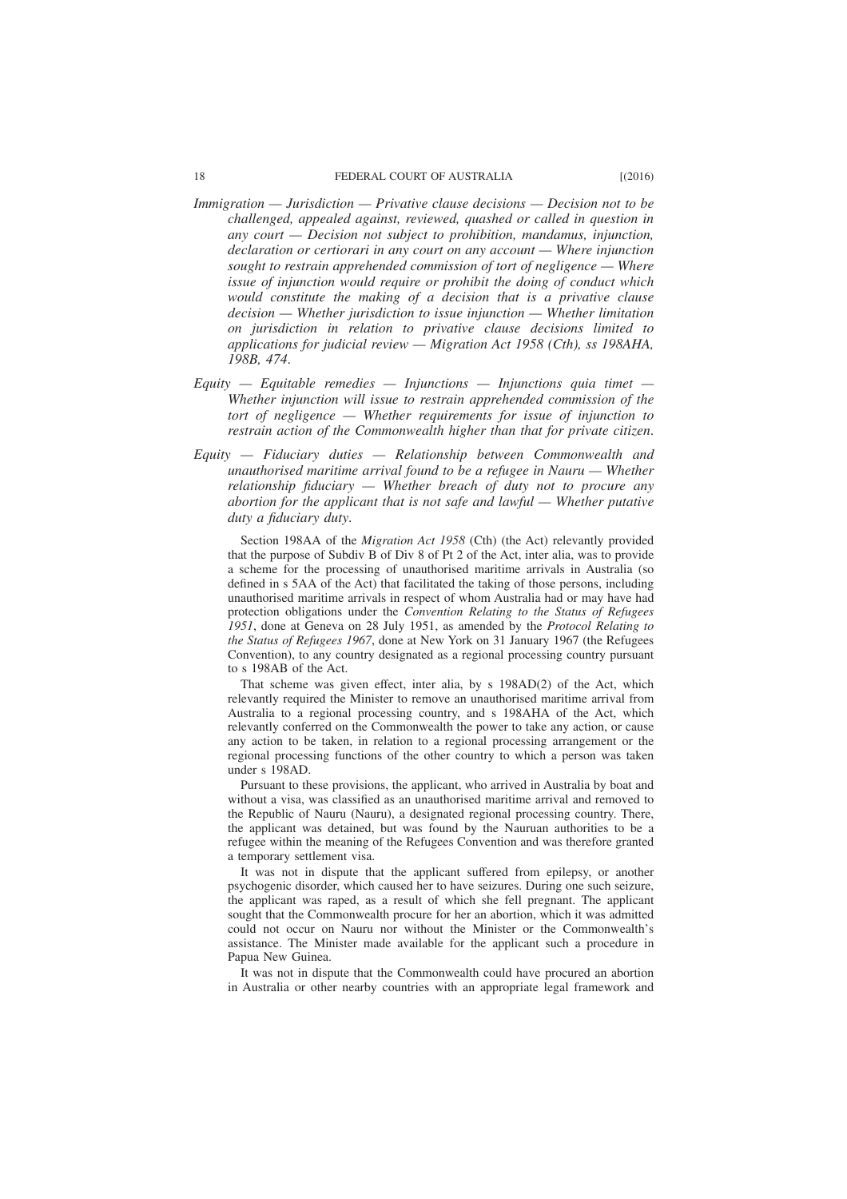*Immigration — Jurisdiction — Privative clause decisions — Decision not to be challenged, appealed against, reviewed, quashed or called in question in any court — Decision not subject to prohibition, mandamus, injunction, declaration or certiorari in any court on any account — Where injunction sought to restrain apprehended commission of tort of negligence — Where issue of injunction would require or prohibit the doing of conduct which would constitute the making of a decision that is a privative clause decision — Whether jurisdiction to issue injunction — Whether limitation on jurisdiction in relation to privative clause decisions limited to applications for judicial review — Migration Act 1958 (Cth), ss 198AHA, 198B, 474.*

*Equity — Equitable remedies — Injunctions — Injunctions quia timet — Whether injunction will issue to restrain apprehended commission of the tort of negligence — Whether requirements for issue of injunction to restrain action of the Commonwealth higher than that for private citizen.*

*Equity — Fiduciary duties — Relationship between Commonwealth and unauthorised maritime arrival found to be a refugee in Nauru — Whether relationship fiduciary — Whether breach of duty not to procure any abortion for the applicant that is not safe and lawful — Whether putative duty a fiduciary duty.*

Section 198AA of the *Migration Act 1958* (Cth) (the Act) relevantly provided that the purpose of Subdiv B of Div 8 of Pt 2 of the Act, inter alia, was to provide a scheme for the processing of unauthorised maritime arrivals in Australia (so defined in s 5AA of the Act) that facilitated the taking of those persons, including unauthorised maritime arrivals in respect of whom Australia had or may have had protection obligations under the *Convention Relating to the Status of Refugees 1951*, done at Geneva on 28 July 1951, as amended by the *Protocol Relating to the Status of Refugees 1967*, done at New York on 31 January 1967 (the Refugees Convention), to any country designated as a regional processing country pursuant to s 198AB of the Act.

That scheme was given effect, inter alia, by s 198AD(2) of the Act, which relevantly required the Minister to remove an unauthorised maritime arrival from Australia to a regional processing country, and s 198AHA of the Act, which relevantly conferred on the Commonwealth the power to take any action, or cause any action to be taken, in relation to a regional processing arrangement or the regional processing functions of the other country to which a person was taken under s 198AD.

Pursuant to these provisions, the applicant, who arrived in Australia by boat and without a visa, was classified as an unauthorised maritime arrival and removed to the Republic of Nauru (Nauru), a designated regional processing country. There, the applicant was detained, but was found by the Nauruan authorities to be a refugee within the meaning of the Refugees Convention and was therefore granted a temporary settlement visa.

It was not in dispute that the applicant suffered from epilepsy, or another psychogenic disorder, which caused her to have seizures. During one such seizure, the applicant was raped, as a result of which she fell pregnant. The applicant sought that the Commonwealth procure for her an abortion, which it was admitted could not occur on Nauru nor without the Minister or the Commonwealth's assistance. The Minister made available for the applicant such a procedure in Papua New Guinea.

It was not in dispute that the Commonwealth could have procured an abortion in Australia or other nearby countries with an appropriate legal framework and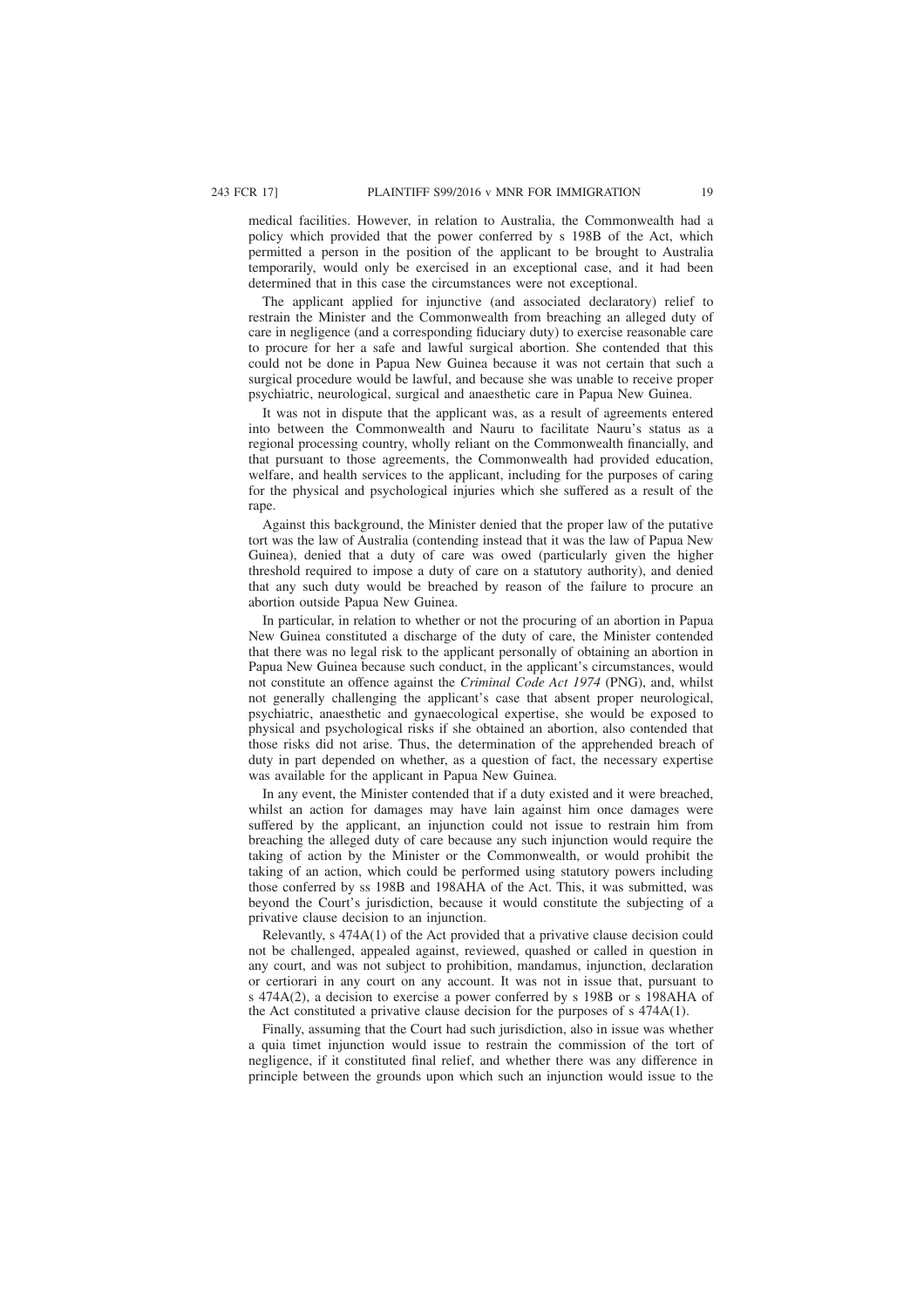medical facilities. However, in relation to Australia, the Commonwealth had a policy which provided that the power conferred by s 198B of the Act, which permitted a person in the position of the applicant to be brought to Australia temporarily, would only be exercised in an exceptional case, and it had been determined that in this case the circumstances were not exceptional.

The applicant applied for injunctive (and associated declaratory) relief to restrain the Minister and the Commonwealth from breaching an alleged duty of care in negligence (and a corresponding fiduciary duty) to exercise reasonable care to procure for her a safe and lawful surgical abortion. She contended that this could not be done in Papua New Guinea because it was not certain that such a surgical procedure would be lawful, and because she was unable to receive proper psychiatric, neurological, surgical and anaesthetic care in Papua New Guinea.

It was not in dispute that the applicant was, as a result of agreements entered into between the Commonwealth and Nauru to facilitate Nauru's status as a regional processing country, wholly reliant on the Commonwealth financially, and that pursuant to those agreements, the Commonwealth had provided education, welfare, and health services to the applicant, including for the purposes of caring for the physical and psychological injuries which she suffered as a result of the rape.

Against this background, the Minister denied that the proper law of the putative tort was the law of Australia (contending instead that it was the law of Papua New Guinea), denied that a duty of care was owed (particularly given the higher threshold required to impose a duty of care on a statutory authority), and denied that any such duty would be breached by reason of the failure to procure an abortion outside Papua New Guinea.

In particular, in relation to whether or not the procuring of an abortion in Papua New Guinea constituted a discharge of the duty of care, the Minister contended that there was no legal risk to the applicant personally of obtaining an abortion in Papua New Guinea because such conduct, in the applicant's circumstances, would not constitute an offence against the *Criminal Code Act 1974* (PNG), and, whilst not generally challenging the applicant's case that absent proper neurological, psychiatric, anaesthetic and gynaecological expertise, she would be exposed to physical and psychological risks if she obtained an abortion, also contended that those risks did not arise. Thus, the determination of the apprehended breach of duty in part depended on whether, as a question of fact, the necessary expertise was available for the applicant in Papua New Guinea.

In any event, the Minister contended that if a duty existed and it were breached, whilst an action for damages may have lain against him once damages were suffered by the applicant, an injunction could not issue to restrain him from breaching the alleged duty of care because any such injunction would require the taking of action by the Minister or the Commonwealth, or would prohibit the taking of an action, which could be performed using statutory powers including those conferred by ss 198B and 198AHA of the Act. This, it was submitted, was beyond the Court's jurisdiction, because it would constitute the subjecting of a privative clause decision to an injunction.

Relevantly, s 474A(1) of the Act provided that a privative clause decision could not be challenged, appealed against, reviewed, quashed or called in question in any court, and was not subject to prohibition, mandamus, injunction, declaration or certiorari in any court on any account. It was not in issue that, pursuant to s 474A(2), a decision to exercise a power conferred by s 198B or s 198AHA of the Act constituted a privative clause decision for the purposes of s 474A(1).

Finally, assuming that the Court had such jurisdiction, also in issue was whether a quia timet injunction would issue to restrain the commission of the tort of negligence, if it constituted final relief, and whether there was any difference in principle between the grounds upon which such an injunction would issue to the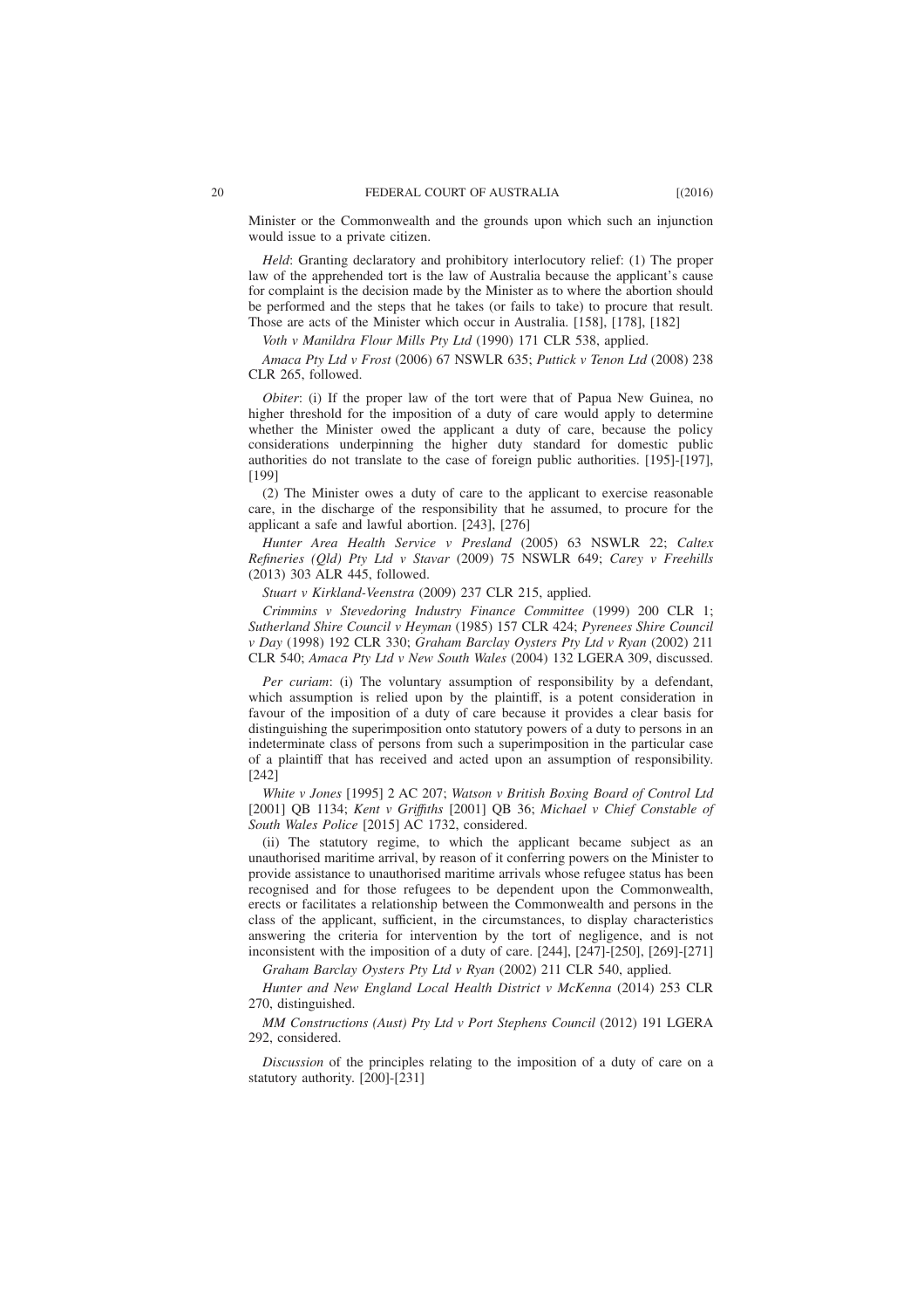Minister or the Commonwealth and the grounds upon which such an injunction would issue to a private citizen.

*Held*: Granting declaratory and prohibitory interlocutory relief: (1) The proper law of the apprehended tort is the law of Australia because the applicant's cause for complaint is the decision made by the Minister as to where the abortion should be performed and the steps that he takes (or fails to take) to procure that result. Those are acts of the Minister which occur in Australia. [158], [178], [182]

*Voth v Manildra Flour Mills Pty Ltd* (1990) 171 CLR 538, applied.

*Amaca Pty Ltd v Frost* (2006) 67 NSWLR 635; *Puttick v Tenon Ltd* (2008) 238 CLR 265, followed.

*Obiter*: (i) If the proper law of the tort were that of Papua New Guinea, no higher threshold for the imposition of a duty of care would apply to determine whether the Minister owed the applicant a duty of care, because the policy considerations underpinning the higher duty standard for domestic public authorities do not translate to the case of foreign public authorities. [195]-[197], [199]

(2) The Minister owes a duty of care to the applicant to exercise reasonable care, in the discharge of the responsibility that he assumed, to procure for the applicant a safe and lawful abortion. [243], [276]

*Hunter Area Health Service v Presland* (2005) 63 NSWLR 22; *Caltex Refineries (Qld) Pty Ltd v Stavar* (2009) 75 NSWLR 649; *Carey v Freehills* (2013) 303 ALR 445, followed.

*Stuart v Kirkland-Veenstra* (2009) 237 CLR 215, applied.

*Crimmins v Stevedoring Industry Finance Committee* (1999) 200 CLR 1; *Sutherland Shire Council v Heyman* (1985) 157 CLR 424; *Pyrenees Shire Council v Day* (1998) 192 CLR 330; *Graham Barclay Oysters Pty Ltd v Ryan* (2002) 211 CLR 540; *Amaca Pty Ltd v New South Wales* (2004) 132 LGERA 309, discussed.

*Per curiam*: (i) The voluntary assumption of responsibility by a defendant, which assumption is relied upon by the plaintiff, is a potent consideration in favour of the imposition of a duty of care because it provides a clear basis for distinguishing the superimposition onto statutory powers of a duty to persons in an indeterminate class of persons from such a superimposition in the particular case of a plaintiff that has received and acted upon an assumption of responsibility. [242]

*White v Jones* [1995] 2 AC 207; *Watson v British Boxing Board of Control Ltd* [2001] QB 1134; *Kent v Griffiths* [2001] QB 36; *Michael v Chief Constable of South Wales Police* [2015] AC 1732, considered.

(ii) The statutory regime, to which the applicant became subject as an unauthorised maritime arrival, by reason of it conferring powers on the Minister to provide assistance to unauthorised maritime arrivals whose refugee status has been recognised and for those refugees to be dependent upon the Commonwealth, erects or facilitates a relationship between the Commonwealth and persons in the class of the applicant, sufficient, in the circumstances, to display characteristics answering the criteria for intervention by the tort of negligence, and is not inconsistent with the imposition of a duty of care. [244], [247]-[250], [269]-[271]

*Graham Barclay Oysters Pty Ltd v Ryan* (2002) 211 CLR 540, applied.

*Hunter and New England Local Health District v McKenna* (2014) 253 CLR 270, distinguished.

*MM Constructions (Aust) Pty Ltd v Port Stephens Council* (2012) 191 LGERA 292, considered.

*Discussion* of the principles relating to the imposition of a duty of care on a statutory authority. [200]-[231]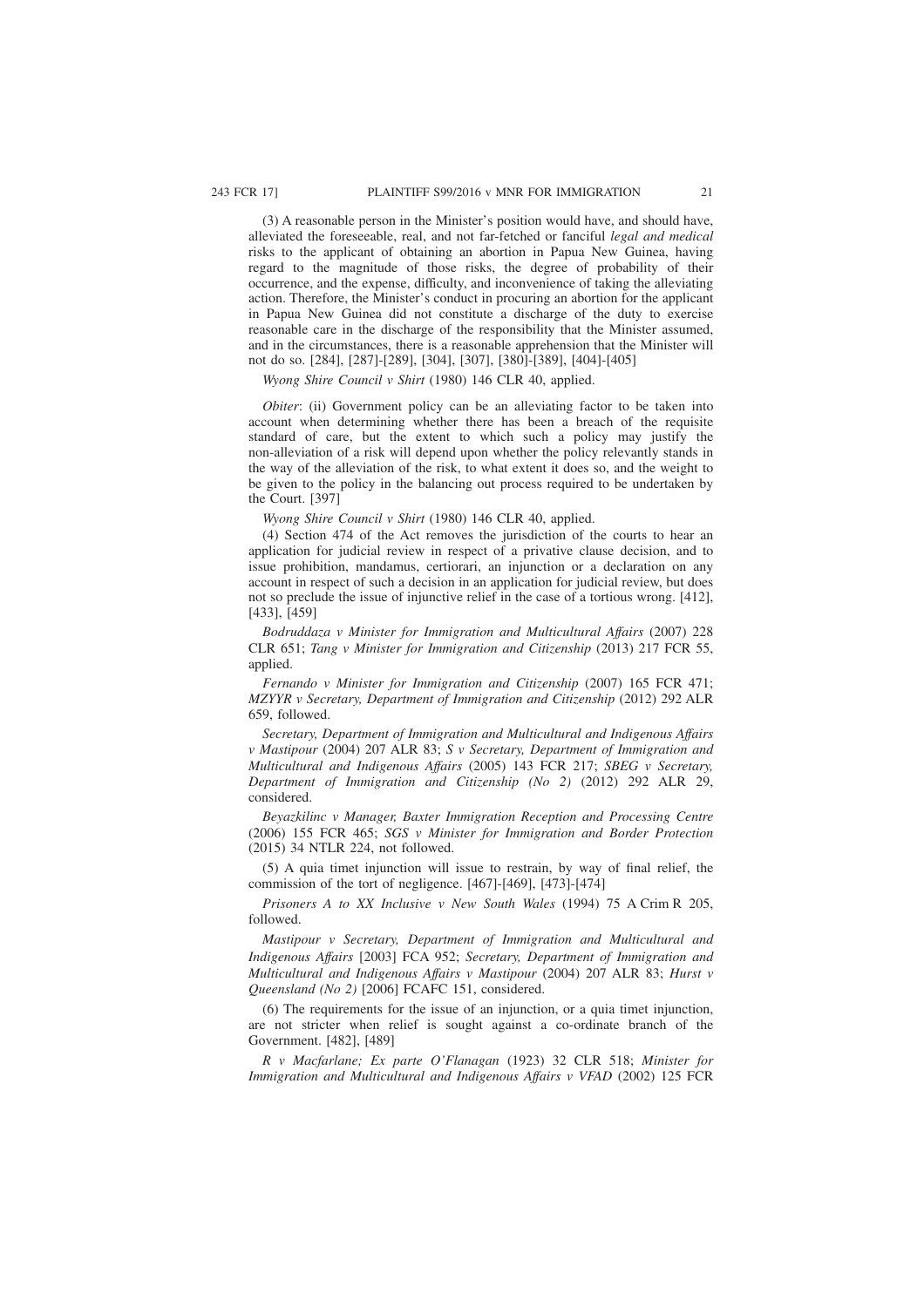(3) A reasonable person in the Minister's position would have, and should have, alleviated the foreseeable, real, and not far-fetched or fanciful *legal and medical* risks to the applicant of obtaining an abortion in Papua New Guinea, having regard to the magnitude of those risks, the degree of probability of their occurrence, and the expense, difficulty, and inconvenience of taking the alleviating action. Therefore, the Minister's conduct in procuring an abortion for the applicant in Papua New Guinea did not constitute a discharge of the duty to exercise reasonable care in the discharge of the responsibility that the Minister assumed, and in the circumstances, there is a reasonable apprehension that the Minister will not do so. [284], [287]-[289], [304], [307], [380]-[389], [404]-[405]

*Wyong Shire Council v Shirt* (1980) 146 CLR 40, applied.

*Obiter*: (ii) Government policy can be an alleviating factor to be taken into account when determining whether there has been a breach of the requisite standard of care, but the extent to which such a policy may justify the non-alleviation of a risk will depend upon whether the policy relevantly stands in the way of the alleviation of the risk, to what extent it does so, and the weight to be given to the policy in the balancing out process required to be undertaken by the Court. [397]

*Wyong Shire Council v Shirt* (1980) 146 CLR 40, applied.

(4) Section 474 of the Act removes the jurisdiction of the courts to hear an application for judicial review in respect of a privative clause decision, and to issue prohibition, mandamus, certiorari, an injunction or a declaration on any account in respect of such a decision in an application for judicial review, but does not so preclude the issue of injunctive relief in the case of a tortious wrong. [412], [433], [459]

*Bodruddaza v Minister for Immigration and Multicultural Affairs* (2007) 228 CLR 651; *Tang v Minister for Immigration and Citizenship* (2013) 217 FCR 55, applied.

*Fernando v Minister for Immigration and Citizenship* (2007) 165 FCR 471; *MZYYR v Secretary, Department of Immigration and Citizenship* (2012) 292 ALR 659, followed.

*Secretary, Department of Immigration and Multicultural and Indigenous Affairs v Mastipour* (2004) 207 ALR 83; *S v Secretary, Department of Immigration and Multicultural and Indigenous Affairs* (2005) 143 FCR 217; *SBEG v Secretary, Department of Immigration and Citizenship (No 2)* (2012) 292 ALR 29, considered.

*Beyazkilinc v Manager, Baxter Immigration Reception and Processing Centre* (2006) 155 FCR 465; *SGS v Minister for Immigration and Border Protection* (2015) 34 NTLR 224, not followed.

(5) A quia timet injunction will issue to restrain, by way of final relief, the commission of the tort of negligence. [467]-[469], [473]-[474]

*Prisoners A to XX Inclusive v New South Wales* (1994) 75 A Crim R 205, followed.

*Mastipour v Secretary, Department of Immigration and Multicultural and Indigenous Affairs* [2003] FCA 952; *Secretary, Department of Immigration and Multicultural and Indigenous Affairs v Mastipour* (2004) 207 ALR 83; *Hurst v Queensland (No 2)* [2006] FCAFC 151, considered.

(6) The requirements for the issue of an injunction, or a quia timet injunction, are not stricter when relief is sought against a co-ordinate branch of the Government. [482], [489]

*R v Macfarlane; Ex parte O'Flanagan* (1923) 32 CLR 518; *Minister for Immigration and Multicultural and Indigenous Affairs v VFAD* (2002) 125 FCR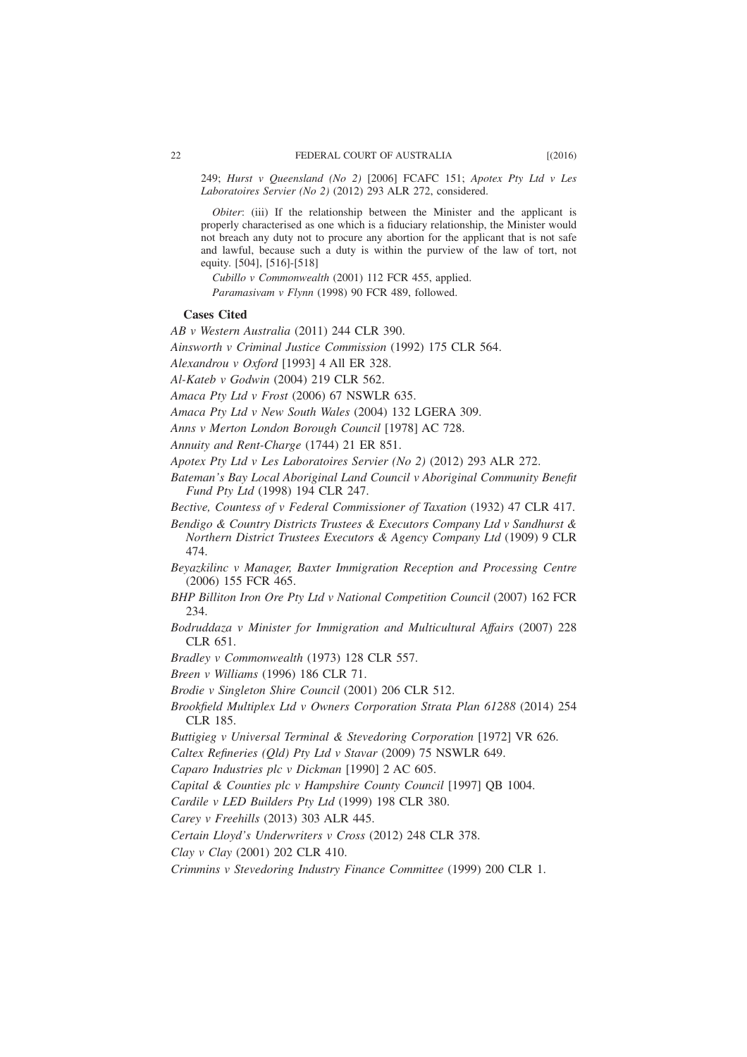249; *Hurst v Queensland (No 2)* [2006] FCAFC 151; *Apotex Pty Ltd v Les Laboratoires Servier (No 2)* (2012) 293 ALR 272, considered.

*Obiter*: (iii) If the relationship between the Minister and the applicant is properly characterised as one which is a fiduciary relationship, the Minister would not breach any duty not to procure any abortion for the applicant that is not safe and lawful, because such a duty is within the purview of the law of tort, not equity. [504], [516]-[518]

*Cubillo v Commonwealth* (2001) 112 FCR 455, applied.

*Paramasivam v Flynn* (1998) 90 FCR 489, followed.

**Cases Cited**

*AB v Western Australia* (2011) 244 CLR 390.

*Ainsworth v Criminal Justice Commission* (1992) 175 CLR 564.

*Alexandrou v Oxford* [1993] 4 All ER 328.

*Al-Kateb v Godwin* (2004) 219 CLR 562.

*Amaca Pty Ltd v Frost* (2006) 67 NSWLR 635.

*Amaca Pty Ltd v New South Wales* (2004) 132 LGERA 309.

*Anns v Merton London Borough Council* [1978] AC 728.

*Annuity and Rent-Charge* (1744) 21 ER 851.

*Apotex Pty Ltd v Les Laboratoires Servier (No 2)* (2012) 293 ALR 272.

*Bateman's Bay Local Aboriginal Land Council v Aboriginal Community Benefit Fund Pty Ltd* (1998) 194 CLR 247.

*Bective, Countess of v Federal Commissioner of Taxation* (1932) 47 CLR 417.

*Bendigo & Country Districts Trustees & Executors Company Ltd v Sandhurst & Northern District Trustees Executors & Agency Company Ltd* (1909) 9 CLR 474.

*Beyazkilinc v Manager, Baxter Immigration Reception and Processing Centre* (2006) 155 FCR 465.

*BHP Billiton Iron Ore Pty Ltd v National Competition Council* (2007) 162 FCR 234.

*Bodruddaza v Minister for Immigration and Multicultural Affairs* (2007) 228 CLR 651.

*Bradley v Commonwealth* (1973) 128 CLR 557.

*Breen v Williams* (1996) 186 CLR 71.

*Brodie v Singleton Shire Council* (2001) 206 CLR 512.

*Brookfield Multiplex Ltd v Owners Corporation Strata Plan 61288* (2014) 254 CLR 185.

*Buttigieg v Universal Terminal & Stevedoring Corporation* [1972] VR 626.

*Caltex Refineries (Qld) Pty Ltd v Stavar* (2009) 75 NSWLR 649.

*Caparo Industries plc v Dickman* [1990] 2 AC 605.

*Capital & Counties plc v Hampshire County Council* [1997] QB 1004.

*Cardile v LED Builders Pty Ltd* (1999) 198 CLR 380.

*Carey v Freehills* (2013) 303 ALR 445.

*Certain Lloyd's Underwriters v Cross* (2012) 248 CLR 378.

*Clay v Clay* (2001) 202 CLR 410.

*Crimmins v Stevedoring Industry Finance Committee* (1999) 200 CLR 1.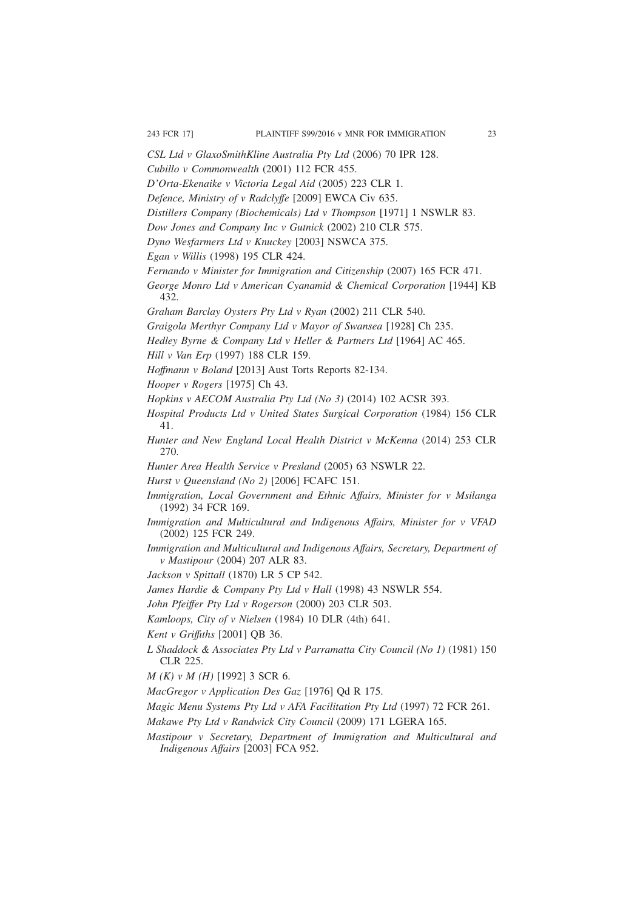*CSL Ltd v GlaxoSmithKline Australia Pty Ltd* (2006) 70 IPR 128.

*Cubillo v Commonwealth* (2001) 112 FCR 455.

*D'Orta-Ekenaike v Victoria Legal Aid* (2005) 223 CLR 1.

*Defence, Ministry of v Radclyffe* [2009] EWCA Civ 635.

*Distillers Company (Biochemicals) Ltd v Thompson* [1971] 1 NSWLR 83.

*Dow Jones and Company Inc v Gutnick* (2002) 210 CLR 575.

*Dyno Wesfarmers Ltd v Knuckey* [2003] NSWCA 375.

*Egan v Willis* (1998) 195 CLR 424.

*Fernando v Minister for Immigration and Citizenship* (2007) 165 FCR 471.

*George Monro Ltd v American Cyanamid & Chemical Corporation* [1944] KB 432.

*Graham Barclay Oysters Pty Ltd v Ryan* (2002) 211 CLR 540.

*Graigola Merthyr Company Ltd v Mayor of Swansea* [1928] Ch 235.

*Hedley Byrne & Company Ltd v Heller & Partners Ltd* [1964] AC 465.

*Hill v Van Erp* (1997) 188 CLR 159.

*Hoffmann v Boland* [2013] Aust Torts Reports 82-134.

*Hooper v Rogers* [1975] Ch 43.

*Hopkins v AECOM Australia Pty Ltd (No 3)* (2014) 102 ACSR 393.

*Hospital Products Ltd v United States Surgical Corporation* (1984) 156 CLR 41.

*Hunter and New England Local Health District v McKenna* (2014) 253 CLR 270.

*Hunter Area Health Service v Presland* (2005) 63 NSWLR 22.

*Hurst v Queensland (No 2)* [2006] FCAFC 151.

*Immigration, Local Government and Ethnic Affairs, Minister for v Msilanga* (1992) 34 FCR 169.

*Immigration and Multicultural and Indigenous Affairs, Minister for v VFAD* (2002) 125 FCR 249.

*Immigration and Multicultural and Indigenous Affairs, Secretary, Department of v Mastipour* (2004) 207 ALR 83.

*Jackson v Spittall* (1870) LR 5 CP 542.

*James Hardie & Company Pty Ltd v Hall* (1998) 43 NSWLR 554.

*John Pfeiffer Pty Ltd v Rogerson* (2000) 203 CLR 503.

*Kamloops, City of v Nielsen* (1984) 10 DLR (4th) 641.

*Kent v Griffiths* [2001] QB 36.

*L Shaddock & Associates Pty Ltd v Parramatta City Council (No 1)* (1981) 150 CLR 225.

*M (K) v M (H)* [1992] 3 SCR 6.

*MacGregor v Application Des Gaz* [1976] Qd R 175.

*Magic Menu Systems Pty Ltd v AFA Facilitation Pty Ltd* (1997) 72 FCR 261.

*Makawe Pty Ltd v Randwick City Council* (2009) 171 LGERA 165.

*Mastipour v Secretary, Department of Immigration and Multicultural and Indigenous Affairs* [2003] FCA 952.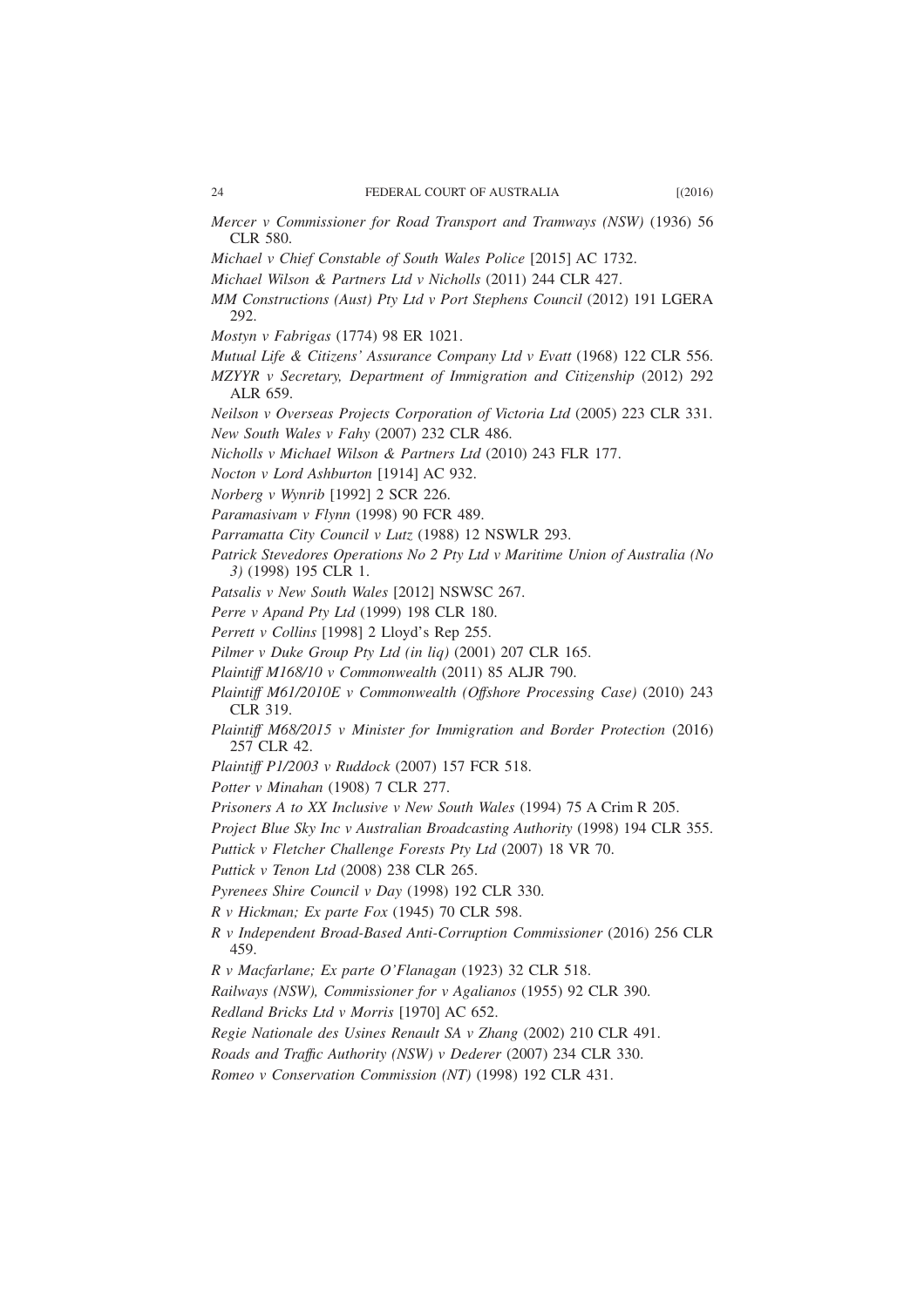*Mercer v Commissioner for Road Transport and Tramways (NSW)* (1936) 56 CLR 580.

*Michael v Chief Constable of South Wales Police* [2015] AC 1732.

*Michael Wilson & Partners Ltd v Nicholls* (2011) 244 CLR 427.

*MM Constructions (Aust) Pty Ltd v Port Stephens Council* (2012) 191 LGERA 292.

*Mostyn v Fabrigas* (1774) 98 ER 1021.

*Mutual Life & Citizens' Assurance Company Ltd v Evatt* (1968) 122 CLR 556.

*MZYYR v Secretary, Department of Immigration and Citizenship* (2012) 292 ALR 659.

*Neilson v Overseas Projects Corporation of Victoria Ltd* (2005) 223 CLR 331.

*New South Wales v Fahy* (2007) 232 CLR 486.

*Nicholls v Michael Wilson & Partners Ltd* (2010) 243 FLR 177.

*Nocton v Lord Ashburton* [1914] AC 932.

*Norberg v Wynrib* [1992] 2 SCR 226.

*Paramasivam v Flynn* (1998) 90 FCR 489.

*Parramatta City Council v Lutz* (1988) 12 NSWLR 293.

*Patrick Stevedores Operations No 2 Pty Ltd v Maritime Union of Australia (No 3)* (1998) 195 CLR 1.

*Patsalis v New South Wales* [2012] NSWSC 267.

*Perre v Apand Pty Ltd* (1999) 198 CLR 180.

*Perrett v Collins* [1998] 2 Lloyd's Rep 255.

*Pilmer v Duke Group Pty Ltd (in liq)* (2001) 207 CLR 165.

*Plaintiff M168/10 v Commonwealth* (2011) 85 ALJR 790.

*Plaintiff M61/2010E v Commonwealth (Offshore Processing Case)* (2010) 243 CLR 319.

*Plaintiff M68/2015 v Minister for Immigration and Border Protection* (2016) 257 CLR 42.

*Plaintiff P1/2003 v Ruddock* (2007) 157 FCR 518.

*Potter v Minahan* (1908) 7 CLR 277.

*Prisoners A to XX Inclusive v New South Wales* (1994) 75 A Crim R 205.

*Project Blue Sky Inc v Australian Broadcasting Authority* (1998) 194 CLR 355.

*Puttick v Fletcher Challenge Forests Pty Ltd* (2007) 18 VR 70.

*Puttick v Tenon Ltd* (2008) 238 CLR 265.

*Pyrenees Shire Council v Day* (1998) 192 CLR 330.

*R v Hickman; Ex parte Fox* (1945) 70 CLR 598.

*R v Independent Broad-Based Anti-Corruption Commissioner* (2016) 256 CLR 459.

*R v Macfarlane; Ex parte O'Flanagan* (1923) 32 CLR 518.

*Railways (NSW), Commissioner for v Agalianos* (1955) 92 CLR 390.

*Redland Bricks Ltd v Morris* [1970] AC 652.

*Regie Nationale des Usines Renault SA v Zhang* (2002) 210 CLR 491.

*Roads and Traffic Authority (NSW) v Dederer* (2007) 234 CLR 330.

*Romeo v Conservation Commission (NT)* (1998) 192 CLR 431.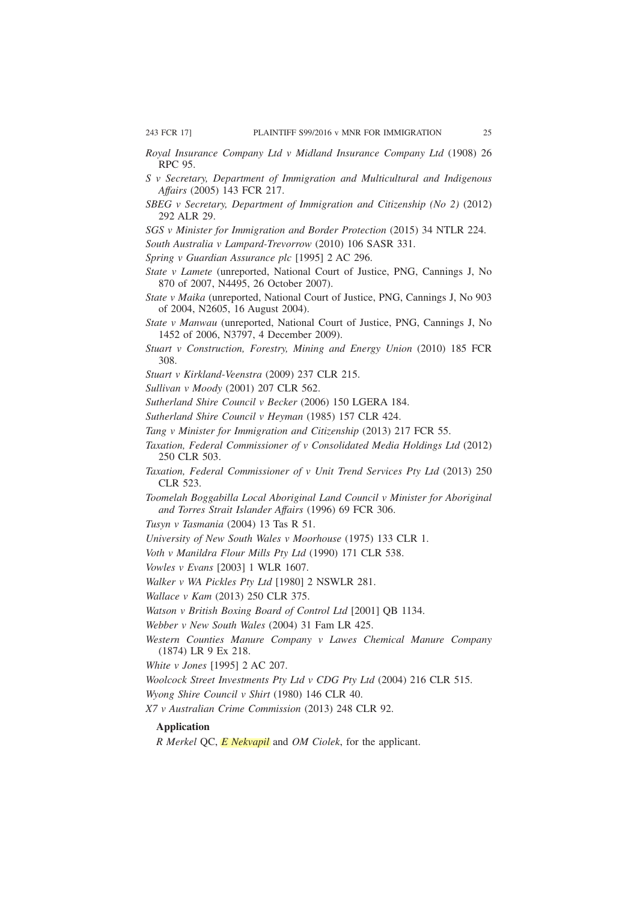*Royal Insurance Company Ltd v Midland Insurance Company Ltd* (1908) 26 RPC 95.

*S v Secretary, Department of Immigration and Multicultural and Indigenous Affairs* (2005) 143 FCR 217.

*SBEG v Secretary, Department of Immigration and Citizenship (No 2)* (2012) 292 ALR 29.

*SGS v Minister for Immigration and Border Protection* (2015) 34 NTLR 224.

*South Australia v Lampard-Trevorrow* (2010) 106 SASR 331.

*Spring v Guardian Assurance plc* [1995] 2 AC 296.

*State v Lamete* (unreported, National Court of Justice, PNG, Cannings J, No 870 of 2007, N4495, 26 October 2007).

*State v Maika* (unreported, National Court of Justice, PNG, Cannings J, No 903 of 2004, N2605, 16 August 2004).

*State v Manwau* (unreported, National Court of Justice, PNG, Cannings J, No 1452 of 2006, N3797, 4 December 2009).

*Stuart v Construction, Forestry, Mining and Energy Union* (2010) 185 FCR 308.

*Stuart v Kirkland-Veenstra* (2009) 237 CLR 215.

*Sullivan v Moody* (2001) 207 CLR 562.

*Sutherland Shire Council v Becker* (2006) 150 LGERA 184.

*Sutherland Shire Council v Heyman* (1985) 157 CLR 424.

*Tang v Minister for Immigration and Citizenship* (2013) 217 FCR 55.

*Taxation, Federal Commissioner of v Consolidated Media Holdings Ltd* (2012) 250 CLR 503.

*Taxation, Federal Commissioner of v Unit Trend Services Pty Ltd* (2013) 250 CLR 523.

*Toomelah Boggabilla Local Aboriginal Land Council v Minister for Aboriginal and Torres Strait Islander Affairs* (1996) 69 FCR 306.

*Tusyn v Tasmania* (2004) 13 Tas R 51.

*University of New South Wales v Moorhouse* (1975) 133 CLR 1.

*Voth v Manildra Flour Mills Pty Ltd* (1990) 171 CLR 538.

*Vowles v Evans* [2003] 1 WLR 1607.

*Walker v WA Pickles Pty Ltd* [1980] 2 NSWLR 281.

*Wallace v Kam* (2013) 250 CLR 375.

*Watson v British Boxing Board of Control Ltd* [2001] QB 1134.

*Webber v New South Wales* (2004) 31 Fam LR 425.

*Western Counties Manure Company v Lawes Chemical Manure Company* (1874) LR 9 Ex 218.

*White v Jones* [1995] 2 AC 207.

*Woolcock Street Investments Pty Ltd v CDG Pty Ltd* (2004) 216 CLR 515.

*Wyong Shire Council v Shirt* (1980) 146 CLR 40.

*X7 v Australian Crime Commission* (2013) 248 CLR 92.

**Application**

*R Merkel* QC, *E Nekvapil* and *OM Ciolek*, for the applicant.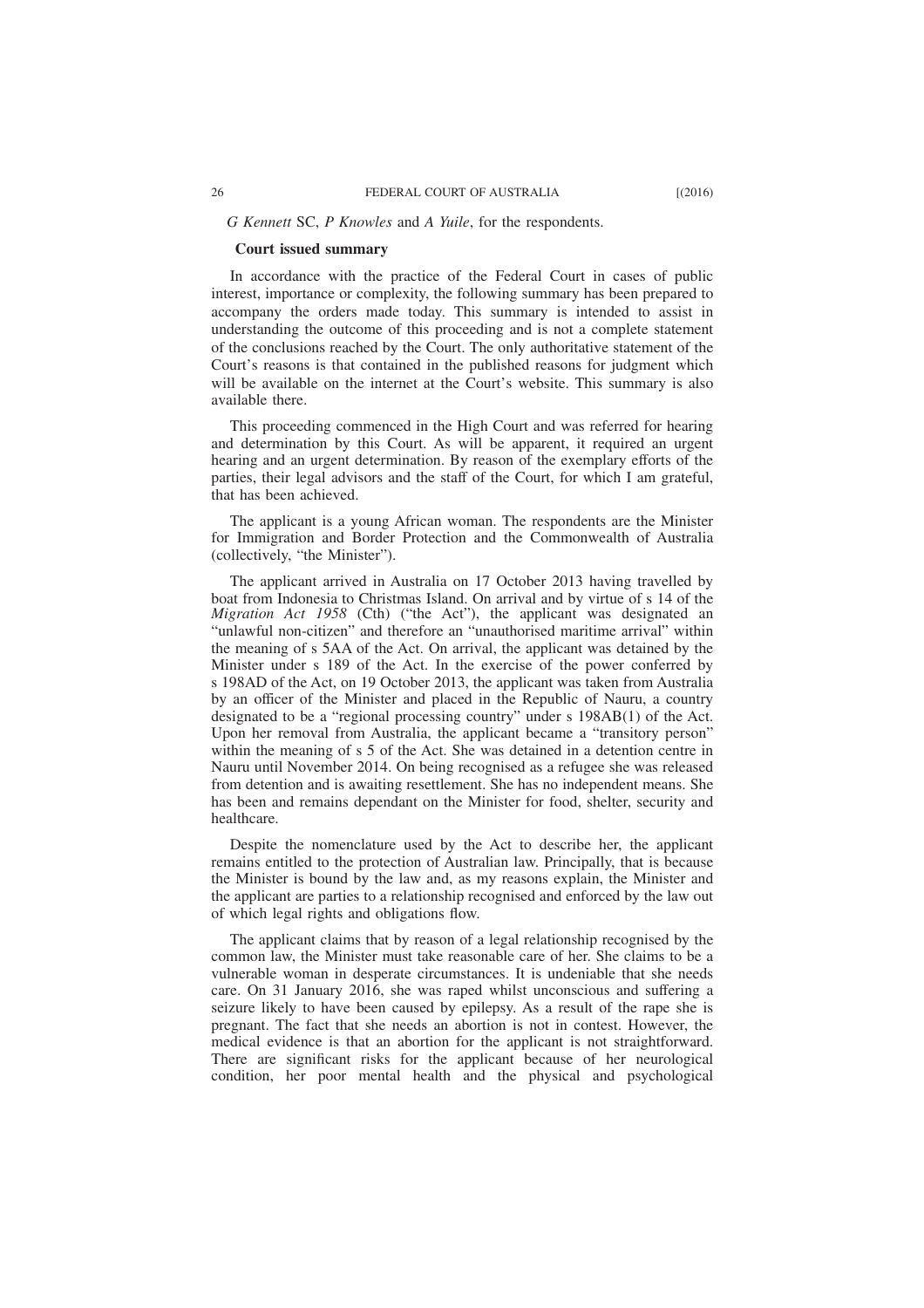*G Kennett* SC, *P Knowles* and *A Yuile*, for the respondents.

**Court issued summary**

In accordance with the practice of the Federal Court in cases of public interest, importance or complexity, the following summary has been prepared to accompany the orders made today. This summary is intended to assist in understanding the outcome of this proceeding and is not a complete statement of the conclusions reached by the Court. The only authoritative statement of the Court's reasons is that contained in the published reasons for judgment which will be available on the internet at the Court's website. This summary is also available there.

This proceeding commenced in the High Court and was referred for hearing and determination by this Court. As will be apparent, it required an urgent hearing and an urgent determination. By reason of the exemplary efforts of the parties, their legal advisors and the staff of the Court, for which I am grateful, that has been achieved.

The applicant is a young African woman. The respondents are the Minister for Immigration and Border Protection and the Commonwealth of Australia (collectively, "the Minister").

The applicant arrived in Australia on 17 October 2013 having travelled by boat from Indonesia to Christmas Island. On arrival and by virtue of s 14 of the *Migration Act 1958* (Cth) ("the Act"), the applicant was designated an "unlawful non-citizen" and therefore an "unauthorised maritime arrival" within the meaning of s 5AA of the Act. On arrival, the applicant was detained by the Minister under s 189 of the Act. In the exercise of the power conferred by s 198AD of the Act, on 19 October 2013, the applicant was taken from Australia by an officer of the Minister and placed in the Republic of Nauru, a country designated to be a "regional processing country" under s 198AB(1) of the Act. Upon her removal from Australia, the applicant became a "transitory person" within the meaning of s 5 of the Act. She was detained in a detention centre in Nauru until November 2014. On being recognised as a refugee she was released from detention and is awaiting resettlement. She has no independent means. She has been and remains dependant on the Minister for food, shelter, security and healthcare.

Despite the nomenclature used by the Act to describe her, the applicant remains entitled to the protection of Australian law. Principally, that is because the Minister is bound by the law and, as my reasons explain, the Minister and the applicant are parties to a relationship recognised and enforced by the law out of which legal rights and obligations flow.

The applicant claims that by reason of a legal relationship recognised by the common law, the Minister must take reasonable care of her. She claims to be a vulnerable woman in desperate circumstances. It is undeniable that she needs care. On 31 January 2016, she was raped whilst unconscious and suffering a seizure likely to have been caused by epilepsy. As a result of the rape she is pregnant. The fact that she needs an abortion is not in contest. However, the medical evidence is that an abortion for the applicant is not straightforward. There are significant risks for the applicant because of her neurological condition, her poor mental health and the physical and psychological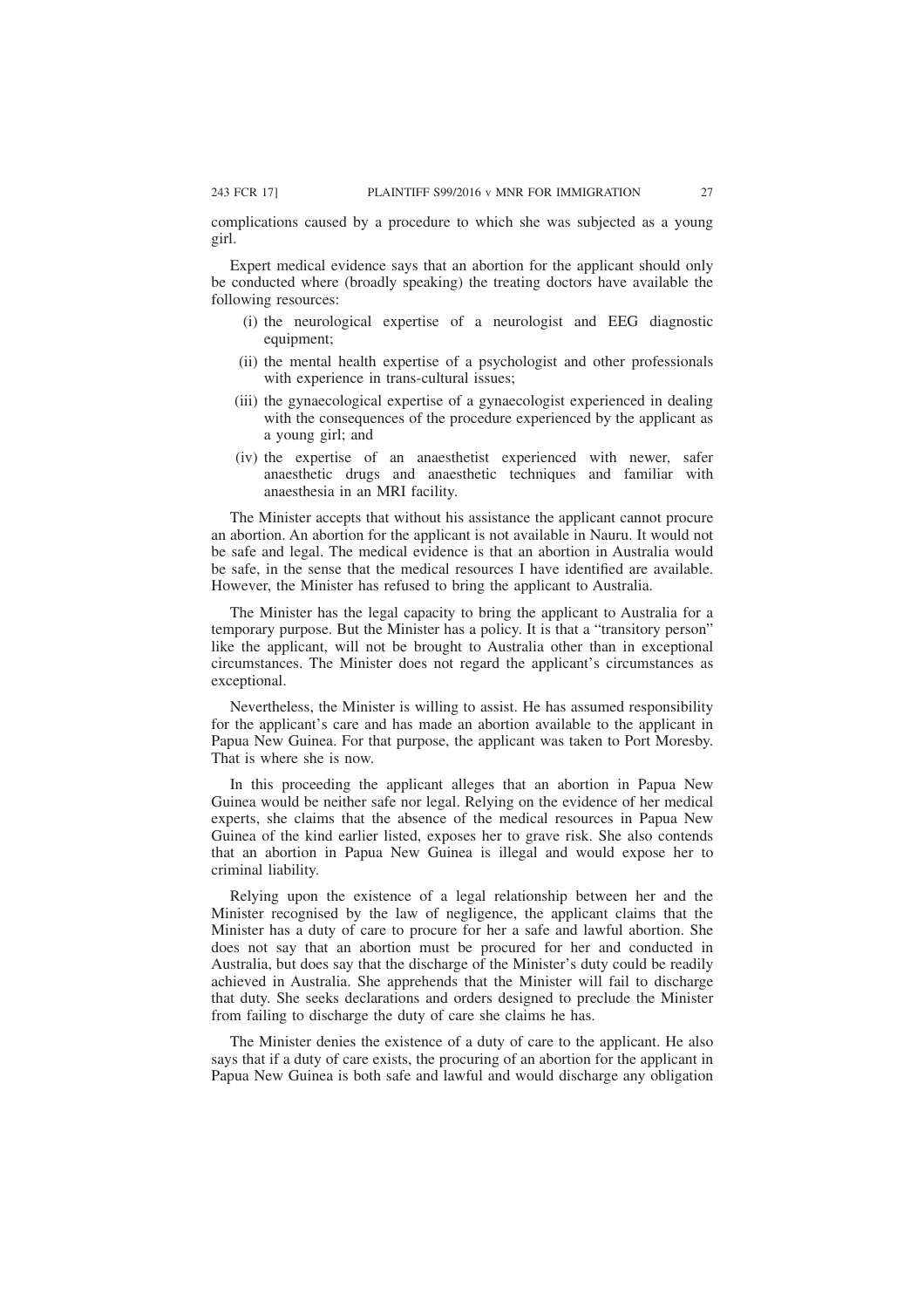complications caused by a procedure to which she was subjected as a young girl.

Expert medical evidence says that an abortion for the applicant should only be conducted where (broadly speaking) the treating doctors have available the following resources:

(i) the neurological expertise of a neurologist and EEG diagnostic equipment;

(ii) the mental health expertise of a psychologist and other professionals with experience in trans-cultural issues;

(iii) the gynaecological expertise of a gynaecologist experienced in dealing with the consequences of the procedure experienced by the applicant as a young girl; and

(iv) the expertise of an anaesthetist experienced with newer, safer anaesthetic drugs and anaesthetic techniques and familiar with anaesthesia in an MRI facility.

The Minister accepts that without his assistance the applicant cannot procure an abortion. An abortion for the applicant is not available in Nauru. It would not be safe and legal. The medical evidence is that an abortion in Australia would be safe, in the sense that the medical resources I have identified are available. However, the Minister has refused to bring the applicant to Australia.

The Minister has the legal capacity to bring the applicant to Australia for a temporary purpose. But the Minister has a policy. It is that a "transitory person" like the applicant, will not be brought to Australia other than in exceptional circumstances. The Minister does not regard the applicant's circumstances as exceptional.

Nevertheless, the Minister is willing to assist. He has assumed responsibility for the applicant's care and has made an abortion available to the applicant in Papua New Guinea. For that purpose, the applicant was taken to Port Moresby. That is where she is now.

In this proceeding the applicant alleges that an abortion in Papua New Guinea would be neither safe nor legal. Relying on the evidence of her medical experts, she claims that the absence of the medical resources in Papua New Guinea of the kind earlier listed, exposes her to grave risk. She also contends that an abortion in Papua New Guinea is illegal and would expose her to criminal liability.

Relying upon the existence of a legal relationship between her and the Minister recognised by the law of negligence, the applicant claims that the Minister has a duty of care to procure for her a safe and lawful abortion. She does not say that an abortion must be procured for her and conducted in Australia, but does say that the discharge of the Minister's duty could be readily achieved in Australia. She apprehends that the Minister will fail to discharge that duty. She seeks declarations and orders designed to preclude the Minister from failing to discharge the duty of care she claims he has.

The Minister denies the existence of a duty of care to the applicant. He also says that if a duty of care exists, the procuring of an abortion for the applicant in Papua New Guinea is both safe and lawful and would discharge any obligation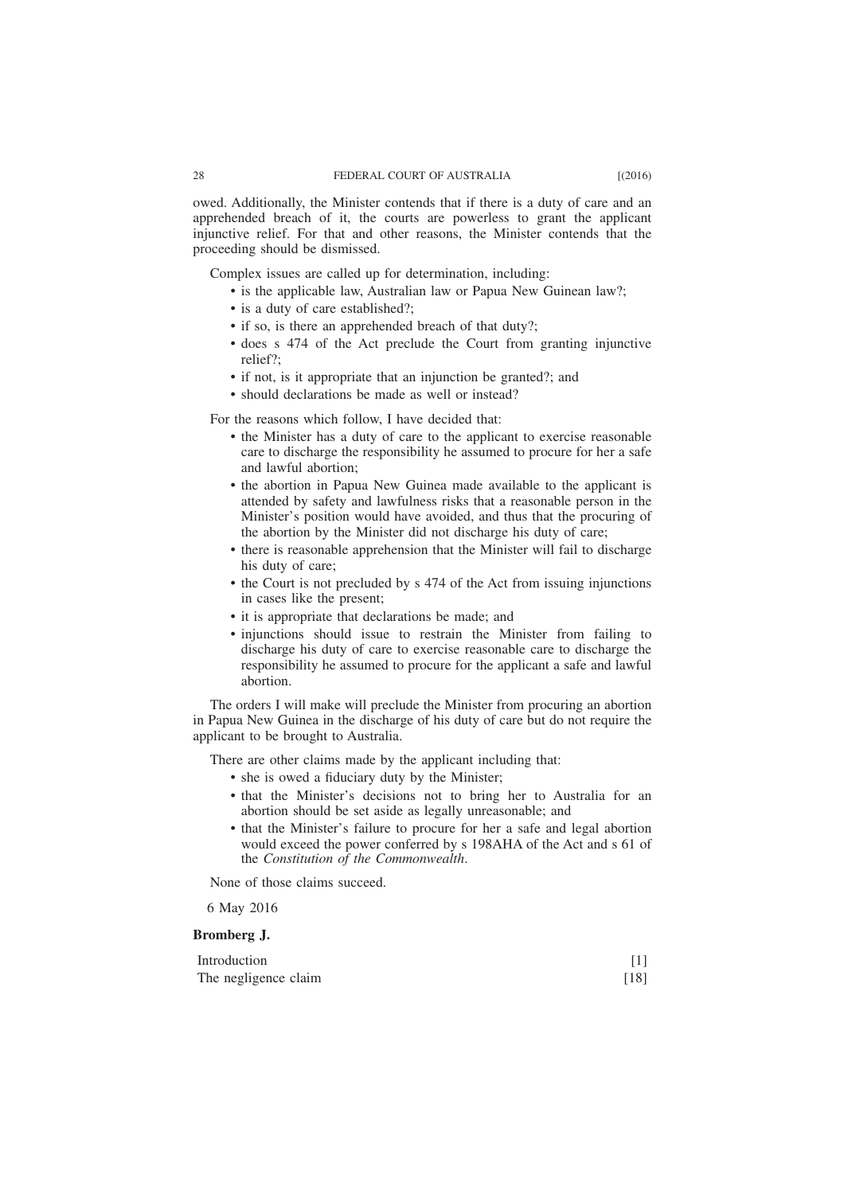owed. Additionally, the Minister contends that if there is a duty of care and an apprehended breach of it, the courts are powerless to grant the applicant injunctive relief. For that and other reasons, the Minister contends that the proceeding should be dismissed.

Complex issues are called up for determination, including:

- is the applicable law, Australian law or Papua New Guinean law?;
- is a duty of care established?;
- if so, is there an apprehended breach of that duty?;
- does s 474 of the Act preclude the Court from granting injunctive relief?;
- if not, is it appropriate that an injunction be granted?; and
- should declarations be made as well or instead?

For the reasons which follow, I have decided that:

- the Minister has a duty of care to the applicant to exercise reasonable care to discharge the responsibility he assumed to procure for her a safe and lawful abortion;
- the abortion in Papua New Guinea made available to the applicant is attended by safety and lawfulness risks that a reasonable person in the Minister's position would have avoided, and thus that the procuring of the abortion by the Minister did not discharge his duty of care;
- there is reasonable apprehension that the Minister will fail to discharge his duty of care;
- the Court is not precluded by s 474 of the Act from issuing injunctions in cases like the present;
- it is appropriate that declarations be made; and
- injunctions should issue to restrain the Minister from failing to discharge his duty of care to exercise reasonable care to discharge the responsibility he assumed to procure for the applicant a safe and lawful abortion.

The orders I will make will preclude the Minister from procuring an abortion in Papua New Guinea in the discharge of his duty of care but do not require the applicant to be brought to Australia.

There are other claims made by the applicant including that:

- she is owed a fiduciary duty by the Minister;
- that the Minister's decisions not to bring her to Australia for an abortion should be set aside as legally unreasonable; and
- that the Minister's failure to procure for her a safe and legal abortion would exceed the power conferred by s 198AHA of the Act and s 61 of the *Constitution of the Commonwealth*.

None of those claims succeed.

6 May 2016

**Bromberg J.**

| | |
|---|---|
| Introduction | [1] |
| The negligence claim | [18] |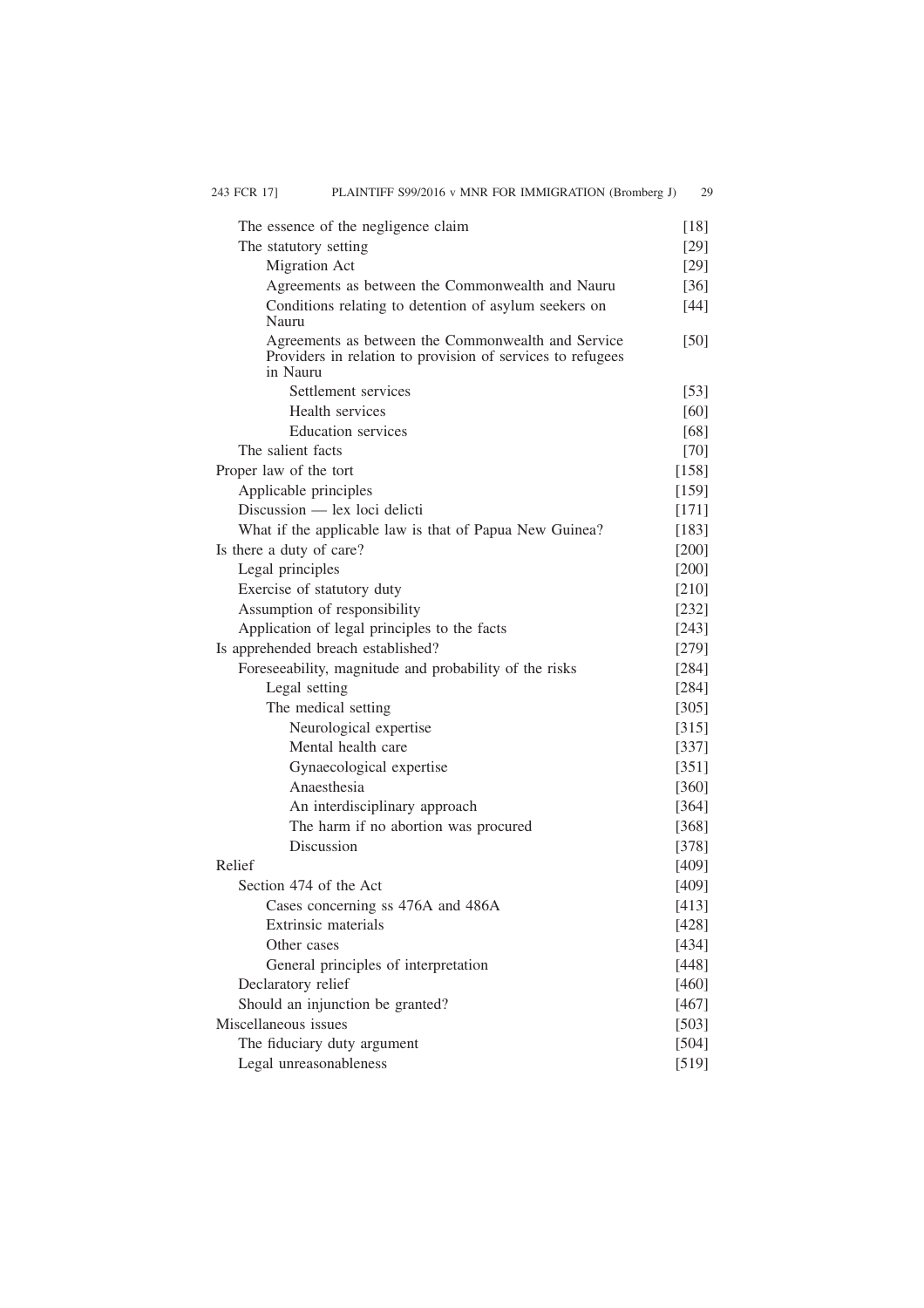| | |
|---|---|
| The essence of the negligence claim | [18] |
| The statutory setting | [29] |
| Migration Act | [29] |
| Agreements as between the Commonwealth and Nauru | [36] |
| Conditions relating to detention of asylum seekers on Nauru | [44] |
| Agreements as between the Commonwealth and Service Providers in relation to provision of services to refugees in Nauru | [50] |
| Settlement services | [53] |
| Health services | [60] |
| Education services | [68] |
| The salient facts | [70] |
| Proper law of the tort | [158] |
| Applicable principles | [159] |
| Discussion — lex loci delicti | [171] |
| What if the applicable law is that of Papua New Guinea? | [183] |
| Is there a duty of care? | [200] |
| Legal principles | [200] |
| Exercise of statutory duty | [210] |
| Assumption of responsibility | [232] |
| Application of legal principles to the facts | [243] |
| Is apprehended breach established? | [279] |
| Foreseeability, magnitude and probability of the risks | [284] |
| Legal setting | [284] |
| The medical setting | [305] |
| Neurological expertise | [315] |
| Mental health care | [337] |
| Gynaecological expertise | [351] |
| Anaesthesia | [360] |
| An interdisciplinary approach | [364] |
| The harm if no abortion was procured | [368] |
| Discussion | [378] |
| Relief | [409] |
| Section 474 of the Act | [409] |
| Cases concerning ss 476A and 486A | [413] |
| Extrinsic materials | [428] |
| Other cases | [434] |
| General principles of interpretation | [448] |
| Declaratory relief | [460] |
| Should an injunction be granted? | [467] |
| Miscellaneous issues | [503] |
| The fiduciary duty argument | [504] |
| Legal unreasonableness | [519] |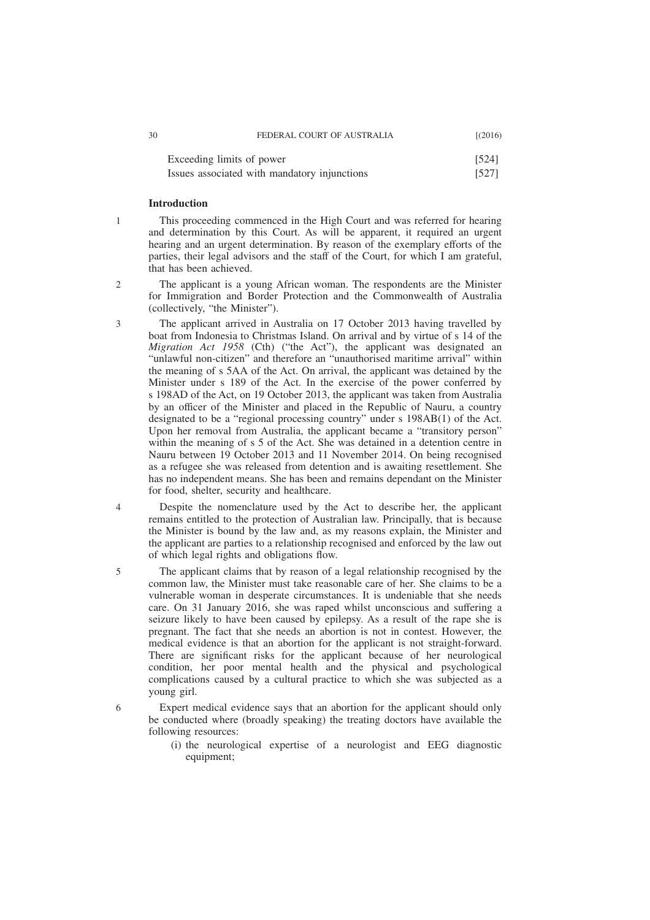| | |
|---|---|
| Exceeding limits of power | [524] |
| Issues associated with mandatory injunctions | [527] |

**Introduction**

1 This proceeding commenced in the High Court and was referred for hearing and determination by this Court. As will be apparent, it required an urgent hearing and an urgent determination. By reason of the exemplary efforts of the parties, their legal advisors and the staff of the Court, for which I am grateful, that has been achieved.

2 The applicant is a young African woman. The respondents are the Minister for Immigration and Border Protection and the Commonwealth of Australia (collectively, "the Minister").

3 The applicant arrived in Australia on 17 October 2013 having travelled by boat from Indonesia to Christmas Island. On arrival and by virtue of s 14 of the *Migration Act 1958* (Cth) ("the Act"), the applicant was designated an "unlawful non-citizen" and therefore an "unauthorised maritime arrival" within the meaning of s 5AA of the Act. On arrival, the applicant was detained by the Minister under s 189 of the Act. In the exercise of the power conferred by s 198AD of the Act, on 19 October 2013, the applicant was taken from Australia by an officer of the Minister and placed in the Republic of Nauru, a country designated to be a "regional processing country" under s 198AB(1) of the Act. Upon her removal from Australia, the applicant became a "transitory person" within the meaning of s 5 of the Act. She was detained in a detention centre in Nauru between 19 October 2013 and 11 November 2014. On being recognised as a refugee she was released from detention and is awaiting resettlement. She has no independent means. She has been and remains dependant on the Minister for food, shelter, security and healthcare.

4 Despite the nomenclature used by the Act to describe her, the applicant remains entitled to the protection of Australian law. Principally, that is because the Minister is bound by the law and, as my reasons explain, the Minister and the applicant are parties to a relationship recognised and enforced by the law out of which legal rights and obligations flow.

5 The applicant claims that by reason of a legal relationship recognised by the common law, the Minister must take reasonable care of her. She claims to be a vulnerable woman in desperate circumstances. It is undeniable that she needs care. On 31 January 2016, she was raped whilst unconscious and suffering a seizure likely to have been caused by epilepsy. As a result of the rape she is pregnant. The fact that she needs an abortion is not in contest. However, the medical evidence is that an abortion for the applicant is not straight-forward. There are significant risks for the applicant because of her neurological condition, her poor mental health and the physical and psychological complications caused by a cultural practice to which she was subjected as a young girl.

6 Expert medical evidence says that an abortion for the applicant should only be conducted where (broadly speaking) the treating doctors have available the following resources:

(i) the neurological expertise of a neurologist and EEG diagnostic equipment;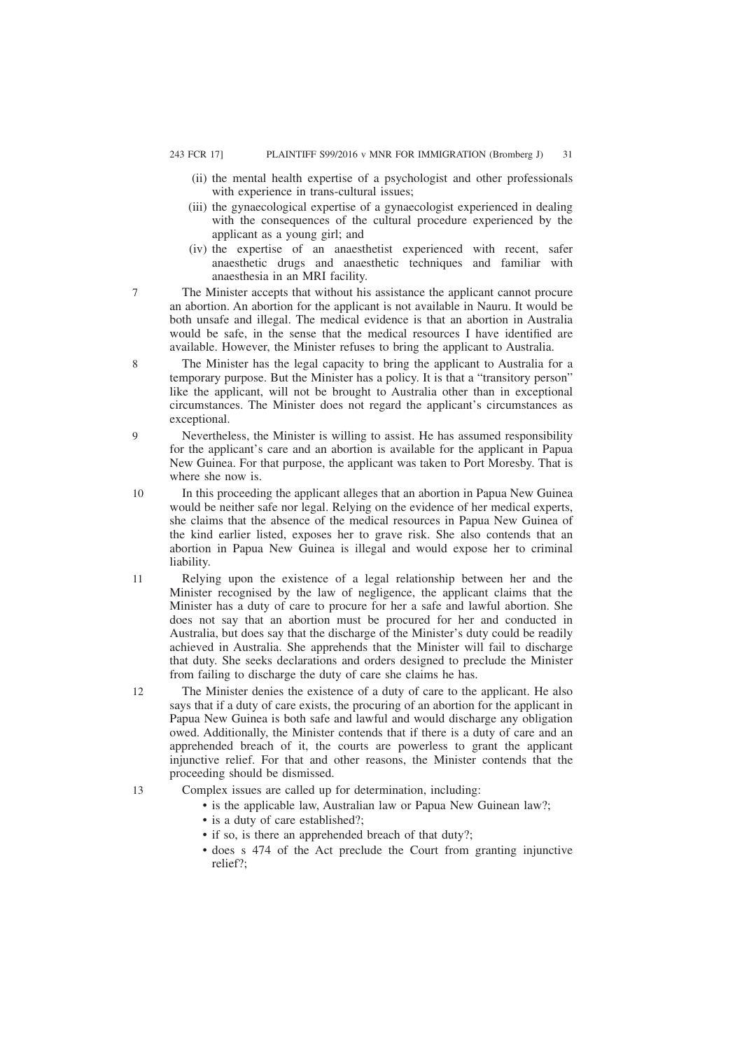(ii) the mental health expertise of a psychologist and other professionals with experience in trans-cultural issues;

(iii) the gynaecological expertise of a gynaecologist experienced in dealing with the consequences of the cultural procedure experienced by the applicant as a young girl; and

(iv) the expertise of an anaesthetist experienced with recent, safer anaesthetic drugs and anaesthetic techniques and familiar with anaesthesia in an MRI facility.

7 The Minister accepts that without his assistance the applicant cannot procure an abortion. An abortion for the applicant is not available in Nauru. It would be both unsafe and illegal. The medical evidence is that an abortion in Australia would be safe, in the sense that the medical resources I have identified are available. However, the Minister refuses to bring the applicant to Australia.

8 The Minister has the legal capacity to bring the applicant to Australia for a temporary purpose. But the Minister has a policy. It is that a "transitory person" like the applicant, will not be brought to Australia other than in exceptional circumstances. The Minister does not regard the applicant's circumstances as exceptional.

9 Nevertheless, the Minister is willing to assist. He has assumed responsibility for the applicant's care and an abortion is available for the applicant in Papua New Guinea. For that purpose, the applicant was taken to Port Moresby. That is where she now is.

10 In this proceeding the applicant alleges that an abortion in Papua New Guinea would be neither safe nor legal. Relying on the evidence of her medical experts, she claims that the absence of the medical resources in Papua New Guinea of the kind earlier listed, exposes her to grave risk. She also contends that an abortion in Papua New Guinea is illegal and would expose her to criminal liability.

11 Relying upon the existence of a legal relationship between her and the Minister recognised by the law of negligence, the applicant claims that the Minister has a duty of care to procure for her a safe and lawful abortion. She does not say that an abortion must be procured for her and conducted in Australia, but does say that the discharge of the Minister's duty could be readily achieved in Australia. She apprehends that the Minister will fail to discharge that duty. She seeks declarations and orders designed to preclude the Minister from failing to discharge the duty of care she claims he has.

12 The Minister denies the existence of a duty of care to the applicant. He also says that if a duty of care exists, the procuring of an abortion for the applicant in Papua New Guinea is both safe and lawful and would discharge any obligation owed. Additionally, the Minister contends that if there is a duty of care and an apprehended breach of it, the courts are powerless to grant the applicant injunctive relief. For that and other reasons, the Minister contends that the proceeding should be dismissed.

13 Complex issues are called up for determination, including:

- is the applicable law, Australian law or Papua New Guinean law?;
- is a duty of care established?;
- if so, is there an apprehended breach of that duty?;
- does s 474 of the Act preclude the Court from granting injunctive relief?;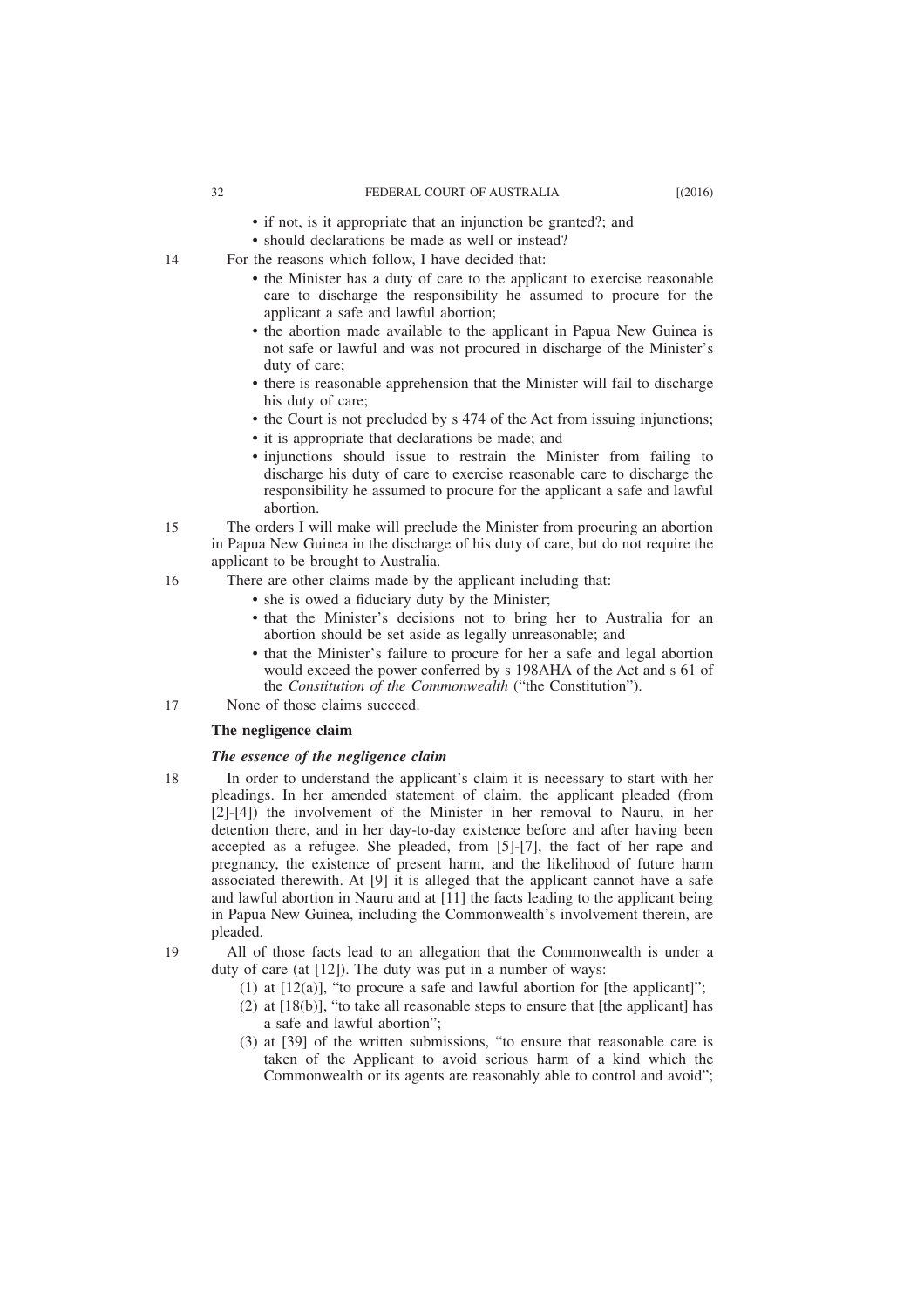- if not, is it appropriate that an injunction be granted?; and
- should declarations be made as well or instead?

14 For the reasons which follow, I have decided that:

- the Minister has a duty of care to the applicant to exercise reasonable care to discharge the responsibility he assumed to procure for the applicant a safe and lawful abortion;
- the abortion made available to the applicant in Papua New Guinea is not safe or lawful and was not procured in discharge of the Minister's duty of care;
- there is reasonable apprehension that the Minister will fail to discharge his duty of care;
- the Court is not precluded by s 474 of the Act from issuing injunctions;
- it is appropriate that declarations be made; and
- injunctions should issue to restrain the Minister from failing to discharge his duty of care to exercise reasonable care to discharge the responsibility he assumed to procure for the applicant a safe and lawful abortion.

15 The orders I will make will preclude the Minister from procuring an abortion in Papua New Guinea in the discharge of his duty of care, but do not require the applicant to be brought to Australia.

16 There are other claims made by the applicant including that:

- she is owed a fiduciary duty by the Minister;
- that the Minister's decisions not to bring her to Australia for an abortion should be set aside as legally unreasonable; and
- that the Minister's failure to procure for her a safe and legal abortion would exceed the power conferred by s 198AHA of the Act and s 61 of the *Constitution of the Commonwealth* ("the Constitution").

17 None of those claims succeed.

## The negligence claim

### *The essence of the negligence claim*

18 In order to understand the applicant's claim it is necessary to start with her pleadings. In her amended statement of claim, the applicant pleaded (from [2]-[4]) the involvement of the Minister in her removal to Nauru, in her detention there, and in her day-to-day existence before and after having been accepted as a refugee. She pleaded, from [5]-[7], the fact of her rape and pregnancy, the existence of present harm, and the likelihood of future harm associated therewith. At [9] it is alleged that the applicant cannot have a safe and lawful abortion in Nauru and at [11] the facts leading to the applicant being in Papua New Guinea, including the Commonwealth's involvement therein, are pleaded.

19 All of those facts lead to an allegation that the Commonwealth is under a duty of care (at [12]). The duty was put in a number of ways:

(1) at [12(a)], "to procure a safe and lawful abortion for [the applicant]";

(2) at [18(b)], "to take all reasonable steps to ensure that [the applicant] has a safe and lawful abortion";

(3) at [39] of the written submissions, "to ensure that reasonable care is taken of the Applicant to avoid serious harm of a kind which the Commonwealth or its agents are reasonably able to control and avoid";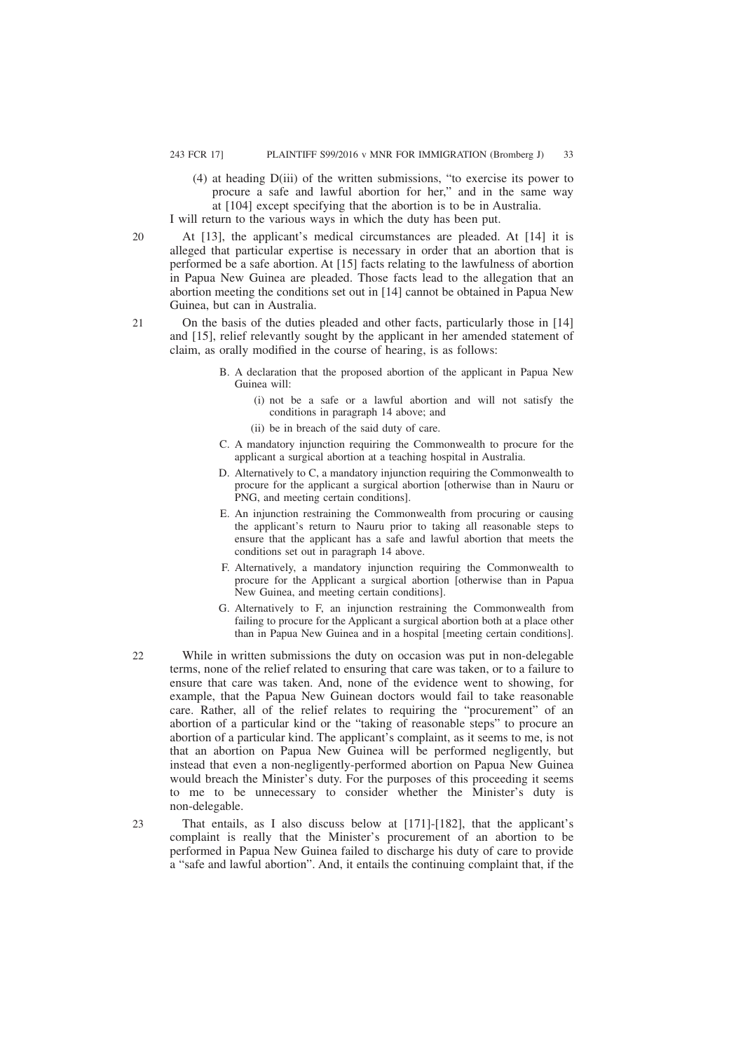(4) at heading D(iii) of the written submissions, "to exercise its power to procure a safe and lawful abortion for her," and in the same way at [104] except specifying that the abortion is to be in Australia.

I will return to the various ways in which the duty has been put.

20 At [13], the applicant's medical circumstances are pleaded. At [14] it is alleged that particular expertise is necessary in order that an abortion that is performed be a safe abortion. At [15] facts relating to the lawfulness of abortion in Papua New Guinea are pleaded. Those facts lead to the allegation that an abortion meeting the conditions set out in [14] cannot be obtained in Papua New Guinea, but can in Australia.

21 On the basis of the duties pleaded and other facts, particularly those in [14] and [15], relief relevantly sought by the applicant in her amended statement of claim, as orally modified in the course of hearing, is as follows:

> B. A declaration that the proposed abortion of the applicant in Papua New Guinea will:
>
> (i) not be a safe or a lawful abortion and will not satisfy the conditions in paragraph 14 above; and
>
> (ii) be in breach of the said duty of care.
>
> C. A mandatory injunction requiring the Commonwealth to procure for the applicant a surgical abortion at a teaching hospital in Australia.
>
> D. Alternatively to C, a mandatory injunction requiring the Commonwealth to procure for the applicant a surgical abortion [otherwise than in Nauru or PNG, and meeting certain conditions].
>
> E. An injunction restraining the Commonwealth from procuring or causing the applicant's return to Nauru prior to taking all reasonable steps to ensure that the applicant has a safe and lawful abortion that meets the conditions set out in paragraph 14 above.
>
> F. Alternatively, a mandatory injunction requiring the Commonwealth to procure for the Applicant a surgical abortion [otherwise than in Papua New Guinea, and meeting certain conditions].
>
> G. Alternatively to F, an injunction restraining the Commonwealth from failing to procure for the Applicant a surgical abortion both at a place other than in Papua New Guinea and in a hospital [meeting certain conditions].

22 While in written submissions the duty on occasion was put in non-delegable terms, none of the relief related to ensuring that care was taken, or to a failure to ensure that care was taken. And, none of the evidence went to showing, for example, that the Papua New Guinean doctors would fail to take reasonable care. Rather, all of the relief relates to requiring the "procurement" of an abortion of a particular kind or the "taking of reasonable steps" to procure an abortion of a particular kind. The applicant's complaint, as it seems to me, is not that an abortion on Papua New Guinea will be performed negligently, but instead that even a non-negligently-performed abortion on Papua New Guinea would breach the Minister's duty. For the purposes of this proceeding it seems to me to be unnecessary to consider whether the Minister's duty is non-delegable.

23 That entails, as I also discuss below at [171]-[182], that the applicant's complaint is really that the Minister's procurement of an abortion to be performed in Papua New Guinea failed to discharge his duty of care to provide a "safe and lawful abortion". And, it entails the continuing complaint that, if the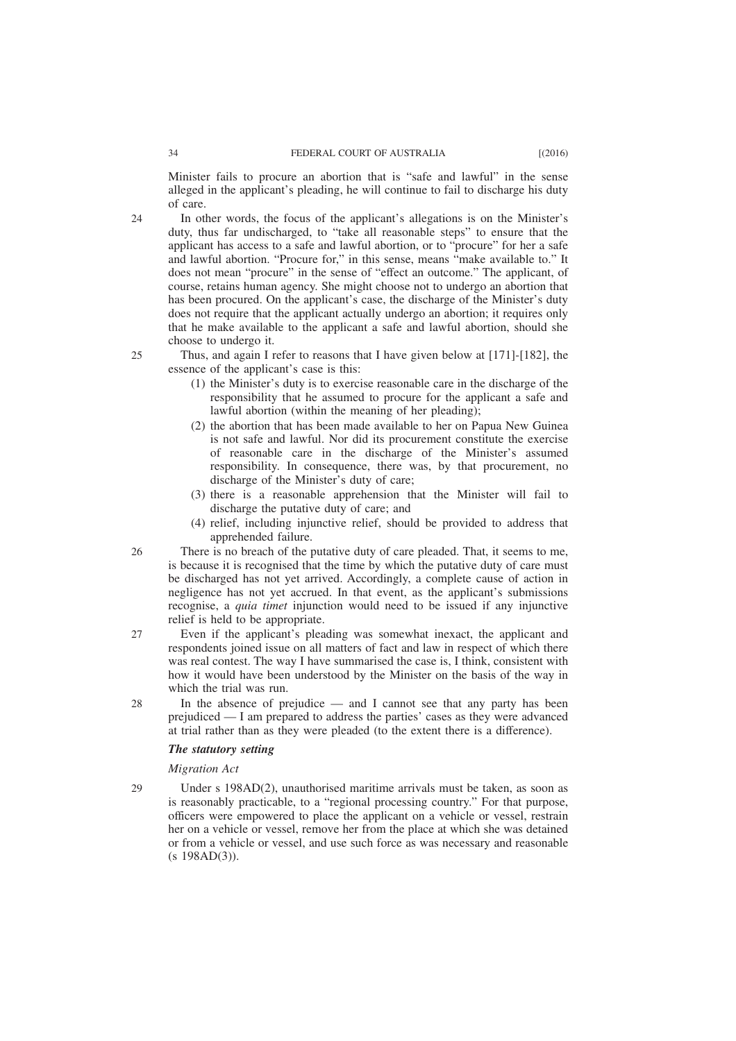Minister fails to procure an abortion that is "safe and lawful" in the sense alleged in the applicant's pleading, he will continue to fail to discharge his duty of care.

24 In other words, the focus of the applicant's allegations is on the Minister's duty, thus far undischarged, to "take all reasonable steps" to ensure that the applicant has access to a safe and lawful abortion, or to "procure" for her a safe and lawful abortion. "Procure for," in this sense, means "make available to." It does not mean "procure" in the sense of "effect an outcome." The applicant, of course, retains human agency. She might choose not to undergo an abortion that has been procured. On the applicant's case, the discharge of the Minister's duty does not require that the applicant actually undergo an abortion; it requires only that he make available to the applicant a safe and lawful abortion, should she choose to undergo it.

25 Thus, and again I refer to reasons that I have given below at [171]-[182], the essence of the applicant's case is this:

(1) the Minister's duty is to exercise reasonable care in the discharge of the responsibility that he assumed to procure for the applicant a safe and lawful abortion (within the meaning of her pleading);

(2) the abortion that has been made available to her on Papua New Guinea is not safe and lawful. Nor did its procurement constitute the exercise of reasonable care in the discharge of the Minister's assumed responsibility. In consequence, there was, by that procurement, no discharge of the Minister's duty of care;

(3) there is a reasonable apprehension that the Minister will fail to discharge the putative duty of care; and

(4) relief, including injunctive relief, should be provided to address that apprehended failure.

26 There is no breach of the putative duty of care pleaded. That, it seems to me, is because it is recognised that the time by which the putative duty of care must be discharged has not yet arrived. Accordingly, a complete cause of action in negligence has not yet accrued. In that event, as the applicant's submissions recognise, a *quia timet* injunction would need to be issued if any injunctive relief is held to be appropriate.

27 Even if the applicant's pleading was somewhat inexact, the applicant and respondents joined issue on all matters of fact and law in respect of which there was real contest. The way I have summarised the case is, I think, consistent with how it would have been understood by the Minister on the basis of the way in which the trial was run.

28 In the absence of prejudice — and I cannot see that any party has been prejudiced — I am prepared to address the parties' cases as they were advanced at trial rather than as they were pleaded (to the extent there is a difference).

### *The statutory setting*

#### *Migration Act*

29 Under s 198AD(2), unauthorised maritime arrivals must be taken, as soon as is reasonably practicable, to a "regional processing country." For that purpose, officers were empowered to place the applicant on a vehicle or vessel, restrain her on a vehicle or vessel, remove her from the place at which she was detained or from a vehicle or vessel, and use such force as was necessary and reasonable (s 198AD(3)).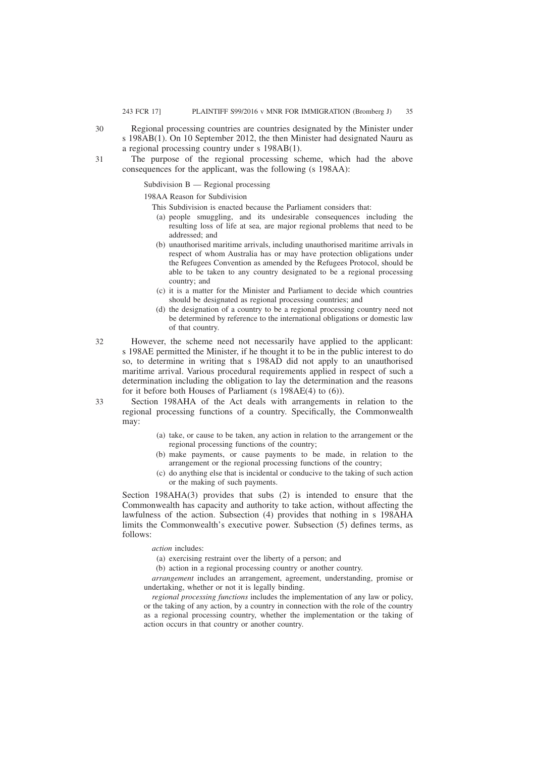30 Regional processing countries are countries designated by the Minister under s 198AB(1). On 10 September 2012, the then Minister had designated Nauru as a regional processing country under s 198AB(1).

31 The purpose of the regional processing scheme, which had the above consequences for the applicant, was the following (s 198AA):

> Subdivision B — Regional processing
>
> 198AA Reason for Subdivision
>
> This Subdivision is enacted because the Parliament considers that:
>
> (a) people smuggling, and its undesirable consequences including the resulting loss of life at sea, are major regional problems that need to be addressed; and
>
> (b) unauthorised maritime arrivals, including unauthorised maritime arrivals in respect of whom Australia has or may have protection obligations under the Refugees Convention as amended by the Refugees Protocol, should be able to be taken to any country designated to be a regional processing country; and
>
> (c) it is a matter for the Minister and Parliament to decide which countries should be designated as regional processing countries; and
>
> (d) the designation of a country to be a regional processing country need not be determined by reference to the international obligations or domestic law of that country.

32 However, the scheme need not necessarily have applied to the applicant: s 198AE permitted the Minister, if he thought it to be in the public interest to do so, to determine in writing that s 198AD did not apply to an unauthorised maritime arrival. Various procedural requirements applied in respect of such a determination including the obligation to lay the determination and the reasons for it before both Houses of Parliament (s 198AE(4) to (6)).

33 Section 198AHA of the Act deals with arrangements in relation to the regional processing functions of a country. Specifically, the Commonwealth may:

> (a) take, or cause to be taken, any action in relation to the arrangement or the regional processing functions of the country;
>
> (b) make payments, or cause payments to be made, in relation to the arrangement or the regional processing functions of the country;
>
> (c) do anything else that is incidental or conducive to the taking of such action or the making of such payments.

Section 198AHA(3) provides that subs (2) is intended to ensure that the Commonwealth has capacity and authority to take action, without affecting the lawfulness of the action. Subsection (4) provides that nothing in s 198AHA limits the Commonwealth's executive power. Subsection (5) defines terms, as follows:

> *action* includes:
>
> (a) exercising restraint over the liberty of a person; and
>
> (b) action in a regional processing country or another country.
>
> *arrangement* includes an arrangement, agreement, understanding, promise or undertaking, whether or not it is legally binding.
>
> *regional processing functions* includes the implementation of any law or policy, or the taking of any action, by a country in connection with the role of the country as a regional processing country, whether the implementation or the taking of action occurs in that country or another country.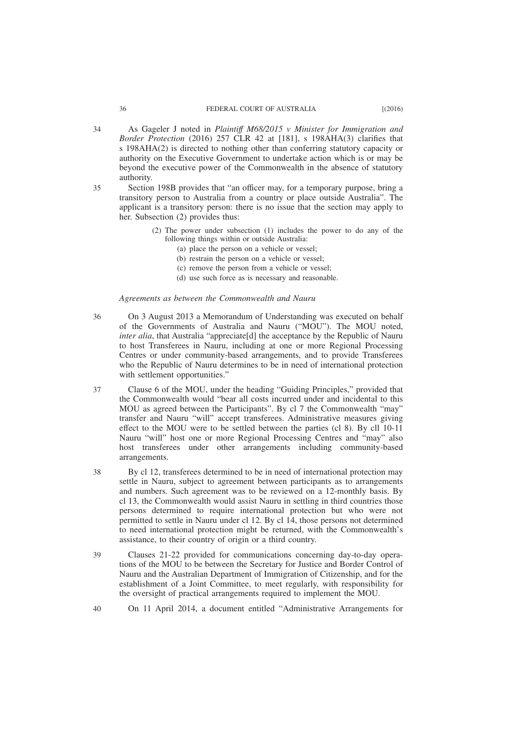34 As Gageler J noted in *Plaintiff M68/2015 v Minister for Immigration and Border Protection* (2016) 257 CLR 42 at [181], s 198AHA(3) clarifies that s 198AHA(2) is directed to nothing other than conferring statutory capacity or authority on the Executive Government to undertake action which is or may be beyond the executive power of the Commonwealth in the absence of statutory authority.

35 Section 198B provides that "an officer may, for a temporary purpose, bring a transitory person to Australia from a country or place outside Australia". The applicant is a transitory person: there is no issue that the section may apply to her. Subsection (2) provides thus:

> (2) The power under subsection (1) includes the power to do any of the following things within or outside Australia:
>
> (a) place the person on a vehicle or vessel;
>
> (b) restrain the person on a vehicle or vessel;
>
> (c) remove the person from a vehicle or vessel;
>
> (d) use such force as is necessary and reasonable.

*Agreements as between the Commonwealth and Nauru*

36 On 3 August 2013 a Memorandum of Understanding was executed on behalf of the Governments of Australia and Nauru ("MOU"). The MOU noted, *inter alia*, that Australia "appreciate[d] the acceptance by the Republic of Nauru to host Transferees in Nauru, including at one or more Regional Processing Centres or under community-based arrangements, and to provide Transferees who the Republic of Nauru determines to be in need of international protection with settlement opportunities."

37 Clause 6 of the MOU, under the heading "Guiding Principles," provided that the Commonwealth would "bear all costs incurred under and incidental to this MOU as agreed between the Participants". By cl 7 the Commonwealth "may" transfer and Nauru "will" accept transferees. Administrative measures giving effect to the MOU were to be settled between the parties (cl 8). By cll 10-11 Nauru "will" host one or more Regional Processing Centres and "may" also host transferees under other arrangements including community-based arrangements.

38 By cl 12, transferees determined to be in need of international protection may settle in Nauru, subject to agreement between participants as to arrangements and numbers. Such agreement was to be reviewed on a 12-monthly basis. By cl 13, the Commonwealth would assist Nauru in settling in third countries those persons determined to require international protection but who were not permitted to settle in Nauru under cl 12. By cl 14, those persons not determined to need international protection might be returned, with the Commonwealth's assistance, to their country of origin or a third country.

39 Clauses 21-22 provided for communications concerning day-to-day operations of the MOU to be between the Secretary for Justice and Border Control of Nauru and the Australian Department of Immigration of Citizenship, and for the establishment of a Joint Committee, to meet regularly, with responsibility for the oversight of practical arrangements required to implement the MOU.

40 On 11 April 2014, a document entitled "Administrative Arrangements for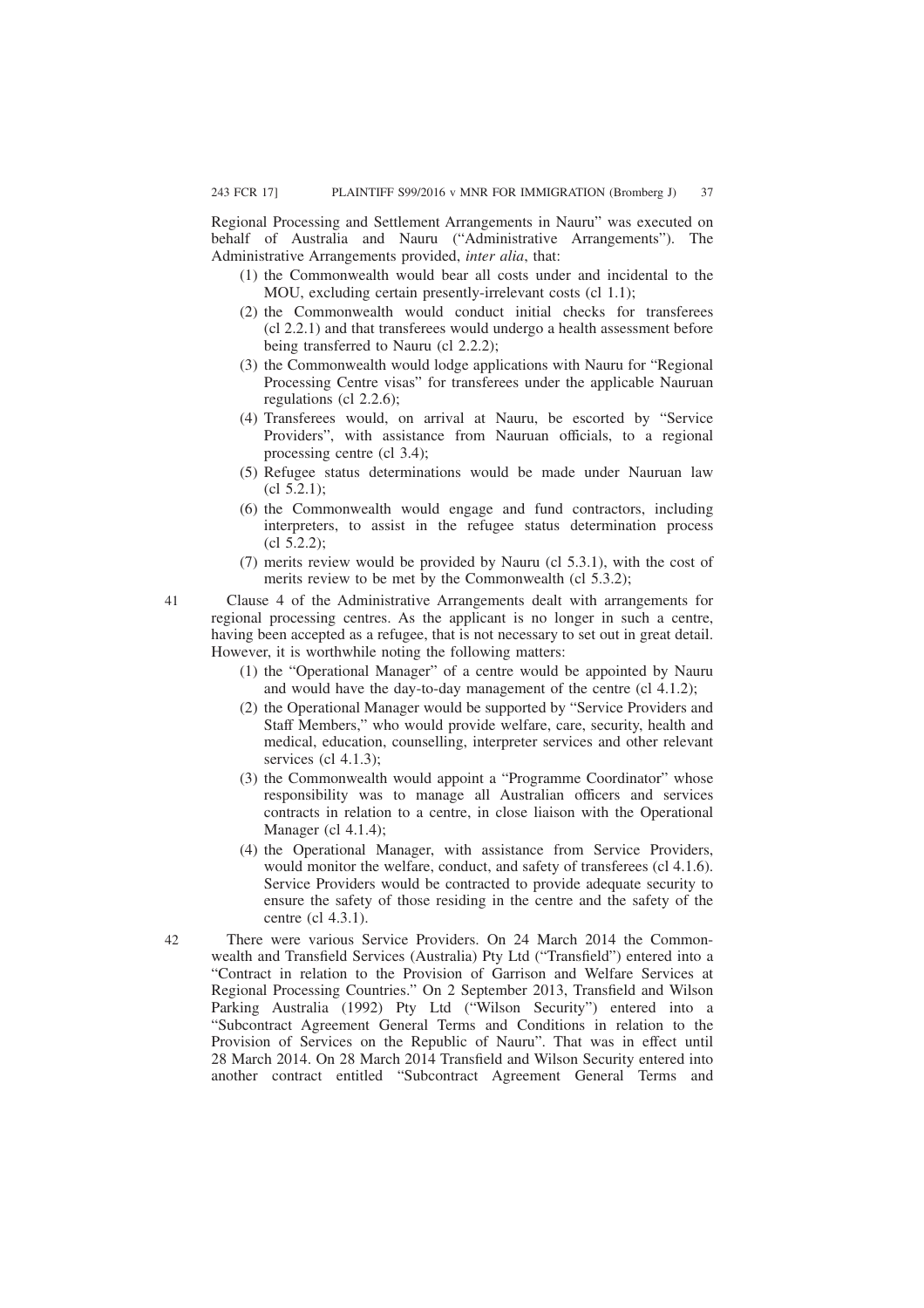Regional Processing and Settlement Arrangements in Nauru" was executed on behalf of Australia and Nauru ("Administrative Arrangements"). The Administrative Arrangements provided, *inter alia*, that:

(1) the Commonwealth would bear all costs under and incidental to the MOU, excluding certain presently-irrelevant costs (cl 1.1);

(2) the Commonwealth would conduct initial checks for transferees (cl 2.2.1) and that transferees would undergo a health assessment before being transferred to Nauru (cl 2.2.2);

(3) the Commonwealth would lodge applications with Nauru for "Regional Processing Centre visas" for transferees under the applicable Nauruan regulations (cl 2.2.6);

(4) Transferees would, on arrival at Nauru, be escorted by "Service Providers", with assistance from Nauruan officials, to a regional processing centre (cl 3.4);

(5) Refugee status determinations would be made under Nauruan law (cl 5.2.1);

(6) the Commonwealth would engage and fund contractors, including interpreters, to assist in the refugee status determination process (cl 5.2.2);

(7) merits review would be provided by Nauru (cl 5.3.1), with the cost of merits review to be met by the Commonwealth (cl 5.3.2);

41 Clause 4 of the Administrative Arrangements dealt with arrangements for regional processing centres. As the applicant is no longer in such a centre, having been accepted as a refugee, that is not necessary to set out in great detail. However, it is worthwhile noting the following matters:

(1) the "Operational Manager" of a centre would be appointed by Nauru and would have the day-to-day management of the centre (cl 4.1.2);

(2) the Operational Manager would be supported by "Service Providers and Staff Members," who would provide welfare, care, security, health and medical, education, counselling, interpreter services and other relevant services (cl 4.1.3);

(3) the Commonwealth would appoint a "Programme Coordinator" whose responsibility was to manage all Australian officers and services contracts in relation to a centre, in close liaison with the Operational Manager (cl 4.1.4);

(4) the Operational Manager, with assistance from Service Providers, would monitor the welfare, conduct, and safety of transferees (cl 4.1.6). Service Providers would be contracted to provide adequate security to ensure the safety of those residing in the centre and the safety of the centre (cl 4.3.1).

42 There were various Service Providers. On 24 March 2014 the Commonwealth and Transfield Services (Australia) Pty Ltd ("Transfield") entered into a "Contract in relation to the Provision of Garrison and Welfare Services at Regional Processing Countries." On 2 September 2013, Transfield and Wilson Parking Australia (1992) Pty Ltd ("Wilson Security") entered into a "Subcontract Agreement General Terms and Conditions in relation to the Provision of Services on the Republic of Nauru". That was in effect until 28 March 2014. On 28 March 2014 Transfield and Wilson Security entered into another contract entitled "Subcontract Agreement General Terms and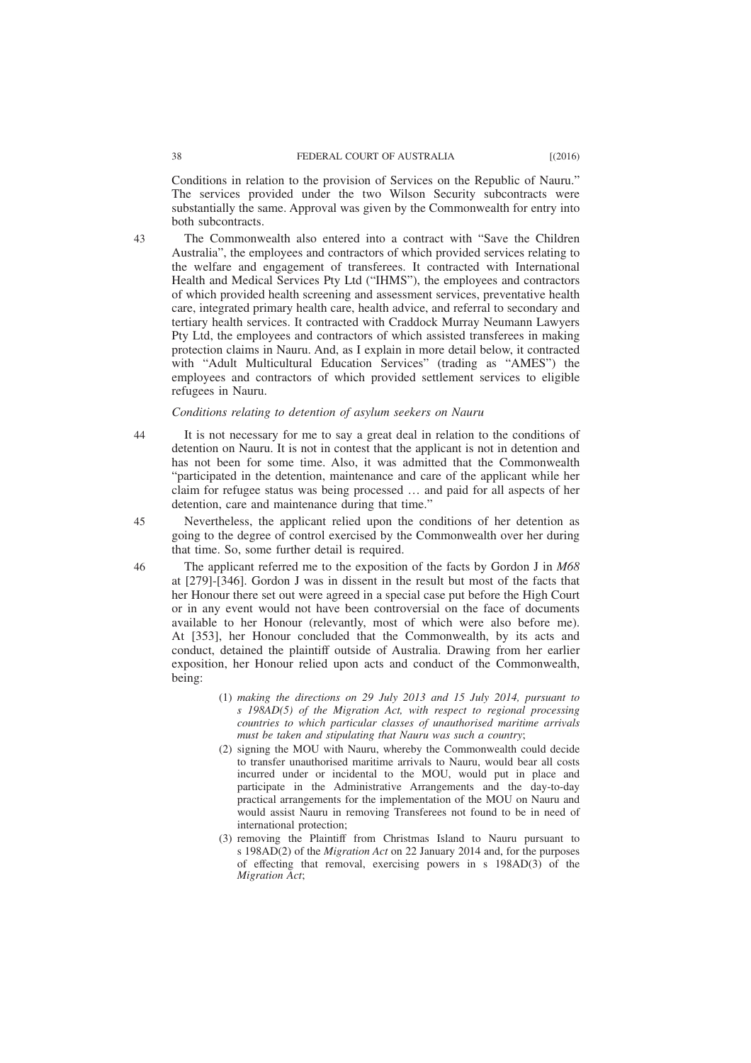Conditions in relation to the provision of Services on the Republic of Nauru." The services provided under the two Wilson Security subcontracts were substantially the same. Approval was given by the Commonwealth for entry into both subcontracts.

43 The Commonwealth also entered into a contract with "Save the Children Australia", the employees and contractors of which provided services relating to the welfare and engagement of transferees. It contracted with International Health and Medical Services Pty Ltd ("IHMS"), the employees and contractors of which provided health screening and assessment services, preventative health care, integrated primary health care, health advice, and referral to secondary and tertiary health services. It contracted with Craddock Murray Neumann Lawyers Pty Ltd, the employees and contractors of which assisted transferees in making protection claims in Nauru. And, as I explain in more detail below, it contracted with "Adult Multicultural Education Services" (trading as "AMES") the employees and contractors of which provided settlement services to eligible refugees in Nauru.

*Conditions relating to detention of asylum seekers on Nauru*

44 It is not necessary for me to say a great deal in relation to the conditions of detention on Nauru. It is not in contest that the applicant is not in detention and has not been for some time. Also, it was admitted that the Commonwealth "participated in the detention, maintenance and care of the applicant while her claim for refugee status was being processed … and paid for all aspects of her detention, care and maintenance during that time."

45 Nevertheless, the applicant relied upon the conditions of her detention as going to the degree of control exercised by the Commonwealth over her during that time. So, some further detail is required.

46 The applicant referred me to the exposition of the facts by Gordon J in *M68* at [279]-[346]. Gordon J was in dissent in the result but most of the facts that her Honour there set out were agreed in a special case put before the High Court or in any event would not have been controversial on the face of documents available to her Honour (relevantly, most of which were also before me). At [353], her Honour concluded that the Commonwealth, by its acts and conduct, detained the plaintiff outside of Australia. Drawing from her earlier exposition, her Honour relied upon acts and conduct of the Commonwealth, being:

> (1) *making the directions on 29 July 2013 and 15 July 2014, pursuant to s 198AD(5) of the Migration Act, with respect to regional processing countries to which particular classes of unauthorised maritime arrivals must be taken and stipulating that Nauru was such a country*;
>
> (2) signing the MOU with Nauru, whereby the Commonwealth could decide to transfer unauthorised maritime arrivals to Nauru, would bear all costs incurred under or incidental to the MOU, would put in place and participate in the Administrative Arrangements and the day-to-day practical arrangements for the implementation of the MOU on Nauru and would assist Nauru in removing Transferees not found to be in need of international protection;
>
> (3) removing the Plaintiff from Christmas Island to Nauru pursuant to s 198AD(2) of the *Migration Act* on 22 January 2014 and, for the purposes of effecting that removal, exercising powers in s 198AD(3) of the *Migration Act*;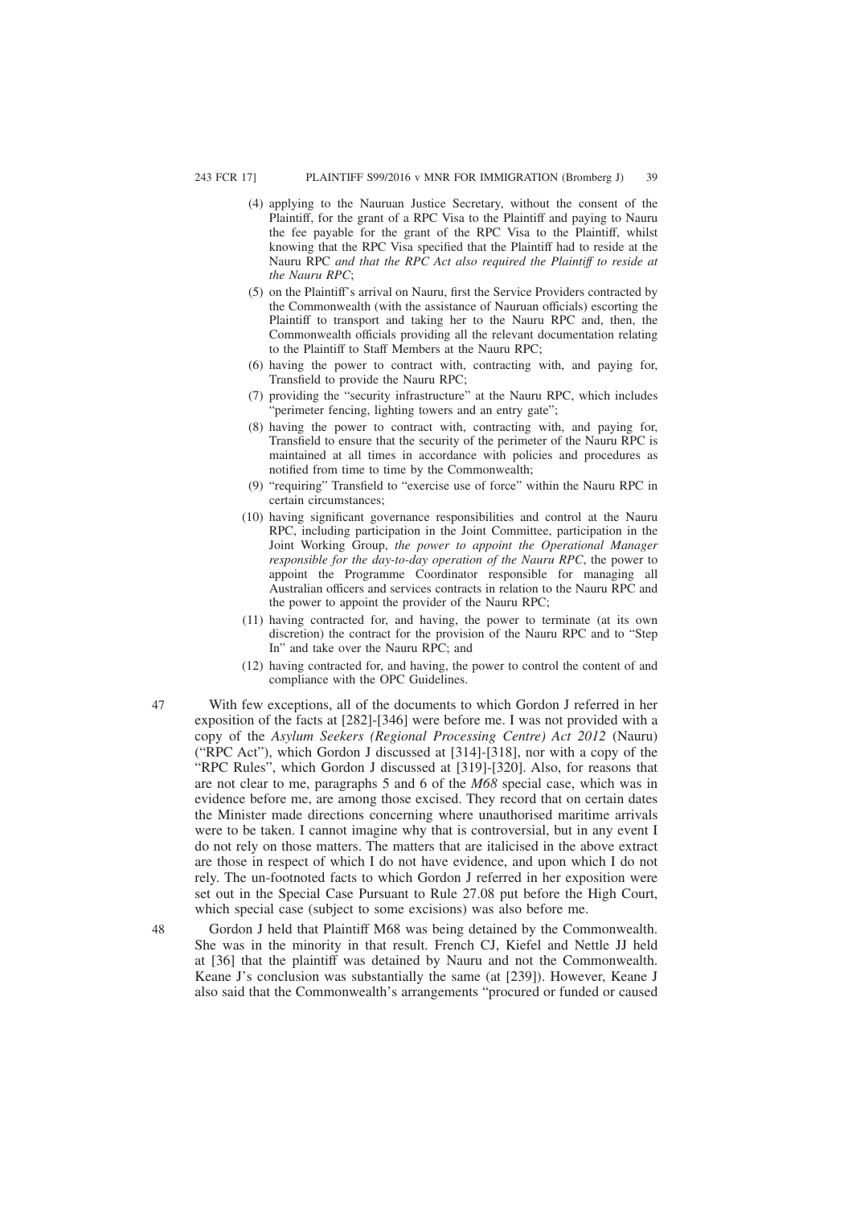(4) applying to the Nauruan Justice Secretary, without the consent of the Plaintiff, for the grant of a RPC Visa to the Plaintiff and paying to Nauru the fee payable for the grant of the RPC Visa to the Plaintiff, whilst knowing that the RPC Visa specified that the Plaintiff had to reside at the Nauru RPC *and that the RPC Act also required the Plaintiff to reside at the Nauru RPC*;

(5) on the Plaintiff's arrival on Nauru, first the Service Providers contracted by the Commonwealth (with the assistance of Nauruan officials) escorting the Plaintiff to transport and taking her to the Nauru RPC and, then, the Commonwealth officials providing all the relevant documentation relating to the Plaintiff to Staff Members at the Nauru RPC;

(6) having the power to contract with, contracting with, and paying for, Transfield to provide the Nauru RPC;

(7) providing the "security infrastructure" at the Nauru RPC, which includes "perimeter fencing, lighting towers and an entry gate";

(8) having the power to contract with, contracting with, and paying for, Transfield to ensure that the security of the perimeter of the Nauru RPC is maintained at all times in accordance with policies and procedures as notified from time to time by the Commonwealth;

(9) "requiring" Transfield to "exercise use of force" within the Nauru RPC in certain circumstances;

(10) having significant governance responsibilities and control at the Nauru RPC, including participation in the Joint Committee, participation in the Joint Working Group, *the power to appoint the Operational Manager responsible for the day-to-day operation of the Nauru RPC*, the power to appoint the Programme Coordinator responsible for managing all Australian officers and services contracts in relation to the Nauru RPC and the power to appoint the provider of the Nauru RPC;

(11) having contracted for, and having, the power to terminate (at its own discretion) the contract for the provision of the Nauru RPC and to "Step In" and take over the Nauru RPC; and

(12) having contracted for, and having, the power to control the content of and compliance with the OPC Guidelines.

47 With few exceptions, all of the documents to which Gordon J referred in her exposition of the facts at [282]-[346] were before me. I was not provided with a copy of the *Asylum Seekers (Regional Processing Centre) Act 2012* (Nauru) ("RPC Act"), which Gordon J discussed at [314]-[318], nor with a copy of the "RPC Rules", which Gordon J discussed at [319]-[320]. Also, for reasons that are not clear to me, paragraphs 5 and 6 of the *M68* special case, which was in evidence before me, are among those excised. They record that on certain dates the Minister made directions concerning where unauthorised maritime arrivals were to be taken. I cannot imagine why that is controversial, but in any event I do not rely on those matters. The matters that are italicised in the above extract are those in respect of which I do not have evidence, and upon which I do not rely. The un-footnoted facts to which Gordon J referred in her exposition were set out in the Special Case Pursuant to Rule 27.08 put before the High Court, which special case (subject to some excisions) was also before me.

48 Gordon J held that Plaintiff M68 was being detained by the Commonwealth. She was in the minority in that result. French CJ, Kiefel and Nettle JJ held at [36] that the plaintiff was detained by Nauru and not the Commonwealth. Keane J's conclusion was substantially the same (at [239]). However, Keane J also said that the Commonwealth's arrangements "procured or funded or caused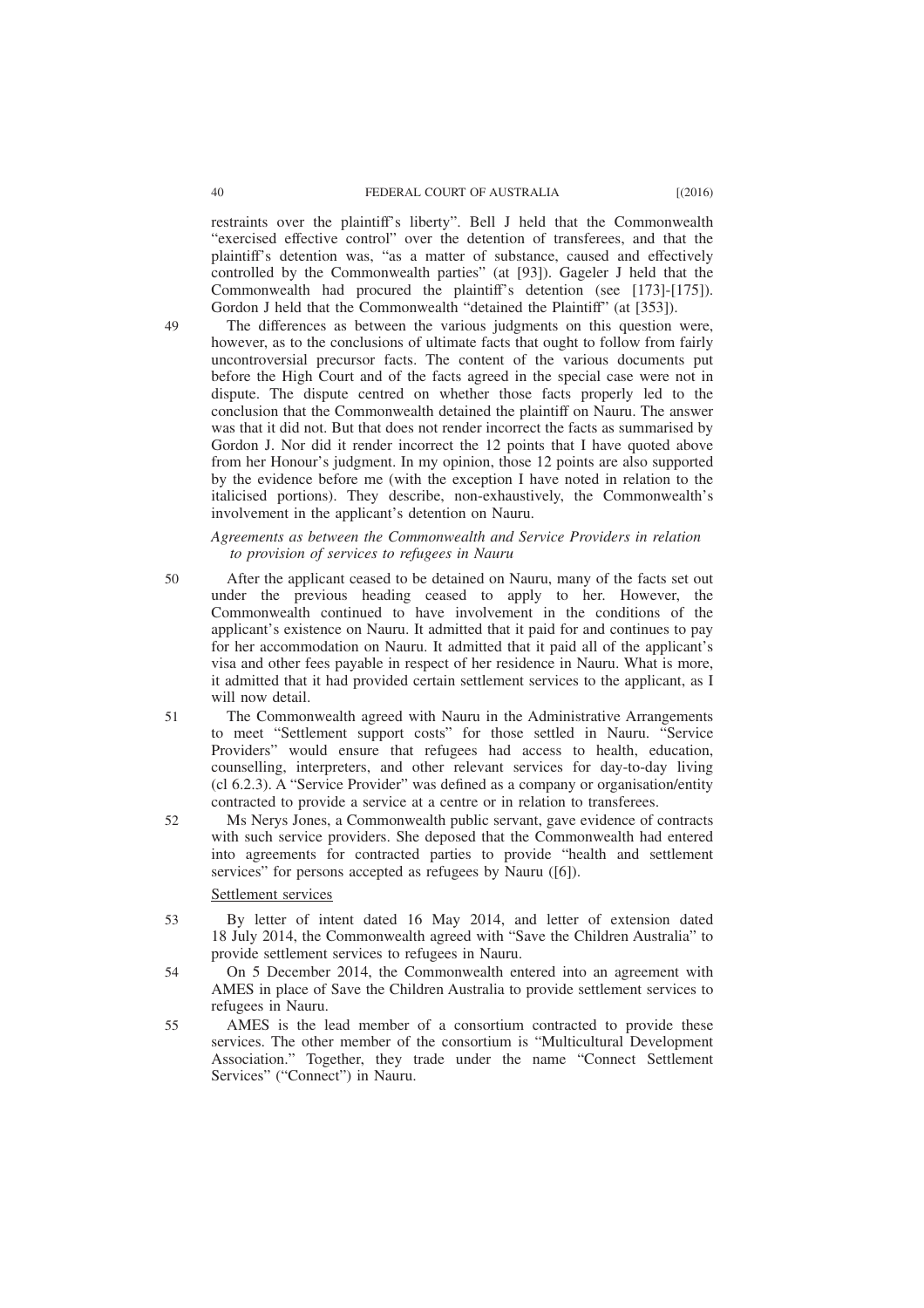restraints over the plaintiff's liberty". Bell J held that the Commonwealth "exercised effective control" over the detention of transferees, and that the plaintiff's detention was, "as a matter of substance, caused and effectively controlled by the Commonwealth parties" (at [93]). Gageler J held that the Commonwealth had procured the plaintiff's detention (see [173]-[175]). Gordon J held that the Commonwealth "detained the Plaintiff" (at [353]).

49 The differences as between the various judgments on this question were, however, as to the conclusions of ultimate facts that ought to follow from fairly uncontroversial precursor facts. The content of the various documents put before the High Court and of the facts agreed in the special case were not in dispute. The dispute centred on whether those facts properly led to the conclusion that the Commonwealth detained the plaintiff on Nauru. The answer was that it did not. But that does not render incorrect the facts as summarised by Gordon J. Nor did it render incorrect the 12 points that I have quoted above from her Honour's judgment. In my opinion, those 12 points are also supported by the evidence before me (with the exception I have noted in relation to the italicised portions). They describe, non-exhaustively, the Commonwealth's involvement in the applicant's detention on Nauru.

*Agreements as between the Commonwealth and Service Providers in relation to provision of services to refugees in Nauru*

50 After the applicant ceased to be detained on Nauru, many of the facts set out under the previous heading ceased to apply to her. However, the Commonwealth continued to have involvement in the conditions of the applicant's existence on Nauru. It admitted that it paid for and continues to pay for her accommodation on Nauru. It admitted that it paid all of the applicant's visa and other fees payable in respect of her residence in Nauru. What is more, it admitted that it had provided certain settlement services to the applicant, as I will now detail.

51 The Commonwealth agreed with Nauru in the Administrative Arrangements to meet "Settlement support costs" for those settled in Nauru. "Service Providers" would ensure that refugees had access to health, education, counselling, interpreters, and other relevant services for day-to-day living (cl 6.2.3). A "Service Provider" was defined as a company or organisation/entity contracted to provide a service at a centre or in relation to transferees.

52 Ms Nerys Jones, a Commonwealth public servant, gave evidence of contracts with such service providers. She deposed that the Commonwealth had entered into agreements for contracted parties to provide "health and settlement services" for persons accepted as refugees by Nauru ([6]).

Settlement services

53 By letter of intent dated 16 May 2014, and letter of extension dated 18 July 2014, the Commonwealth agreed with "Save the Children Australia" to provide settlement services to refugees in Nauru.

54 On 5 December 2014, the Commonwealth entered into an agreement with AMES in place of Save the Children Australia to provide settlement services to refugees in Nauru.

55 AMES is the lead member of a consortium contracted to provide these services. The other member of the consortium is "Multicultural Development Association." Together, they trade under the name "Connect Settlement Services" ("Connect") in Nauru.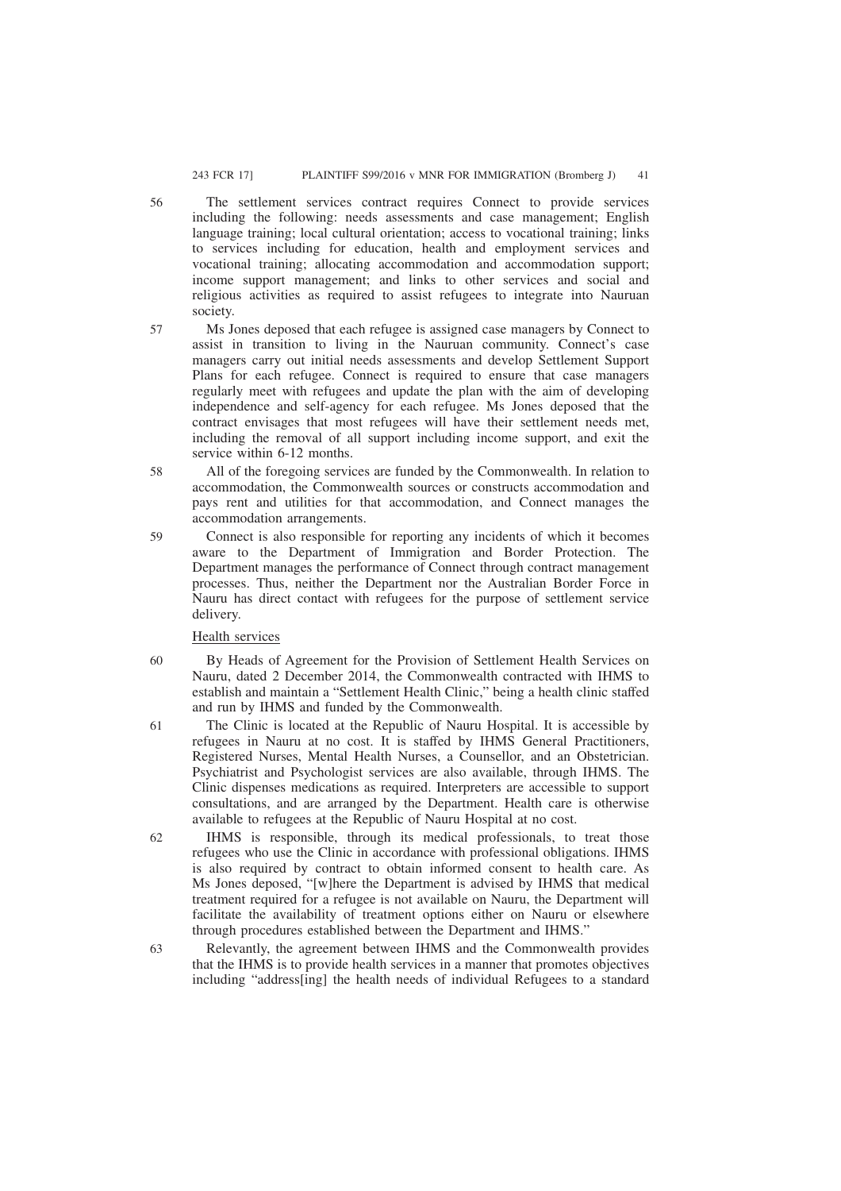56 The settlement services contract requires Connect to provide services including the following: needs assessments and case management; English language training; local cultural orientation; access to vocational training; links to services including for education, health and employment services and vocational training; allocating accommodation and accommodation support; income support management; and links to other services and social and religious activities as required to assist refugees to integrate into Nauruan society.

57 Ms Jones deposed that each refugee is assigned case managers by Connect to assist in transition to living in the Nauruan community. Connect's case managers carry out initial needs assessments and develop Settlement Support Plans for each refugee. Connect is required to ensure that case managers regularly meet with refugees and update the plan with the aim of developing independence and self-agency for each refugee. Ms Jones deposed that the contract envisages that most refugees will have their settlement needs met, including the removal of all support including income support, and exit the service within 6-12 months.

58 All of the foregoing services are funded by the Commonwealth. In relation to accommodation, the Commonwealth sources or constructs accommodation and pays rent and utilities for that accommodation, and Connect manages the accommodation arrangements.

59 Connect is also responsible for reporting any incidents of which it becomes aware to the Department of Immigration and Border Protection. The Department manages the performance of Connect through contract management processes. Thus, neither the Department nor the Australian Border Force in Nauru has direct contact with refugees for the purpose of settlement service delivery.

<u>Health services</u>

60 By Heads of Agreement for the Provision of Settlement Health Services on Nauru, dated 2 December 2014, the Commonwealth contracted with IHMS to establish and maintain a "Settlement Health Clinic," being a health clinic staffed and run by IHMS and funded by the Commonwealth.

61 The Clinic is located at the Republic of Nauru Hospital. It is accessible by refugees in Nauru at no cost. It is staffed by IHMS General Practitioners, Registered Nurses, Mental Health Nurses, a Counsellor, and an Obstetrician. Psychiatrist and Psychologist services are also available, through IHMS. The Clinic dispenses medications as required. Interpreters are accessible to support consultations, and are arranged by the Department. Health care is otherwise available to refugees at the Republic of Nauru Hospital at no cost.

62 IHMS is responsible, through its medical professionals, to treat those refugees who use the Clinic in accordance with professional obligations. IHMS is also required by contract to obtain informed consent to health care. As Ms Jones deposed, "[w]here the Department is advised by IHMS that medical treatment required for a refugee is not available on Nauru, the Department will facilitate the availability of treatment options either on Nauru or elsewhere through procedures established between the Department and IHMS."

63 Relevantly, the agreement between IHMS and the Commonwealth provides that the IHMS is to provide health services in a manner that promotes objectives including "address[ing] the health needs of individual Refugees to a standard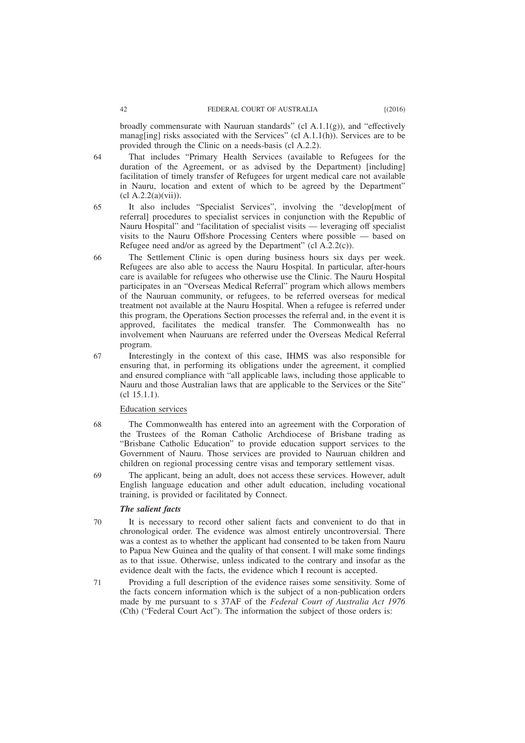broadly commensurate with Nauruan standards" (cl A.1.1(g)), and "effectively manag[ing] risks associated with the Services" (cl A.1.1(h)). Services are to be provided through the Clinic on a needs-basis (cl A.2.2).

64 That includes "Primary Health Services (available to Refugees for the duration of the Agreement, or as advised by the Department) [including] facilitation of timely transfer of Refugees for urgent medical care not available in Nauru, location and extent of which to be agreed by the Department" (cl A.2.2(a)(vii)).

65 It also includes "Specialist Services", involving the "develop[ment of referral] procedures to specialist services in conjunction with the Republic of Nauru Hospital" and "facilitation of specialist visits — leveraging off specialist visits to the Nauru Offshore Processing Centers where possible — based on Refugee need and/or as agreed by the Department" (cl A.2.2(c)).

66 The Settlement Clinic is open during business hours six days per week. Refugees are also able to access the Nauru Hospital. In particular, after-hours care is available for refugees who otherwise use the Clinic. The Nauru Hospital participates in an "Overseas Medical Referral" program which allows members of the Nauruan community, or refugees, to be referred overseas for medical treatment not available at the Nauru Hospital. When a refugee is referred under this program, the Operations Section processes the referral and, in the event it is approved, facilitates the medical transfer. The Commonwealth has no involvement when Nauruans are referred under the Overseas Medical Referral program.

67 Interestingly in the context of this case, IHMS was also responsible for ensuring that, in performing its obligations under the agreement, it complied and ensured compliance with "all applicable laws, including those applicable to Nauru and those Australian laws that are applicable to the Services or the Site" (cl 15.1.1).

Education services

68 The Commonwealth has entered into an agreement with the Corporation of the Trustees of the Roman Catholic Archdiocese of Brisbane trading as "Brisbane Catholic Education" to provide education support services to the Government of Nauru. Those services are provided to Nauruan children and children on regional processing centre visas and temporary settlement visas.

69 The applicant, being an adult, does not access these services. However, adult English language education and other adult education, including vocational training, is provided or facilitated by Connect.

***The salient facts***

70 It is necessary to record other salient facts and convenient to do that in chronological order. The evidence was almost entirely uncontroversial. There was a contest as to whether the applicant had consented to be taken from Nauru to Papua New Guinea and the quality of that consent. I will make some findings as to that issue. Otherwise, unless indicated to the contrary and insofar as the evidence dealt with the facts, the evidence which I recount is accepted.

71 Providing a full description of the evidence raises some sensitivity. Some of the facts concern information which is the subject of a non-publication orders made by me pursuant to s 37AF of the *Federal Court of Australia Act 1976* (Cth) ("Federal Court Act"). The information the subject of those orders is: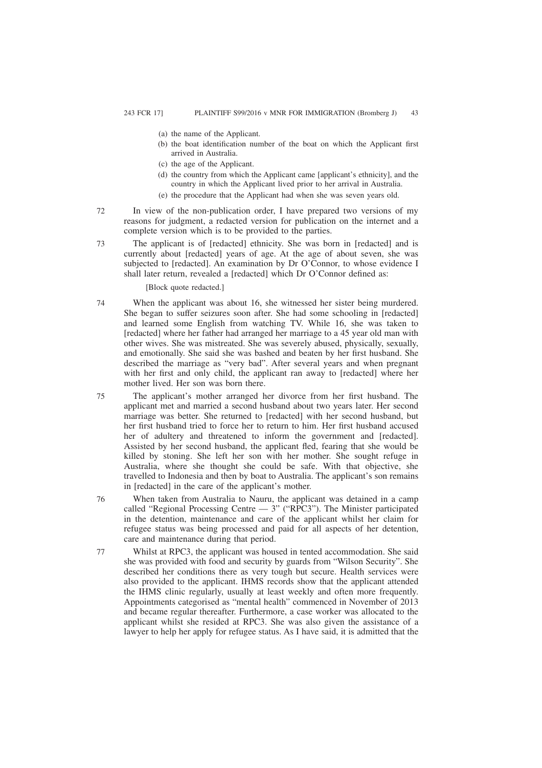(a) the name of the Applicant.

(b) the boat identification number of the boat on which the Applicant first arrived in Australia.

(c) the age of the Applicant.

(d) the country from which the Applicant came [applicant's ethnicity], and the country in which the Applicant lived prior to her arrival in Australia.

(e) the procedure that the Applicant had when she was seven years old.

72 In view of the non-publication order, I have prepared two versions of my reasons for judgment, a redacted version for publication on the internet and a complete version which is to be provided to the parties.

73 The applicant is of [redacted] ethnicity. She was born in [redacted] and is currently about [redacted] years of age. At the age of about seven, she was subjected to [redacted]. An examination by Dr O'Connor, to whose evidence I shall later return, revealed a [redacted] which Dr O'Connor defined as:

> [Block quote redacted.]

74 When the applicant was about 16, she witnessed her sister being murdered. She began to suffer seizures soon after. She had some schooling in [redacted] and learned some English from watching TV. While 16, she was taken to [redacted] where her father had arranged her marriage to a 45 year old man with other wives. She was mistreated. She was severely abused, physically, sexually, and emotionally. She said she was bashed and beaten by her first husband. She described the marriage as "very bad". After several years and when pregnant with her first and only child, the applicant ran away to [redacted] where her mother lived. Her son was born there.

75 The applicant's mother arranged her divorce from her first husband. The applicant met and married a second husband about two years later. Her second marriage was better. She returned to [redacted] with her second husband, but her first husband tried to force her to return to him. Her first husband accused her of adultery and threatened to inform the government and [redacted]. Assisted by her second husband, the applicant fled, fearing that she would be killed by stoning. She left her son with her mother. She sought refuge in Australia, where she thought she could be safe. With that objective, she travelled to Indonesia and then by boat to Australia. The applicant's son remains in [redacted] in the care of the applicant's mother.

76 When taken from Australia to Nauru, the applicant was detained in a camp called "Regional Processing Centre — 3" ("RPC3"). The Minister participated in the detention, maintenance and care of the applicant whilst her claim for refugee status was being processed and paid for all aspects of her detention, care and maintenance during that period.

77 Whilst at RPC3, the applicant was housed in tented accommodation. She said she was provided with food and security by guards from "Wilson Security". She described her conditions there as very tough but secure. Health services were also provided to the applicant. IHMS records show that the applicant attended the IHMS clinic regularly, usually at least weekly and often more frequently. Appointments categorised as "mental health" commenced in November of 2013 and became regular thereafter. Furthermore, a case worker was allocated to the applicant whilst she resided at RPC3. She was also given the assistance of a lawyer to help her apply for refugee status. As I have said, it is admitted that the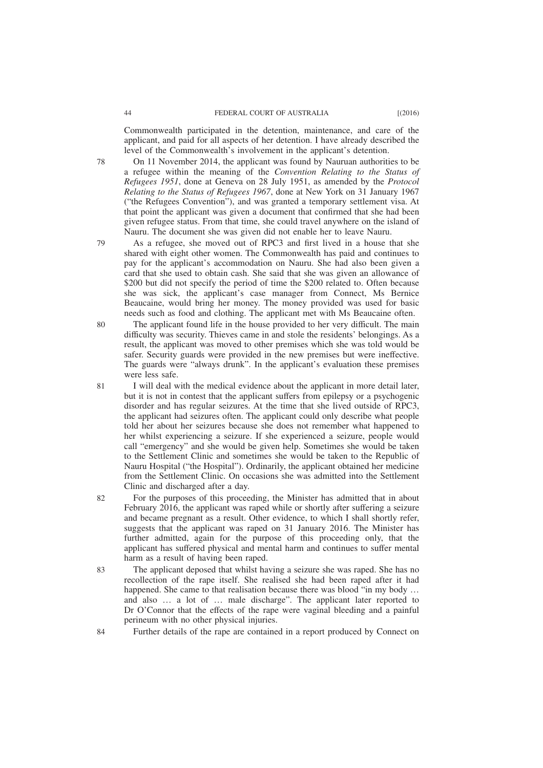Commonwealth participated in the detention, maintenance, and care of the applicant, and paid for all aspects of her detention. I have already described the level of the Commonwealth's involvement in the applicant's detention.

78 On 11 November 2014, the applicant was found by Nauruan authorities to be a refugee within the meaning of the *Convention Relating to the Status of Refugees 1951*, done at Geneva on 28 July 1951, as amended by the *Protocol Relating to the Status of Refugees 1967*, done at New York on 31 January 1967 ("the Refugees Convention"), and was granted a temporary settlement visa. At that point the applicant was given a document that confirmed that she had been given refugee status. From that time, she could travel anywhere on the island of Nauru. The document she was given did not enable her to leave Nauru.

79 As a refugee, she moved out of RPC3 and first lived in a house that she shared with eight other women. The Commonwealth has paid and continues to pay for the applicant's accommodation on Nauru. She had also been given a card that she used to obtain cash. She said that she was given an allowance of $200 but did not specify the period of time the $200 related to. Often because she was sick, the applicant's case manager from Connect, Ms Bernice Beaucaine, would bring her money. The money provided was used for basic needs such as food and clothing. The applicant met with Ms Beaucaine often.

80 The applicant found life in the house provided to her very difficult. The main difficulty was security. Thieves came in and stole the residents' belongings. As a result, the applicant was moved to other premises which she was told would be safer. Security guards were provided in the new premises but were ineffective. The guards were "always drunk". In the applicant's evaluation these premises were less safe.

81 I will deal with the medical evidence about the applicant in more detail later, but it is not in contest that the applicant suffers from epilepsy or a psychogenic disorder and has regular seizures. At the time that she lived outside of RPC3, the applicant had seizures often. The applicant could only describe what people told her about her seizures because she does not remember what happened to her whilst experiencing a seizure. If she experienced a seizure, people would call "emergency" and she would be given help. Sometimes she would be taken to the Settlement Clinic and sometimes she would be taken to the Republic of Nauru Hospital ("the Hospital"). Ordinarily, the applicant obtained her medicine from the Settlement Clinic. On occasions she was admitted into the Settlement Clinic and discharged after a day.

82 For the purposes of this proceeding, the Minister has admitted that in about February 2016, the applicant was raped while or shortly after suffering a seizure and became pregnant as a result. Other evidence, to which I shall shortly refer, suggests that the applicant was raped on 31 January 2016. The Minister has further admitted, again for the purpose of this proceeding only, that the applicant has suffered physical and mental harm and continues to suffer mental harm as a result of having been raped.

83 The applicant deposed that whilst having a seizure she was raped. She has no recollection of the rape itself. She realised she had been raped after it had happened. She came to that realisation because there was blood "in my body … and also … a lot of … male discharge". The applicant later reported to Dr O'Connor that the effects of the rape were vaginal bleeding and a painful perineum with no other physical injuries.

84 Further details of the rape are contained in a report produced by Connect on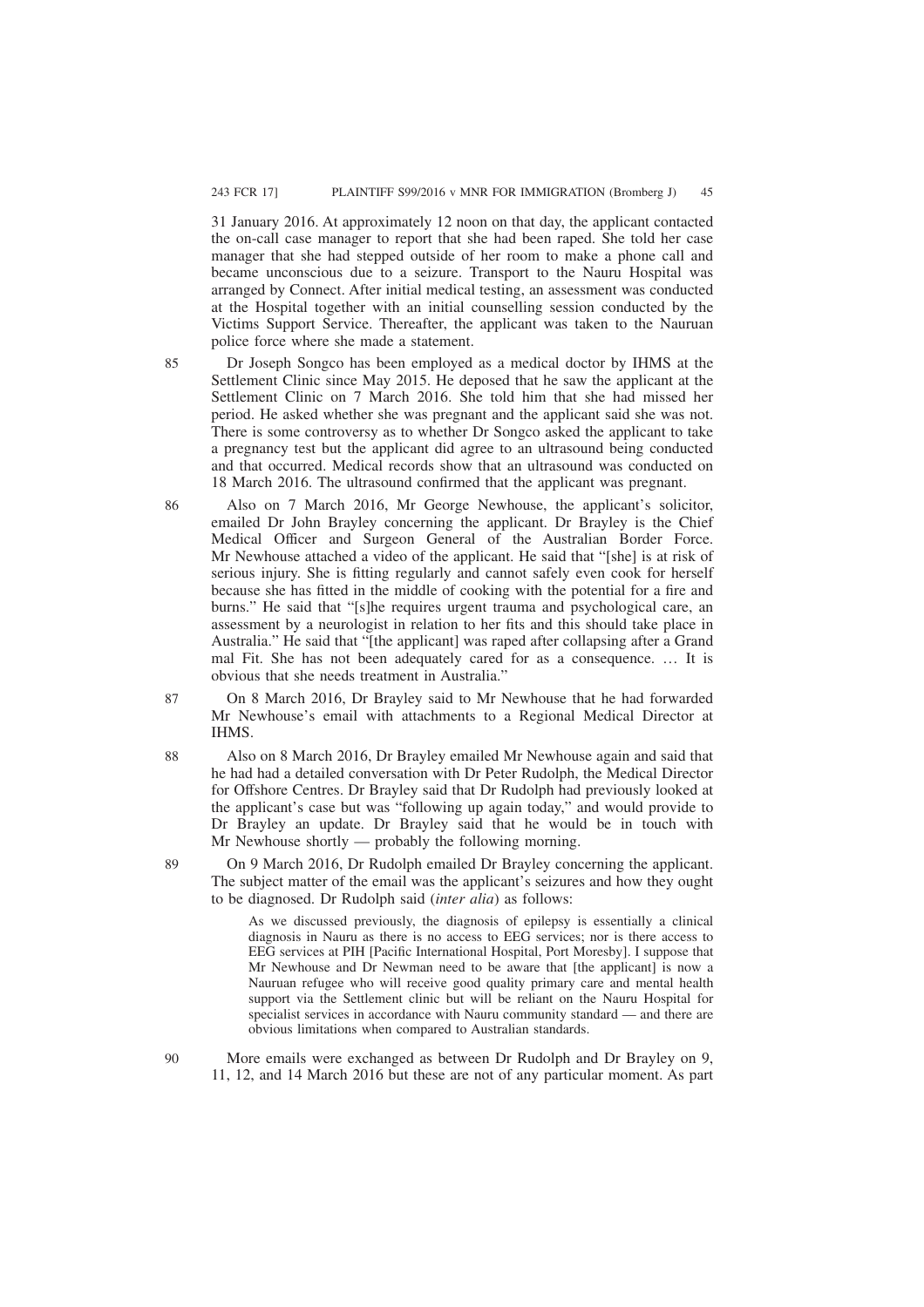31 January 2016. At approximately 12 noon on that day, the applicant contacted the on-call case manager to report that she had been raped. She told her case manager that she had stepped outside of her room to make a phone call and became unconscious due to a seizure. Transport to the Nauru Hospital was arranged by Connect. After initial medical testing, an assessment was conducted at the Hospital together with an initial counselling session conducted by the Victims Support Service. Thereafter, the applicant was taken to the Nauruan police force where she made a statement.

85 Dr Joseph Songco has been employed as a medical doctor by IHMS at the Settlement Clinic since May 2015. He deposed that he saw the applicant at the Settlement Clinic on 7 March 2016. She told him that she had missed her period. He asked whether she was pregnant and the applicant said she was not. There is some controversy as to whether Dr Songco asked the applicant to take a pregnancy test but the applicant did agree to an ultrasound being conducted and that occurred. Medical records show that an ultrasound was conducted on 18 March 2016. The ultrasound confirmed that the applicant was pregnant.

86 Also on 7 March 2016, Mr George Newhouse, the applicant's solicitor, emailed Dr John Brayley concerning the applicant. Dr Brayley is the Chief Medical Officer and Surgeon General of the Australian Border Force. Mr Newhouse attached a video of the applicant. He said that "[she] is at risk of serious injury. She is fitting regularly and cannot safely even cook for herself because she has fitted in the middle of cooking with the potential for a fire and burns." He said that "[s]he requires urgent trauma and psychological care, an assessment by a neurologist in relation to her fits and this should take place in Australia." He said that "[the applicant] was raped after collapsing after a Grand mal Fit. She has not been adequately cared for as a consequence. … It is obvious that she needs treatment in Australia."

87 On 8 March 2016, Dr Brayley said to Mr Newhouse that he had forwarded Mr Newhouse's email with attachments to a Regional Medical Director at IHMS.

88 Also on 8 March 2016, Dr Brayley emailed Mr Newhouse again and said that he had had a detailed conversation with Dr Peter Rudolph, the Medical Director for Offshore Centres. Dr Brayley said that Dr Rudolph had previously looked at the applicant's case but was "following up again today," and would provide to Dr Brayley an update. Dr Brayley said that he would be in touch with Mr Newhouse shortly — probably the following morning.

89 On 9 March 2016, Dr Rudolph emailed Dr Brayley concerning the applicant. The subject matter of the email was the applicant's seizures and how they ought to be diagnosed. Dr Rudolph said (*inter alia*) as follows:

> As we discussed previously, the diagnosis of epilepsy is essentially a clinical diagnosis in Nauru as there is no access to EEG services; nor is there access to EEG services at PIH [Pacific International Hospital, Port Moresby]. I suppose that Mr Newhouse and Dr Newman need to be aware that [the applicant] is now a Nauruan refugee who will receive good quality primary care and mental health support via the Settlement clinic but will be reliant on the Nauru Hospital for specialist services in accordance with Nauru community standard — and there are obvious limitations when compared to Australian standards.

90 More emails were exchanged as between Dr Rudolph and Dr Brayley on 9, 11, 12, and 14 March 2016 but these are not of any particular moment. As part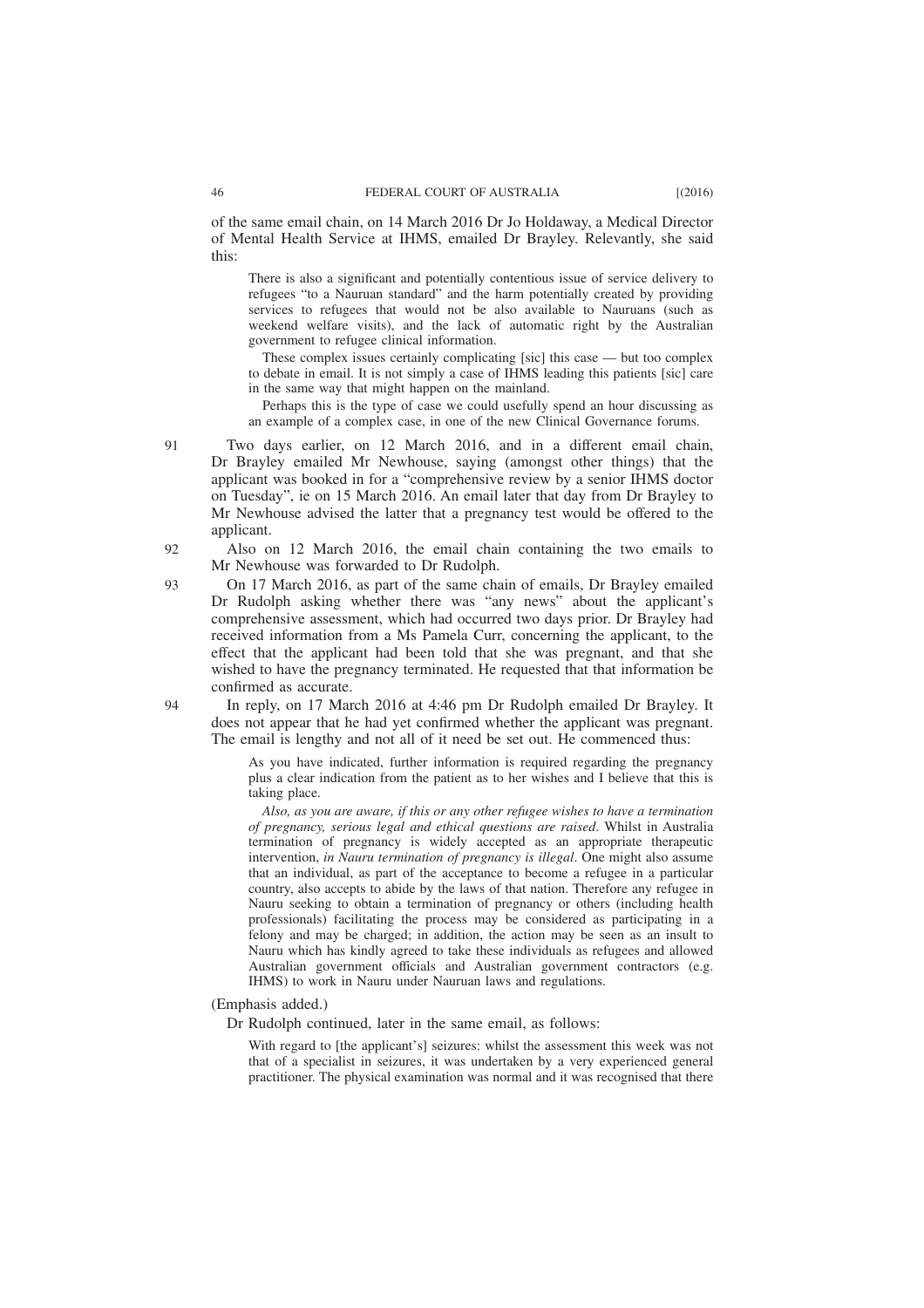of the same email chain, on 14 March 2016 Dr Jo Holdaway, a Medical Director of Mental Health Service at IHMS, emailed Dr Brayley. Relevantly, she said this:

> There is also a significant and potentially contentious issue of service delivery to refugees "to a Nauruan standard" and the harm potentially created by providing services to refugees that would not be also available to Nauruans (such as weekend welfare visits), and the lack of automatic right by the Australian government to refugee clinical information.
>
> These complex issues certainly complicating [sic] this case — but too complex to debate in email. It is not simply a case of IHMS leading this patients [sic] care in the same way that might happen on the mainland.
>
> Perhaps this is the type of case we could usefully spend an hour discussing as an example of a complex case, in one of the new Clinical Governance forums.

91 Two days earlier, on 12 March 2016, and in a different email chain, Dr Brayley emailed Mr Newhouse, saying (amongst other things) that the applicant was booked in for a "comprehensive review by a senior IHMS doctor on Tuesday", ie on 15 March 2016. An email later that day from Dr Brayley to Mr Newhouse advised the latter that a pregnancy test would be offered to the applicant.

92 Also on 12 March 2016, the email chain containing the two emails to Mr Newhouse was forwarded to Dr Rudolph.

93 On 17 March 2016, as part of the same chain of emails, Dr Brayley emailed Dr Rudolph asking whether there was "any news" about the applicant's comprehensive assessment, which had occurred two days prior. Dr Brayley had received information from a Ms Pamela Curr, concerning the applicant, to the effect that the applicant had been told that she was pregnant, and that she wished to have the pregnancy terminated. He requested that that information be confirmed as accurate.

94 In reply, on 17 March 2016 at 4:46 pm Dr Rudolph emailed Dr Brayley. It does not appear that he had yet confirmed whether the applicant was pregnant. The email is lengthy and not all of it need be set out. He commenced thus:

> As you have indicated, further information is required regarding the pregnancy plus a clear indication from the patient as to her wishes and I believe that this is taking place.
>
> *Also, as you are aware, if this or any other refugee wishes to have a termination of pregnancy, serious legal and ethical questions are raised*. Whilst in Australia termination of pregnancy is widely accepted as an appropriate therapeutic intervention, *in Nauru termination of pregnancy is illegal*. One might also assume that an individual, as part of the acceptance to become a refugee in a particular country, also accepts to abide by the laws of that nation. Therefore any refugee in Nauru seeking to obtain a termination of pregnancy or others (including health professionals) facilitating the process may be considered as participating in a felony and may be charged; in addition, the action may be seen as an insult to Nauru which has kindly agreed to take these individuals as refugees and allowed Australian government officials and Australian government contractors (e.g. IHMS) to work in Nauru under Nauruan laws and regulations.

(Emphasis added.)

Dr Rudolph continued, later in the same email, as follows:

> With regard to [the applicant's] seizures: whilst the assessment this week was not that of a specialist in seizures, it was undertaken by a very experienced general practitioner. The physical examination was normal and it was recognised that there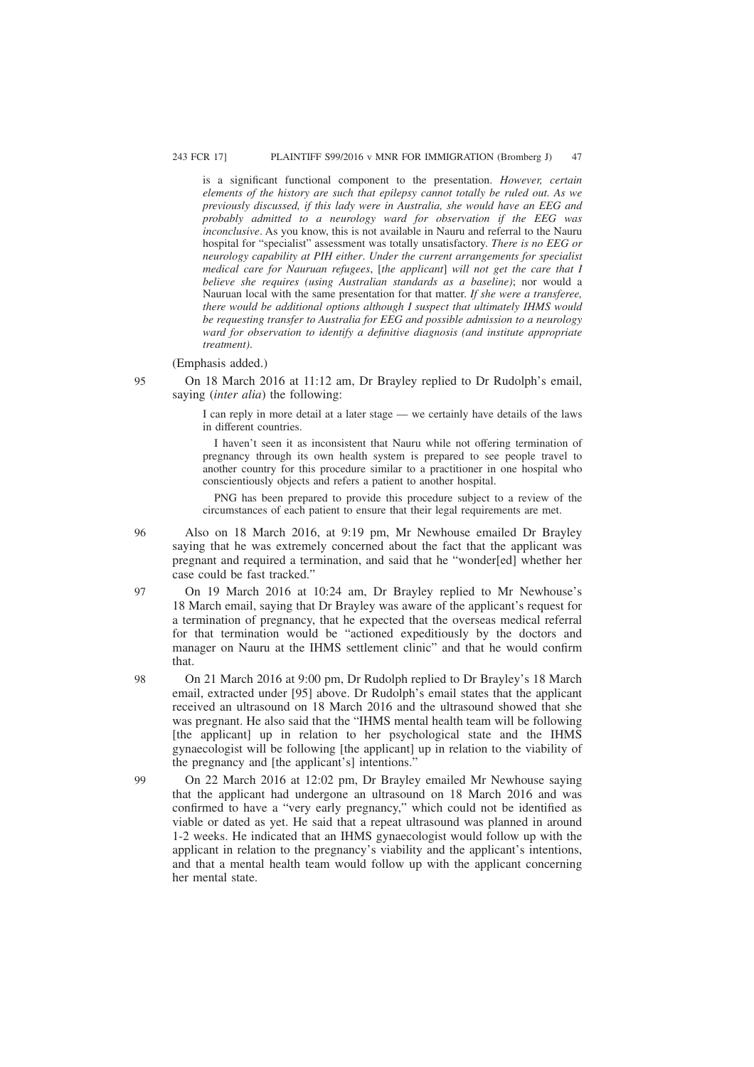is a significant functional component to the presentation. *However, certain elements of the history are such that epilepsy cannot totally be ruled out. As we previously discussed, if this lady were in Australia, she would have an EEG and probably admitted to a neurology ward for observation if the EEG was inconclusive*. As you know, this is not available in Nauru and referral to the Nauru hospital for "specialist" assessment was totally unsatisfactory. *There is no EEG or neurology capability at PIH either*. *Under the current arrangements for specialist medical care for Nauruan refugees*, [*the applicant*] *will not get the care that I believe she requires (using Australian standards as a baseline)*; nor would a Nauruan local with the same presentation for that matter. *If she were a transferee, there would be additional options although I suspect that ultimately IHMS would be requesting transfer to Australia for EEG and possible admission to a neurology ward for observation to identify a definitive diagnosis (and institute appropriate treatment)*.

(Emphasis added.)

95 On 18 March 2016 at 11:12 am, Dr Brayley replied to Dr Rudolph's email, saying (*inter alia*) the following:

> I can reply in more detail at a later stage — we certainly have details of the laws in different countries.
>
> I haven't seen it as inconsistent that Nauru while not offering termination of pregnancy through its own health system is prepared to see people travel to another country for this procedure similar to a practitioner in one hospital who conscientiously objects and refers a patient to another hospital.
>
> PNG has been prepared to provide this procedure subject to a review of the circumstances of each patient to ensure that their legal requirements are met.

96 Also on 18 March 2016, at 9:19 pm, Mr Newhouse emailed Dr Brayley saying that he was extremely concerned about the fact that the applicant was pregnant and required a termination, and said that he "wonder[ed] whether her case could be fast tracked."

97 On 19 March 2016 at 10:24 am, Dr Brayley replied to Mr Newhouse's 18 March email, saying that Dr Brayley was aware of the applicant's request for a termination of pregnancy, that he expected that the overseas medical referral for that termination would be "actioned expeditiously by the doctors and manager on Nauru at the IHMS settlement clinic" and that he would confirm that.

98 On 21 March 2016 at 9:00 pm, Dr Rudolph replied to Dr Brayley's 18 March email, extracted under [95] above. Dr Rudolph's email states that the applicant received an ultrasound on 18 March 2016 and the ultrasound showed that she was pregnant. He also said that the "IHMS mental health team will be following [the applicant] up in relation to her psychological state and the IHMS gynaecologist will be following [the applicant] up in relation to the viability of the pregnancy and [the applicant's] intentions."

99 On 22 March 2016 at 12:02 pm, Dr Brayley emailed Mr Newhouse saying that the applicant had undergone an ultrasound on 18 March 2016 and was confirmed to have a "very early pregnancy," which could not be identified as viable or dated as yet. He said that a repeat ultrasound was planned in around 1-2 weeks. He indicated that an IHMS gynaecologist would follow up with the applicant in relation to the pregnancy's viability and the applicant's intentions, and that a mental health team would follow up with the applicant concerning her mental state.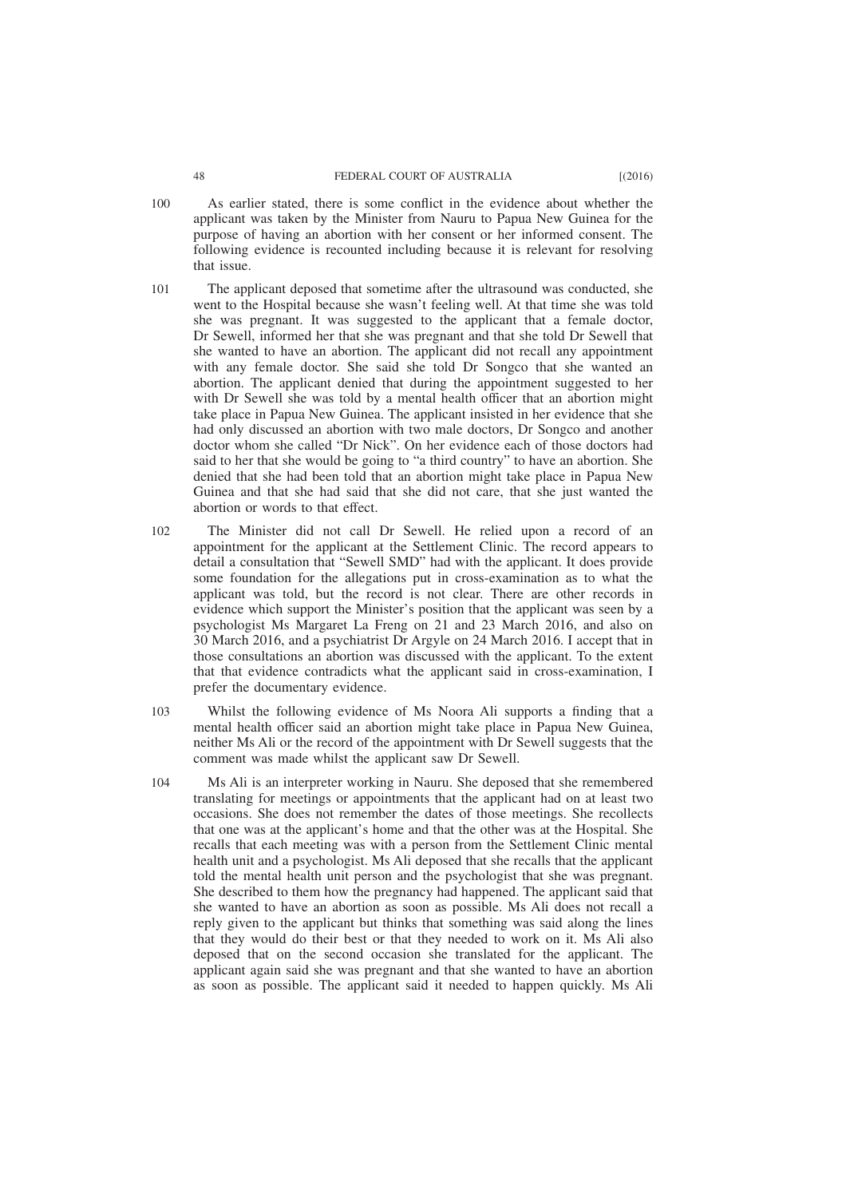100 As earlier stated, there is some conflict in the evidence about whether the applicant was taken by the Minister from Nauru to Papua New Guinea for the purpose of having an abortion with her consent or her informed consent. The following evidence is recounted including because it is relevant for resolving that issue.

101 The applicant deposed that sometime after the ultrasound was conducted, she went to the Hospital because she wasn't feeling well. At that time she was told she was pregnant. It was suggested to the applicant that a female doctor, Dr Sewell, informed her that she was pregnant and that she told Dr Sewell that she wanted to have an abortion. The applicant did not recall any appointment with any female doctor. She said she told Dr Songco that she wanted an abortion. The applicant denied that during the appointment suggested to her with Dr Sewell she was told by a mental health officer that an abortion might take place in Papua New Guinea. The applicant insisted in her evidence that she had only discussed an abortion with two male doctors, Dr Songco and another doctor whom she called "Dr Nick". On her evidence each of those doctors had said to her that she would be going to "a third country" to have an abortion. She denied that she had been told that an abortion might take place in Papua New Guinea and that she had said that she did not care, that she just wanted the abortion or words to that effect.

102 The Minister did not call Dr Sewell. He relied upon a record of an appointment for the applicant at the Settlement Clinic. The record appears to detail a consultation that "Sewell SMD" had with the applicant. It does provide some foundation for the allegations put in cross-examination as to what the applicant was told, but the record is not clear. There are other records in evidence which support the Minister's position that the applicant was seen by a psychologist Ms Margaret La Freng on 21 and 23 March 2016, and also on 30 March 2016, and a psychiatrist Dr Argyle on 24 March 2016. I accept that in those consultations an abortion was discussed with the applicant. To the extent that that evidence contradicts what the applicant said in cross-examination, I prefer the documentary evidence.

103 Whilst the following evidence of Ms Noora Ali supports a finding that a mental health officer said an abortion might take place in Papua New Guinea, neither Ms Ali or the record of the appointment with Dr Sewell suggests that the comment was made whilst the applicant saw Dr Sewell.

104 Ms Ali is an interpreter working in Nauru. She deposed that she remembered translating for meetings or appointments that the applicant had on at least two occasions. She does not remember the dates of those meetings. She recollects that one was at the applicant's home and that the other was at the Hospital. She recalls that each meeting was with a person from the Settlement Clinic mental health unit and a psychologist. Ms Ali deposed that she recalls that the applicant told the mental health unit person and the psychologist that she was pregnant. She described to them how the pregnancy had happened. The applicant said that she wanted to have an abortion as soon as possible. Ms Ali does not recall a reply given to the applicant but thinks that something was said along the lines that they would do their best or that they needed to work on it. Ms Ali also deposed that on the second occasion she translated for the applicant. The applicant again said she was pregnant and that she wanted to have an abortion as soon as possible. The applicant said it needed to happen quickly. Ms Ali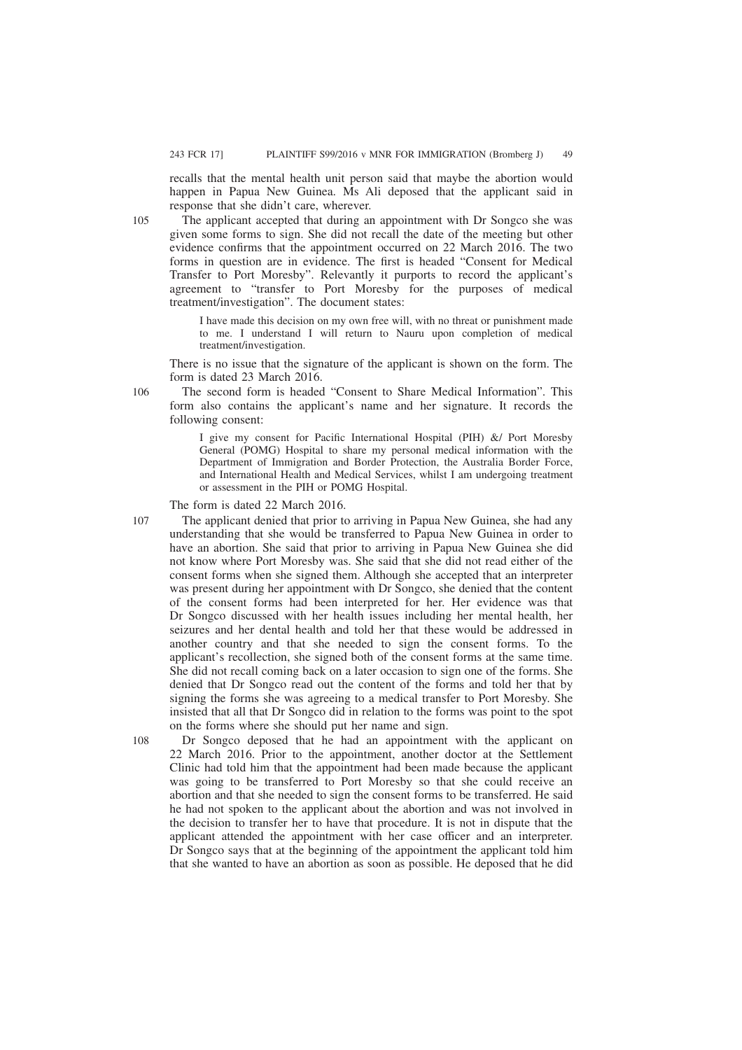recalls that the mental health unit person said that maybe the abortion would happen in Papua New Guinea. Ms Ali deposed that the applicant said in response that she didn't care, wherever.

105 The applicant accepted that during an appointment with Dr Songco she was given some forms to sign. She did not recall the date of the meeting but other evidence confirms that the appointment occurred on 22 March 2016. The two forms in question are in evidence. The first is headed "Consent for Medical Transfer to Port Moresby". Relevantly it purports to record the applicant's agreement to "transfer to Port Moresby for the purposes of medical treatment/investigation". The document states:

> I have made this decision on my own free will, with no threat or punishment made to me. I understand I will return to Nauru upon completion of medical treatment/investigation.

There is no issue that the signature of the applicant is shown on the form. The form is dated 23 March 2016.

106 The second form is headed "Consent to Share Medical Information". This form also contains the applicant's name and her signature. It records the following consent:

> I give my consent for Pacific International Hospital (PIH) &/ Port Moresby General (POMG) Hospital to share my personal medical information with the Department of Immigration and Border Protection, the Australia Border Force, and International Health and Medical Services, whilst I am undergoing treatment or assessment in the PIH or POMG Hospital.

The form is dated 22 March 2016.

107 The applicant denied that prior to arriving in Papua New Guinea, she had any understanding that she would be transferred to Papua New Guinea in order to have an abortion. She said that prior to arriving in Papua New Guinea she did not know where Port Moresby was. She said that she did not read either of the consent forms when she signed them. Although she accepted that an interpreter was present during her appointment with Dr Songco, she denied that the content of the consent forms had been interpreted for her. Her evidence was that Dr Songco discussed with her health issues including her mental health, her seizures and her dental health and told her that these would be addressed in another country and that she needed to sign the consent forms. To the applicant's recollection, she signed both of the consent forms at the same time. She did not recall coming back on a later occasion to sign one of the forms. She denied that Dr Songco read out the content of the forms and told her that by signing the forms she was agreeing to a medical transfer to Port Moresby. She insisted that all that Dr Songco did in relation to the forms was point to the spot on the forms where she should put her name and sign.

108 Dr Songco deposed that he had an appointment with the applicant on 22 March 2016. Prior to the appointment, another doctor at the Settlement Clinic had told him that the appointment had been made because the applicant was going to be transferred to Port Moresby so that she could receive an abortion and that she needed to sign the consent forms to be transferred. He said he had not spoken to the applicant about the abortion and was not involved in the decision to transfer her to have that procedure. It is not in dispute that the applicant attended the appointment with her case officer and an interpreter. Dr Songco says that at the beginning of the appointment the applicant told him that she wanted to have an abortion as soon as possible. He deposed that he did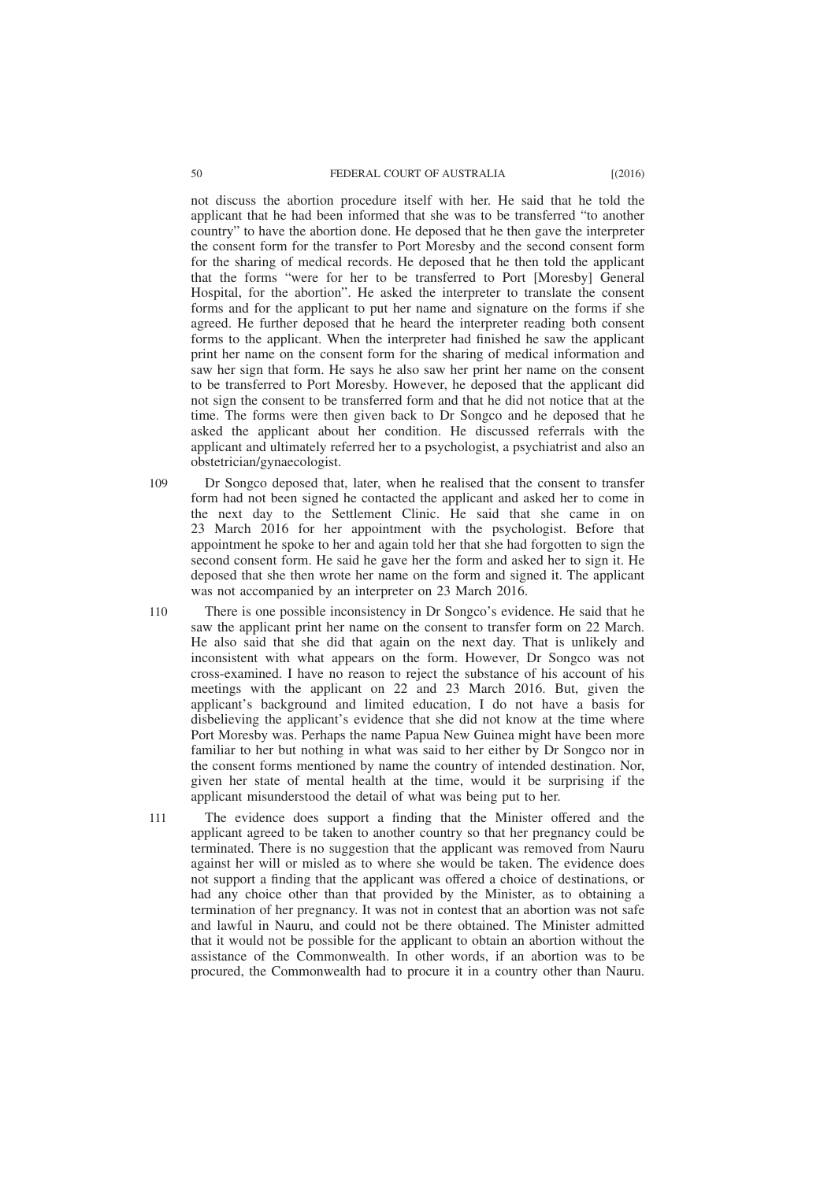not discuss the abortion procedure itself with her. He said that he told the applicant that he had been informed that she was to be transferred "to another country" to have the abortion done. He deposed that he then gave the interpreter the consent form for the transfer to Port Moresby and the second consent form for the sharing of medical records. He deposed that he then told the applicant that the forms "were for her to be transferred to Port [Moresby] General Hospital, for the abortion". He asked the interpreter to translate the consent forms and for the applicant to put her name and signature on the forms if she agreed. He further deposed that he heard the interpreter reading both consent forms to the applicant. When the interpreter had finished he saw the applicant print her name on the consent form for the sharing of medical information and saw her sign that form. He says he also saw her print her name on the consent to be transferred to Port Moresby. However, he deposed that the applicant did not sign the consent to be transferred form and that he did not notice that at the time. The forms were then given back to Dr Songco and he deposed that he asked the applicant about her condition. He discussed referrals with the applicant and ultimately referred her to a psychologist, a psychiatrist and also an obstetrician/gynaecologist.

109 Dr Songco deposed that, later, when he realised that the consent to transfer form had not been signed he contacted the applicant and asked her to come in the next day to the Settlement Clinic. He said that she came in on 23 March 2016 for her appointment with the psychologist. Before that appointment he spoke to her and again told her that she had forgotten to sign the second consent form. He said he gave her the form and asked her to sign it. He deposed that she then wrote her name on the form and signed it. The applicant was not accompanied by an interpreter on 23 March 2016.

110 There is one possible inconsistency in Dr Songco's evidence. He said that he saw the applicant print her name on the consent to transfer form on 22 March. He also said that she did that again on the next day. That is unlikely and inconsistent with what appears on the form. However, Dr Songco was not cross-examined. I have no reason to reject the substance of his account of his meetings with the applicant on 22 and 23 March 2016. But, given the applicant's background and limited education, I do not have a basis for disbelieving the applicant's evidence that she did not know at the time where Port Moresby was. Perhaps the name Papua New Guinea might have been more familiar to her but nothing in what was said to her either by Dr Songco nor in the consent forms mentioned by name the country of intended destination. Nor, given her state of mental health at the time, would it be surprising if the applicant misunderstood the detail of what was being put to her.

111 The evidence does support a finding that the Minister offered and the applicant agreed to be taken to another country so that her pregnancy could be terminated. There is no suggestion that the applicant was removed from Nauru against her will or misled as to where she would be taken. The evidence does not support a finding that the applicant was offered a choice of destinations, or had any choice other than that provided by the Minister, as to obtaining a termination of her pregnancy. It was not in contest that an abortion was not safe and lawful in Nauru, and could not be there obtained. The Minister admitted that it would not be possible for the applicant to obtain an abortion without the assistance of the Commonwealth. In other words, if an abortion was to be procured, the Commonwealth had to procure it in a country other than Nauru.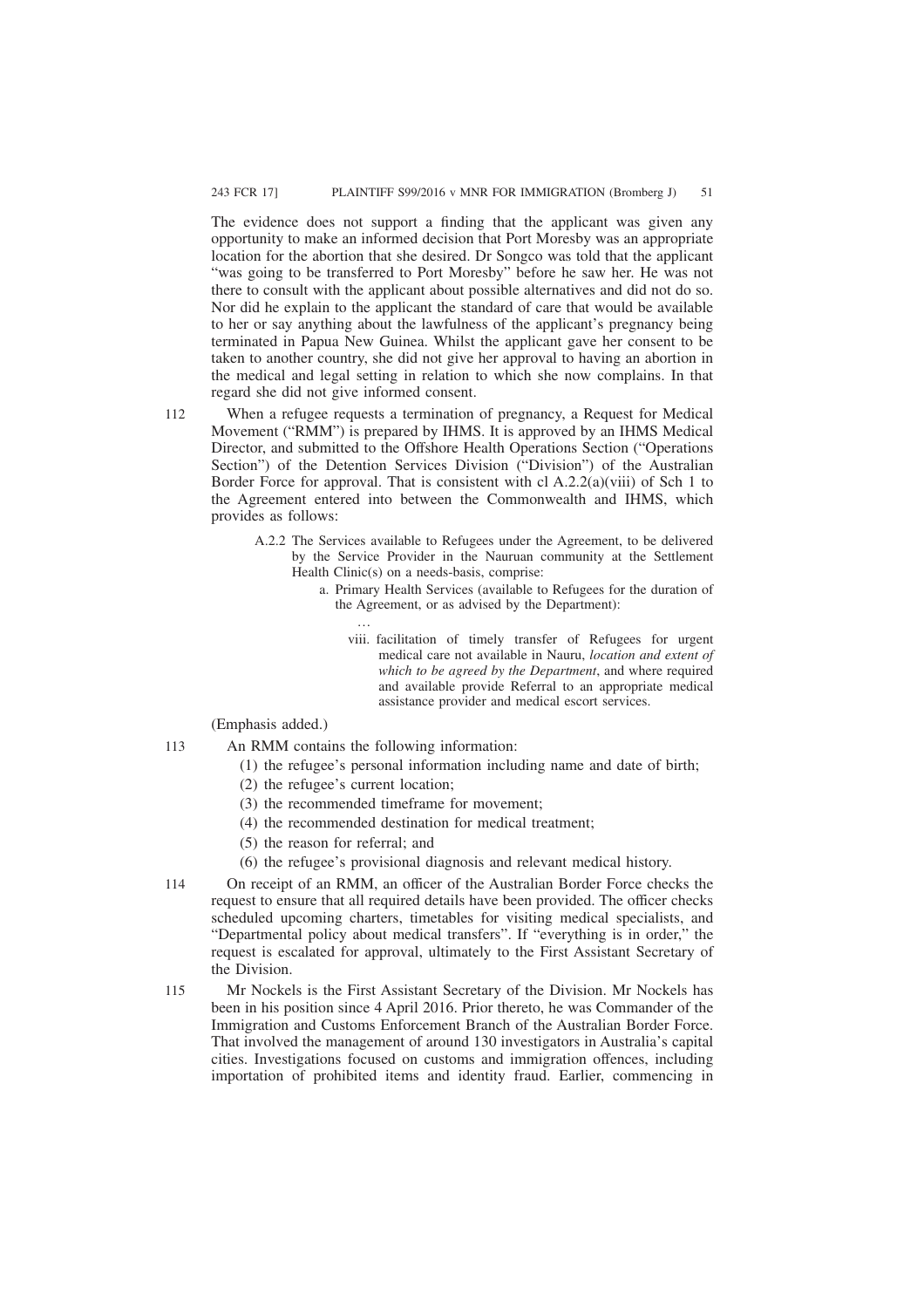The evidence does not support a finding that the applicant was given any opportunity to make an informed decision that Port Moresby was an appropriate location for the abortion that she desired. Dr Songco was told that the applicant "was going to be transferred to Port Moresby" before he saw her. He was not there to consult with the applicant about possible alternatives and did not do so. Nor did he explain to the applicant the standard of care that would be available to her or say anything about the lawfulness of the applicant's pregnancy being terminated in Papua New Guinea. Whilst the applicant gave her consent to be taken to another country, she did not give her approval to having an abortion in the medical and legal setting in relation to which she now complains. In that regard she did not give informed consent.

112 When a refugee requests a termination of pregnancy, a Request for Medical Movement ("RMM") is prepared by IHMS. It is approved by an IHMS Medical Director, and submitted to the Offshore Health Operations Section ("Operations Section") of the Detention Services Division ("Division") of the Australian Border Force for approval. That is consistent with cl A.2.2(a)(viii) of Sch 1 to the Agreement entered into between the Commonwealth and IHMS, which provides as follows:

> A.2.2 The Services available to Refugees under the Agreement, to be delivered by the Service Provider in the Nauruan community at the Settlement Health Clinic(s) on a needs-basis, comprise:
>
> a. Primary Health Services (available to Refugees for the duration of the Agreement, or as advised by the Department):
>
> …
>
> viii. facilitation of timely transfer of Refugees for urgent medical care not available in Nauru, *location and extent of which to be agreed by the Department*, and where required and available provide Referral to an appropriate medical assistance provider and medical escort services.

(Emphasis added.)

113 An RMM contains the following information:

(1) the refugee's personal information including name and date of birth;

(2) the refugee's current location;

(3) the recommended timeframe for movement;

(4) the recommended destination for medical treatment;

(5) the reason for referral; and

(6) the refugee's provisional diagnosis and relevant medical history.

114 On receipt of an RMM, an officer of the Australian Border Force checks the request to ensure that all required details have been provided. The officer checks scheduled upcoming charters, timetables for visiting medical specialists, and "Departmental policy about medical transfers". If "everything is in order," the request is escalated for approval, ultimately to the First Assistant Secretary of the Division.

115 Mr Nockels is the First Assistant Secretary of the Division. Mr Nockels has been in his position since 4 April 2016. Prior thereto, he was Commander of the Immigration and Customs Enforcement Branch of the Australian Border Force. That involved the management of around 130 investigators in Australia's capital cities. Investigations focused on customs and immigration offences, including importation of prohibited items and identity fraud. Earlier, commencing in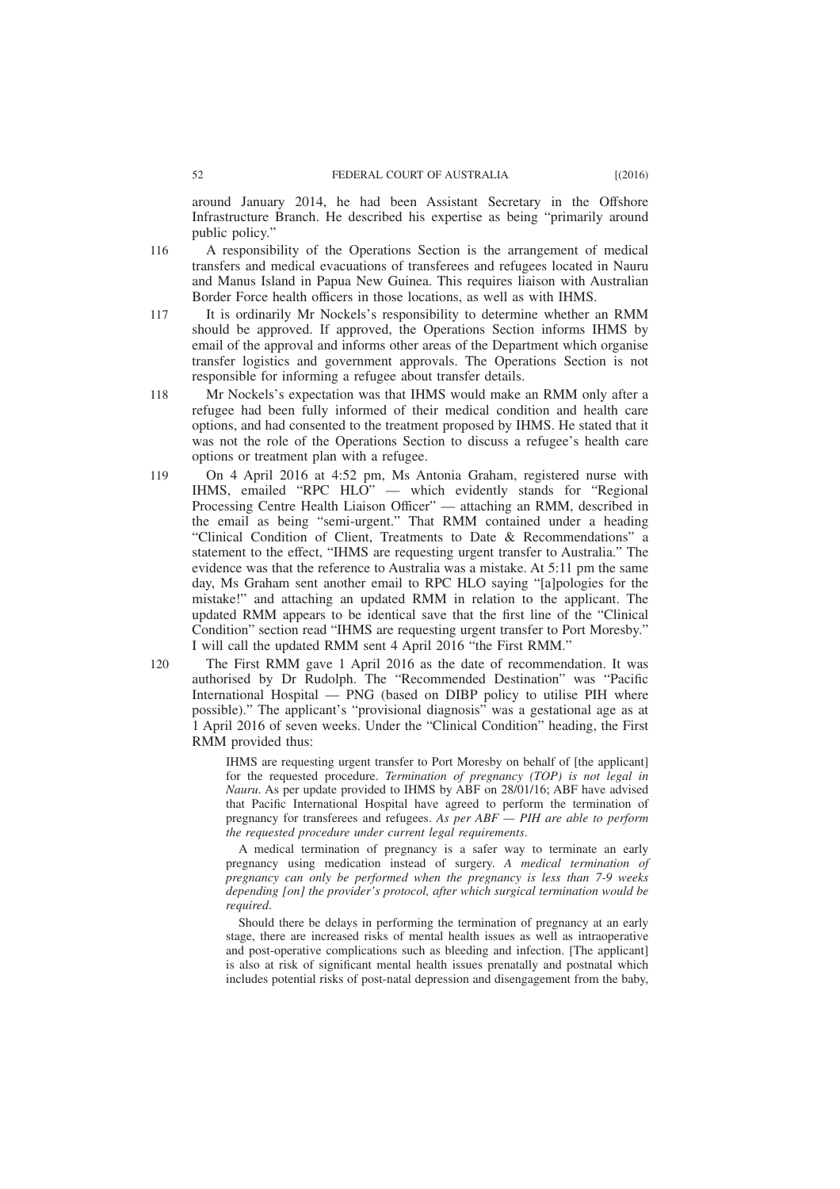around January 2014, he had been Assistant Secretary in the Offshore Infrastructure Branch. He described his expertise as being "primarily around public policy."

116 A responsibility of the Operations Section is the arrangement of medical transfers and medical evacuations of transferees and refugees located in Nauru and Manus Island in Papua New Guinea. This requires liaison with Australian Border Force health officers in those locations, as well as with IHMS.

117 It is ordinarily Mr Nockels's responsibility to determine whether an RMM should be approved. If approved, the Operations Section informs IHMS by email of the approval and informs other areas of the Department which organise transfer logistics and government approvals. The Operations Section is not responsible for informing a refugee about transfer details.

118 Mr Nockels's expectation was that IHMS would make an RMM only after a refugee had been fully informed of their medical condition and health care options, and had consented to the treatment proposed by IHMS. He stated that it was not the role of the Operations Section to discuss a refugee's health care options or treatment plan with a refugee.

119 On 4 April 2016 at 4:52 pm, Ms Antonia Graham, registered nurse with IHMS, emailed "RPC HLO" — which evidently stands for "Regional Processing Centre Health Liaison Officer" — attaching an RMM, described in the email as being "semi-urgent." That RMM contained under a heading "Clinical Condition of Client, Treatments to Date & Recommendations" a statement to the effect, "IHMS are requesting urgent transfer to Australia." The evidence was that the reference to Australia was a mistake. At 5:11 pm the same day, Ms Graham sent another email to RPC HLO saying "[a]pologies for the mistake!" and attaching an updated RMM in relation to the applicant. The updated RMM appears to be identical save that the first line of the "Clinical Condition" section read "IHMS are requesting urgent transfer to Port Moresby." I will call the updated RMM sent 4 April 2016 "the First RMM."

120 The First RMM gave 1 April 2016 as the date of recommendation. It was authorised by Dr Rudolph. The "Recommended Destination" was "Pacific International Hospital — PNG (based on DIBP policy to utilise PIH where possible)." The applicant's "provisional diagnosis" was a gestational age as at 1 April 2016 of seven weeks. Under the "Clinical Condition" heading, the First RMM provided thus:

> IHMS are requesting urgent transfer to Port Moresby on behalf of [the applicant] for the requested procedure. *Termination of pregnancy (TOP) is not legal in Nauru*. As per update provided to IHMS by ABF on 28/01/16; ABF have advised that Pacific International Hospital have agreed to perform the termination of pregnancy for transferees and refugees. *As per ABF — PIH are able to perform the requested procedure under current legal requirements*.
>
> A medical termination of pregnancy is a safer way to terminate an early pregnancy using medication instead of surgery. *A medical termination of pregnancy can only be performed when the pregnancy is less than 7-9 weeks depending [on] the provider's protocol, after which surgical termination would be required*.
>
> Should there be delays in performing the termination of pregnancy at an early stage, there are increased risks of mental health issues as well as intraoperative and post-operative complications such as bleeding and infection. [The applicant] is also at risk of significant mental health issues prenatally and postnatal which includes potential risks of post-natal depression and disengagement from the baby,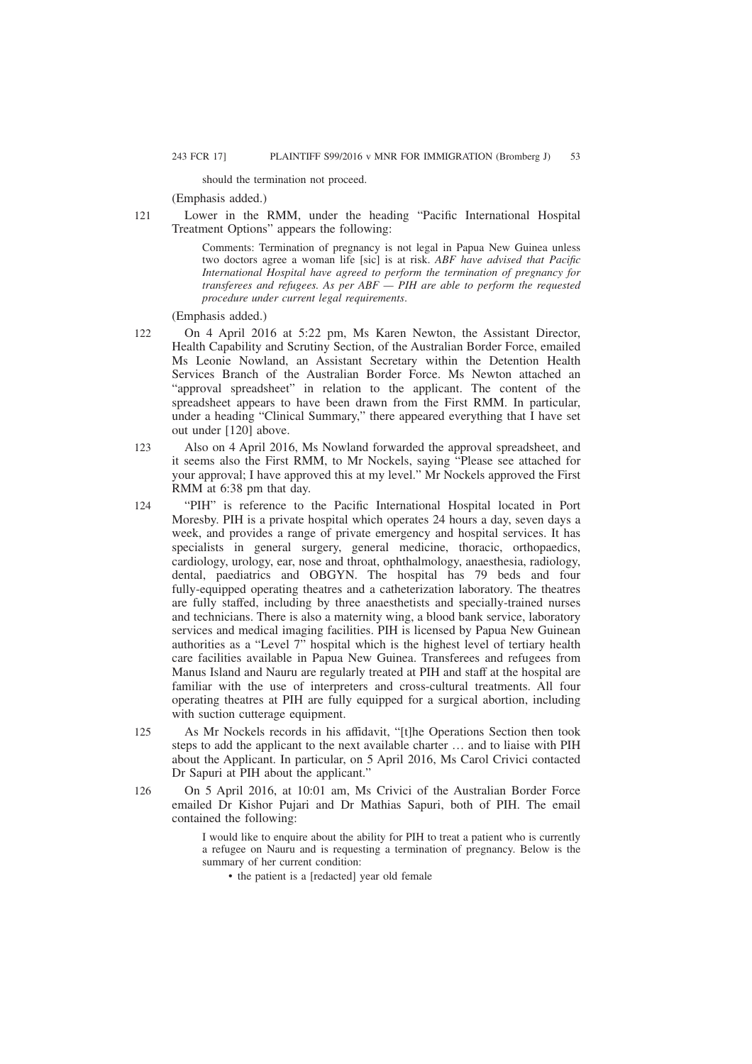should the termination not proceed.

(Emphasis added.)

121 Lower in the RMM, under the heading "Pacific International Hospital Treatment Options" appears the following:

> Comments: Termination of pregnancy is not legal in Papua New Guinea unless two doctors agree a woman life [sic] is at risk. *ABF have advised that Pacific International Hospital have agreed to perform the termination of pregnancy for transferees and refugees. As per ABF — PIH are able to perform the requested procedure under current legal requirements*.

(Emphasis added.)

122 On 4 April 2016 at 5:22 pm, Ms Karen Newton, the Assistant Director, Health Capability and Scrutiny Section, of the Australian Border Force, emailed Ms Leonie Nowland, an Assistant Secretary within the Detention Health Services Branch of the Australian Border Force. Ms Newton attached an "approval spreadsheet" in relation to the applicant. The content of the spreadsheet appears to have been drawn from the First RMM. In particular, under a heading "Clinical Summary," there appeared everything that I have set out under [120] above.

123 Also on 4 April 2016, Ms Nowland forwarded the approval spreadsheet, and it seems also the First RMM, to Mr Nockels, saying "Please see attached for your approval; I have approved this at my level." Mr Nockels approved the First RMM at 6:38 pm that day.

124 "PIH" is reference to the Pacific International Hospital located in Port Moresby. PIH is a private hospital which operates 24 hours a day, seven days a week, and provides a range of private emergency and hospital services. It has specialists in general surgery, general medicine, thoracic, orthopaedics, cardiology, urology, ear, nose and throat, ophthalmology, anaesthesia, radiology, dental, paediatrics and OBGYN. The hospital has 79 beds and four fully-equipped operating theatres and a catheterization laboratory. The theatres are fully staffed, including by three anaesthetists and specially-trained nurses and technicians. There is also a maternity wing, a blood bank service, laboratory services and medical imaging facilities. PIH is licensed by Papua New Guinean authorities as a "Level 7" hospital which is the highest level of tertiary health care facilities available in Papua New Guinea. Transferees and refugees from Manus Island and Nauru are regularly treated at PIH and staff at the hospital are familiar with the use of interpreters and cross-cultural treatments. All four operating theatres at PIH are fully equipped for a surgical abortion, including with suction cutterage equipment.

125 As Mr Nockels records in his affidavit, "[t]he Operations Section then took steps to add the applicant to the next available charter … and to liaise with PIH about the Applicant. In particular, on 5 April 2016, Ms Carol Crivici contacted Dr Sapuri at PIH about the applicant."

126 On 5 April 2016, at 10:01 am, Ms Crivici of the Australian Border Force emailed Dr Kishor Pujari and Dr Mathias Sapuri, both of PIH. The email contained the following:

> I would like to enquire about the ability for PIH to treat a patient who is currently a refugee on Nauru and is requesting a termination of pregnancy. Below is the summary of her current condition:
>
> - the patient is a [redacted] year old female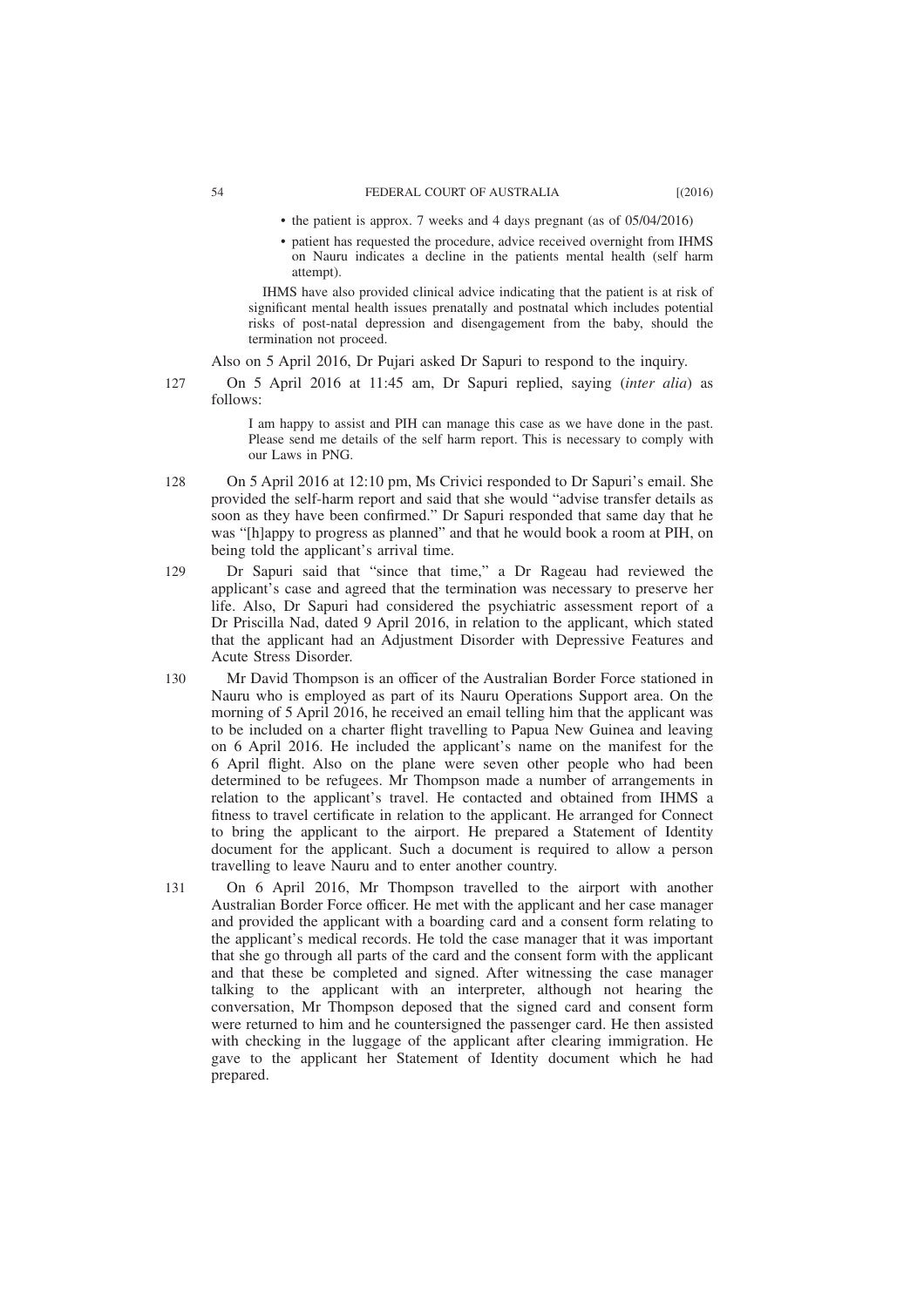- the patient is approx. 7 weeks and 4 days pregnant (as of 05/04/2016)
- patient has requested the procedure, advice received overnight from IHMS on Nauru indicates a decline in the patients mental health (self harm attempt).

> IHMS have also provided clinical advice indicating that the patient is at risk of significant mental health issues prenatally and postnatal which includes potential risks of post-natal depression and disengagement from the baby, should the termination not proceed.

Also on 5 April 2016, Dr Pujari asked Dr Sapuri to respond to the inquiry.

127 On 5 April 2016 at 11:45 am, Dr Sapuri replied, saying (*inter alia*) as follows:

> I am happy to assist and PIH can manage this case as we have done in the past. Please send me details of the self harm report. This is necessary to comply with our Laws in PNG.

128 On 5 April 2016 at 12:10 pm, Ms Crivici responded to Dr Sapuri's email. She provided the self-harm report and said that she would "advise transfer details as soon as they have been confirmed." Dr Sapuri responded that same day that he was "[h]appy to progress as planned" and that he would book a room at PIH, on being told the applicant's arrival time.

129 Dr Sapuri said that "since that time," a Dr Rageau had reviewed the applicant's case and agreed that the termination was necessary to preserve her life. Also, Dr Sapuri had considered the psychiatric assessment report of a Dr Priscilla Nad, dated 9 April 2016, in relation to the applicant, which stated that the applicant had an Adjustment Disorder with Depressive Features and Acute Stress Disorder.

130 Mr David Thompson is an officer of the Australian Border Force stationed in Nauru who is employed as part of its Nauru Operations Support area. On the morning of 5 April 2016, he received an email telling him that the applicant was to be included on a charter flight travelling to Papua New Guinea and leaving on 6 April 2016. He included the applicant's name on the manifest for the 6 April flight. Also on the plane were seven other people who had been determined to be refugees. Mr Thompson made a number of arrangements in relation to the applicant's travel. He contacted and obtained from IHMS a fitness to travel certificate in relation to the applicant. He arranged for Connect to bring the applicant to the airport. He prepared a Statement of Identity document for the applicant. Such a document is required to allow a person travelling to leave Nauru and to enter another country.

131 On 6 April 2016, Mr Thompson travelled to the airport with another Australian Border Force officer. He met with the applicant and her case manager and provided the applicant with a boarding card and a consent form relating to the applicant's medical records. He told the case manager that it was important that she go through all parts of the card and the consent form with the applicant and that these be completed and signed. After witnessing the case manager talking to the applicant with an interpreter, although not hearing the conversation, Mr Thompson deposed that the signed card and consent form were returned to him and he countersigned the passenger card. He then assisted with checking in the luggage of the applicant after clearing immigration. He gave to the applicant her Statement of Identity document which he had prepared.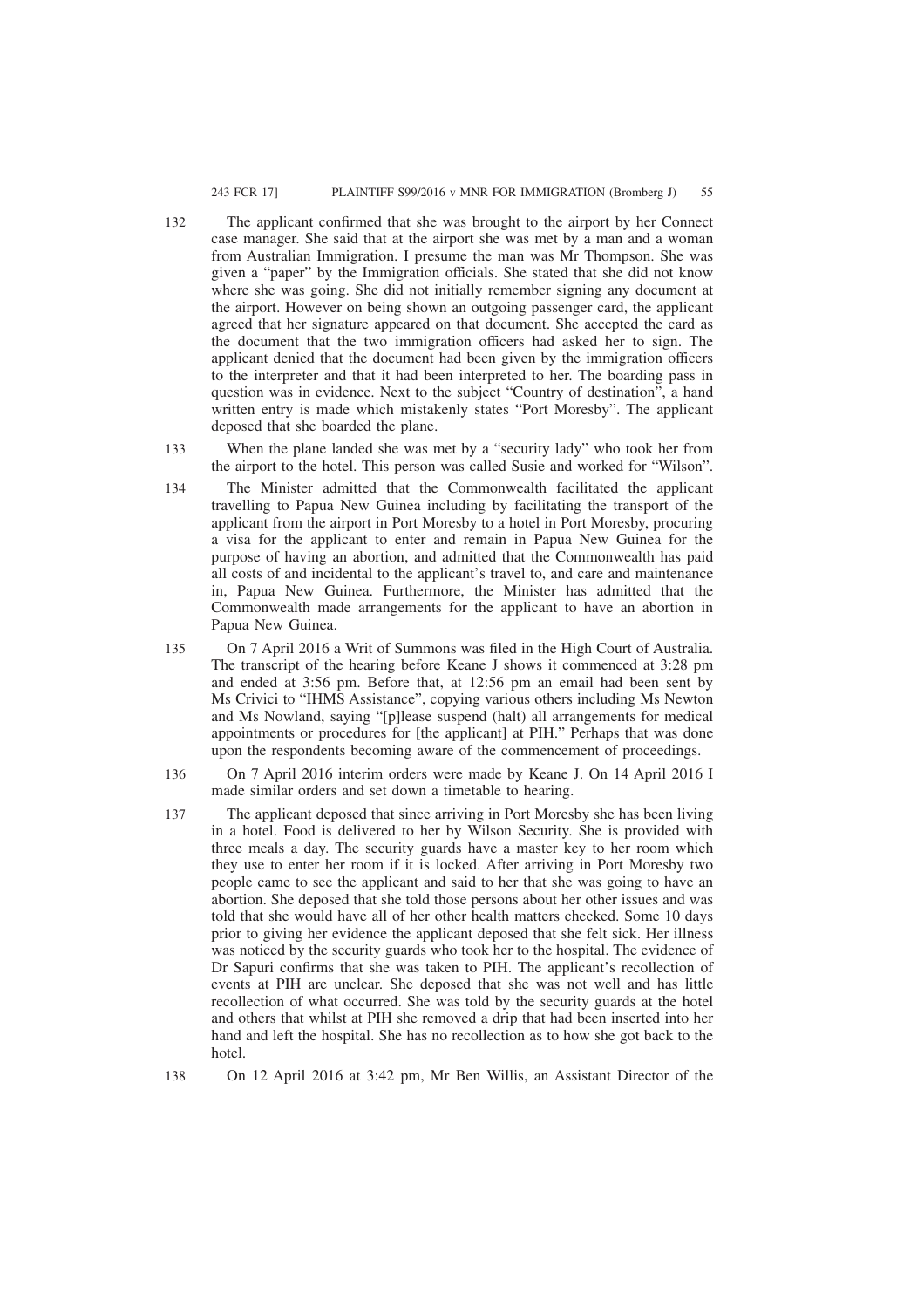132 The applicant confirmed that she was brought to the airport by her Connect case manager. She said that at the airport she was met by a man and a woman from Australian Immigration. I presume the man was Mr Thompson. She was given a "paper" by the Immigration officials. She stated that she did not know where she was going. She did not initially remember signing any document at the airport. However on being shown an outgoing passenger card, the applicant agreed that her signature appeared on that document. She accepted the card as the document that the two immigration officers had asked her to sign. The applicant denied that the document had been given by the immigration officers to the interpreter and that it had been interpreted to her. The boarding pass in question was in evidence. Next to the subject "Country of destination", a hand written entry is made which mistakenly states "Port Moresby". The applicant deposed that she boarded the plane.

133 When the plane landed she was met by a "security lady" who took her from the airport to the hotel. This person was called Susie and worked for "Wilson".

134 The Minister admitted that the Commonwealth facilitated the applicant travelling to Papua New Guinea including by facilitating the transport of the applicant from the airport in Port Moresby to a hotel in Port Moresby, procuring a visa for the applicant to enter and remain in Papua New Guinea for the purpose of having an abortion, and admitted that the Commonwealth has paid all costs of and incidental to the applicant's travel to, and care and maintenance in, Papua New Guinea. Furthermore, the Minister has admitted that the Commonwealth made arrangements for the applicant to have an abortion in Papua New Guinea.

135 On 7 April 2016 a Writ of Summons was filed in the High Court of Australia. The transcript of the hearing before Keane J shows it commenced at 3:28 pm and ended at 3:56 pm. Before that, at 12:56 pm an email had been sent by Ms Crivici to "IHMS Assistance", copying various others including Ms Newton and Ms Nowland, saying "[p]lease suspend (halt) all arrangements for medical appointments or procedures for [the applicant] at PIH." Perhaps that was done upon the respondents becoming aware of the commencement of proceedings.

136 On 7 April 2016 interim orders were made by Keane J. On 14 April 2016 I made similar orders and set down a timetable to hearing.

137 The applicant deposed that since arriving in Port Moresby she has been living in a hotel. Food is delivered to her by Wilson Security. She is provided with three meals a day. The security guards have a master key to her room which they use to enter her room if it is locked. After arriving in Port Moresby two people came to see the applicant and said to her that she was going to have an abortion. She deposed that she told those persons about her other issues and was told that she would have all of her other health matters checked. Some 10 days prior to giving her evidence the applicant deposed that she felt sick. Her illness was noticed by the security guards who took her to the hospital. The evidence of Dr Sapuri confirms that she was taken to PIH. The applicant's recollection of events at PIH are unclear. She deposed that she was not well and has little recollection of what occurred. She was told by the security guards at the hotel and others that whilst at PIH she removed a drip that had been inserted into her hand and left the hospital. She has no recollection as to how she got back to the hotel.

138 On 12 April 2016 at 3:42 pm, Mr Ben Willis, an Assistant Director of the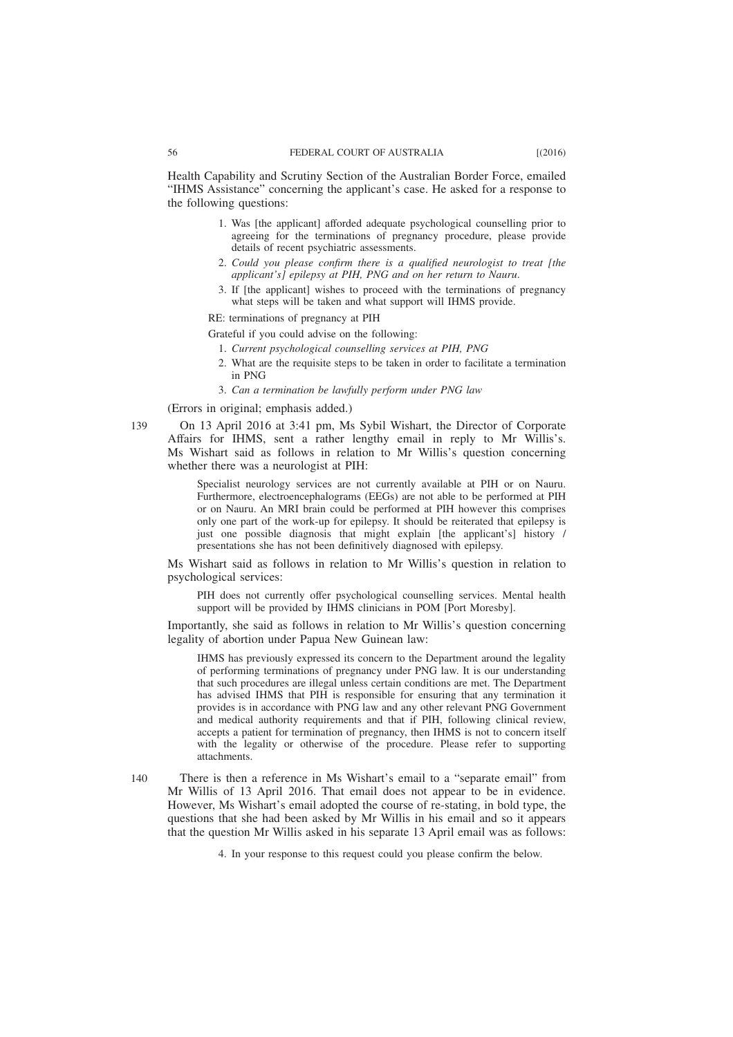Health Capability and Scrutiny Section of the Australian Border Force, emailed "IHMS Assistance" concerning the applicant's case. He asked for a response to the following questions:

> 1. Was [the applicant] afforded adequate psychological counselling prior to agreeing for the terminations of pregnancy procedure, please provide details of recent psychiatric assessments.
> 2. *Could you please confirm there is a qualified neurologist to treat [the applicant's] epilepsy at PIH, PNG and on her return to Nauru.*
> 3. If [the applicant] wishes to proceed with the terminations of pregnancy what steps will be taken and what support will IHMS provide.
>
> RE: terminations of pregnancy at PIH
>
> Grateful if you could advise on the following:
>
> 1. *Current psychological counselling services at PIH, PNG*
> 2. What are the requisite steps to be taken in order to facilitate a termination in PNG
> 3. *Can a termination be lawfully perform under PNG law*

(Errors in original; emphasis added.)

139 On 13 April 2016 at 3:41 pm, Ms Sybil Wishart, the Director of Corporate Affairs for IHMS, sent a rather lengthy email in reply to Mr Willis's. Ms Wishart said as follows in relation to Mr Willis's question concerning whether there was a neurologist at PIH:

> Specialist neurology services are not currently available at PIH or on Nauru. Furthermore, electroencephalograms (EEGs) are not able to be performed at PIH or on Nauru. An MRI brain could be performed at PIH however this comprises only one part of the work-up for epilepsy. It should be reiterated that epilepsy is just one possible diagnosis that might explain [the applicant's] history / presentations she has not been definitively diagnosed with epilepsy.

Ms Wishart said as follows in relation to Mr Willis's question in relation to psychological services:

> PIH does not currently offer psychological counselling services. Mental health support will be provided by IHMS clinicians in POM [Port Moresby].

Importantly, she said as follows in relation to Mr Willis's question concerning legality of abortion under Papua New Guinean law:

> IHMS has previously expressed its concern to the Department around the legality of performing terminations of pregnancy under PNG law. It is our understanding that such procedures are illegal unless certain conditions are met. The Department has advised IHMS that PIH is responsible for ensuring that any termination it provides is in accordance with PNG law and any other relevant PNG Government and medical authority requirements and that if PIH, following clinical review, accepts a patient for termination of pregnancy, then IHMS is not to concern itself with the legality or otherwise of the procedure. Please refer to supporting attachments.

140 There is then a reference in Ms Wishart's email to a "separate email" from Mr Willis of 13 April 2016. That email does not appear to be in evidence. However, Ms Wishart's email adopted the course of re-stating, in bold type, the questions that she had been asked by Mr Willis in his email and so it appears that the question Mr Willis asked in his separate 13 April email was as follows:

> 4. In your response to this request could you please confirm the below.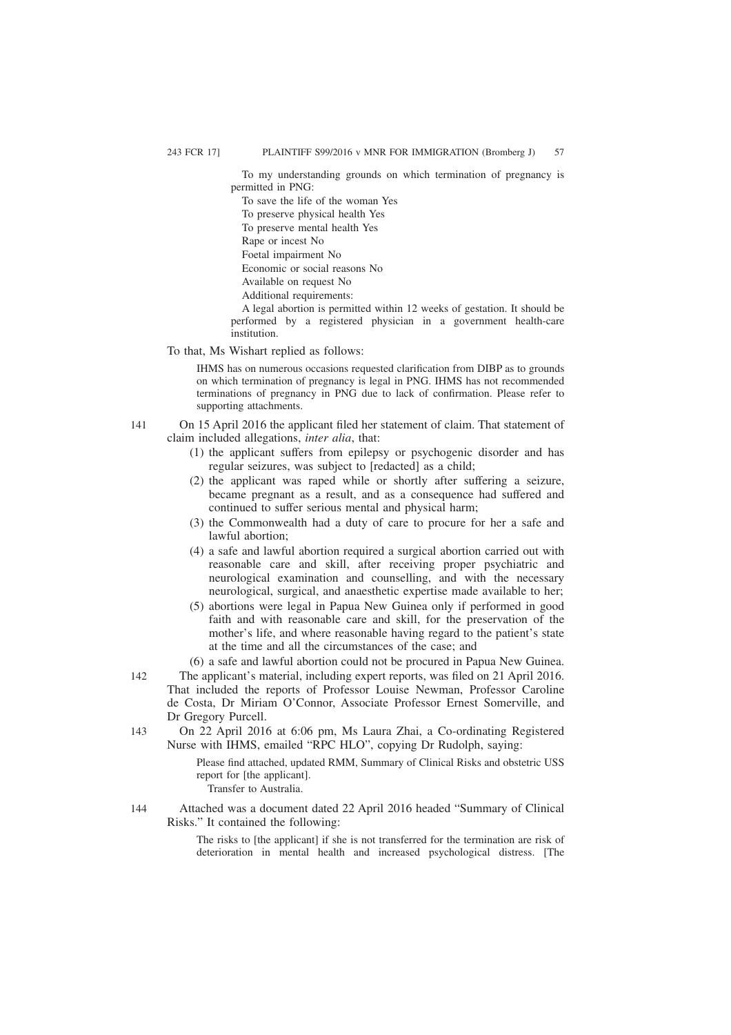To my understanding grounds on which termination of pregnancy is permitted in PNG:

To save the life of the woman Yes

To preserve physical health Yes

To preserve mental health Yes

Rape or incest No

Foetal impairment No

Economic or social reasons No

Available on request No

Additional requirements:

A legal abortion is permitted within 12 weeks of gestation. It should be performed by a registered physician in a government health-care institution.

To that, Ms Wishart replied as follows:

> IHMS has on numerous occasions requested clarification from DIBP as to grounds on which termination of pregnancy is legal in PNG. IHMS has not recommended terminations of pregnancy in PNG due to lack of confirmation. Please refer to supporting attachments.

141 On 15 April 2016 the applicant filed her statement of claim. That statement of claim included allegations, *inter alia*, that:

(1) the applicant suffers from epilepsy or psychogenic disorder and has regular seizures, was subject to [redacted] as a child;

(2) the applicant was raped while or shortly after suffering a seizure, became pregnant as a result, and as a consequence had suffered and continued to suffer serious mental and physical harm;

(3) the Commonwealth had a duty of care to procure for her a safe and lawful abortion;

(4) a safe and lawful abortion required a surgical abortion carried out with reasonable care and skill, after receiving proper psychiatric and neurological examination and counselling, and with the necessary neurological, surgical, and anaesthetic expertise made available to her;

(5) abortions were legal in Papua New Guinea only if performed in good faith and with reasonable care and skill, for the preservation of the mother's life, and where reasonable having regard to the patient's state at the time and all the circumstances of the case; and

(6) a safe and lawful abortion could not be procured in Papua New Guinea.

142 The applicant's material, including expert reports, was filed on 21 April 2016. That included the reports of Professor Louise Newman, Professor Caroline de Costa, Dr Miriam O'Connor, Associate Professor Ernest Somerville, and Dr Gregory Purcell.

143 On 22 April 2016 at 6:06 pm, Ms Laura Zhai, a Co-ordinating Registered Nurse with IHMS, emailed "RPC HLO", copying Dr Rudolph, saying:

> Please find attached, updated RMM, Summary of Clinical Risks and obstetric USS report for [the applicant].
>
> Transfer to Australia.

144 Attached was a document dated 22 April 2016 headed "Summary of Clinical Risks." It contained the following:

> The risks to [the applicant] if she is not transferred for the termination are risk of deterioration in mental health and increased psychological distress. [The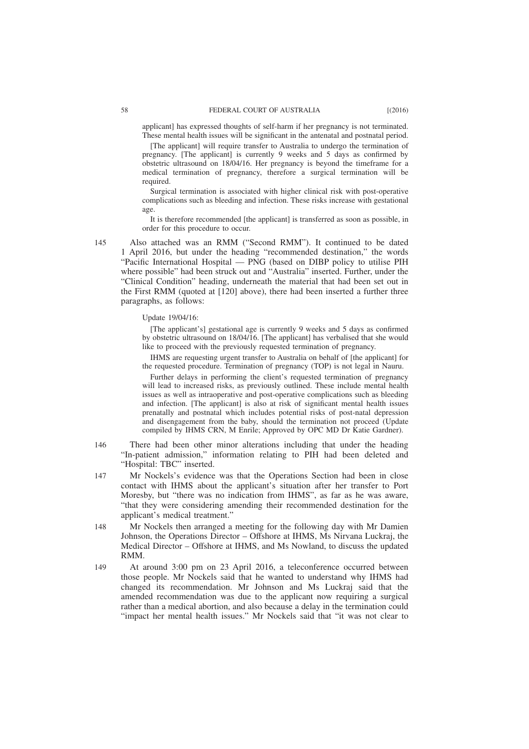applicant] has expressed thoughts of self-harm if her pregnancy is not terminated. These mental health issues will be significant in the antenatal and postnatal period.

> [The applicant] will require transfer to Australia to undergo the termination of pregnancy. [The applicant] is currently 9 weeks and 5 days as confirmed by obstetric ultrasound on 18/04/16. Her pregnancy is beyond the timeframe for a medical termination of pregnancy, therefore a surgical termination will be required.
>
> Surgical termination is associated with higher clinical risk with post-operative complications such as bleeding and infection. These risks increase with gestational age.
>
> It is therefore recommended [the applicant] is transferred as soon as possible, in order for this procedure to occur.

145 Also attached was an RMM ("Second RMM"). It continued to be dated 1 April 2016, but under the heading "recommended destination," the words "Pacific International Hospital — PNG (based on DIBP policy to utilise PIH where possible" had been struck out and "Australia" inserted. Further, under the "Clinical Condition" heading, underneath the material that had been set out in the First RMM (quoted at [120] above), there had been inserted a further three paragraphs, as follows:

> Update 19/04/16:
>
> [The applicant's] gestational age is currently 9 weeks and 5 days as confirmed by obstetric ultrasound on 18/04/16. [The applicant] has verbalised that she would like to proceed with the previously requested termination of pregnancy.
>
> IHMS are requesting urgent transfer to Australia on behalf of [the applicant] for the requested procedure. Termination of pregnancy (TOP) is not legal in Nauru.
>
> Further delays in performing the client's requested termination of pregnancy will lead to increased risks, as previously outlined. These include mental health issues as well as intraoperative and post-operative complications such as bleeding and infection. [The applicant] is also at risk of significant mental health issues prenatally and postnatal which includes potential risks of post-natal depression and disengagement from the baby, should the termination not proceed (Update compiled by IHMS CRN, M Enrile; Approved by OPC MD Dr Katie Gardner).

146 There had been other minor alterations including that under the heading "In-patient admission," information relating to PIH had been deleted and "Hospital: TBC" inserted.

147 Mr Nockels's evidence was that the Operations Section had been in close contact with IHMS about the applicant's situation after her transfer to Port Moresby, but "there was no indication from IHMS", as far as he was aware, "that they were considering amending their recommended destination for the applicant's medical treatment."

148 Mr Nockels then arranged a meeting for the following day with Mr Damien Johnson, the Operations Director – Offshore at IHMS, Ms Nirvana Luckraj, the Medical Director – Offshore at IHMS, and Ms Nowland, to discuss the updated RMM.

149 At around 3:00 pm on 23 April 2016, a teleconference occurred between those people. Mr Nockels said that he wanted to understand why IHMS had changed its recommendation. Mr Johnson and Ms Luckraj said that the amended recommendation was due to the applicant now requiring a surgical rather than a medical abortion, and also because a delay in the termination could "impact her mental health issues." Mr Nockels said that "it was not clear to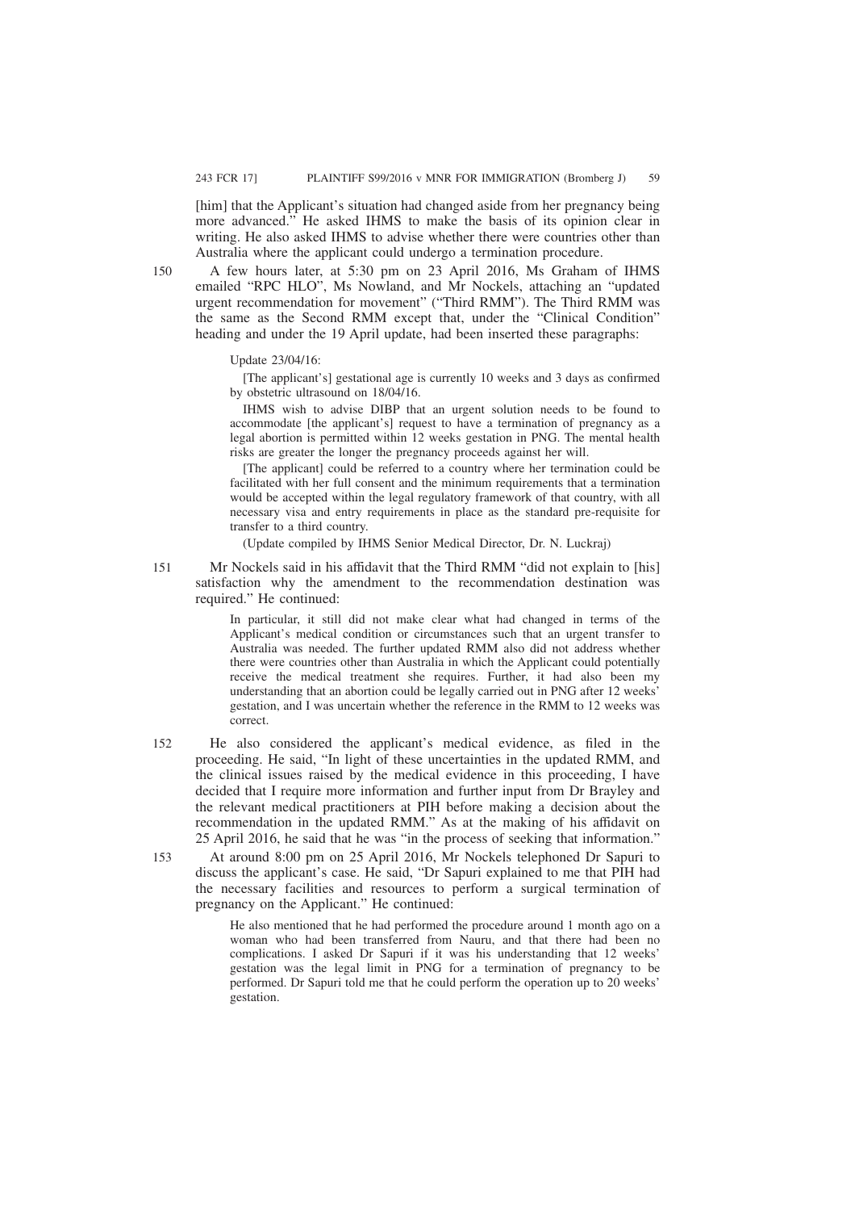[him] that the Applicant's situation had changed aside from her pregnancy being more advanced." He asked IHMS to make the basis of its opinion clear in writing. He also asked IHMS to advise whether there were countries other than Australia where the applicant could undergo a termination procedure.

150 A few hours later, at 5:30 pm on 23 April 2016, Ms Graham of IHMS emailed "RPC HLO", Ms Nowland, and Mr Nockels, attaching an "updated urgent recommendation for movement" ("Third RMM"). The Third RMM was the same as the Second RMM except that, under the "Clinical Condition" heading and under the 19 April update, had been inserted these paragraphs:

> Update 23/04/16:
>
> [The applicant's] gestational age is currently 10 weeks and 3 days as confirmed by obstetric ultrasound on 18/04/16.
>
> IHMS wish to advise DIBP that an urgent solution needs to be found to accommodate [the applicant's] request to have a termination of pregnancy as a legal abortion is permitted within 12 weeks gestation in PNG. The mental health risks are greater the longer the pregnancy proceeds against her will.
>
> [The applicant] could be referred to a country where her termination could be facilitated with her full consent and the minimum requirements that a termination would be accepted within the legal regulatory framework of that country, with all necessary visa and entry requirements in place as the standard pre-requisite for transfer to a third country.
>
> (Update compiled by IHMS Senior Medical Director, Dr. N. Luckraj)

151 Mr Nockels said in his affidavit that the Third RMM "did not explain to [his] satisfaction why the amendment to the recommendation destination was required." He continued:

> In particular, it still did not make clear what had changed in terms of the Applicant's medical condition or circumstances such that an urgent transfer to Australia was needed. The further updated RMM also did not address whether there were countries other than Australia in which the Applicant could potentially receive the medical treatment she requires. Further, it had also been my understanding that an abortion could be legally carried out in PNG after 12 weeks' gestation, and I was uncertain whether the reference in the RMM to 12 weeks was correct.

152 He also considered the applicant's medical evidence, as filed in the proceeding. He said, "In light of these uncertainties in the updated RMM, and the clinical issues raised by the medical evidence in this proceeding, I have decided that I require more information and further input from Dr Brayley and the relevant medical practitioners at PIH before making a decision about the recommendation in the updated RMM." As at the making of his affidavit on 25 April 2016, he said that he was "in the process of seeking that information."

153 At around 8:00 pm on 25 April 2016, Mr Nockels telephoned Dr Sapuri to discuss the applicant's case. He said, "Dr Sapuri explained to me that PIH had the necessary facilities and resources to perform a surgical termination of pregnancy on the Applicant." He continued:

> He also mentioned that he had performed the procedure around 1 month ago on a woman who had been transferred from Nauru, and that there had been no complications. I asked Dr Sapuri if it was his understanding that 12 weeks' gestation was the legal limit in PNG for a termination of pregnancy to be performed. Dr Sapuri told me that he could perform the operation up to 20 weeks' gestation.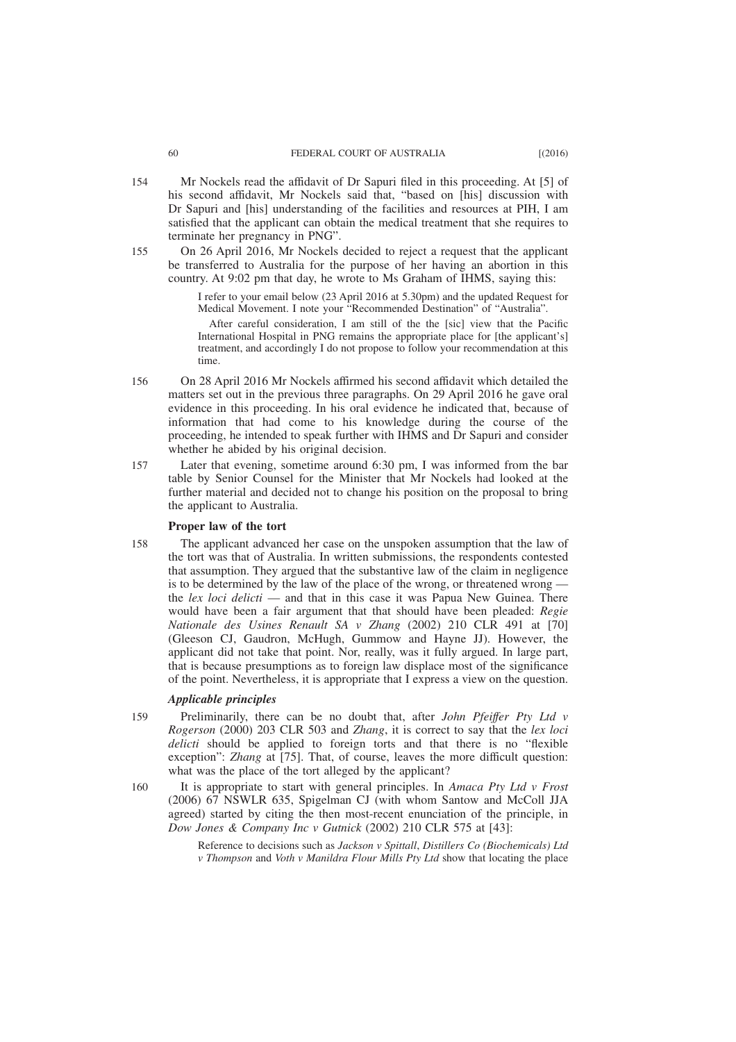154 Mr Nockels read the affidavit of Dr Sapuri filed in this proceeding. At [5] of his second affidavit, Mr Nockels said that, "based on [his] discussion with Dr Sapuri and [his] understanding of the facilities and resources at PIH, I am satisfied that the applicant can obtain the medical treatment that she requires to terminate her pregnancy in PNG".

155 On 26 April 2016, Mr Nockels decided to reject a request that the applicant be transferred to Australia for the purpose of her having an abortion in this country. At 9:02 pm that day, he wrote to Ms Graham of IHMS, saying this:

> I refer to your email below (23 April 2016 at 5.30pm) and the updated Request for Medical Movement. I note your "Recommended Destination" of "Australia".
>
> After careful consideration, I am still of the the [sic] view that the Pacific International Hospital in PNG remains the appropriate place for [the applicant's] treatment, and accordingly I do not propose to follow your recommendation at this time.

156 On 28 April 2016 Mr Nockels affirmed his second affidavit which detailed the matters set out in the previous three paragraphs. On 29 April 2016 he gave oral evidence in this proceeding. In his oral evidence he indicated that, because of information that had come to his knowledge during the course of the proceeding, he intended to speak further with IHMS and Dr Sapuri and consider whether he abided by his original decision.

157 Later that evening, sometime around 6:30 pm, I was informed from the bar table by Senior Counsel for the Minister that Mr Nockels had looked at the further material and decided not to change his position on the proposal to bring the applicant to Australia.

### Proper law of the tort

158 The applicant advanced her case on the unspoken assumption that the law of the tort was that of Australia. In written submissions, the respondents contested that assumption. They argued that the substantive law of the claim in negligence is to be determined by the law of the place of the wrong, or threatened wrong — the *lex loci delicti* — and that in this case it was Papua New Guinea. There would have been a fair argument that that should have been pleaded: *Regie Nationale des Usines Renault SA v Zhang* (2002) 210 CLR 491 at [70] (Gleeson CJ, Gaudron, McHugh, Gummow and Hayne JJ). However, the applicant did not take that point. Nor, really, was it fully argued. In large part, that is because presumptions as to foreign law displace most of the significance of the point. Nevertheless, it is appropriate that I express a view on the question.

#### *Applicable principles*

159 Preliminarily, there can be no doubt that, after *John Pfeiffer Pty Ltd v Rogerson* (2000) 203 CLR 503 and *Zhang*, it is correct to say that the *lex loci delicti* should be applied to foreign torts and that there is no "flexible exception": *Zhang* at [75]. That, of course, leaves the more difficult question: what was the place of the tort alleged by the applicant?

160 It is appropriate to start with general principles. In *Amaca Pty Ltd v Frost* (2006) 67 NSWLR 635, Spigelman CJ (with whom Santow and McColl JJA agreed) started by citing the then most-recent enunciation of the principle, in *Dow Jones & Company Inc v Gutnick* (2002) 210 CLR 575 at [43]:

> Reference to decisions such as *Jackson v Spittall*, *Distillers Co (Biochemicals) Ltd v Thompson* and *Voth v Manildra Flour Mills Pty Ltd* show that locating the place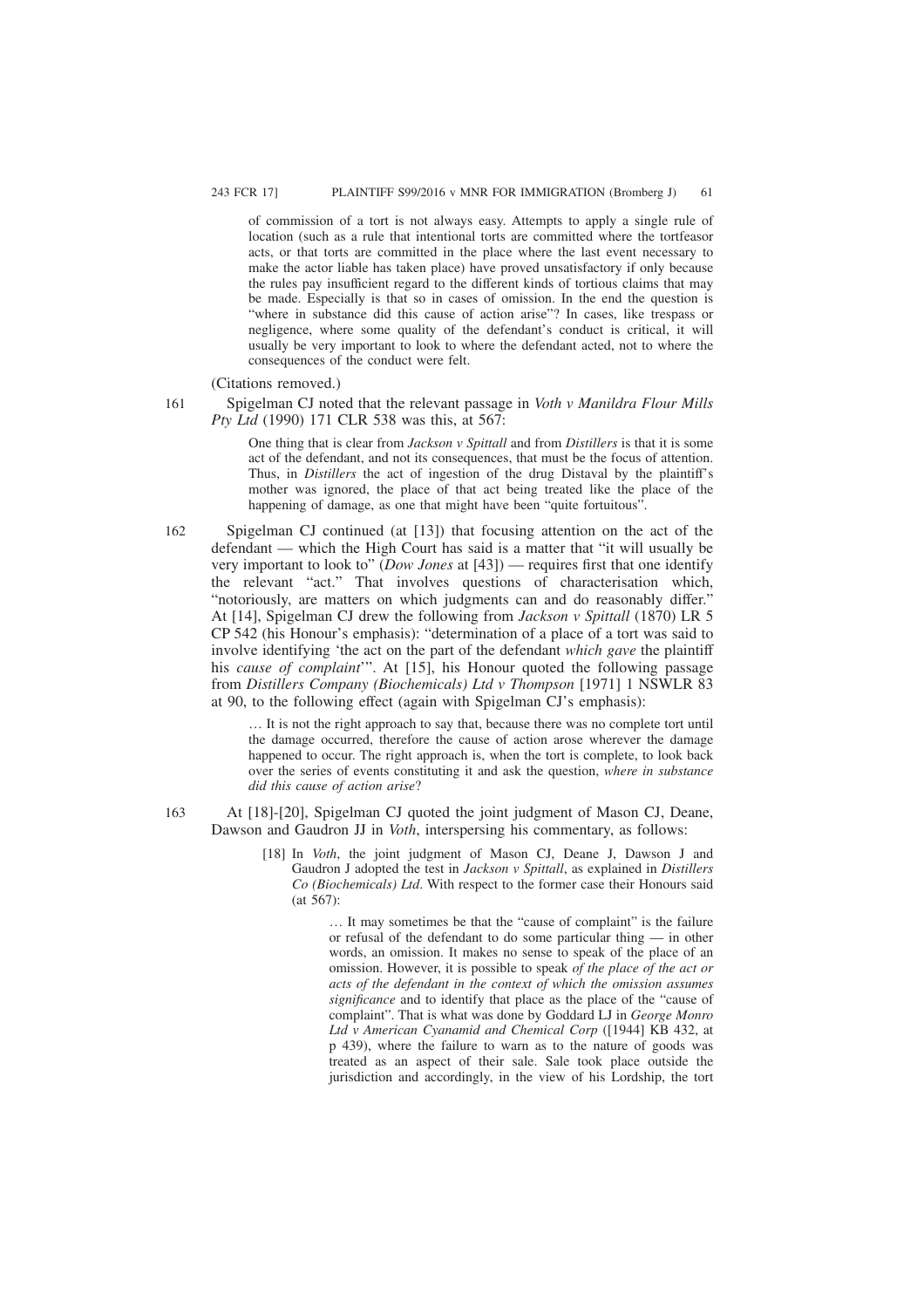of commission of a tort is not always easy. Attempts to apply a single rule of location (such as a rule that intentional torts are committed where the tortfeasor acts, or that torts are committed in the place where the last event necessary to make the actor liable has taken place) have proved unsatisfactory if only because the rules pay insufficient regard to the different kinds of tortious claims that may be made. Especially is that so in cases of omission. In the end the question is "where in substance did this cause of action arise"? In cases, like trespass or negligence, where some quality of the defendant's conduct is critical, it will usually be very important to look to where the defendant acted, not to where the consequences of the conduct were felt.

(Citations removed.)

161 Spigelman CJ noted that the relevant passage in *Voth v Manildra Flour Mills Pty Ltd* (1990) 171 CLR 538 was this, at 567:

> One thing that is clear from *Jackson v Spittall* and from *Distillers* is that it is some act of the defendant, and not its consequences, that must be the focus of attention. Thus, in *Distillers* the act of ingestion of the drug Distaval by the plaintiff's mother was ignored, the place of that act being treated like the place of the happening of damage, as one that might have been "quite fortuitous".

162 Spigelman CJ continued (at [13]) that focusing attention on the act of the defendant — which the High Court has said is a matter that "it will usually be very important to look to" (*Dow Jones* at [43]) — requires first that one identify the relevant "act." That involves questions of characterisation which, "notoriously, are matters on which judgments can and do reasonably differ." At [14], Spigelman CJ drew the following from *Jackson v Spittall* (1870) LR 5 CP 542 (his Honour's emphasis): "determination of a place of a tort was said to involve identifying 'the act on the part of the defendant *which gave* the plaintiff his *cause of complaint*'". At [15], his Honour quoted the following passage from *Distillers Company (Biochemicals) Ltd v Thompson* [1971] 1 NSWLR 83 at 90, to the following effect (again with Spigelman CJ's emphasis):

> … It is not the right approach to say that, because there was no complete tort until the damage occurred, therefore the cause of action arose wherever the damage happened to occur. The right approach is, when the tort is complete, to look back over the series of events constituting it and ask the question, *where in substance did this cause of action arise*?

163 At [18]-[20], Spigelman CJ quoted the joint judgment of Mason CJ, Deane, Dawson and Gaudron JJ in *Voth*, interspersing his commentary, as follows:

> [18] In *Voth*, the joint judgment of Mason CJ, Deane J, Dawson J and Gaudron J adopted the test in *Jackson v Spittall*, as explained in *Distillers Co (Biochemicals) Ltd*. With respect to the former case their Honours said (at 567):
>
> > … It may sometimes be that the "cause of complaint" is the failure or refusal of the defendant to do some particular thing — in other words, an omission. It makes no sense to speak of the place of an omission. However, it is possible to speak *of the place of the act or acts of the defendant in the context of which the omission assumes significance* and to identify that place as the place of the "cause of complaint". That is what was done by Goddard LJ in *George Monro Ltd v American Cyanamid and Chemical Corp* ([1944] KB 432, at p 439), where the failure to warn as to the nature of goods was treated as an aspect of their sale. Sale took place outside the jurisdiction and accordingly, in the view of his Lordship, the tort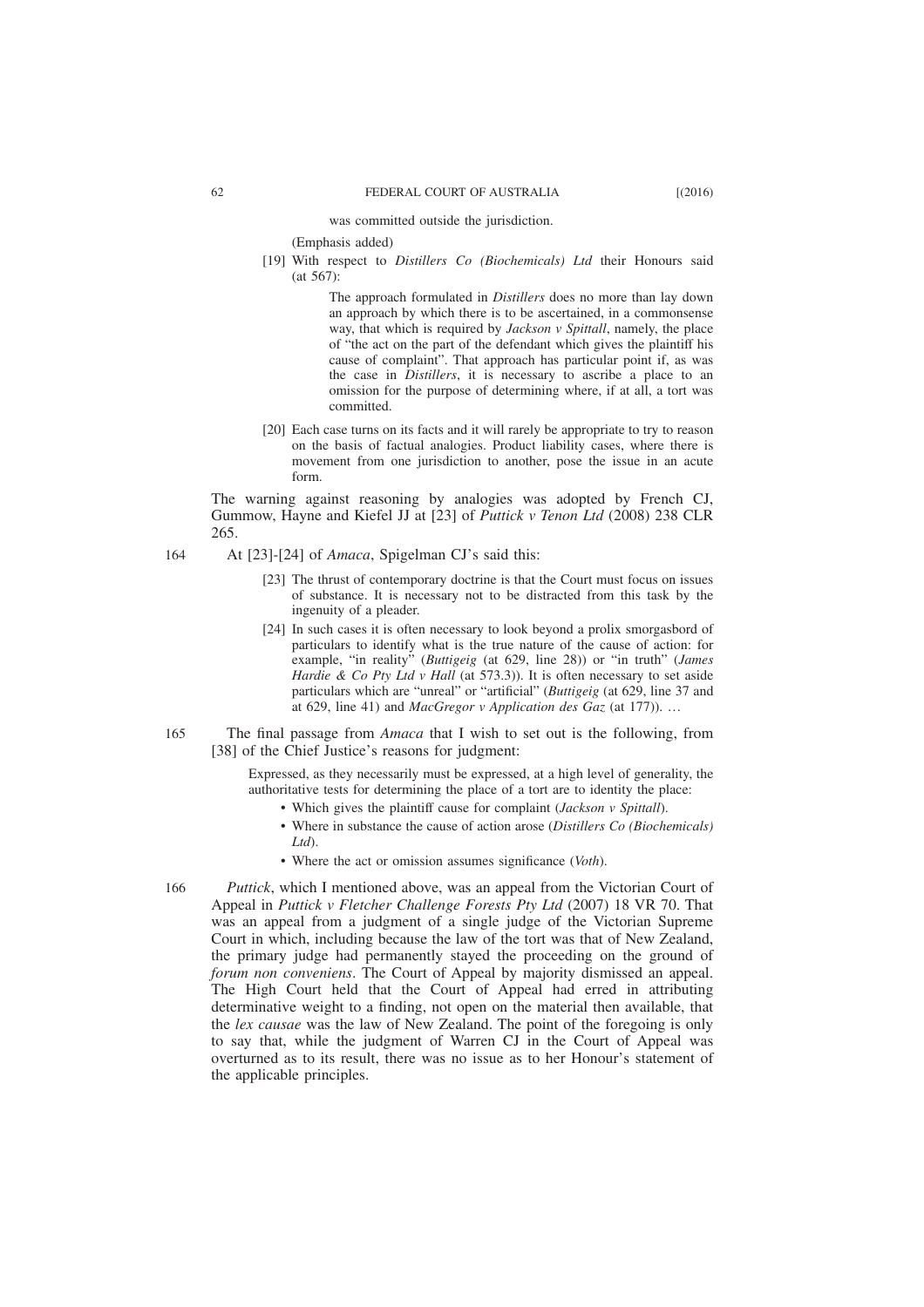was committed outside the jurisdiction.

(Emphasis added)

> [19] With respect to *Distillers Co (Biochemicals) Ltd* their Honours said (at 567):
>
> > The approach formulated in *Distillers* does no more than lay down an approach by which there is to be ascertained, in a commonsense way, that which is required by *Jackson v Spittall*, namely, the place of "the act on the part of the defendant which gives the plaintiff his cause of complaint". That approach has particular point if, as was the case in *Distillers*, it is necessary to ascribe a place to an omission for the purpose of determining where, if at all, a tort was committed.
>
> [20] Each case turns on its facts and it will rarely be appropriate to try to reason on the basis of factual analogies. Product liability cases, where there is movement from one jurisdiction to another, pose the issue in an acute form.

The warning against reasoning by analogies was adopted by French CJ, Gummow, Hayne and Kiefel JJ at [23] of *Puttick v Tenon Ltd* (2008) 238 CLR 265.

164 At [23]-[24] of *Amaca*, Spigelman CJ's said this:

> [23] The thrust of contemporary doctrine is that the Court must focus on issues of substance. It is necessary not to be distracted from this task by the ingenuity of a pleader.
>
> [24] In such cases it is often necessary to look beyond a prolix smorgasbord of particulars to identify what is the true nature of the cause of action: for example, "in reality" (*Buttigeig* (at 629, line 28)) or "in truth" (*James Hardie & Co Pty Ltd v Hall* (at 573.3)). It is often necessary to set aside particulars which are "unreal" or "artificial" (*Buttigeig* (at 629, line 37 and at 629, line 41) and *MacGregor v Application des Gaz* (at 177)). …

165 The final passage from *Amaca* that I wish to set out is the following, from [38] of the Chief Justice's reasons for judgment:

> Expressed, as they necessarily must be expressed, at a high level of generality, the authoritative tests for determining the place of a tort are to identity the place:
>
> - Which gives the plaintiff cause for complaint (*Jackson v Spittall*).
> - Where in substance the cause of action arose (*Distillers Co (Biochemicals) Ltd*).
> - Where the act or omission assumes significance (*Voth*).

166 *Puttick*, which I mentioned above, was an appeal from the Victorian Court of Appeal in *Puttick v Fletcher Challenge Forests Pty Ltd* (2007) 18 VR 70. That was an appeal from a judgment of a single judge of the Victorian Supreme Court in which, including because the law of the tort was that of New Zealand, the primary judge had permanently stayed the proceeding on the ground of *forum non conveniens*. The Court of Appeal by majority dismissed an appeal. The High Court held that the Court of Appeal had erred in attributing determinative weight to a finding, not open on the material then available, that the *lex causae* was the law of New Zealand. The point of the foregoing is only to say that, while the judgment of Warren CJ in the Court of Appeal was overturned as to its result, there was no issue as to her Honour's statement of the applicable principles.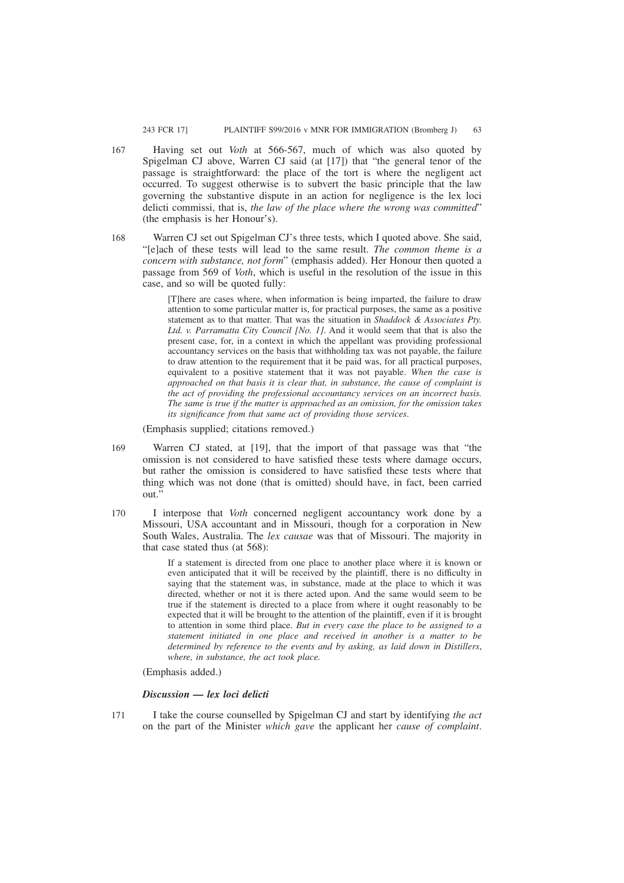167 Having set out *Voth* at 566-567, much of which was also quoted by Spigelman CJ above, Warren CJ said (at [17]) that "the general tenor of the passage is straightforward: the place of the tort is where the negligent act occurred. To suggest otherwise is to subvert the basic principle that the law governing the substantive dispute in an action for negligence is the lex loci delicti commissi, that is, *the law of the place where the wrong was committed*" (the emphasis is her Honour's).

168 Warren CJ set out Spigelman CJ's three tests, which I quoted above. She said, "[e]ach of these tests will lead to the same result. *The common theme is a concern with substance, not form*" (emphasis added). Her Honour then quoted a passage from 569 of *Voth*, which is useful in the resolution of the issue in this case, and so will be quoted fully:

> [T]here are cases where, when information is being imparted, the failure to draw attention to some particular matter is, for practical purposes, the same as a positive statement as to that matter. That was the situation in *Shaddock & Associates Pty. Ltd. v. Parramatta City Council [No. 1]*. And it would seem that that is also the present case, for, in a context in which the appellant was providing professional accountancy services on the basis that withholding tax was not payable, the failure to draw attention to the requirement that it be paid was, for all practical purposes, equivalent to a positive statement that it was not payable. *When the case is approached on that basis it is clear that, in substance, the cause of complaint is the act of providing the professional accountancy services on an incorrect basis. The same is true if the matter is approached as an omission, for the omission takes its significance from that same act of providing those services.*

(Emphasis supplied; citations removed.)

169 Warren CJ stated, at [19], that the import of that passage was that "the omission is not considered to have satisfied these tests where damage occurs, but rather the omission is considered to have satisfied these tests where that thing which was not done (that is omitted) should have, in fact, been carried out."

170 I interpose that *Voth* concerned negligent accountancy work done by a Missouri, USA accountant and in Missouri, though for a corporation in New South Wales, Australia. The *lex causae* was that of Missouri. The majority in that case stated thus (at 568):

> If a statement is directed from one place to another place where it is known or even anticipated that it will be received by the plaintiff, there is no difficulty in saying that the statement was, in substance, made at the place to which it was directed, whether or not it is there acted upon. And the same would seem to be true if the statement is directed to a place from where it ought reasonably to be expected that it will be brought to the attention of the plaintiff, even if it is brought to attention in some third place. *But in every case the place to be assigned to a statement initiated in one place and received in another is a matter to be determined by reference to the events and by asking, as laid down in Distillers, where, in substance, the act took place.*

(Emphasis added.)

### *Discussion — lex loci delicti*

171 I take the course counselled by Spigelman CJ and start by identifying *the act* on the part of the Minister *which gave* the applicant her *cause of complaint*.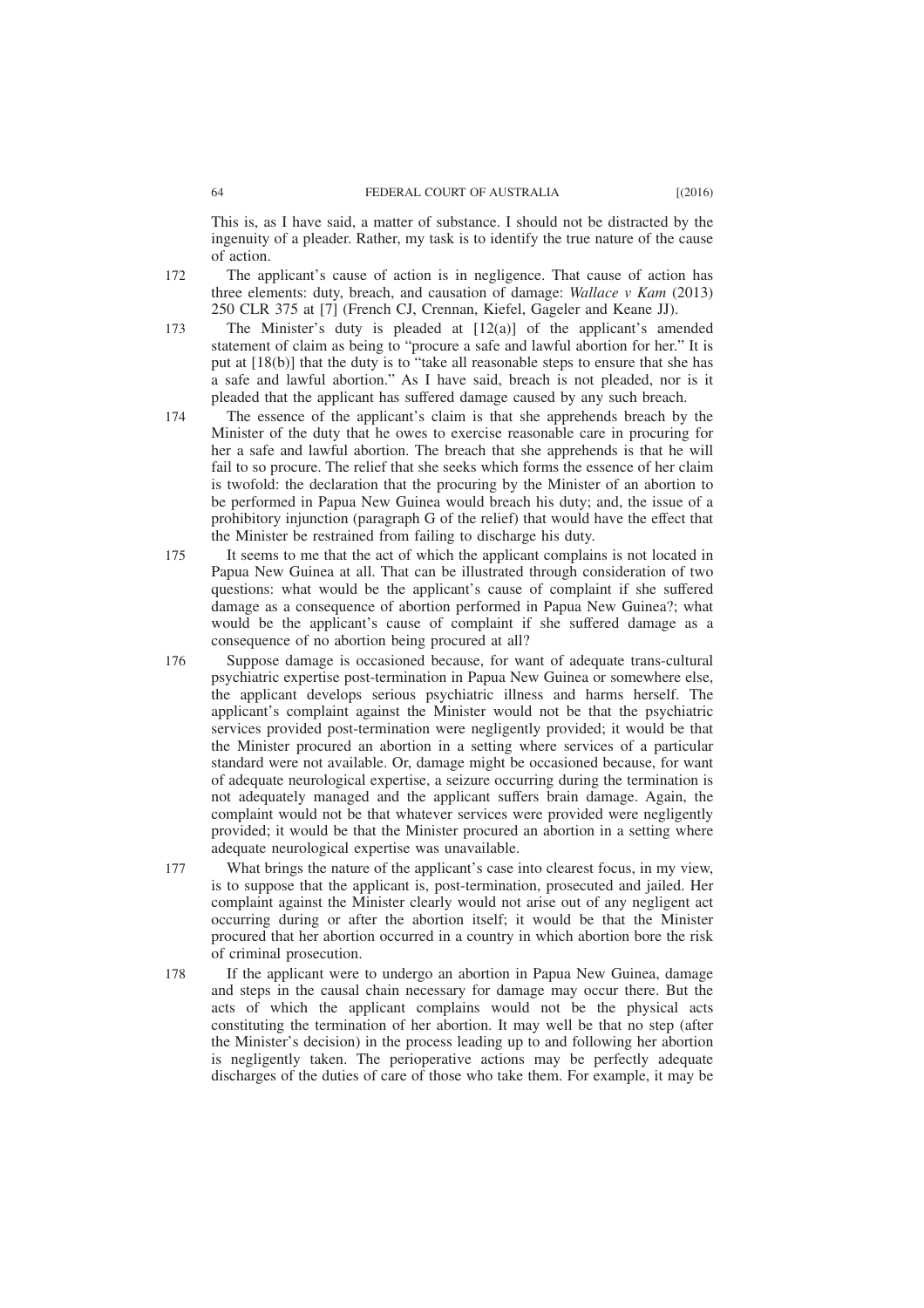This is, as I have said, a matter of substance. I should not be distracted by the ingenuity of a pleader. Rather, my task is to identify the true nature of the cause of action.

172 The applicant's cause of action is in negligence. That cause of action has three elements: duty, breach, and causation of damage: *Wallace v Kam* (2013) 250 CLR 375 at [7] (French CJ, Crennan, Kiefel, Gageler and Keane JJ).

173 The Minister's duty is pleaded at [12(a)] of the applicant's amended statement of claim as being to "procure a safe and lawful abortion for her." It is put at [18(b)] that the duty is to "take all reasonable steps to ensure that she has a safe and lawful abortion." As I have said, breach is not pleaded, nor is it pleaded that the applicant has suffered damage caused by any such breach.

174 The essence of the applicant's claim is that she apprehends breach by the Minister of the duty that he owes to exercise reasonable care in procuring for her a safe and lawful abortion. The breach that she apprehends is that he will fail to so procure. The relief that she seeks which forms the essence of her claim is twofold: the declaration that the procuring by the Minister of an abortion to be performed in Papua New Guinea would breach his duty; and, the issue of a prohibitory injunction (paragraph G of the relief) that would have the effect that the Minister be restrained from failing to discharge his duty.

175 It seems to me that the act of which the applicant complains is not located in Papua New Guinea at all. That can be illustrated through consideration of two questions: what would be the applicant's cause of complaint if she suffered damage as a consequence of abortion performed in Papua New Guinea?; what would be the applicant's cause of complaint if she suffered damage as a consequence of no abortion being procured at all?

176 Suppose damage is occasioned because, for want of adequate trans-cultural psychiatric expertise post-termination in Papua New Guinea or somewhere else, the applicant develops serious psychiatric illness and harms herself. The applicant's complaint against the Minister would not be that the psychiatric services provided post-termination were negligently provided; it would be that the Minister procured an abortion in a setting where services of a particular standard were not available. Or, damage might be occasioned because, for want of adequate neurological expertise, a seizure occurring during the termination is not adequately managed and the applicant suffers brain damage. Again, the complaint would not be that whatever services were provided were negligently provided; it would be that the Minister procured an abortion in a setting where adequate neurological expertise was unavailable.

177 What brings the nature of the applicant's case into clearest focus, in my view, is to suppose that the applicant is, post-termination, prosecuted and jailed. Her complaint against the Minister clearly would not arise out of any negligent act occurring during or after the abortion itself; it would be that the Minister procured that her abortion occurred in a country in which abortion bore the risk of criminal prosecution.

178 If the applicant were to undergo an abortion in Papua New Guinea, damage and steps in the causal chain necessary for damage may occur there. But the acts of which the applicant complains would not be the physical acts constituting the termination of her abortion. It may well be that no step (after the Minister's decision) in the process leading up to and following her abortion is negligently taken. The perioperative actions may be perfectly adequate discharges of the duties of care of those who take them. For example, it may be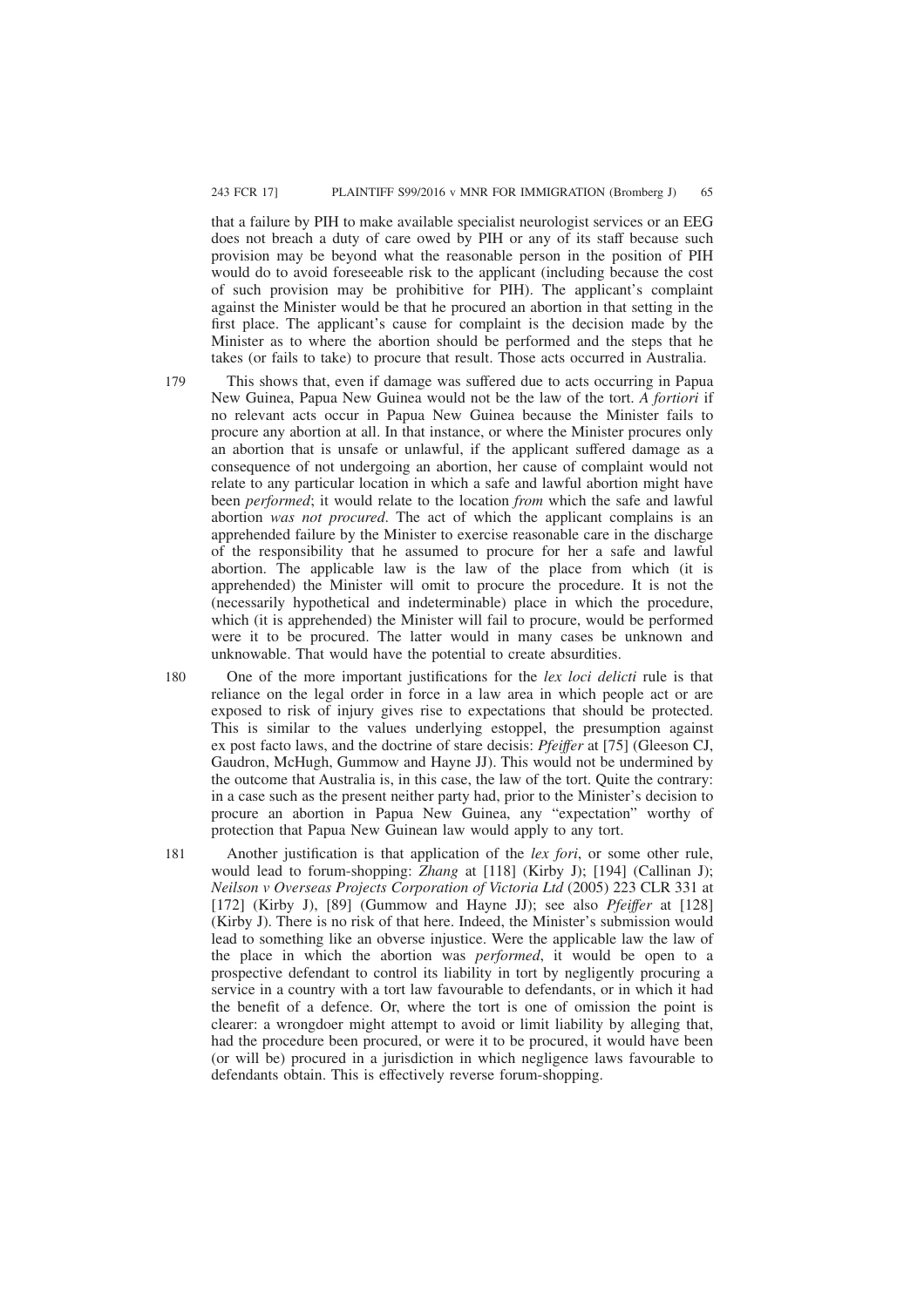that a failure by PIH to make available specialist neurologist services or an EEG does not breach a duty of care owed by PIH or any of its staff because such provision may be beyond what the reasonable person in the position of PIH would do to avoid foreseeable risk to the applicant (including because the cost of such provision may be prohibitive for PIH). The applicant's complaint against the Minister would be that he procured an abortion in that setting in the first place. The applicant's cause for complaint is the decision made by the Minister as to where the abortion should be performed and the steps that he takes (or fails to take) to procure that result. Those acts occurred in Australia.

179 This shows that, even if damage was suffered due to acts occurring in Papua New Guinea, Papua New Guinea would not be the law of the tort. *A fortiori* if no relevant acts occur in Papua New Guinea because the Minister fails to procure any abortion at all. In that instance, or where the Minister procures only an abortion that is unsafe or unlawful, if the applicant suffered damage as a consequence of not undergoing an abortion, her cause of complaint would not relate to any particular location in which a safe and lawful abortion might have been *performed*; it would relate to the location *from* which the safe and lawful abortion *was not procured*. The act of which the applicant complains is an apprehended failure by the Minister to exercise reasonable care in the discharge of the responsibility that he assumed to procure for her a safe and lawful abortion. The applicable law is the law of the place from which (it is apprehended) the Minister will omit to procure the procedure. It is not the (necessarily hypothetical and indeterminable) place in which the procedure, which (it is apprehended) the Minister will fail to procure, would be performed were it to be procured. The latter would in many cases be unknown and unknowable. That would have the potential to create absurdities.

180 One of the more important justifications for the *lex loci delicti* rule is that reliance on the legal order in force in a law area in which people act or are exposed to risk of injury gives rise to expectations that should be protected. This is similar to the values underlying estoppel, the presumption against ex post facto laws, and the doctrine of stare decisis: *Pfeiffer* at [75] (Gleeson CJ, Gaudron, McHugh, Gummow and Hayne JJ). This would not be undermined by the outcome that Australia is, in this case, the law of the tort. Quite the contrary: in a case such as the present neither party had, prior to the Minister's decision to procure an abortion in Papua New Guinea, any "expectation" worthy of protection that Papua New Guinean law would apply to any tort.

181 Another justification is that application of the *lex fori*, or some other rule, would lead to forum-shopping: *Zhang* at [118] (Kirby J); [194] (Callinan J); *Neilson v Overseas Projects Corporation of Victoria Ltd* (2005) 223 CLR 331 at [172] (Kirby J), [89] (Gummow and Hayne JJ); see also *Pfeiffer* at [128] (Kirby J). There is no risk of that here. Indeed, the Minister's submission would lead to something like an obverse injustice. Were the applicable law the law of the place in which the abortion was *performed*, it would be open to a prospective defendant to control its liability in tort by negligently procuring a service in a country with a tort law favourable to defendants, or in which it had the benefit of a defence. Or, where the tort is one of omission the point is clearer: a wrongdoer might attempt to avoid or limit liability by alleging that, had the procedure been procured, or were it to be procured, it would have been (or will be) procured in a jurisdiction in which negligence laws favourable to defendants obtain. This is effectively reverse forum-shopping.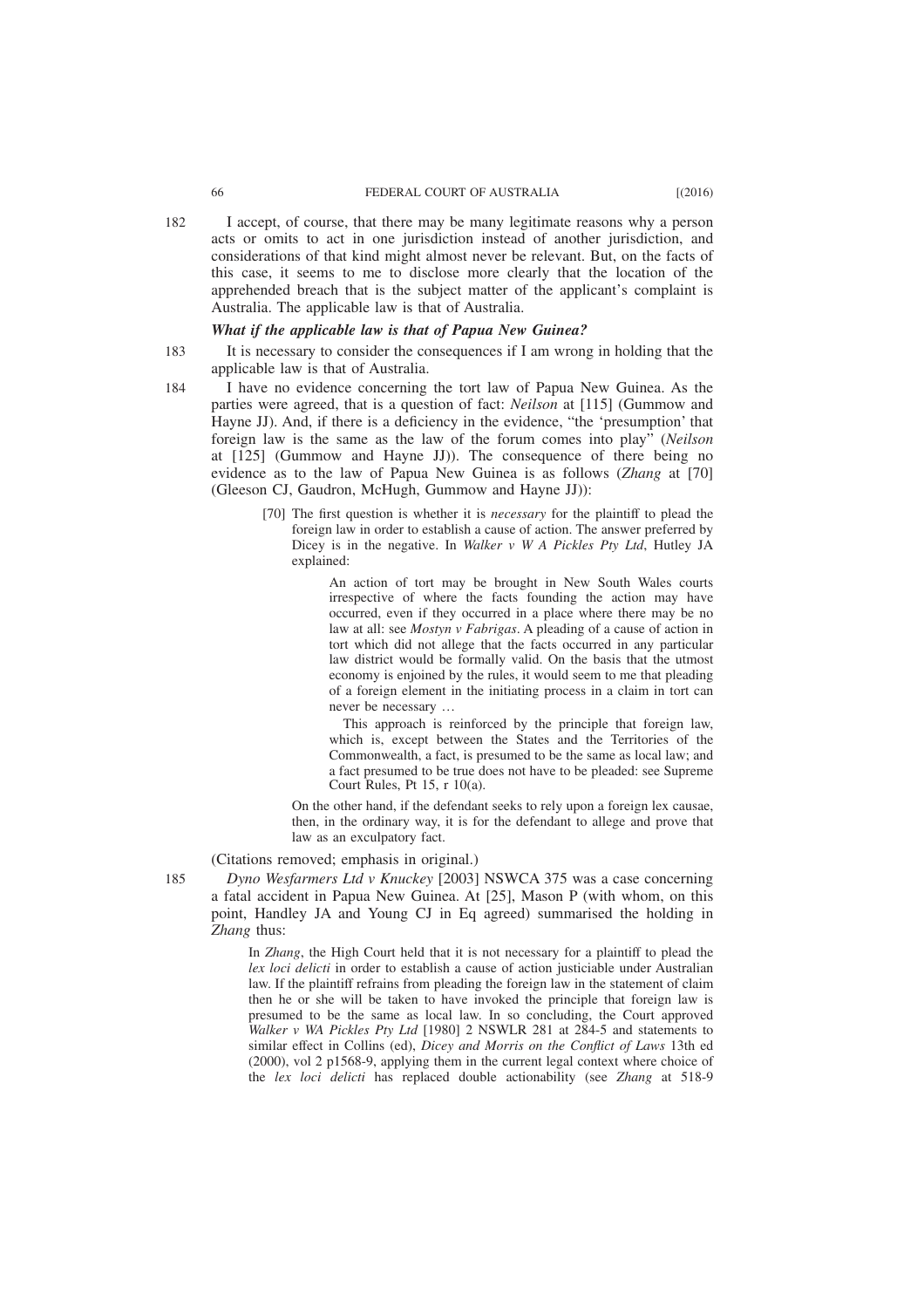182 I accept, of course, that there may be many legitimate reasons why a person acts or omits to act in one jurisdiction instead of another jurisdiction, and considerations of that kind might almost never be relevant. But, on the facts of this case, it seems to me to disclose more clearly that the location of the apprehended breach that is the subject matter of the applicant's complaint is Australia. The applicable law is that of Australia.

### *What if the applicable law is that of Papua New Guinea?*

183 It is necessary to consider the consequences if I am wrong in holding that the applicable law is that of Australia.

184 I have no evidence concerning the tort law of Papua New Guinea. As the parties were agreed, that is a question of fact: *Neilson* at [115] (Gummow and Hayne JJ). And, if there is a deficiency in the evidence, "the 'presumption' that foreign law is the same as the law of the forum comes into play" (*Neilson* at [125] (Gummow and Hayne JJ)). The consequence of there being no evidence as to the law of Papua New Guinea is as follows (*Zhang* at [70] (Gleeson CJ, Gaudron, McHugh, Gummow and Hayne JJ)):

> [70] The first question is whether it is *necessary* for the plaintiff to plead the foreign law in order to establish a cause of action. The answer preferred by Dicey is in the negative. In *Walker v W A Pickles Pty Ltd*, Hutley JA explained:
>
> > An action of tort may be brought in New South Wales courts irrespective of where the facts founding the action may have occurred, even if they occurred in a place where there may be no law at all: see *Mostyn v Fabrigas*. A pleading of a cause of action in tort which did not allege that the facts occurred in any particular law district would be formally valid. On the basis that the utmost economy is enjoined by the rules, it would seem to me that pleading of a foreign element in the initiating process in a claim in tort can never be necessary …
> >
> > This approach is reinforced by the principle that foreign law, which is, except between the States and the Territories of the Commonwealth, a fact, is presumed to be the same as local law; and a fact presumed to be true does not have to be pleaded: see Supreme Court Rules, Pt 15, r 10(a).
>
> On the other hand, if the defendant seeks to rely upon a foreign lex causae, then, in the ordinary way, it is for the defendant to allege and prove that law as an exculpatory fact.

(Citations removed; emphasis in original.)

185 *Dyno Wesfarmers Ltd v Knuckey* [2003] NSWCA 375 was a case concerning a fatal accident in Papua New Guinea. At [25], Mason P (with whom, on this point, Handley JA and Young CJ in Eq agreed) summarised the holding in *Zhang* thus:

> In *Zhang*, the High Court held that it is not necessary for a plaintiff to plead the *lex loci delicti* in order to establish a cause of action justiciable under Australian law. If the plaintiff refrains from pleading the foreign law in the statement of claim then he or she will be taken to have invoked the principle that foreign law is presumed to be the same as local law. In so concluding, the Court approved *Walker v WA Pickles Pty Ltd* [1980] 2 NSWLR 281 at 284-5 and statements to similar effect in Collins (ed), *Dicey and Morris on the Conflict of Laws* 13th ed (2000), vol 2 p1568-9, applying them in the current legal context where choice of the *lex loci delicti* has replaced double actionability (see *Zhang* at 518-9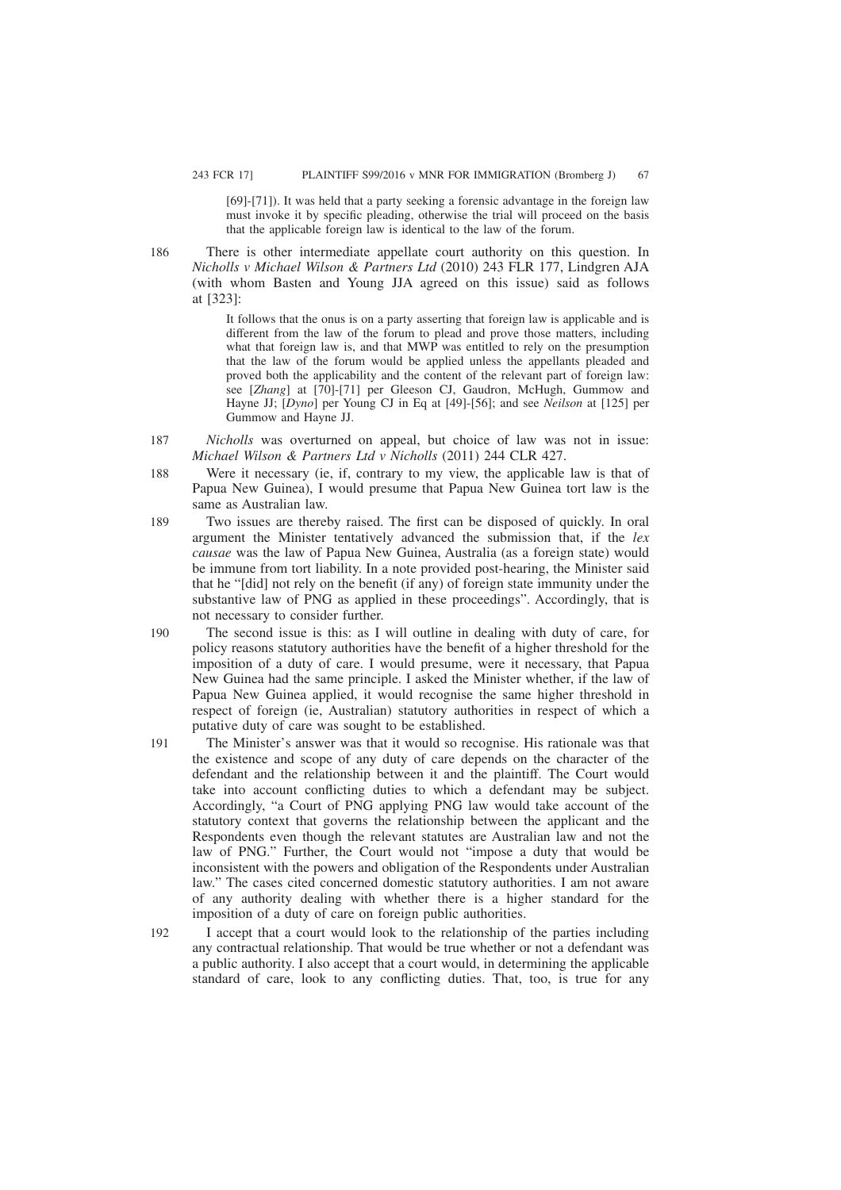[69]-[71]). It was held that a party seeking a forensic advantage in the foreign law must invoke it by specific pleading, otherwise the trial will proceed on the basis that the applicable foreign law is identical to the law of the forum.

186 There is other intermediate appellate court authority on this question. In *Nicholls v Michael Wilson & Partners Ltd* (2010) 243 FLR 177, Lindgren AJA (with whom Basten and Young JJA agreed on this issue) said as follows at [323]:

> It follows that the onus is on a party asserting that foreign law is applicable and is different from the law of the forum to plead and prove those matters, including what that foreign law is, and that MWP was entitled to rely on the presumption that the law of the forum would be applied unless the appellants pleaded and proved both the applicability and the content of the relevant part of foreign law: see [*Zhang*] at [70]-[71] per Gleeson CJ, Gaudron, McHugh, Gummow and Hayne JJ; [*Dyno*] per Young CJ in Eq at [49]-[56]; and see *Neilson* at [125] per Gummow and Hayne JJ.

187 *Nicholls* was overturned on appeal, but choice of law was not in issue: *Michael Wilson & Partners Ltd v Nicholls* (2011) 244 CLR 427.

188 Were it necessary (ie, if, contrary to my view, the applicable law is that of Papua New Guinea), I would presume that Papua New Guinea tort law is the same as Australian law.

189 Two issues are thereby raised. The first can be disposed of quickly. In oral argument the Minister tentatively advanced the submission that, if the *lex causae* was the law of Papua New Guinea, Australia (as a foreign state) would be immune from tort liability. In a note provided post-hearing, the Minister said that he "[did] not rely on the benefit (if any) of foreign state immunity under the substantive law of PNG as applied in these proceedings". Accordingly, that is not necessary to consider further.

190 The second issue is this: as I will outline in dealing with duty of care, for policy reasons statutory authorities have the benefit of a higher threshold for the imposition of a duty of care. I would presume, were it necessary, that Papua New Guinea had the same principle. I asked the Minister whether, if the law of Papua New Guinea applied, it would recognise the same higher threshold in respect of foreign (ie, Australian) statutory authorities in respect of which a putative duty of care was sought to be established.

191 The Minister's answer was that it would so recognise. His rationale was that the existence and scope of any duty of care depends on the character of the defendant and the relationship between it and the plaintiff. The Court would take into account conflicting duties to which a defendant may be subject. Accordingly, "a Court of PNG applying PNG law would take account of the statutory context that governs the relationship between the applicant and the Respondents even though the relevant statutes are Australian law and not the law of PNG." Further, the Court would not "impose a duty that would be inconsistent with the powers and obligation of the Respondents under Australian law." The cases cited concerned domestic statutory authorities. I am not aware of any authority dealing with whether there is a higher standard for the imposition of a duty of care on foreign public authorities.

192 I accept that a court would look to the relationship of the parties including any contractual relationship. That would be true whether or not a defendant was a public authority. I also accept that a court would, in determining the applicable standard of care, look to any conflicting duties. That, too, is true for any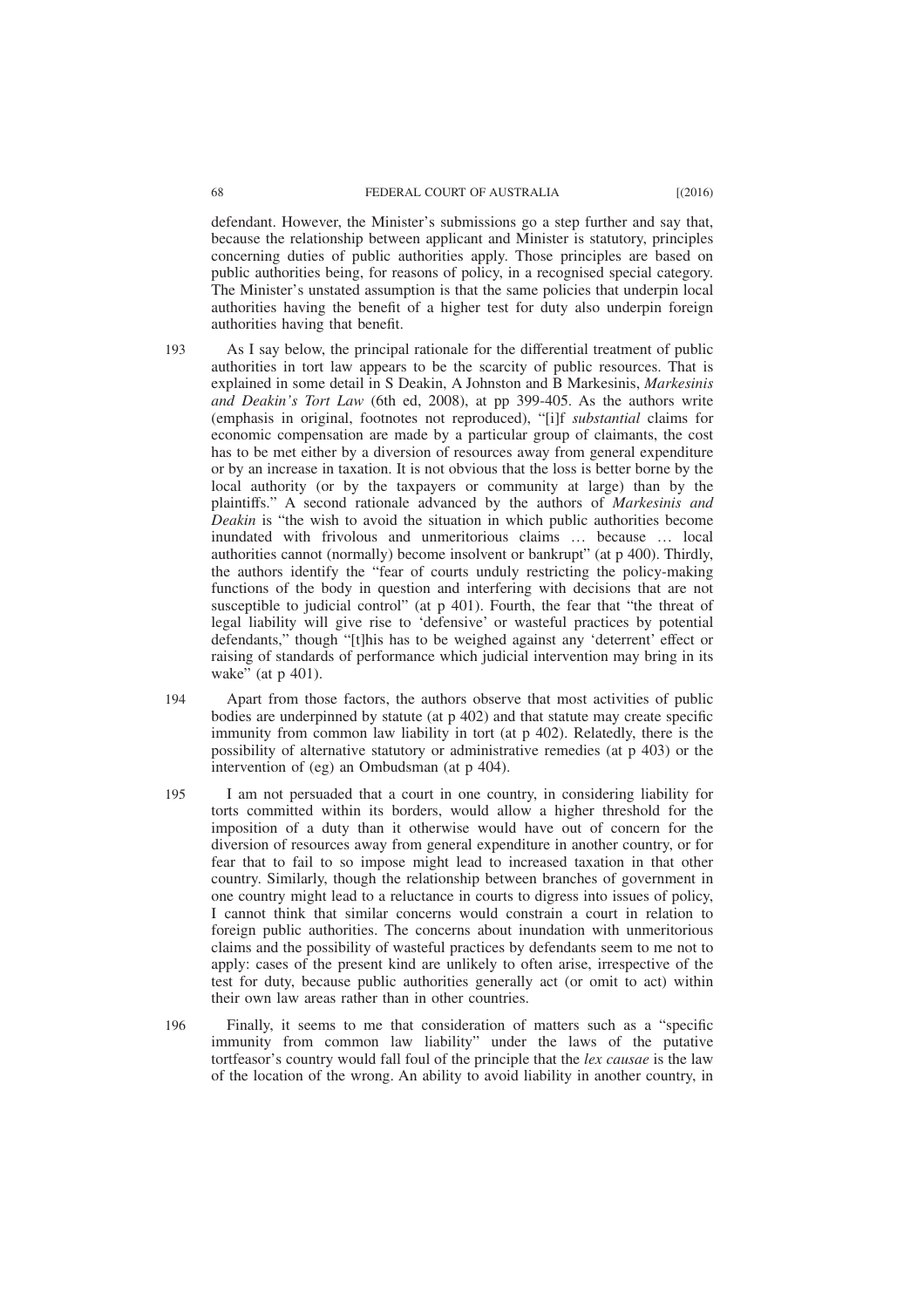defendant. However, the Minister's submissions go a step further and say that, because the relationship between applicant and Minister is statutory, principles concerning duties of public authorities apply. Those principles are based on public authorities being, for reasons of policy, in a recognised special category. The Minister's unstated assumption is that the same policies that underpin local authorities having the benefit of a higher test for duty also underpin foreign authorities having that benefit.

193 As I say below, the principal rationale for the differential treatment of public authorities in tort law appears to be the scarcity of public resources. That is explained in some detail in S Deakin, A Johnston and B Markesinis, *Markesinis and Deakin's Tort Law* (6th ed, 2008), at pp 399-405. As the authors write (emphasis in original, footnotes not reproduced), "[i]f *substantial* claims for economic compensation are made by a particular group of claimants, the cost has to be met either by a diversion of resources away from general expenditure or by an increase in taxation. It is not obvious that the loss is better borne by the local authority (or by the taxpayers or community at large) than by the plaintiffs." A second rationale advanced by the authors of *Markesinis and Deakin* is "the wish to avoid the situation in which public authorities become inundated with frivolous and unmeritorious claims … because … local authorities cannot (normally) become insolvent or bankrupt" (at p 400). Thirdly, the authors identify the "fear of courts unduly restricting the policy-making functions of the body in question and interfering with decisions that are not susceptible to judicial control" (at p 401). Fourth, the fear that "the threat of legal liability will give rise to 'defensive' or wasteful practices by potential defendants," though "[t]his has to be weighed against any 'deterrent' effect or raising of standards of performance which judicial intervention may bring in its wake" (at p 401).

194 Apart from those factors, the authors observe that most activities of public bodies are underpinned by statute (at p 402) and that statute may create specific immunity from common law liability in tort (at p 402). Relatedly, there is the possibility of alternative statutory or administrative remedies (at p 403) or the intervention of (eg) an Ombudsman (at p 404).

195 I am not persuaded that a court in one country, in considering liability for torts committed within its borders, would allow a higher threshold for the imposition of a duty than it otherwise would have out of concern for the diversion of resources away from general expenditure in another country, or for fear that to fail to so impose might lead to increased taxation in that other country. Similarly, though the relationship between branches of government in one country might lead to a reluctance in courts to digress into issues of policy, I cannot think that similar concerns would constrain a court in relation to foreign public authorities. The concerns about inundation with unmeritorious claims and the possibility of wasteful practices by defendants seem to me not to apply: cases of the present kind are unlikely to often arise, irrespective of the test for duty, because public authorities generally act (or omit to act) within their own law areas rather than in other countries.

196 Finally, it seems to me that consideration of matters such as a "specific immunity from common law liability" under the laws of the putative tortfeasor's country would fall foul of the principle that the *lex causae* is the law of the location of the wrong. An ability to avoid liability in another country, in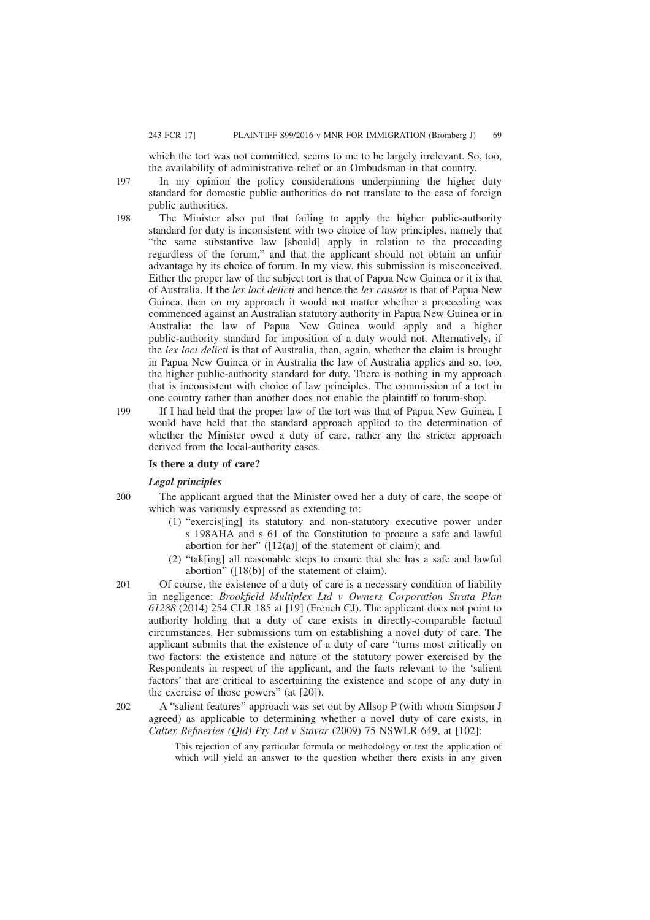which the tort was not committed, seems to me to be largely irrelevant. So, too, the availability of administrative relief or an Ombudsman in that country.

197 In my opinion the policy considerations underpinning the higher duty standard for domestic public authorities do not translate to the case of foreign public authorities.

198 The Minister also put that failing to apply the higher public-authority standard for duty is inconsistent with two choice of law principles, namely that "the same substantive law [should] apply in relation to the proceeding regardless of the forum," and that the applicant should not obtain an unfair advantage by its choice of forum. In my view, this submission is misconceived. Either the proper law of the subject tort is that of Papua New Guinea or it is that of Australia. If the *lex loci delicti* and hence the *lex causae* is that of Papua New Guinea, then on my approach it would not matter whether a proceeding was commenced against an Australian statutory authority in Papua New Guinea or in Australia: the law of Papua New Guinea would apply and a higher public-authority standard for imposition of a duty would not. Alternatively, if the *lex loci delicti* is that of Australia, then, again, whether the claim is brought in Papua New Guinea or in Australia the law of Australia applies and so, too, the higher public-authority standard for duty. There is nothing in my approach that is inconsistent with choice of law principles. The commission of a tort in one country rather than another does not enable the plaintiff to forum-shop.

199 If I had held that the proper law of the tort was that of Papua New Guinea, I would have held that the standard approach applied to the determination of whether the Minister owed a duty of care, rather any the stricter approach derived from the local-authority cases.

### Is there a duty of care?

#### *Legal principles*

200 The applicant argued that the Minister owed her a duty of care, the scope of which was variously expressed as extending to:

(1) "exercis[ing] its statutory and non-statutory executive power under s 198AHA and s 61 of the Constitution to procure a safe and lawful abortion for her" ([12(a)] of the statement of claim); and

(2) "tak[ing] all reasonable steps to ensure that she has a safe and lawful abortion" ([18(b)] of the statement of claim).

201 Of course, the existence of a duty of care is a necessary condition of liability in negligence: *Brookfield Multiplex Ltd v Owners Corporation Strata Plan 61288* (2014) 254 CLR 185 at [19] (French CJ). The applicant does not point to authority holding that a duty of care exists in directly-comparable factual circumstances. Her submissions turn on establishing a novel duty of care. The applicant submits that the existence of a duty of care "turns most critically on two factors: the existence and nature of the statutory power exercised by the Respondents in respect of the applicant, and the facts relevant to the 'salient factors' that are critical to ascertaining the existence and scope of any duty in the exercise of those powers" (at [20]).

202 A "salient features" approach was set out by Allsop P (with whom Simpson J agreed) as applicable to determining whether a novel duty of care exists, in *Caltex Refineries (Qld) Pty Ltd v Stavar* (2009) 75 NSWLR 649, at [102]:

> This rejection of any particular formula or methodology or test the application of which will yield an answer to the question whether there exists in any given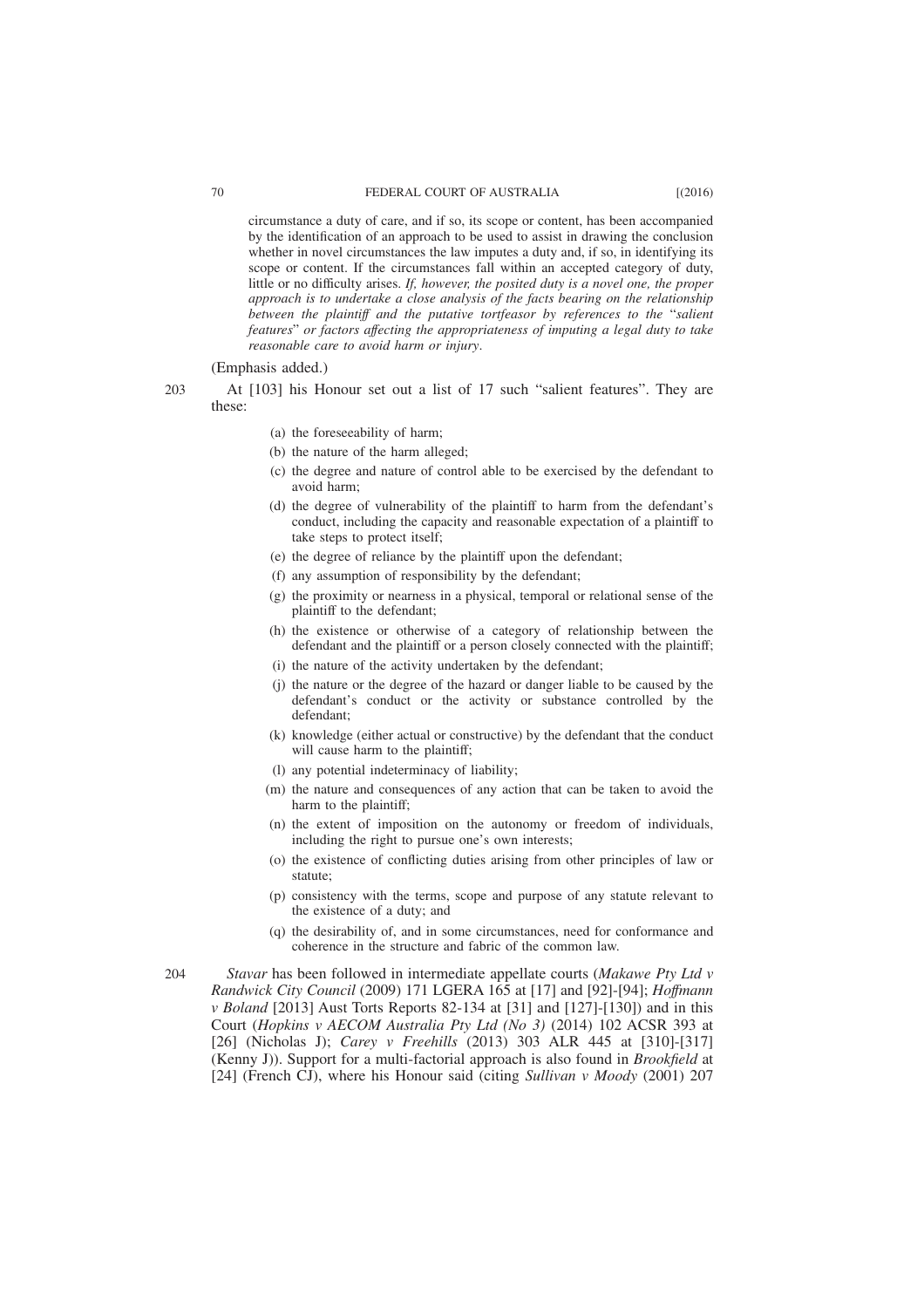circumstance a duty of care, and if so, its scope or content, has been accompanied by the identification of an approach to be used to assist in drawing the conclusion whether in novel circumstances the law imputes a duty and, if so, in identifying its scope or content. If the circumstances fall within an accepted category of duty, little or no difficulty arises. *If, however, the posited duty is a novel one, the proper approach is to undertake a close analysis of the facts bearing on the relationship between the plaintiff and the putative tortfeasor by references to the "salient features" or factors affecting the appropriateness of imputing a legal duty to take reasonable care to avoid harm or injury.*

(Emphasis added.)

203 At [103] his Honour set out a list of 17 such "salient features". They are these:

(a) the foreseeability of harm;

(b) the nature of the harm alleged;

(c) the degree and nature of control able to be exercised by the defendant to avoid harm;

(d) the degree of vulnerability of the plaintiff to harm from the defendant's conduct, including the capacity and reasonable expectation of a plaintiff to take steps to protect itself;

(e) the degree of reliance by the plaintiff upon the defendant;

(f) any assumption of responsibility by the defendant;

(g) the proximity or nearness in a physical, temporal or relational sense of the plaintiff to the defendant;

(h) the existence or otherwise of a category of relationship between the defendant and the plaintiff or a person closely connected with the plaintiff;

(i) the nature of the activity undertaken by the defendant;

(j) the nature or the degree of the hazard or danger liable to be caused by the defendant's conduct or the activity or substance controlled by the defendant;

(k) knowledge (either actual or constructive) by the defendant that the conduct will cause harm to the plaintiff;

(l) any potential indeterminacy of liability;

(m) the nature and consequences of any action that can be taken to avoid the harm to the plaintiff;

(n) the extent of imposition on the autonomy or freedom of individuals, including the right to pursue one's own interests;

(o) the existence of conflicting duties arising from other principles of law or statute;

(p) consistency with the terms, scope and purpose of any statute relevant to the existence of a duty; and

(q) the desirability of, and in some circumstances, need for conformance and coherence in the structure and fabric of the common law.

204 *Stavar* has been followed in intermediate appellate courts (*Makawe Pty Ltd v Randwick City Council* (2009) 171 LGERA 165 at [17] and [92]-[94]; *Hoffmann v Boland* [2013] Aust Torts Reports 82-134 at [31] and [127]-[130]) and in this Court (*Hopkins v AECOM Australia Pty Ltd (No 3)* (2014) 102 ACSR 393 at [26] (Nicholas J); *Carey v Freehills* (2013) 303 ALR 445 at [310]-[317] (Kenny J)). Support for a multi-factorial approach is also found in *Brookfield* at [24] (French CJ), where his Honour said (citing *Sullivan v Moody* (2001) 207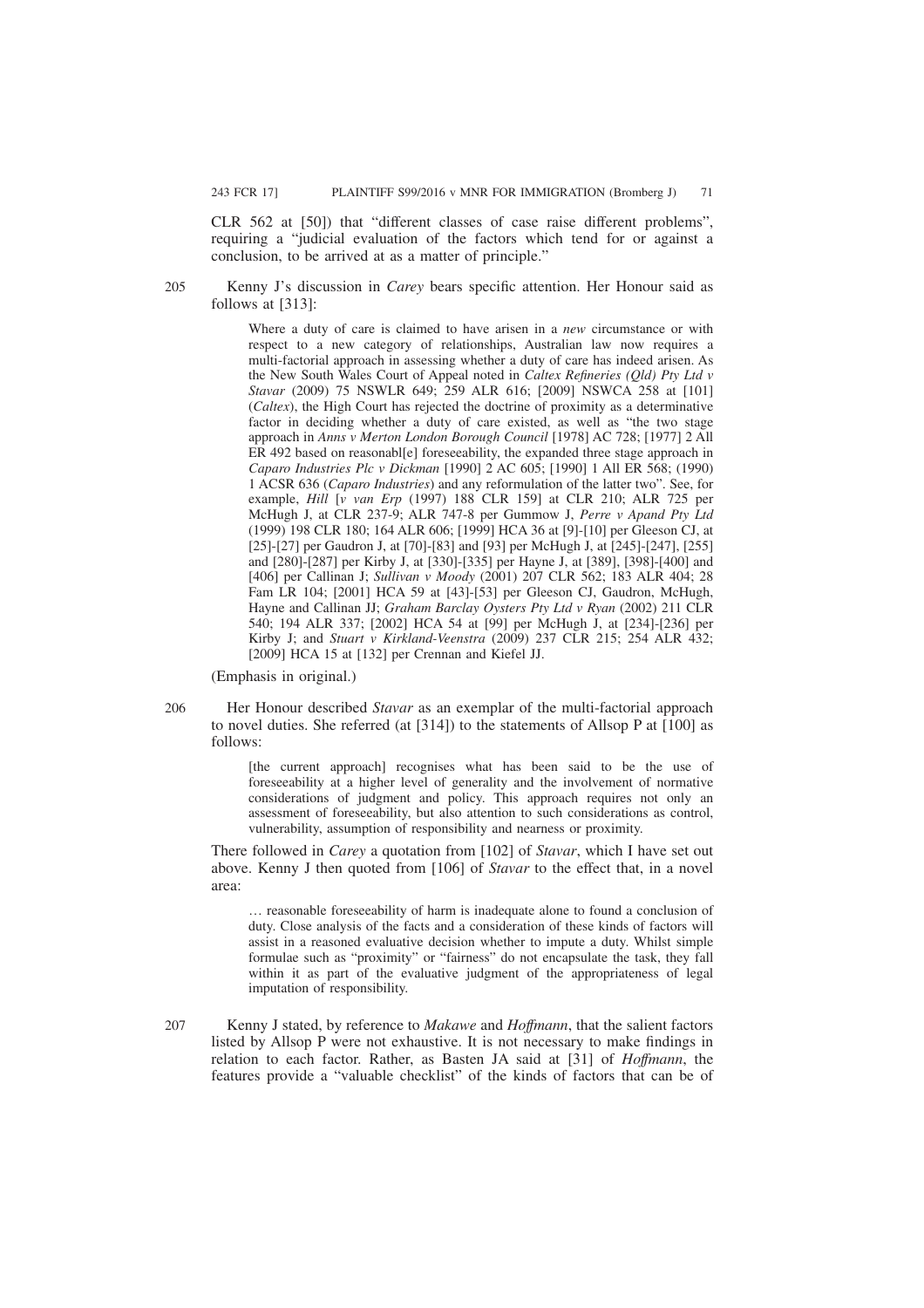CLR 562 at [50]) that "different classes of case raise different problems", requiring a "judicial evaluation of the factors which tend for or against a conclusion, to be arrived at as a matter of principle."

205 Kenny J's discussion in *Carey* bears specific attention. Her Honour said as follows at [313]:

> Where a duty of care is claimed to have arisen in a *new* circumstance or with respect to a new category of relationships, Australian law now requires a multi-factorial approach in assessing whether a duty of care has indeed arisen. As the New South Wales Court of Appeal noted in *Caltex Refineries (Qld) Pty Ltd v Stavar* (2009) 75 NSWLR 649; 259 ALR 616; [2009] NSWCA 258 at [101] (*Caltex*), the High Court has rejected the doctrine of proximity as a determinative factor in deciding whether a duty of care existed, as well as "the two stage approach in *Anns v Merton London Borough Council* [1978] AC 728; [1977] 2 All ER 492 based on reasonabl[e] foreseeability, the expanded three stage approach in *Caparo Industries Plc v Dickman* [1990] 2 AC 605; [1990] 1 All ER 568; (1990) 1 ACSR 636 (*Caparo Industries*) and any reformulation of the latter two". See, for example, *Hill* [*v van Erp* (1997) 188 CLR 159] at CLR 210; ALR 725 per McHugh J, at CLR 237-9; ALR 747-8 per Gummow J, *Perre v Apand Pty Ltd* (1999) 198 CLR 180; 164 ALR 606; [1999] HCA 36 at [9]-[10] per Gleeson CJ, at [25]-[27] per Gaudron J, at [70]-[83] and [93] per McHugh J, at [245]-[247], [255] and [280]-[287] per Kirby J, at [330]-[335] per Hayne J, at [389], [398]-[400] and [406] per Callinan J; *Sullivan v Moody* (2001) 207 CLR 562; 183 ALR 404; 28 Fam LR 104; [2001] HCA 59 at [43]-[53] per Gleeson CJ, Gaudron, McHugh, Hayne and Callinan JJ; *Graham Barclay Oysters Pty Ltd v Ryan* (2002) 211 CLR 540; 194 ALR 337; [2002] HCA 54 at [99] per McHugh J, at [234]-[236] per Kirby J; and *Stuart v Kirkland-Veenstra* (2009) 237 CLR 215; 254 ALR 432; [2009] HCA 15 at [132] per Crennan and Kiefel JJ.

(Emphasis in original.)

206 Her Honour described *Stavar* as an exemplar of the multi-factorial approach to novel duties. She referred (at [314]) to the statements of Allsop P at [100] as follows:

> [the current approach] recognises what has been said to be the use of foreseeability at a higher level of generality and the involvement of normative considerations of judgment and policy. This approach requires not only an assessment of foreseeability, but also attention to such considerations as control, vulnerability, assumption of responsibility and nearness or proximity.

There followed in *Carey* a quotation from [102] of *Stavar*, which I have set out above. Kenny J then quoted from [106] of *Stavar* to the effect that, in a novel area:

> … reasonable foreseeability of harm is inadequate alone to found a conclusion of duty. Close analysis of the facts and a consideration of these kinds of factors will assist in a reasoned evaluative decision whether to impute a duty. Whilst simple formulae such as "proximity" or "fairness" do not encapsulate the task, they fall within it as part of the evaluative judgment of the appropriateness of legal imputation of responsibility.

207 Kenny J stated, by reference to *Makawe* and *Hoffmann*, that the salient factors listed by Allsop P were not exhaustive. It is not necessary to make findings in relation to each factor. Rather, as Basten JA said at [31] of *Hoffmann*, the features provide a "valuable checklist" of the kinds of factors that can be of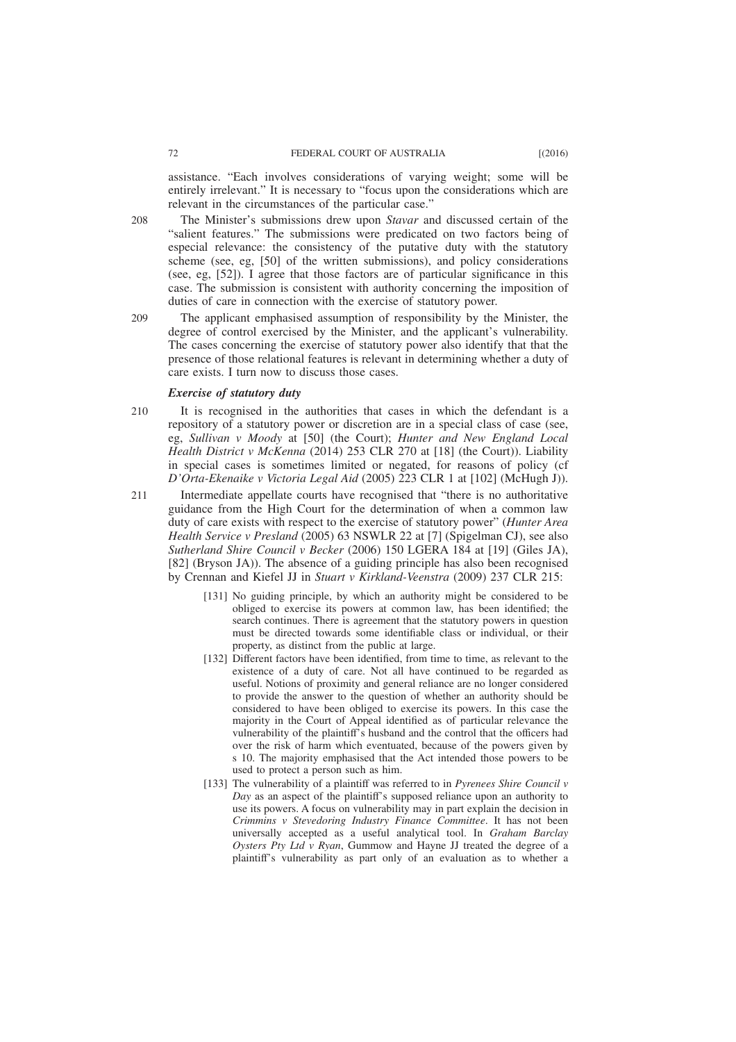assistance. "Each involves considerations of varying weight; some will be entirely irrelevant." It is necessary to "focus upon the considerations which are relevant in the circumstances of the particular case."

208 The Minister's submissions drew upon *Stavar* and discussed certain of the "salient features." The submissions were predicated on two factors being of especial relevance: the consistency of the putative duty with the statutory scheme (see, eg, [50] of the written submissions), and policy considerations (see, eg, [52]). I agree that those factors are of particular significance in this case. The submission is consistent with authority concerning the imposition of duties of care in connection with the exercise of statutory power.

209 The applicant emphasised assumption of responsibility by the Minister, the degree of control exercised by the Minister, and the applicant's vulnerability. The cases concerning the exercise of statutory power also identify that that the presence of those relational features is relevant in determining whether a duty of care exists. I turn now to discuss those cases.

### *Exercise of statutory duty*

210 It is recognised in the authorities that cases in which the defendant is a repository of a statutory power or discretion are in a special class of case (see, eg, *Sullivan v Moody* at [50] (the Court); *Hunter and New England Local Health District v McKenna* (2014) 253 CLR 270 at [18] (the Court)). Liability in special cases is sometimes limited or negated, for reasons of policy (cf *D'Orta-Ekenaike v Victoria Legal Aid* (2005) 223 CLR 1 at [102] (McHugh J)).

211 Intermediate appellate courts have recognised that "there is no authoritative guidance from the High Court for the determination of when a common law duty of care exists with respect to the exercise of statutory power" (*Hunter Area Health Service v Presland* (2005) 63 NSWLR 22 at [7] (Spigelman CJ), see also *Sutherland Shire Council v Becker* (2006) 150 LGERA 184 at [19] (Giles JA), [82] (Bryson JA)). The absence of a guiding principle has also been recognised by Crennan and Kiefel JJ in *Stuart v Kirkland-Veenstra* (2009) 237 CLR 215:

> [131] No guiding principle, by which an authority might be considered to be obliged to exercise its powers at common law, has been identified; the search continues. There is agreement that the statutory powers in question must be directed towards some identifiable class or individual, or their property, as distinct from the public at large.
>
> [132] Different factors have been identified, from time to time, as relevant to the existence of a duty of care. Not all have continued to be regarded as useful. Notions of proximity and general reliance are no longer considered to provide the answer to the question of whether an authority should be considered to have been obliged to exercise its powers. In this case the majority in the Court of Appeal identified as of particular relevance the vulnerability of the plaintiff's husband and the control that the officers had over the risk of harm which eventuated, because of the powers given by s 10. The majority emphasised that the Act intended those powers to be used to protect a person such as him.
>
> [133] The vulnerability of a plaintiff was referred to in *Pyrenees Shire Council v Day* as an aspect of the plaintiff's supposed reliance upon an authority to use its powers. A focus on vulnerability may in part explain the decision in *Crimmins v Stevedoring Industry Finance Committee*. It has not been universally accepted as a useful analytical tool. In *Graham Barclay Oysters Pty Ltd v Ryan*, Gummow and Hayne JJ treated the degree of a plaintiff's vulnerability as part only of an evaluation as to whether a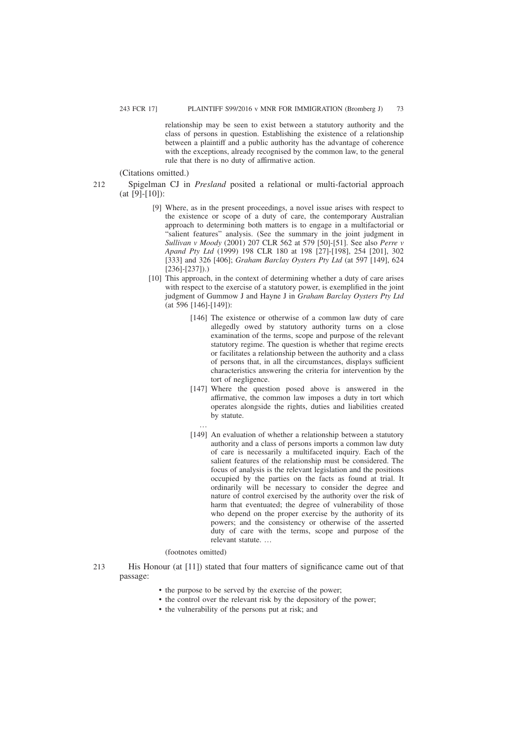relationship may be seen to exist between a statutory authority and the class of persons in question. Establishing the existence of a relationship between a plaintiff and a public authority has the advantage of coherence with the exceptions, already recognised by the common law, to the general rule that there is no duty of affirmative action.

(Citations omitted.)

212 Spigelman CJ in *Presland* posited a relational or multi-factorial approach (at [9]-[10]):

> [9] Where, as in the present proceedings, a novel issue arises with respect to the existence or scope of a duty of care, the contemporary Australian approach to determining both matters is to engage in a multifactorial or "salient features" analysis. (See the summary in the joint judgment in *Sullivan v Moody* (2001) 207 CLR 562 at 579 [50]-[51]. See also *Perre v Apand Pty Ltd* (1999) 198 CLR 180 at 198 [27]-[198], 254 [201], 302 [333] and 326 [406]; *Graham Barclay Oysters Pty Ltd* (at 597 [149], 624 [236]-[237]).)
>
> [10] This approach, in the context of determining whether a duty of care arises with respect to the exercise of a statutory power, is exemplified in the joint judgment of Gummow J and Hayne J in *Graham Barclay Oysters Pty Ltd* (at 596 [146]-[149]):
>
> > [146] The existence or otherwise of a common law duty of care allegedly owed by statutory authority turns on a close examination of the terms, scope and purpose of the relevant statutory regime. The question is whether that regime erects or facilitates a relationship between the authority and a class of persons that, in all the circumstances, displays sufficient characteristics answering the criteria for intervention by the tort of negligence.
> >
> > [147] Where the question posed above is answered in the affirmative, the common law imposes a duty in tort which operates alongside the rights, duties and liabilities created by statute.
> >
> > …
> >
> > [149] An evaluation of whether a relationship between a statutory authority and a class of persons imports a common law duty of care is necessarily a multifaceted inquiry. Each of the salient features of the relationship must be considered. The focus of analysis is the relevant legislation and the positions occupied by the parties on the facts as found at trial. It ordinarily will be necessary to consider the degree and nature of control exercised by the authority over the risk of harm that eventuated; the degree of vulnerability of those who depend on the proper exercise by the authority of its powers; and the consistency or otherwise of the asserted duty of care with the terms, scope and purpose of the relevant statute. …
>
> (footnotes omitted)

213 His Honour (at [11]) stated that four matters of significance came out of that passage:

> - the purpose to be served by the exercise of the power;
> - the control over the relevant risk by the depository of the power;
> - the vulnerability of the persons put at risk; and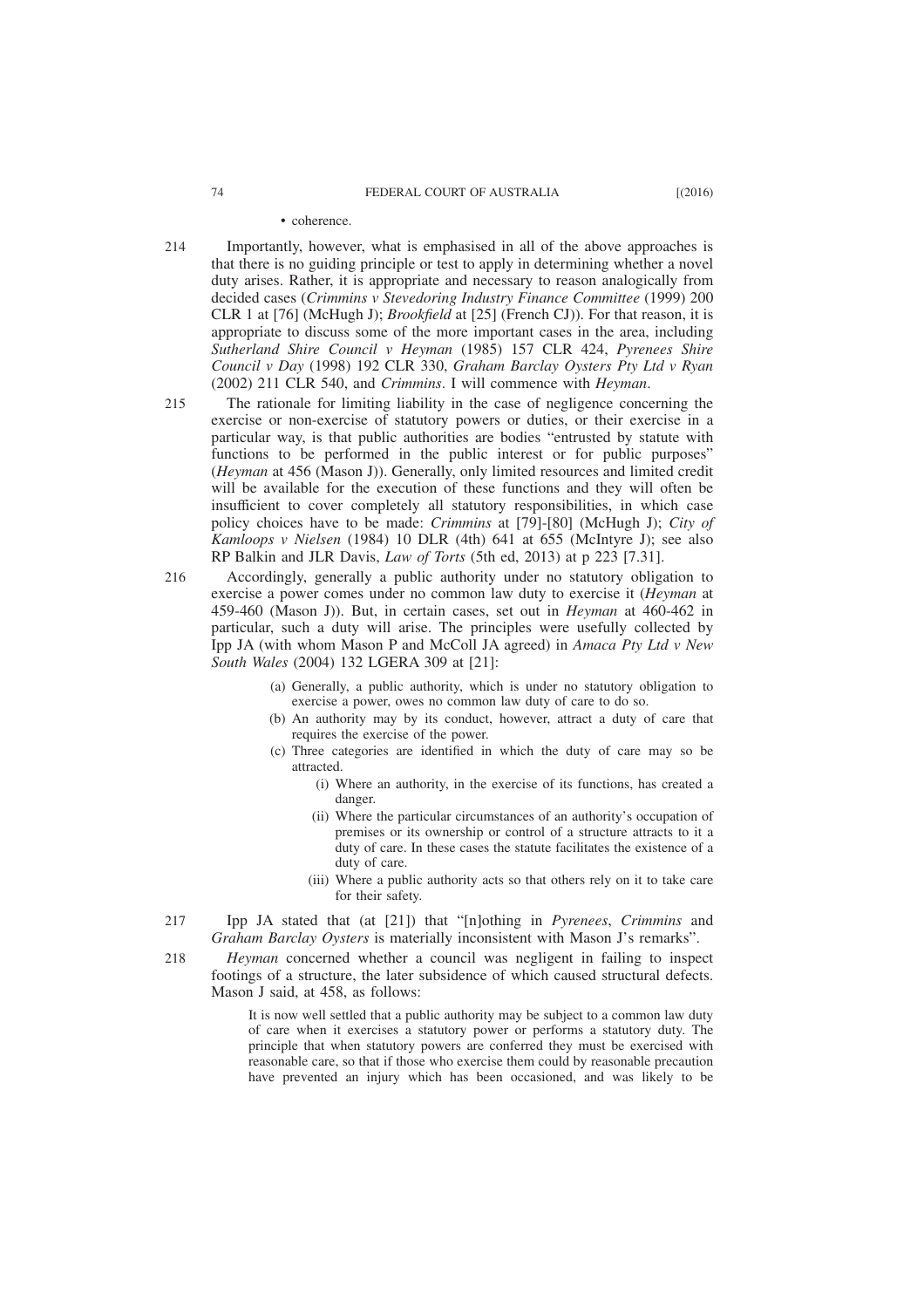- coherence.

214 Importantly, however, what is emphasised in all of the above approaches is that there is no guiding principle or test to apply in determining whether a novel duty arises. Rather, it is appropriate and necessary to reason analogically from decided cases (*Crimmins v Stevedoring Industry Finance Committee* (1999) 200 CLR 1 at [76] (McHugh J); *Brookfield* at [25] (French CJ)). For that reason, it is appropriate to discuss some of the more important cases in the area, including *Sutherland Shire Council v Heyman* (1985) 157 CLR 424, *Pyrenees Shire Council v Day* (1998) 192 CLR 330, *Graham Barclay Oysters Pty Ltd v Ryan* (2002) 211 CLR 540, and *Crimmins*. I will commence with *Heyman*.

215 The rationale for limiting liability in the case of negligence concerning the exercise or non-exercise of statutory powers or duties, or their exercise in a particular way, is that public authorities are bodies "entrusted by statute with functions to be performed in the public interest or for public purposes" (*Heyman* at 456 (Mason J)). Generally, only limited resources and limited credit will be available for the execution of these functions and they will often be insufficient to cover completely all statutory responsibilities, in which case policy choices have to be made: *Crimmins* at [79]-[80] (McHugh J); *City of Kamloops v Nielsen* (1984) 10 DLR (4th) 641 at 655 (McIntyre J); see also RP Balkin and JLR Davis, *Law of Torts* (5th ed, 2013) at p 223 [7.31].

216 Accordingly, generally a public authority under no statutory obligation to exercise a power comes under no common law duty to exercise it (*Heyman* at 459-460 (Mason J)). But, in certain cases, set out in *Heyman* at 460-462 in particular, such a duty will arise. The principles were usefully collected by Ipp JA (with whom Mason P and McColl JA agreed) in *Amaca Pty Ltd v New South Wales* (2004) 132 LGERA 309 at [21]:

> (a) Generally, a public authority, which is under no statutory obligation to exercise a power, owes no common law duty of care to do so.
> (b) An authority may by its conduct, however, attract a duty of care that requires the exercise of the power.
> (c) Three categories are identified in which the duty of care may so be attracted.
>   (i) Where an authority, in the exercise of its functions, has created a danger.
>   (ii) Where the particular circumstances of an authority's occupation of premises or its ownership or control of a structure attracts to it a duty of care. In these cases the statute facilitates the existence of a duty of care.
>   (iii) Where a public authority acts so that others rely on it to take care for their safety.

217 Ipp JA stated that (at [21]) that "[n]othing in *Pyrenees*, *Crimmins* and *Graham Barclay Oysters* is materially inconsistent with Mason J's remarks".

218 *Heyman* concerned whether a council was negligent in failing to inspect footings of a structure, the later subsidence of which caused structural defects. Mason J said, at 458, as follows:

> It is now well settled that a public authority may be subject to a common law duty of care when it exercises a statutory power or performs a statutory duty. The principle that when statutory powers are conferred they must be exercised with reasonable care, so that if those who exercise them could by reasonable precaution have prevented an injury which has been occasioned, and was likely to be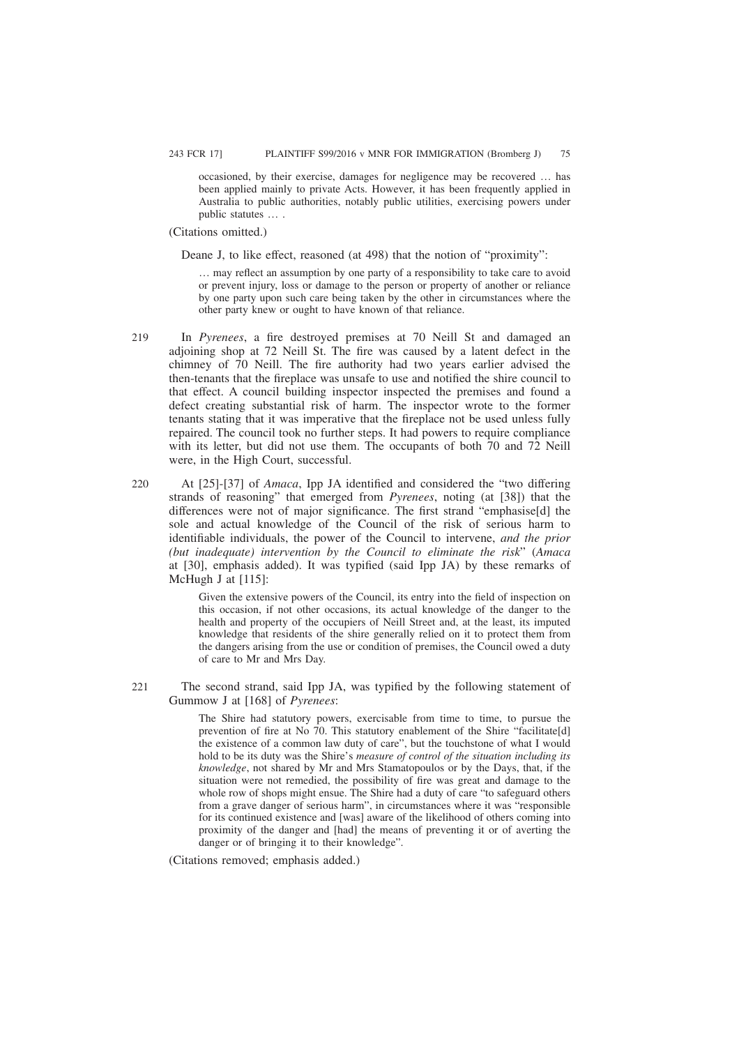> occasioned, by their exercise, damages for negligence may be recovered … has been applied mainly to private Acts. However, it has been frequently applied in Australia to public authorities, notably public utilities, exercising powers under public statutes … .

(Citations omitted.)

Deane J, to like effect, reasoned (at 498) that the notion of "proximity":

> … may reflect an assumption by one party of a responsibility to take care to avoid or prevent injury, loss or damage to the person or property of another or reliance by one party upon such care being taken by the other in circumstances where the other party knew or ought to have known of that reliance.

219 In *Pyrenees*, a fire destroyed premises at 70 Neill St and damaged an adjoining shop at 72 Neill St. The fire was caused by a latent defect in the chimney of 70 Neill. The fire authority had two years earlier advised the then-tenants that the fireplace was unsafe to use and notified the shire council to that effect. A council building inspector inspected the premises and found a defect creating substantial risk of harm. The inspector wrote to the former tenants stating that it was imperative that the fireplace not be used unless fully repaired. The council took no further steps. It had powers to require compliance with its letter, but did not use them. The occupants of both 70 and 72 Neill were, in the High Court, successful.

220 At [25]-[37] of *Amaca*, Ipp JA identified and considered the "two differing strands of reasoning" that emerged from *Pyrenees*, noting (at [38]) that the differences were not of major significance. The first strand "emphasise[d] the sole and actual knowledge of the Council of the risk of serious harm to identifiable individuals, the power of the Council to intervene, *and the prior (but inadequate) intervention by the Council to eliminate the risk*" (*Amaca* at [30], emphasis added). It was typified (said Ipp JA) by these remarks of McHugh J at [115]:

> Given the extensive powers of the Council, its entry into the field of inspection on this occasion, if not other occasions, its actual knowledge of the danger to the health and property of the occupiers of Neill Street and, at the least, its imputed knowledge that residents of the shire generally relied on it to protect them from the dangers arising from the use or condition of premises, the Council owed a duty of care to Mr and Mrs Day.

221 The second strand, said Ipp JA, was typified by the following statement of Gummow J at [168] of *Pyrenees*:

> The Shire had statutory powers, exercisable from time to time, to pursue the prevention of fire at No 70. This statutory enablement of the Shire "facilitate[d] the existence of a common law duty of care", but the touchstone of what I would hold to be its duty was the Shire's *measure of control of the situation including its knowledge*, not shared by Mr and Mrs Stamatopoulos or by the Days, that, if the situation were not remedied, the possibility of fire was great and damage to the whole row of shops might ensue. The Shire had a duty of care "to safeguard others from a grave danger of serious harm", in circumstances where it was "responsible for its continued existence and [was] aware of the likelihood of others coming into proximity of the danger and [had] the means of preventing it or of averting the danger or of bringing it to their knowledge".

(Citations removed; emphasis added.)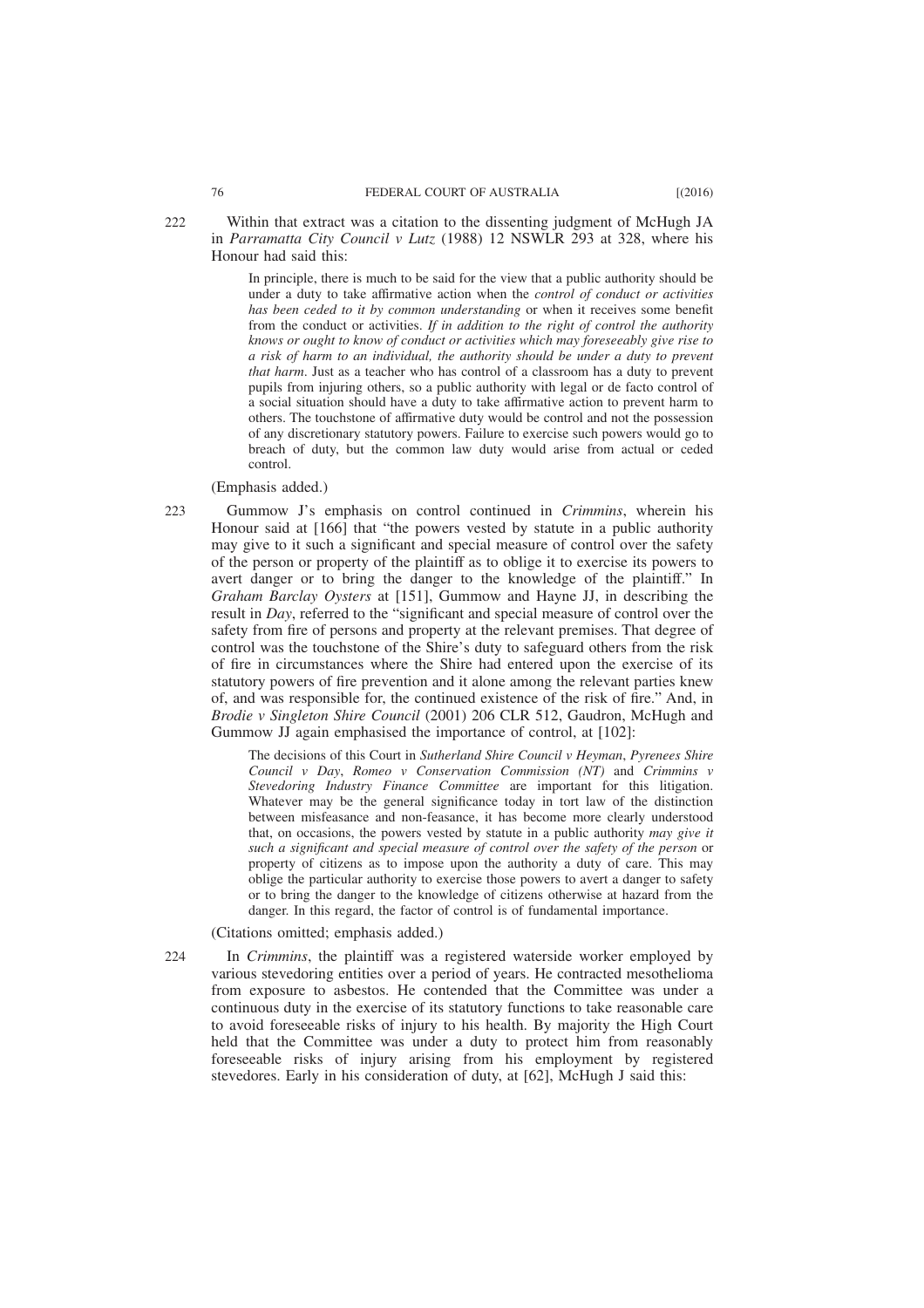222 Within that extract was a citation to the dissenting judgment of McHugh JA in *Parramatta City Council v Lutz* (1988) 12 NSWLR 293 at 328, where his Honour had said this:

> In principle, there is much to be said for the view that a public authority should be under a duty to take affirmative action when the *control of conduct or activities has been ceded to it by common understanding* or when it receives some benefit from the conduct or activities. *If in addition to the right of control the authority knows or ought to know of conduct or activities which may foreseeably give rise to a risk of harm to an individual, the authority should be under a duty to prevent that harm*. Just as a teacher who has control of a classroom has a duty to prevent pupils from injuring others, so a public authority with legal or de facto control of a social situation should have a duty to take affirmative action to prevent harm to others. The touchstone of affirmative duty would be control and not the possession of any discretionary statutory powers. Failure to exercise such powers would go to breach of duty, but the common law duty would arise from actual or ceded control.

(Emphasis added.)

223 Gummow J's emphasis on control continued in *Crimmins*, wherein his Honour said at [166] that "the powers vested by statute in a public authority may give to it such a significant and special measure of control over the safety of the person or property of the plaintiff as to oblige it to exercise its powers to avert danger or to bring the danger to the knowledge of the plaintiff." In *Graham Barclay Oysters* at [151], Gummow and Hayne JJ, in describing the result in *Day*, referred to the "significant and special measure of control over the safety from fire of persons and property at the relevant premises. That degree of control was the touchstone of the Shire's duty to safeguard others from the risk of fire in circumstances where the Shire had entered upon the exercise of its statutory powers of fire prevention and it alone among the relevant parties knew of, and was responsible for, the continued existence of the risk of fire." And, in *Brodie v Singleton Shire Council* (2001) 206 CLR 512, Gaudron, McHugh and Gummow JJ again emphasised the importance of control, at [102]:

> The decisions of this Court in *Sutherland Shire Council v Heyman*, *Pyrenees Shire Council v Day*, *Romeo v Conservation Commission (NT)* and *Crimmins v Stevedoring Industry Finance Committee* are important for this litigation. Whatever may be the general significance today in tort law of the distinction between misfeasance and non-feasance, it has become more clearly understood that, on occasions, the powers vested by statute in a public authority *may give it such a significant and special measure of control over the safety of the person* or property of citizens as to impose upon the authority a duty of care. This may oblige the particular authority to exercise those powers to avert a danger to safety or to bring the danger to the knowledge of citizens otherwise at hazard from the danger. In this regard, the factor of control is of fundamental importance.

(Citations omitted; emphasis added.)

224 In *Crimmins*, the plaintiff was a registered waterside worker employed by various stevedoring entities over a period of years. He contracted mesothelioma from exposure to asbestos. He contended that the Committee was under a continuous duty in the exercise of its statutory functions to take reasonable care to avoid foreseeable risks of injury to his health. By majority the High Court held that the Committee was under a duty to protect him from reasonably foreseeable risks of injury arising from his employment by registered stevedores. Early in his consideration of duty, at [62], McHugh J said this: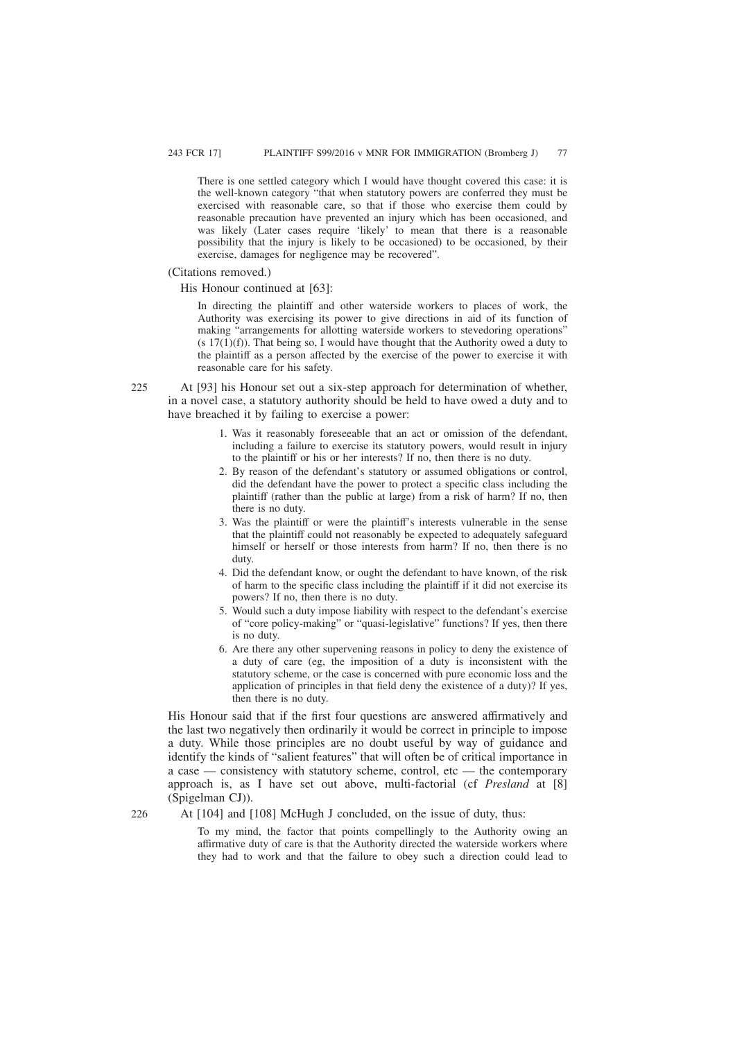> There is one settled category which I would have thought covered this case: it is the well-known category "that when statutory powers are conferred they must be exercised with reasonable care, so that if those who exercise them could by reasonable precaution have prevented an injury which has been occasioned, and was likely (Later cases require 'likely' to mean that there is a reasonable possibility that the injury is likely to be occasioned) to be occasioned, by their exercise, damages for negligence may be recovered".

(Citations removed.)

His Honour continued at [63]:

> In directing the plaintiff and other waterside workers to places of work, the Authority was exercising its power to give directions in aid of its function of making "arrangements for allotting waterside workers to stevedoring operations" (s 17(1)(f)). That being so, I would have thought that the Authority owed a duty to the plaintiff as a person affected by the exercise of the power to exercise it with reasonable care for his safety.

225 At [93] his Honour set out a six-step approach for determination of whether, in a novel case, a statutory authority should be held to have owed a duty and to have breached it by failing to exercise a power:

> 1. Was it reasonably foreseeable that an act or omission of the defendant, including a failure to exercise its statutory powers, would result in injury to the plaintiff or his or her interests? If no, then there is no duty.
> 2. By reason of the defendant's statutory or assumed obligations or control, did the defendant have the power to protect a specific class including the plaintiff (rather than the public at large) from a risk of harm? If no, then there is no duty.
> 3. Was the plaintiff or were the plaintiff's interests vulnerable in the sense that the plaintiff could not reasonably be expected to adequately safeguard himself or herself or those interests from harm? If no, then there is no duty.
> 4. Did the defendant know, or ought the defendant to have known, of the risk of harm to the specific class including the plaintiff if it did not exercise its powers? If no, then there is no duty.
> 5. Would such a duty impose liability with respect to the defendant's exercise of "core policy-making" or "quasi-legislative" functions? If yes, then there is no duty.
> 6. Are there any other supervening reasons in policy to deny the existence of a duty of care (eg, the imposition of a duty is inconsistent with the statutory scheme, or the case is concerned with pure economic loss and the application of principles in that field deny the existence of a duty)? If yes, then there is no duty.

His Honour said that if the first four questions are answered affirmatively and the last two negatively then ordinarily it would be correct in principle to impose a duty. While those principles are no doubt useful by way of guidance and identify the kinds of "salient features" that will often be of critical importance in a case — consistency with statutory scheme, control, etc — the contemporary approach is, as I have set out above, multi-factorial (cf *Presland* at [8] (Spigelman CJ)).

226 At [104] and [108] McHugh J concluded, on the issue of duty, thus:

> To my mind, the factor that points compellingly to the Authority owing an affirmative duty of care is that the Authority directed the waterside workers where they had to work and that the failure to obey such a direction could lead to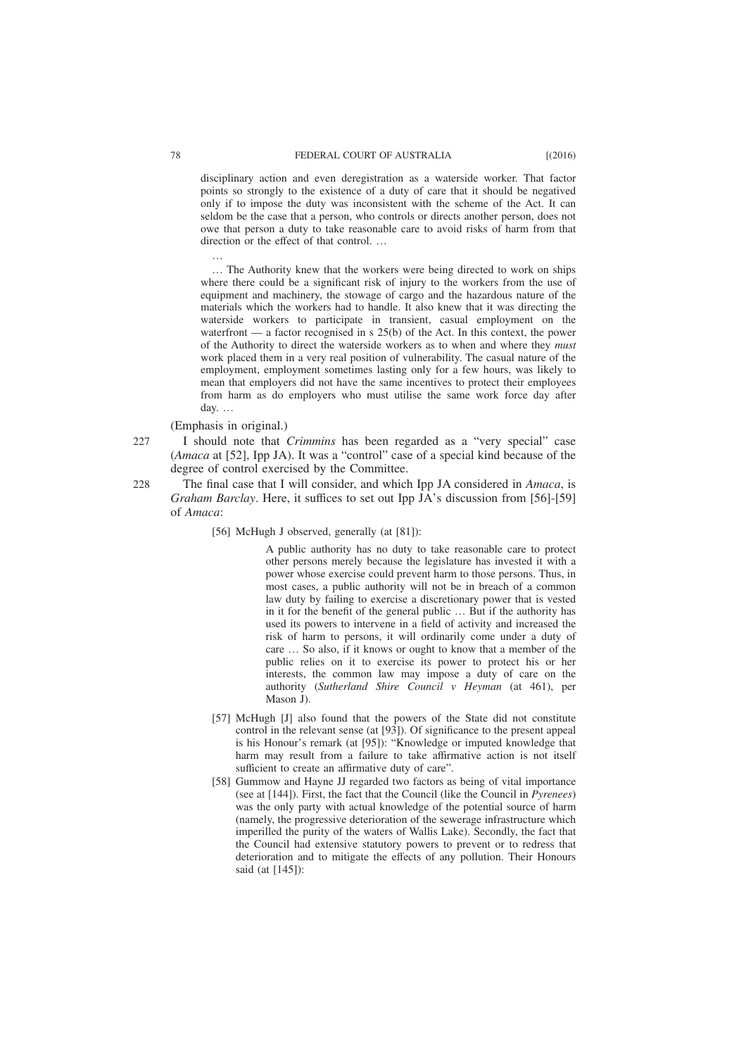> disciplinary action and even deregistration as a waterside worker. That factor points so strongly to the existence of a duty of care that it should be negatived only if to impose the duty was inconsistent with the scheme of the Act. It can seldom be the case that a person, who controls or directs another person, does not owe that person a duty to take reasonable care to avoid risks of harm from that direction or the effect of that control. …
>
> …
>
> … The Authority knew that the workers were being directed to work on ships where there could be a significant risk of injury to the workers from the use of equipment and machinery, the stowage of cargo and the hazardous nature of the materials which the workers had to handle. It also knew that it was directing the waterside workers to participate in transient, casual employment on the waterfront — a factor recognised in s 25(b) of the Act. In this context, the power of the Authority to direct the waterside workers as to when and where they *must* work placed them in a very real position of vulnerability. The casual nature of the employment, employment sometimes lasting only for a few hours, was likely to mean that employers did not have the same incentives to protect their employees from harm as do employers who must utilise the same work force day after day. …

(Emphasis in original.)

227 I should note that *Crimmins* has been regarded as a "very special" case (*Amaca* at [52], Ipp JA). It was a "control" case of a special kind because of the degree of control exercised by the Committee.

228 The final case that I will consider, and which Ipp JA considered in *Amaca*, is *Graham Barclay*. Here, it suffices to set out Ipp JA's discussion from [56]-[59] of *Amaca*:

> [56] McHugh J observed, generally (at [81]):
>
> > A public authority has no duty to take reasonable care to protect other persons merely because the legislature has invested it with a power whose exercise could prevent harm to those persons. Thus, in most cases, a public authority will not be in breach of a common law duty by failing to exercise a discretionary power that is vested in it for the benefit of the general public … But if the authority has used its powers to intervene in a field of activity and increased the risk of harm to persons, it will ordinarily come under a duty of care … So also, if it knows or ought to know that a member of the public relies on it to exercise its power to protect his or her interests, the common law may impose a duty of care on the authority (*Sutherland Shire Council v Heyman* (at 461), per Mason J).
>
> [57] McHugh [J] also found that the powers of the State did not constitute control in the relevant sense (at [93]). Of significance to the present appeal is his Honour's remark (at [95]): "Knowledge or imputed knowledge that harm may result from a failure to take affirmative action is not itself sufficient to create an affirmative duty of care".
>
> [58] Gummow and Hayne JJ regarded two factors as being of vital importance (see at [144]). First, the fact that the Council (like the Council in *Pyrenees*) was the only party with actual knowledge of the potential source of harm (namely, the progressive deterioration of the sewerage infrastructure which imperilled the purity of the waters of Wallis Lake). Secondly, the fact that the Council had extensive statutory powers to prevent or to redress that deterioration and to mitigate the effects of any pollution. Their Honours said (at [145]):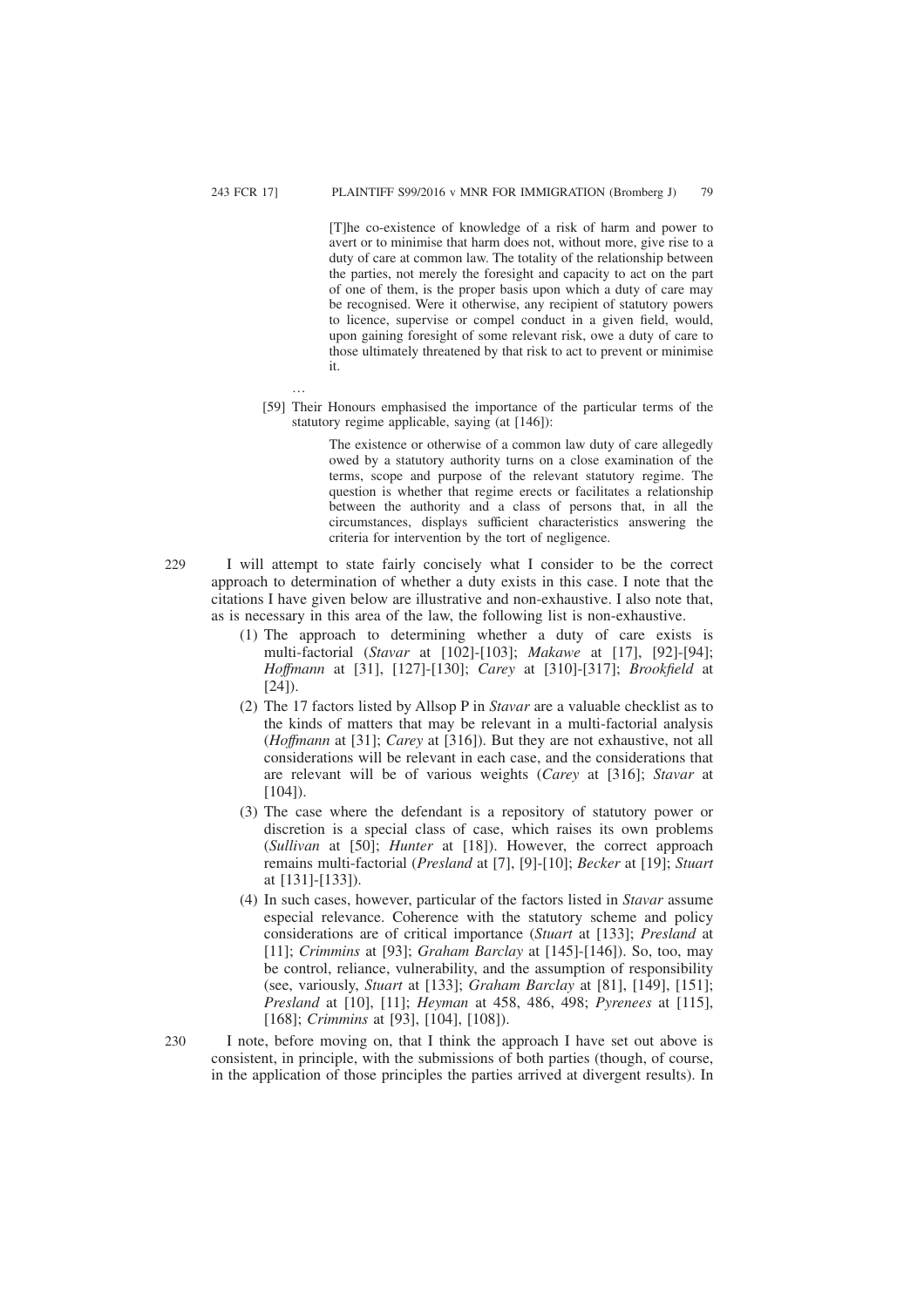> [T]he co-existence of knowledge of a risk of harm and power to avert or to minimise that harm does not, without more, give rise to a duty of care at common law. The totality of the relationship between the parties, not merely the foresight and capacity to act on the part of one of them, is the proper basis upon which a duty of care may be recognised. Were it otherwise, any recipient of statutory powers to licence, supervise or compel conduct in a given field, would, upon gaining foresight of some relevant risk, owe a duty of care to those ultimately threatened by that risk to act to prevent or minimise it.

…

[59] Their Honours emphasised the importance of the particular terms of the statutory regime applicable, saying (at [146]):

> The existence or otherwise of a common law duty of care allegedly owed by a statutory authority turns on a close examination of the terms, scope and purpose of the relevant statutory regime. The question is whether that regime erects or facilitates a relationship between the authority and a class of persons that, in all the circumstances, displays sufficient characteristics answering the criteria for intervention by the tort of negligence.

229 I will attempt to state fairly concisely what I consider to be the correct approach to determination of whether a duty exists in this case. I note that the citations I have given below are illustrative and non-exhaustive. I also note that, as is necessary in this area of the law, the following list is non-exhaustive.

(1) The approach to determining whether a duty of care exists is multi-factorial (*Stavar* at [102]-[103]; *Makawe* at [17], [92]-[94]; *Hoffmann* at [31], [127]-[130]; *Carey* at [310]-[317]; *Brookfield* at [24]).

(2) The 17 factors listed by Allsop P in *Stavar* are a valuable checklist as to the kinds of matters that may be relevant in a multi-factorial analysis (*Hoffmann* at [31]; *Carey* at [316]). But they are not exhaustive, not all considerations will be relevant in each case, and the considerations that are relevant will be of various weights (*Carey* at [316]; *Stavar* at [104]).

(3) The case where the defendant is a repository of statutory power or discretion is a special class of case, which raises its own problems (*Sullivan* at [50]; *Hunter* at [18]). However, the correct approach remains multi-factorial (*Presland* at [7], [9]-[10]; *Becker* at [19]; *Stuart* at [131]-[133]).

(4) In such cases, however, particular of the factors listed in *Stavar* assume especial relevance. Coherence with the statutory scheme and policy considerations are of critical importance (*Stuart* at [133]; *Presland* at [11]; *Crimmins* at [93]; *Graham Barclay* at [145]-[146]). So, too, may be control, reliance, vulnerability, and the assumption of responsibility (see, variously, *Stuart* at [133]; *Graham Barclay* at [81], [149], [151]; *Presland* at [10], [11]; *Heyman* at 458, 486, 498; *Pyrenees* at [115], [168]; *Crimmins* at [93], [104], [108]).

230 I note, before moving on, that I think the approach I have set out above is consistent, in principle, with the submissions of both parties (though, of course, in the application of those principles the parties arrived at divergent results). In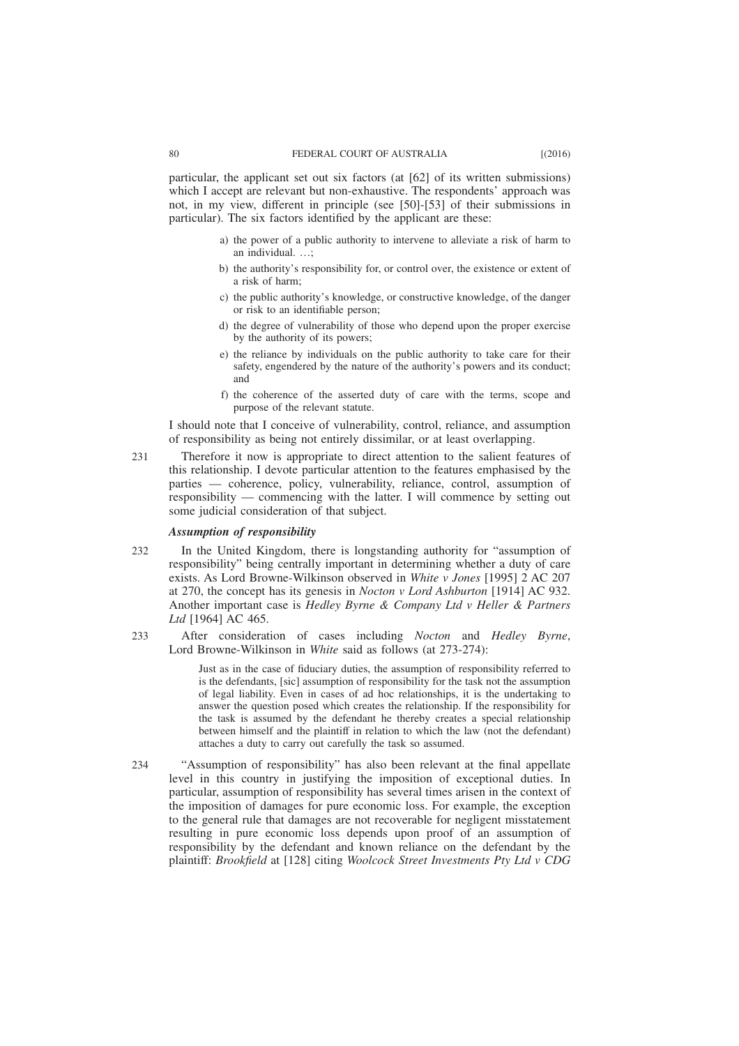particular, the applicant set out six factors (at [62] of its written submissions) which I accept are relevant but non-exhaustive. The respondents' approach was not, in my view, different in principle (see [50]-[53] of their submissions in particular). The six factors identified by the applicant are these:

> a) the power of a public authority to intervene to alleviate a risk of harm to an individual. …;
>
> b) the authority's responsibility for, or control over, the existence or extent of a risk of harm;
>
> c) the public authority's knowledge, or constructive knowledge, of the danger or risk to an identifiable person;
>
> d) the degree of vulnerability of those who depend upon the proper exercise by the authority of its powers;
>
> e) the reliance by individuals on the public authority to take care for their safety, engendered by the nature of the authority's powers and its conduct; and
>
> f) the coherence of the asserted duty of care with the terms, scope and purpose of the relevant statute.

I should note that I conceive of vulnerability, control, reliance, and assumption of responsibility as being not entirely dissimilar, or at least overlapping.

231 Therefore it now is appropriate to direct attention to the salient features of this relationship. I devote particular attention to the features emphasised by the parties — coherence, policy, vulnerability, reliance, control, assumption of responsibility — commencing with the latter. I will commence by setting out some judicial consideration of that subject.

***Assumption of responsibility***

232 In the United Kingdom, there is longstanding authority for "assumption of responsibility" being centrally important in determining whether a duty of care exists. As Lord Browne-Wilkinson observed in *White v Jones* [1995] 2 AC 207 at 270, the concept has its genesis in *Nocton v Lord Ashburton* [1914] AC 932. Another important case is *Hedley Byrne & Company Ltd v Heller & Partners Ltd* [1964] AC 465.

233 After consideration of cases including *Nocton* and *Hedley Byrne*, Lord Browne-Wilkinson in *White* said as follows (at 273-274):

> Just as in the case of fiduciary duties, the assumption of responsibility referred to is the defendants, [sic] assumption of responsibility for the task not the assumption of legal liability. Even in cases of ad hoc relationships, it is the undertaking to answer the question posed which creates the relationship. If the responsibility for the task is assumed by the defendant he thereby creates a special relationship between himself and the plaintiff in relation to which the law (not the defendant) attaches a duty to carry out carefully the task so assumed.

234 "Assumption of responsibility" has also been relevant at the final appellate level in this country in justifying the imposition of exceptional duties. In particular, assumption of responsibility has several times arisen in the context of the imposition of damages for pure economic loss. For example, the exception to the general rule that damages are not recoverable for negligent misstatement resulting in pure economic loss depends upon proof of an assumption of responsibility by the defendant and known reliance on the defendant by the plaintiff: *Brookfield* at [128] citing *Woolcock Street Investments Pty Ltd v CDG*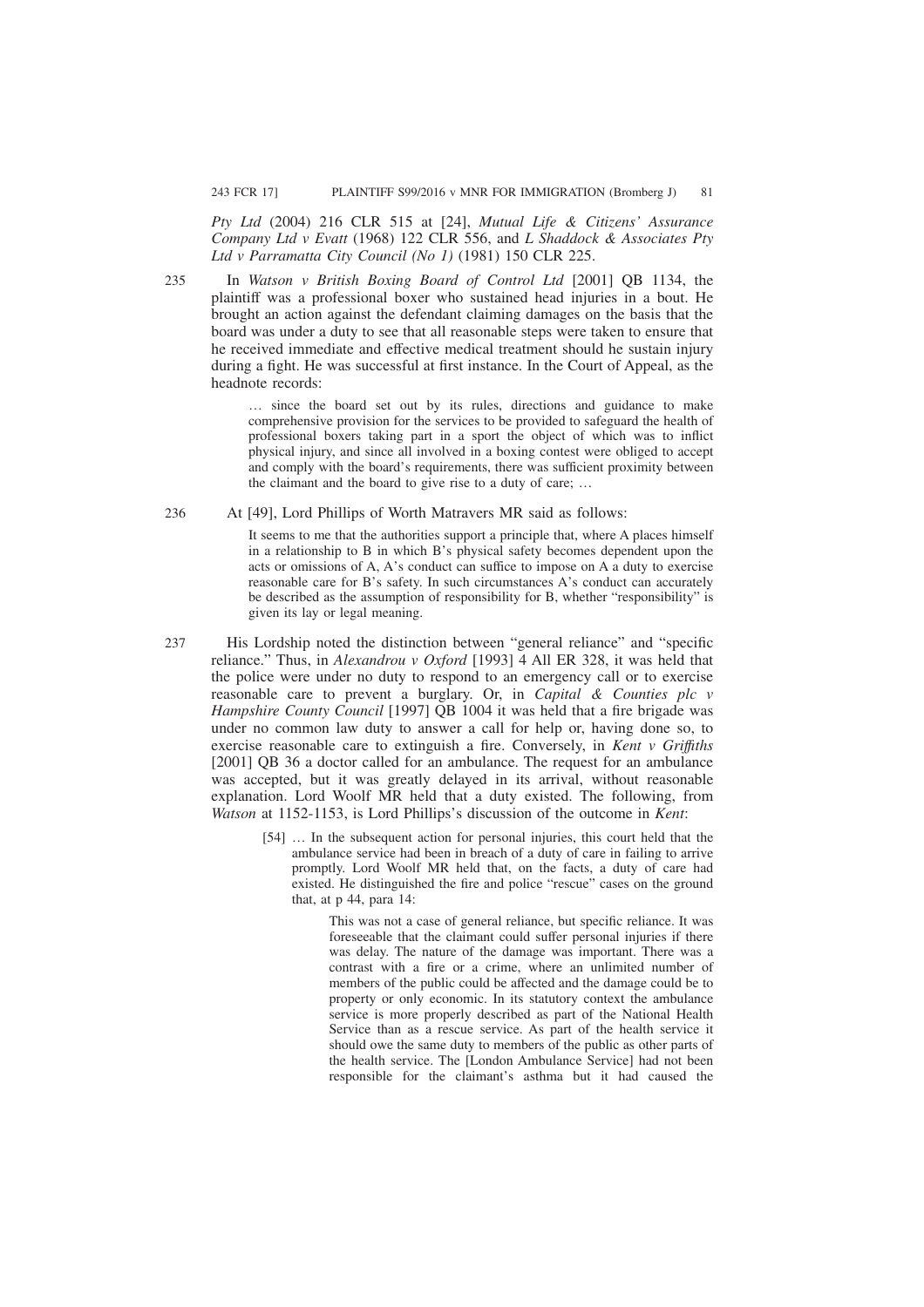*Pty Ltd* (2004) 216 CLR 515 at [24], *Mutual Life & Citizens' Assurance Company Ltd v Evatt* (1968) 122 CLR 556, and *L Shaddock & Associates Pty Ltd v Parramatta City Council (No 1)* (1981) 150 CLR 225.

235 In *Watson v British Boxing Board of Control Ltd* [2001] QB 1134, the plaintiff was a professional boxer who sustained head injuries in a bout. He brought an action against the defendant claiming damages on the basis that the board was under a duty to see that all reasonable steps were taken to ensure that he received immediate and effective medical treatment should he sustain injury during a fight. He was successful at first instance. In the Court of Appeal, as the headnote records:

> … since the board set out by its rules, directions and guidance to make comprehensive provision for the services to be provided to safeguard the health of professional boxers taking part in a sport the object of which was to inflict physical injury, and since all involved in a boxing contest were obliged to accept and comply with the board's requirements, there was sufficient proximity between the claimant and the board to give rise to a duty of care; …

236 At [49], Lord Phillips of Worth Matravers MR said as follows:

> It seems to me that the authorities support a principle that, where A places himself in a relationship to B in which B's physical safety becomes dependent upon the acts or omissions of A, A's conduct can suffice to impose on A a duty to exercise reasonable care for B's safety. In such circumstances A's conduct can accurately be described as the assumption of responsibility for B, whether "responsibility" is given its lay or legal meaning.

237 His Lordship noted the distinction between "general reliance" and "specific reliance." Thus, in *Alexandrou v Oxford* [1993] 4 All ER 328, it was held that the police were under no duty to respond to an emergency call or to exercise reasonable care to prevent a burglary. Or, in *Capital & Counties plc v Hampshire County Council* [1997] QB 1004 it was held that a fire brigade was under no common law duty to answer a call for help or, having done so, to exercise reasonable care to extinguish a fire. Conversely, in *Kent v Griffiths* [2001] QB 36 a doctor called for an ambulance. The request for an ambulance was accepted, but it was greatly delayed in its arrival, without reasonable explanation. Lord Woolf MR held that a duty existed. The following, from *Watson* at 1152-1153, is Lord Phillips's discussion of the outcome in *Kent*:

> [54] … In the subsequent action for personal injuries, this court held that the ambulance service had been in breach of a duty of care in failing to arrive promptly. Lord Woolf MR held that, on the facts, a duty of care had existed. He distinguished the fire and police "rescue" cases on the ground that, at p 44, para 14:
>
>> This was not a case of general reliance, but specific reliance. It was foreseeable that the claimant could suffer personal injuries if there was delay. The nature of the damage was important. There was a contrast with a fire or a crime, where an unlimited number of members of the public could be affected and the damage could be to property or only economic. In its statutory context the ambulance service is more properly described as part of the National Health Service than as a rescue service. As part of the health service it should owe the same duty to members of the public as other parts of the health service. The [London Ambulance Service] had not been responsible for the claimant's asthma but it had caused the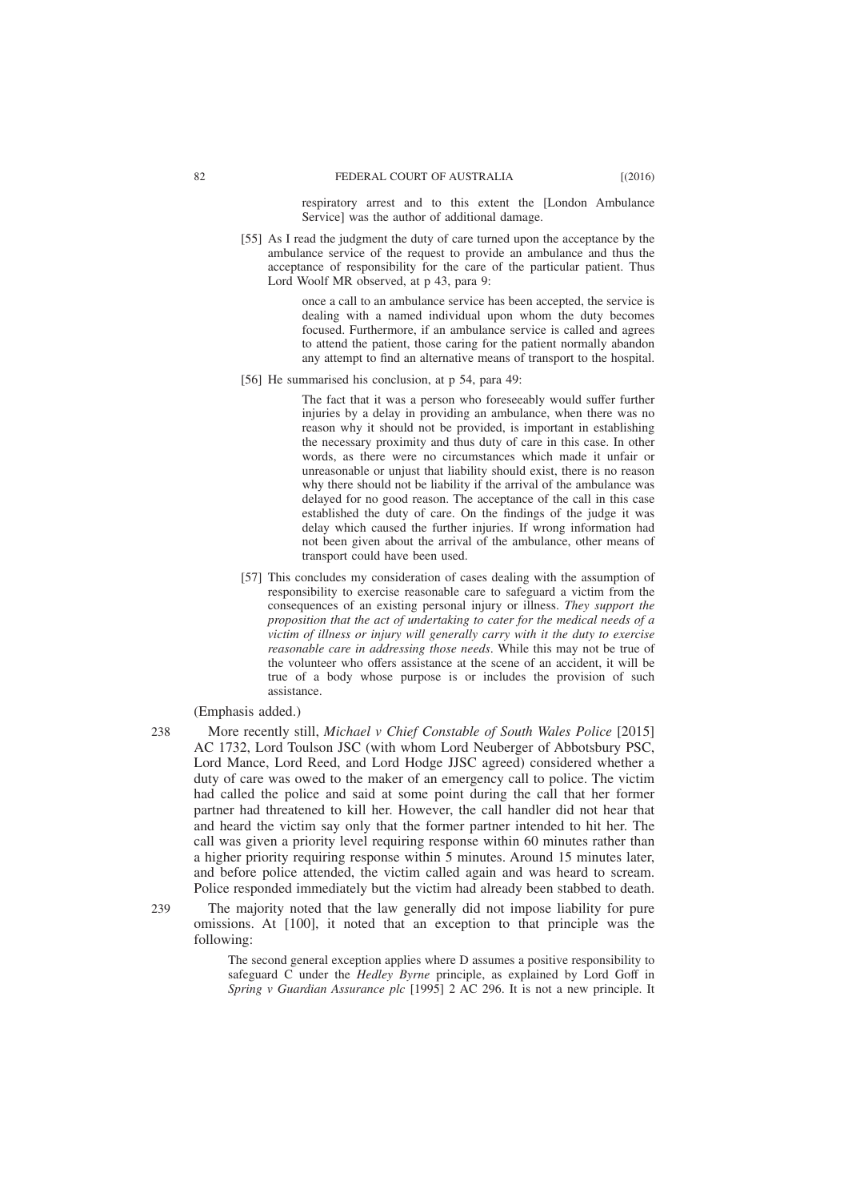> respiratory arrest and to this extent the [London Ambulance Service] was the author of additional damage.
>
> [55] As I read the judgment the duty of care turned upon the acceptance by the ambulance service of the request to provide an ambulance and thus the acceptance of responsibility for the care of the particular patient. Thus Lord Woolf MR observed, at p 43, para 9:
>
> > once a call to an ambulance service has been accepted, the service is dealing with a named individual upon whom the duty becomes focused. Furthermore, if an ambulance service is called and agrees to attend the patient, those caring for the patient normally abandon any attempt to find an alternative means of transport to the hospital.
>
> [56] He summarised his conclusion, at p 54, para 49:
>
> > The fact that it was a person who foreseeably would suffer further injuries by a delay in providing an ambulance, when there was no reason why it should not be provided, is important in establishing the necessary proximity and thus duty of care in this case. In other words, as there were no circumstances which made it unfair or unreasonable or unjust that liability should exist, there is no reason why there should not be liability if the arrival of the ambulance was delayed for no good reason. The acceptance of the call in this case established the duty of care. On the findings of the judge it was delay which caused the further injuries. If wrong information had not been given about the arrival of the ambulance, other means of transport could have been used.
>
> [57] This concludes my consideration of cases dealing with the assumption of responsibility to exercise reasonable care to safeguard a victim from the consequences of an existing personal injury or illness. *They support the proposition that the act of undertaking to cater for the medical needs of a victim of illness or injury will generally carry with it the duty to exercise reasonable care in addressing those needs*. While this may not be true of the volunteer who offers assistance at the scene of an accident, it will be true of a body whose purpose is or includes the provision of such assistance.

(Emphasis added.)

238 More recently still, *Michael v Chief Constable of South Wales Police* [2015] AC 1732, Lord Toulson JSC (with whom Lord Neuberger of Abbotsbury PSC, Lord Mance, Lord Reed, and Lord Hodge JJSC agreed) considered whether a duty of care was owed to the maker of an emergency call to police. The victim had called the police and said at some point during the call that her former partner had threatened to kill her. However, the call handler did not hear that and heard the victim say only that the former partner intended to hit her. The call was given a priority level requiring response within 60 minutes rather than a higher priority requiring response within 5 minutes. Around 15 minutes later, and before police attended, the victim called again and was heard to scream. Police responded immediately but the victim had already been stabbed to death.

239 The majority noted that the law generally did not impose liability for pure omissions. At [100], it noted that an exception to that principle was the following:

> The second general exception applies where D assumes a positive responsibility to safeguard C under the *Hedley Byrne* principle, as explained by Lord Goff in *Spring v Guardian Assurance plc* [1995] 2 AC 296. It is not a new principle. It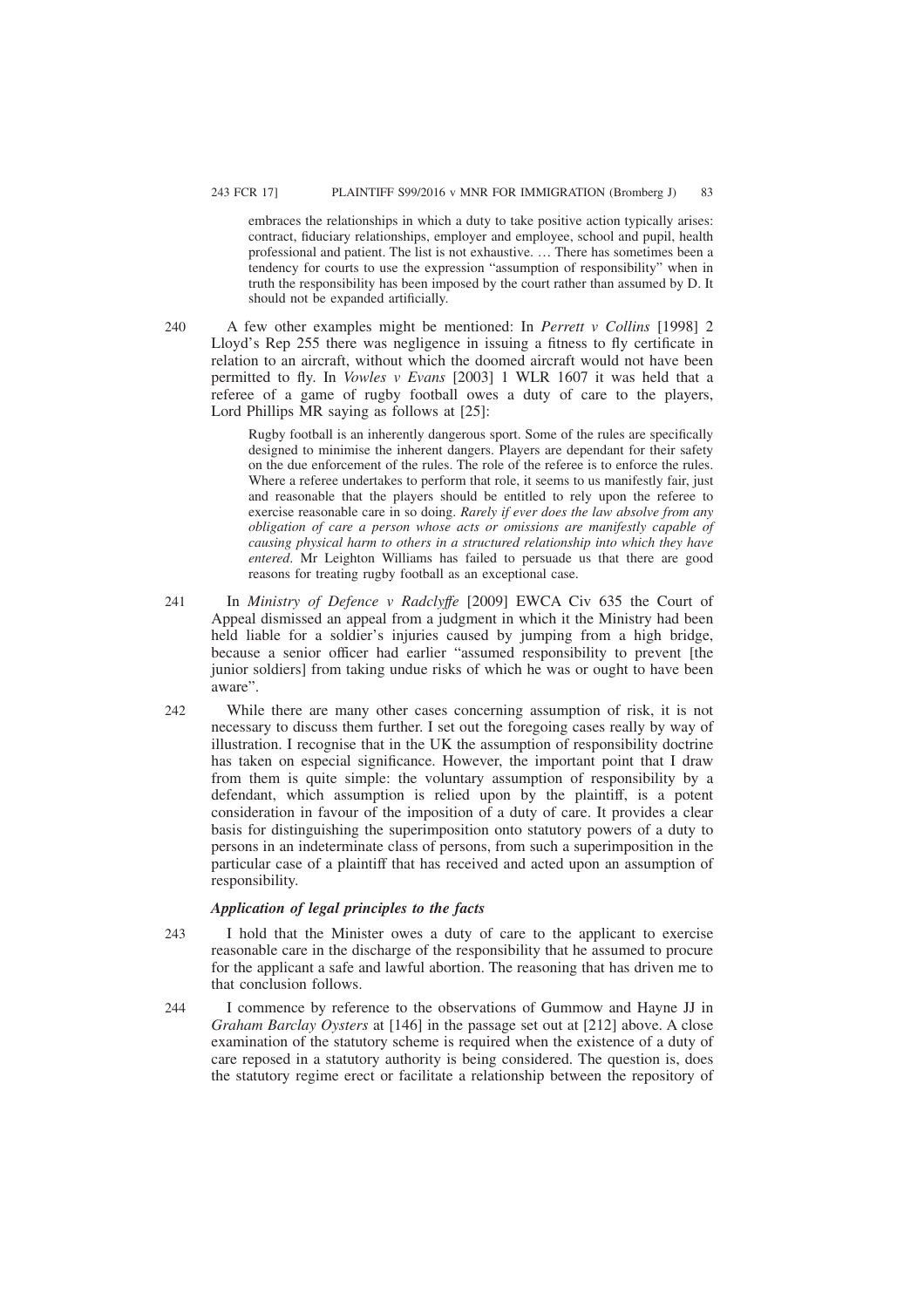embraces the relationships in which a duty to take positive action typically arises: contract, fiduciary relationships, employer and employee, school and pupil, health professional and patient. The list is not exhaustive. … There has sometimes been a tendency for courts to use the expression "assumption of responsibility" when in truth the responsibility has been imposed by the court rather than assumed by D. It should not be expanded artificially.

240 A few other examples might be mentioned: In *Perrett v Collins* [1998] 2 Lloyd's Rep 255 there was negligence in issuing a fitness to fly certificate in relation to an aircraft, without which the doomed aircraft would not have been permitted to fly. In *Vowles v Evans* [2003] 1 WLR 1607 it was held that a referee of a game of rugby football owes a duty of care to the players, Lord Phillips MR saying as follows at [25]:

> Rugby football is an inherently dangerous sport. Some of the rules are specifically designed to minimise the inherent dangers. Players are dependant for their safety on the due enforcement of the rules. The role of the referee is to enforce the rules. Where a referee undertakes to perform that role, it seems to us manifestly fair, just and reasonable that the players should be entitled to rely upon the referee to exercise reasonable care in so doing. *Rarely if ever does the law absolve from any obligation of care a person whose acts or omissions are manifestly capable of causing physical harm to others in a structured relationship into which they have entered*. Mr Leighton Williams has failed to persuade us that there are good reasons for treating rugby football as an exceptional case.

241 In *Ministry of Defence v Radclyffe* [2009] EWCA Civ 635 the Court of Appeal dismissed an appeal from a judgment in which it the Ministry had been held liable for a soldier's injuries caused by jumping from a high bridge, because a senior officer had earlier "assumed responsibility to prevent [the junior soldiers] from taking undue risks of which he was or ought to have been aware".

242 While there are many other cases concerning assumption of risk, it is not necessary to discuss them further. I set out the foregoing cases really by way of illustration. I recognise that in the UK the assumption of responsibility doctrine has taken on especial significance. However, the important point that I draw from them is quite simple: the voluntary assumption of responsibility by a defendant, which assumption is relied upon by the plaintiff, is a potent consideration in favour of the imposition of a duty of care. It provides a clear basis for distinguishing the superimposition onto statutory powers of a duty to persons in an indeterminate class of persons, from such a superimposition in the particular case of a plaintiff that has received and acted upon an assumption of responsibility.

### *Application of legal principles to the facts*

243 I hold that the Minister owes a duty of care to the applicant to exercise reasonable care in the discharge of the responsibility that he assumed to procure for the applicant a safe and lawful abortion. The reasoning that has driven me to that conclusion follows.

244 I commence by reference to the observations of Gummow and Hayne JJ in *Graham Barclay Oysters* at [146] in the passage set out at [212] above. A close examination of the statutory scheme is required when the existence of a duty of care reposed in a statutory authority is being considered. The question is, does the statutory regime erect or facilitate a relationship between the repository of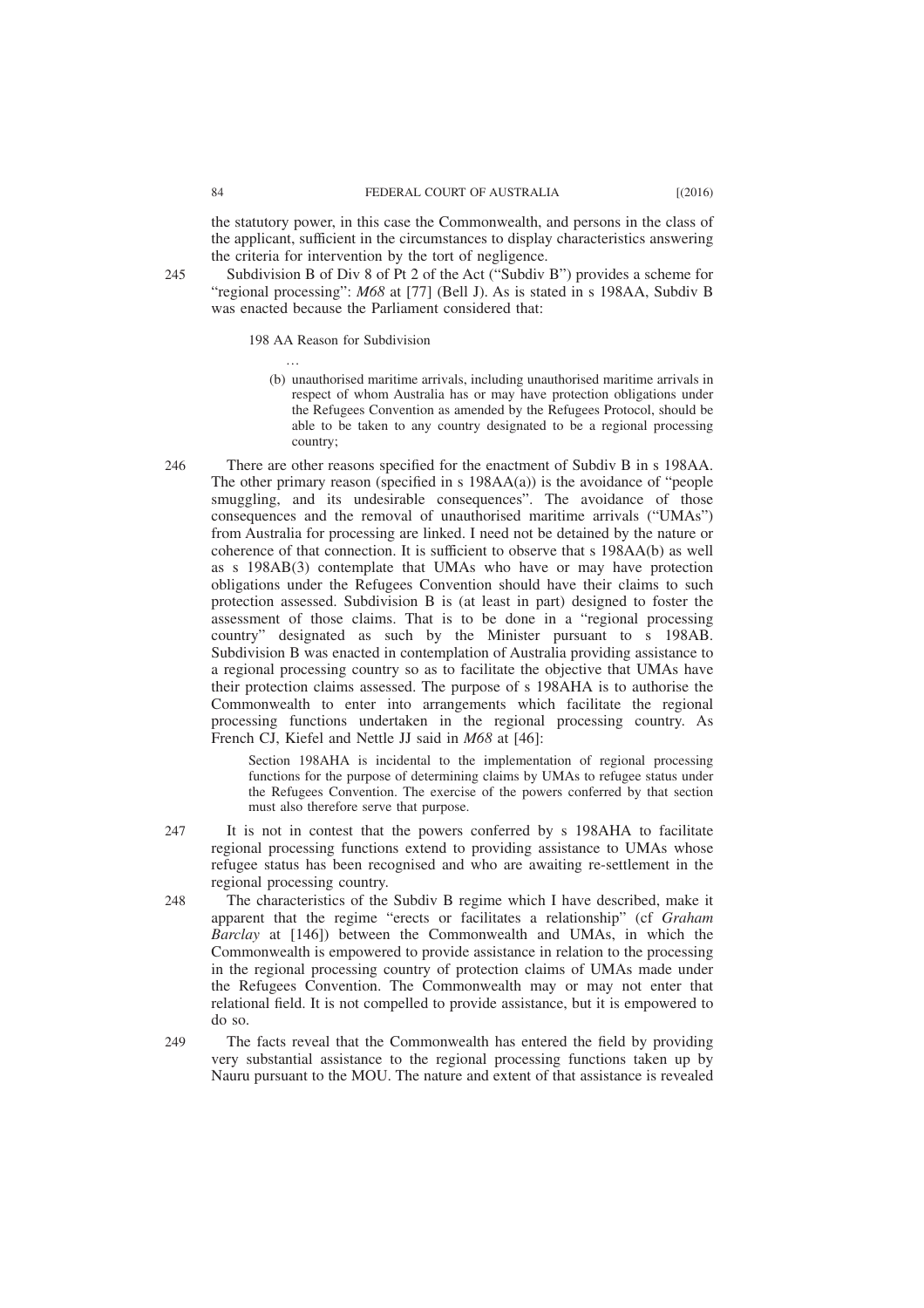the statutory power, in this case the Commonwealth, and persons in the class of the applicant, sufficient in the circumstances to display characteristics answering the criteria for intervention by the tort of negligence.

245 Subdivision B of Div 8 of Pt 2 of the Act ("Subdiv B") provides a scheme for "regional processing": *M68* at [77] (Bell J). As is stated in s 198AA, Subdiv B was enacted because the Parliament considered that:

> 198 AA Reason for Subdivision
>
> …
>
> (b) unauthorised maritime arrivals, including unauthorised maritime arrivals in respect of whom Australia has or may have protection obligations under the Refugees Convention as amended by the Refugees Protocol, should be able to be taken to any country designated to be a regional processing country;

246 There are other reasons specified for the enactment of Subdiv B in s 198AA. The other primary reason (specified in s 198AA(a)) is the avoidance of "people smuggling, and its undesirable consequences". The avoidance of those consequences and the removal of unauthorised maritime arrivals ("UMAs") from Australia for processing are linked. I need not be detained by the nature or coherence of that connection. It is sufficient to observe that s 198AA(b) as well as s 198AB(3) contemplate that UMAs who have or may have protection obligations under the Refugees Convention should have their claims to such protection assessed. Subdivision B is (at least in part) designed to foster the assessment of those claims. That is to be done in a "regional processing country" designated as such by the Minister pursuant to s 198AB. Subdivision B was enacted in contemplation of Australia providing assistance to a regional processing country so as to facilitate the objective that UMAs have their protection claims assessed. The purpose of s 198AHA is to authorise the Commonwealth to enter into arrangements which facilitate the regional processing functions undertaken in the regional processing country. As French CJ, Kiefel and Nettle JJ said in *M68* at [46]:

> Section 198AHA is incidental to the implementation of regional processing functions for the purpose of determining claims by UMAs to refugee status under the Refugees Convention. The exercise of the powers conferred by that section must also therefore serve that purpose.

247 It is not in contest that the powers conferred by s 198AHA to facilitate regional processing functions extend to providing assistance to UMAs whose refugee status has been recognised and who are awaiting re-settlement in the regional processing country.

248 The characteristics of the Subdiv B regime which I have described, make it apparent that the regime "erects or facilitates a relationship" (cf *Graham Barclay* at [146]) between the Commonwealth and UMAs, in which the Commonwealth is empowered to provide assistance in relation to the processing in the regional processing country of protection claims of UMAs made under the Refugees Convention. The Commonwealth may or may not enter that relational field. It is not compelled to provide assistance, but it is empowered to do so.

249 The facts reveal that the Commonwealth has entered the field by providing very substantial assistance to the regional processing functions taken up by Nauru pursuant to the MOU. The nature and extent of that assistance is revealed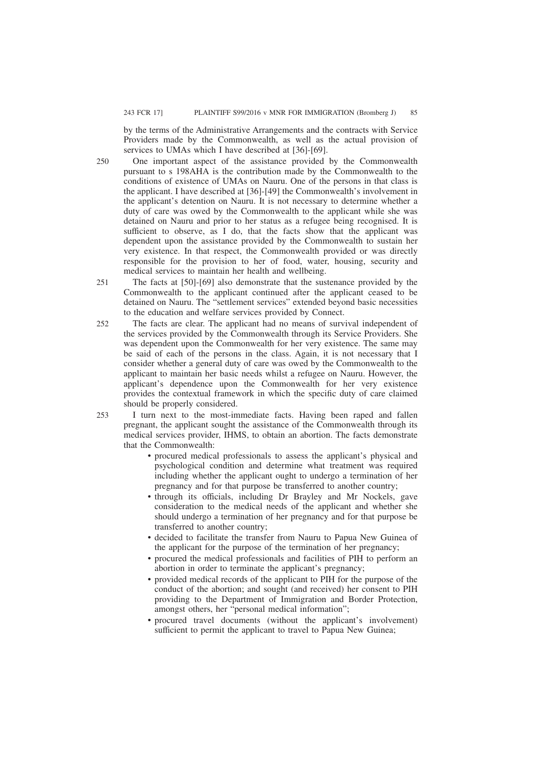by the terms of the Administrative Arrangements and the contracts with Service Providers made by the Commonwealth, as well as the actual provision of services to UMAs which I have described at [36]-[69].

250 One important aspect of the assistance provided by the Commonwealth pursuant to s 198AHA is the contribution made by the Commonwealth to the conditions of existence of UMAs on Nauru. One of the persons in that class is the applicant. I have described at [36]-[49] the Commonwealth's involvement in the applicant's detention on Nauru. It is not necessary to determine whether a duty of care was owed by the Commonwealth to the applicant while she was detained on Nauru and prior to her status as a refugee being recognised. It is sufficient to observe, as I do, that the facts show that the applicant was dependent upon the assistance provided by the Commonwealth to sustain her very existence. In that respect, the Commonwealth provided or was directly responsible for the provision to her of food, water, housing, security and medical services to maintain her health and wellbeing.

251 The facts at [50]-[69] also demonstrate that the sustenance provided by the Commonwealth to the applicant continued after the applicant ceased to be detained on Nauru. The "settlement services" extended beyond basic necessities to the education and welfare services provided by Connect.

252 The facts are clear. The applicant had no means of survival independent of the services provided by the Commonwealth through its Service Providers. She was dependent upon the Commonwealth for her very existence. The same may be said of each of the persons in the class. Again, it is not necessary that I consider whether a general duty of care was owed by the Commonwealth to the applicant to maintain her basic needs whilst a refugee on Nauru. However, the applicant's dependence upon the Commonwealth for her very existence provides the contextual framework in which the specific duty of care claimed should be properly considered.

253 I turn next to the most-immediate facts. Having been raped and fallen pregnant, the applicant sought the assistance of the Commonwealth through its medical services provider, IHMS, to obtain an abortion. The facts demonstrate that the Commonwealth:

- procured medical professionals to assess the applicant's physical and psychological condition and determine what treatment was required including whether the applicant ought to undergo a termination of her pregnancy and for that purpose be transferred to another country;
- through its officials, including Dr Brayley and Mr Nockels, gave consideration to the medical needs of the applicant and whether she should undergo a termination of her pregnancy and for that purpose be transferred to another country;
- decided to facilitate the transfer from Nauru to Papua New Guinea of the applicant for the purpose of the termination of her pregnancy;
- procured the medical professionals and facilities of PIH to perform an abortion in order to terminate the applicant's pregnancy;
- provided medical records of the applicant to PIH for the purpose of the conduct of the abortion; and sought (and received) her consent to PIH providing to the Department of Immigration and Border Protection, amongst others, her "personal medical information";
- procured travel documents (without the applicant's involvement) sufficient to permit the applicant to travel to Papua New Guinea;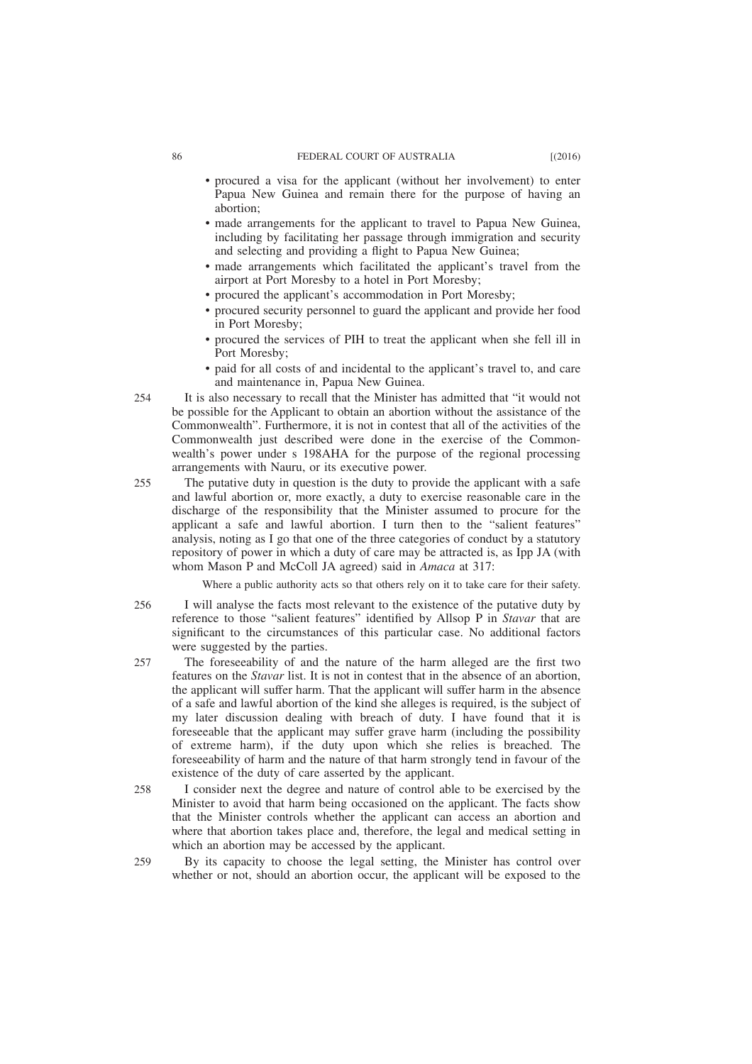- procured a visa for the applicant (without her involvement) to enter Papua New Guinea and remain there for the purpose of having an abortion;
- made arrangements for the applicant to travel to Papua New Guinea, including by facilitating her passage through immigration and security and selecting and providing a flight to Papua New Guinea;
- made arrangements which facilitated the applicant's travel from the airport at Port Moresby to a hotel in Port Moresby;
- procured the applicant's accommodation in Port Moresby;
- procured security personnel to guard the applicant and provide her food in Port Moresby;
- procured the services of PIH to treat the applicant when she fell ill in Port Moresby;
- paid for all costs of and incidental to the applicant's travel to, and care and maintenance in, Papua New Guinea.

254 It is also necessary to recall that the Minister has admitted that "it would not be possible for the Applicant to obtain an abortion without the assistance of the Commonwealth". Furthermore, it is not in contest that all of the activities of the Commonwealth just described were done in the exercise of the Commonwealth's power under s 198AHA for the purpose of the regional processing arrangements with Nauru, or its executive power.

255 The putative duty in question is the duty to provide the applicant with a safe and lawful abortion or, more exactly, a duty to exercise reasonable care in the discharge of the responsibility that the Minister assumed to procure for the applicant a safe and lawful abortion. I turn then to the "salient features" analysis, noting as I go that one of the three categories of conduct by a statutory repository of power in which a duty of care may be attracted is, as Ipp JA (with whom Mason P and McColl JA agreed) said in *Amaca* at 317:

> Where a public authority acts so that others rely on it to take care for their safety.

256 I will analyse the facts most relevant to the existence of the putative duty by reference to those "salient features" identified by Allsop P in *Stavar* that are significant to the circumstances of this particular case. No additional factors were suggested by the parties.

257 The foreseeability of and the nature of the harm alleged are the first two features on the *Stavar* list. It is not in contest that in the absence of an abortion, the applicant will suffer harm. That the applicant will suffer harm in the absence of a safe and lawful abortion of the kind she alleges is required, is the subject of my later discussion dealing with breach of duty. I have found that it is foreseeable that the applicant may suffer grave harm (including the possibility of extreme harm), if the duty upon which she relies is breached. The foreseeability of harm and the nature of that harm strongly tend in favour of the existence of the duty of care asserted by the applicant.

258 I consider next the degree and nature of control able to be exercised by the Minister to avoid that harm being occasioned on the applicant. The facts show that the Minister controls whether the applicant can access an abortion and where that abortion takes place and, therefore, the legal and medical setting in which an abortion may be accessed by the applicant.

259 By its capacity to choose the legal setting, the Minister has control over whether or not, should an abortion occur, the applicant will be exposed to the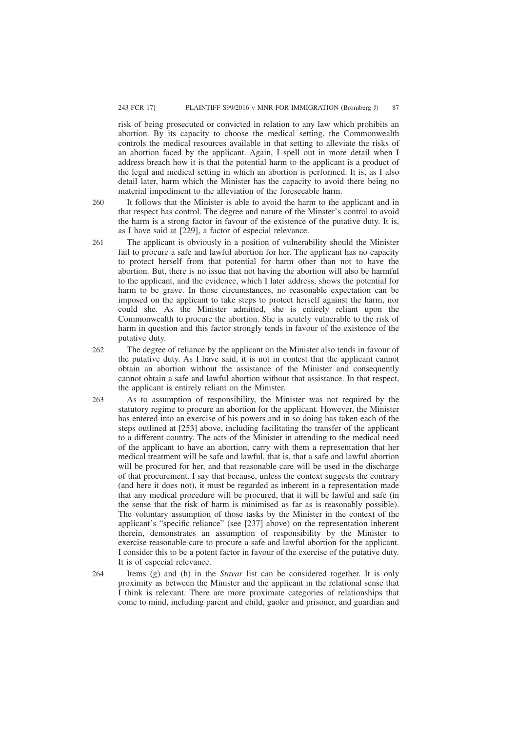risk of being prosecuted or convicted in relation to any law which prohibits an abortion. By its capacity to choose the medical setting, the Commonwealth controls the medical resources available in that setting to alleviate the risks of an abortion faced by the applicant. Again, I spell out in more detail when I address breach how it is that the potential harm to the applicant is a product of the legal and medical setting in which an abortion is performed. It is, as I also detail later, harm which the Minister has the capacity to avoid there being no material impediment to the alleviation of the foreseeable harm.

260 It follows that the Minister is able to avoid the harm to the applicant and in that respect has control. The degree and nature of the Minster's control to avoid the harm is a strong factor in favour of the existence of the putative duty. It is, as I have said at [229], a factor of especial relevance.

261 The applicant is obviously in a position of vulnerability should the Minister fail to procure a safe and lawful abortion for her. The applicant has no capacity to protect herself from that potential for harm other than not to have the abortion. But, there is no issue that not having the abortion will also be harmful to the applicant, and the evidence, which I later address, shows the potential for harm to be grave. In those circumstances, no reasonable expectation can be imposed on the applicant to take steps to protect herself against the harm, nor could she. As the Minister admitted, she is entirely reliant upon the Commonwealth to procure the abortion. She is acutely vulnerable to the risk of harm in question and this factor strongly tends in favour of the existence of the putative duty.

262 The degree of reliance by the applicant on the Minister also tends in favour of the putative duty. As I have said, it is not in contest that the applicant cannot obtain an abortion without the assistance of the Minister and consequently cannot obtain a safe and lawful abortion without that assistance. In that respect, the applicant is entirely reliant on the Minister.

263 As to assumption of responsibility, the Minister was not required by the statutory regime to procure an abortion for the applicant. However, the Minister has entered into an exercise of his powers and in so doing has taken each of the steps outlined at [253] above, including facilitating the transfer of the applicant to a different country. The acts of the Minister in attending to the medical need of the applicant to have an abortion, carry with them a representation that her medical treatment will be safe and lawful, that is, that a safe and lawful abortion will be procured for her, and that reasonable care will be used in the discharge of that procurement. I say that because, unless the context suggests the contrary (and here it does not), it must be regarded as inherent in a representation made that any medical procedure will be procured, that it will be lawful and safe (in the sense that the risk of harm is minimised as far as is reasonably possible). The voluntary assumption of those tasks by the Minister in the context of the applicant's "specific reliance" (see [237] above) on the representation inherent therein, demonstrates an assumption of responsibility by the Minister to exercise reasonable care to procure a safe and lawful abortion for the applicant. I consider this to be a potent factor in favour of the exercise of the putative duty. It is of especial relevance.

264 Items (g) and (h) in the *Stavar* list can be considered together. It is only proximity as between the Minister and the applicant in the relational sense that I think is relevant. There are more proximate categories of relationships that come to mind, including parent and child, gaoler and prisoner, and guardian and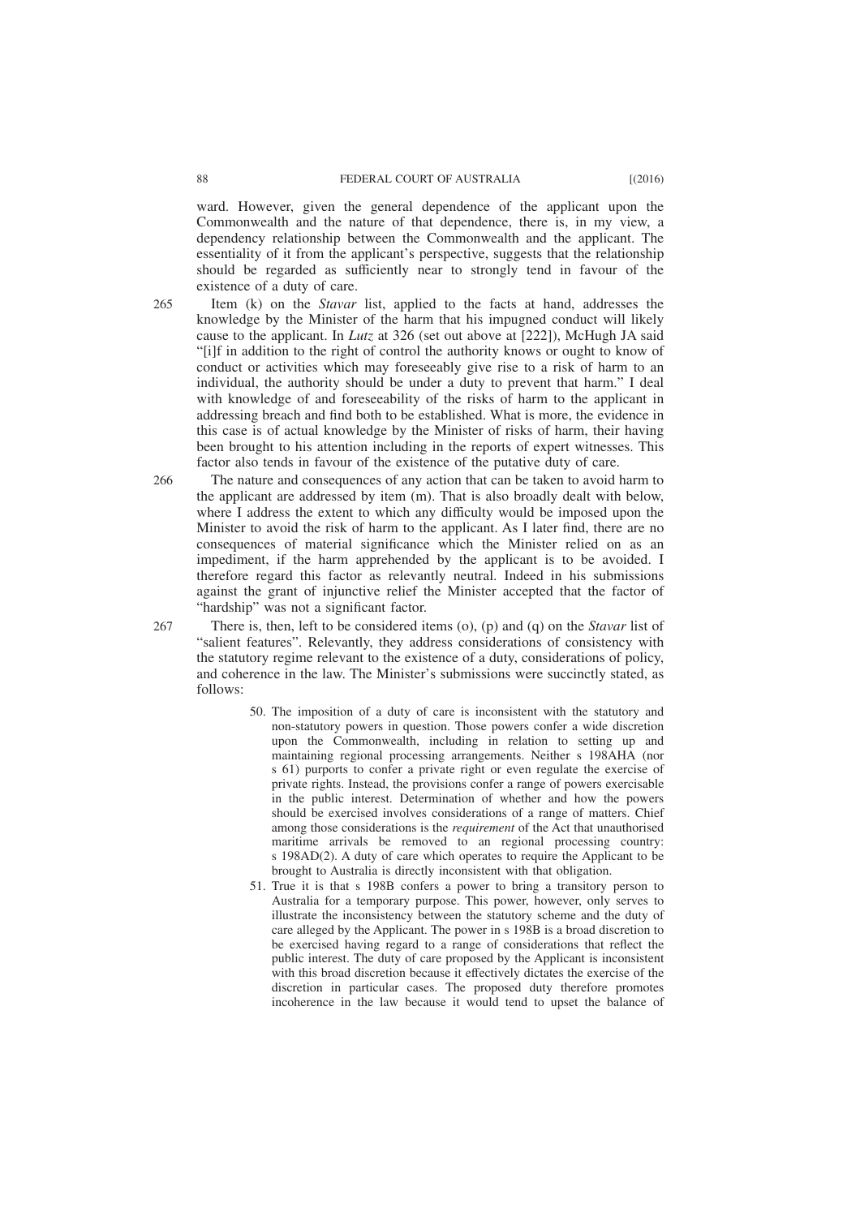ward. However, given the general dependence of the applicant upon the Commonwealth and the nature of that dependence, there is, in my view, a dependency relationship between the Commonwealth and the applicant. The essentiality of it from the applicant's perspective, suggests that the relationship should be regarded as sufficiently near to strongly tend in favour of the existence of a duty of care.

265 Item (k) on the *Stavar* list, applied to the facts at hand, addresses the knowledge by the Minister of the harm that his impugned conduct will likely cause to the applicant. In *Lutz* at 326 (set out above at [222]), McHugh JA said "[i]f in addition to the right of control the authority knows or ought to know of conduct or activities which may foreseeably give rise to a risk of harm to an individual, the authority should be under a duty to prevent that harm." I deal with knowledge of and foreseeability of the risks of harm to the applicant in addressing breach and find both to be established. What is more, the evidence in this case is of actual knowledge by the Minister of risks of harm, their having been brought to his attention including in the reports of expert witnesses. This factor also tends in favour of the existence of the putative duty of care.

266 The nature and consequences of any action that can be taken to avoid harm to the applicant are addressed by item (m). That is also broadly dealt with below, where I address the extent to which any difficulty would be imposed upon the Minister to avoid the risk of harm to the applicant. As I later find, there are no consequences of material significance which the Minister relied on as an impediment, if the harm apprehended by the applicant is to be avoided. I therefore regard this factor as relevantly neutral. Indeed in his submissions against the grant of injunctive relief the Minister accepted that the factor of "hardship" was not a significant factor.

267 There is, then, left to be considered items (o), (p) and (q) on the *Stavar* list of "salient features". Relevantly, they address considerations of consistency with the statutory regime relevant to the existence of a duty, considerations of policy, and coherence in the law. The Minister's submissions were succinctly stated, as follows:

> 50. The imposition of a duty of care is inconsistent with the statutory and non-statutory powers in question. Those powers confer a wide discretion upon the Commonwealth, including in relation to setting up and maintaining regional processing arrangements. Neither s 198AHA (nor s 61) purports to confer a private right or even regulate the exercise of private rights. Instead, the provisions confer a range of powers exercisable in the public interest. Determination of whether and how the powers should be exercised involves considerations of a range of matters. Chief among those considerations is the *requirement* of the Act that unauthorised maritime arrivals be removed to an regional processing country: s 198AD(2). A duty of care which operates to require the Applicant to be brought to Australia is directly inconsistent with that obligation.
>
> 51. True it is that s 198B confers a power to bring a transitory person to Australia for a temporary purpose. This power, however, only serves to illustrate the inconsistency between the statutory scheme and the duty of care alleged by the Applicant. The power in s 198B is a broad discretion to be exercised having regard to a range of considerations that reflect the public interest. The duty of care proposed by the Applicant is inconsistent with this broad discretion because it effectively dictates the exercise of the discretion in particular cases. The proposed duty therefore promotes incoherence in the law because it would tend to upset the balance of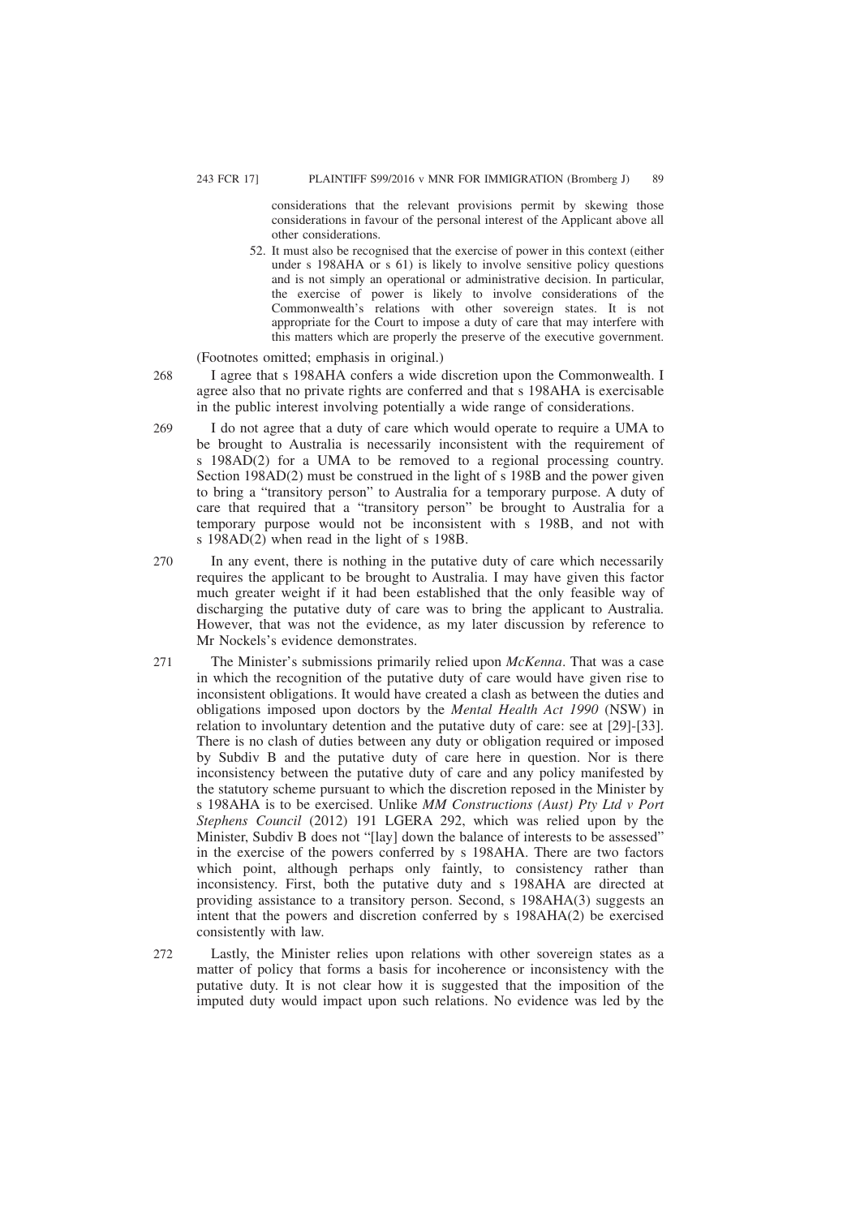considerations that the relevant provisions permit by skewing those considerations in favour of the personal interest of the Applicant above all other considerations.

52. It must also be recognised that the exercise of power in this context (either under s 198AHA or s 61) is likely to involve sensitive policy questions and is not simply an operational or administrative decision. In particular, the exercise of power is likely to involve considerations of the Commonwealth's relations with other sovereign states. It is not appropriate for the Court to impose a duty of care that may interfere with this matters which are properly the preserve of the executive government.

(Footnotes omitted; emphasis in original.)

268 I agree that s 198AHA confers a wide discretion upon the Commonwealth. I agree also that no private rights are conferred and that s 198AHA is exercisable in the public interest involving potentially a wide range of considerations.

269 I do not agree that a duty of care which would operate to require a UMA to be brought to Australia is necessarily inconsistent with the requirement of s 198AD(2) for a UMA to be removed to a regional processing country. Section 198AD(2) must be construed in the light of s 198B and the power given to bring a "transitory person" to Australia for a temporary purpose. A duty of care that required that a "transitory person" be brought to Australia for a temporary purpose would not be inconsistent with s 198B, and not with s 198AD(2) when read in the light of s 198B.

270 In any event, there is nothing in the putative duty of care which necessarily requires the applicant to be brought to Australia. I may have given this factor much greater weight if it had been established that the only feasible way of discharging the putative duty of care was to bring the applicant to Australia. However, that was not the evidence, as my later discussion by reference to Mr Nockels's evidence demonstrates.

271 The Minister's submissions primarily relied upon *McKenna*. That was a case in which the recognition of the putative duty of care would have given rise to inconsistent obligations. It would have created a clash as between the duties and obligations imposed upon doctors by the *Mental Health Act 1990* (NSW) in relation to involuntary detention and the putative duty of care: see at [29]-[33]. There is no clash of duties between any duty or obligation required or imposed by Subdiv B and the putative duty of care here in question. Nor is there inconsistency between the putative duty of care and any policy manifested by the statutory scheme pursuant to which the discretion reposed in the Minister by s 198AHA is to be exercised. Unlike *MM Constructions (Aust) Pty Ltd v Port Stephens Council* (2012) 191 LGERA 292, which was relied upon by the Minister, Subdiv B does not "[lay] down the balance of interests to be assessed" in the exercise of the powers conferred by s 198AHA. There are two factors which point, although perhaps only faintly, to consistency rather than inconsistency. First, both the putative duty and s 198AHA are directed at providing assistance to a transitory person. Second, s 198AHA(3) suggests an intent that the powers and discretion conferred by s 198AHA(2) be exercised consistently with law.

272 Lastly, the Minister relies upon relations with other sovereign states as a matter of policy that forms a basis for incoherence or inconsistency with the putative duty. It is not clear how it is suggested that the imposition of the imputed duty would impact upon such relations. No evidence was led by the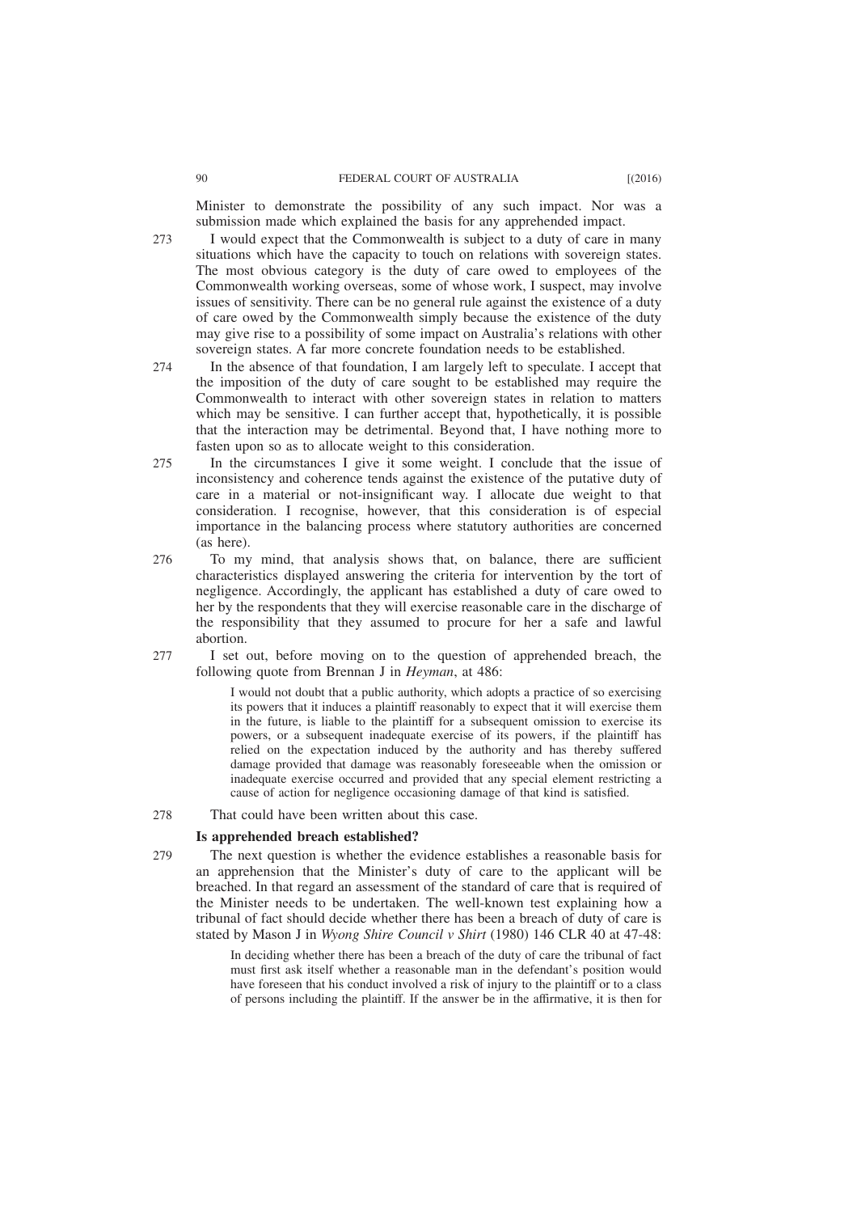Minister to demonstrate the possibility of any such impact. Nor was a submission made which explained the basis for any apprehended impact.

273 I would expect that the Commonwealth is subject to a duty of care in many situations which have the capacity to touch on relations with sovereign states. The most obvious category is the duty of care owed to employees of the Commonwealth working overseas, some of whose work, I suspect, may involve issues of sensitivity. There can be no general rule against the existence of a duty of care owed by the Commonwealth simply because the existence of the duty may give rise to a possibility of some impact on Australia's relations with other sovereign states. A far more concrete foundation needs to be established.

274 In the absence of that foundation, I am largely left to speculate. I accept that the imposition of the duty of care sought to be established may require the Commonwealth to interact with other sovereign states in relation to matters which may be sensitive. I can further accept that, hypothetically, it is possible that the interaction may be detrimental. Beyond that, I have nothing more to fasten upon so as to allocate weight to this consideration.

275 In the circumstances I give it some weight. I conclude that the issue of inconsistency and coherence tends against the existence of the putative duty of care in a material or not-insignificant way. I allocate due weight to that consideration. I recognise, however, that this consideration is of especial importance in the balancing process where statutory authorities are concerned (as here).

276 To my mind, that analysis shows that, on balance, there are sufficient characteristics displayed answering the criteria for intervention by the tort of negligence. Accordingly, the applicant has established a duty of care owed to her by the respondents that they will exercise reasonable care in the discharge of the responsibility that they assumed to procure for her a safe and lawful abortion.

277 I set out, before moving on to the question of apprehended breach, the following quote from Brennan J in *Heyman*, at 486:

> I would not doubt that a public authority, which adopts a practice of so exercising its powers that it induces a plaintiff reasonably to expect that it will exercise them in the future, is liable to the plaintiff for a subsequent omission to exercise its powers, or a subsequent inadequate exercise of its powers, if the plaintiff has relied on the expectation induced by the authority and has thereby suffered damage provided that damage was reasonably foreseeable when the omission or inadequate exercise occurred and provided that any special element restricting a cause of action for negligence occasioning damage of that kind is satisfied.

278 That could have been written about this case.

### Is apprehended breach established?

279 The next question is whether the evidence establishes a reasonable basis for an apprehension that the Minister's duty of care to the applicant will be breached. In that regard an assessment of the standard of care that is required of the Minister needs to be undertaken. The well-known test explaining how a tribunal of fact should decide whether there has been a breach of duty of care is stated by Mason J in *Wyong Shire Council v Shirt* (1980) 146 CLR 40 at 47-48:

> In deciding whether there has been a breach of the duty of care the tribunal of fact must first ask itself whether a reasonable man in the defendant's position would have foreseen that his conduct involved a risk of injury to the plaintiff or to a class of persons including the plaintiff. If the answer be in the affirmative, it is then for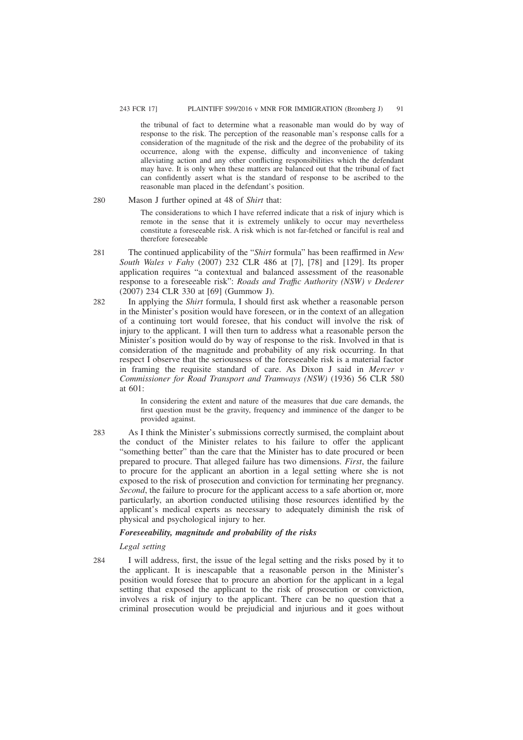> the tribunal of fact to determine what a reasonable man would do by way of response to the risk. The perception of the reasonable man's response calls for a consideration of the magnitude of the risk and the degree of the probability of its occurrence, along with the expense, difficulty and inconvenience of taking alleviating action and any other conflicting responsibilities which the defendant may have. It is only when these matters are balanced out that the tribunal of fact can confidently assert what is the standard of response to be ascribed to the reasonable man placed in the defendant's position.

280 Mason J further opined at 48 of *Shirt* that:

> The considerations to which I have referred indicate that a risk of injury which is remote in the sense that it is extremely unlikely to occur may nevertheless constitute a foreseeable risk. A risk which is not far-fetched or fanciful is real and therefore foreseeable

281 The continued applicability of the "*Shirt* formula" has been reaffirmed in *New South Wales v Fahy* (2007) 232 CLR 486 at [7], [78] and [129]. Its proper application requires "a contextual and balanced assessment of the reasonable response to a foreseeable risk": *Roads and Traffic Authority (NSW) v Dederer* (2007) 234 CLR 330 at [69] (Gummow J).

282 In applying the *Shirt* formula, I should first ask whether a reasonable person in the Minister's position would have foreseen, or in the context of an allegation of a continuing tort would foresee, that his conduct will involve the risk of injury to the applicant. I will then turn to address what a reasonable person the Minister's position would do by way of response to the risk. Involved in that is consideration of the magnitude and probability of any risk occurring. In that respect I observe that the seriousness of the foreseeable risk is a material factor in framing the requisite standard of care. As Dixon J said in *Mercer v Commissioner for Road Transport and Tramways (NSW)* (1936) 56 CLR 580 at 601:

> In considering the extent and nature of the measures that due care demands, the first question must be the gravity, frequency and imminence of the danger to be provided against.

283 As I think the Minister's submissions correctly surmised, the complaint about the conduct of the Minister relates to his failure to offer the applicant "something better" than the care that the Minister has to date procured or been prepared to procure. That alleged failure has two dimensions. *First*, the failure to procure for the applicant an abortion in a legal setting where she is not exposed to the risk of prosecution and conviction for terminating her pregnancy. *Second*, the failure to procure for the applicant access to a safe abortion or, more particularly, an abortion conducted utilising those resources identified by the applicant's medical experts as necessary to adequately diminish the risk of physical and psychological injury to her.

### *Foreseeability, magnitude and probability of the risks*

#### *Legal setting*

284 I will address, first, the issue of the legal setting and the risks posed by it to the applicant. It is inescapable that a reasonable person in the Minister's position would foresee that to procure an abortion for the applicant in a legal setting that exposed the applicant to the risk of prosecution or conviction, involves a risk of injury to the applicant. There can be no question that a criminal prosecution would be prejudicial and injurious and it goes without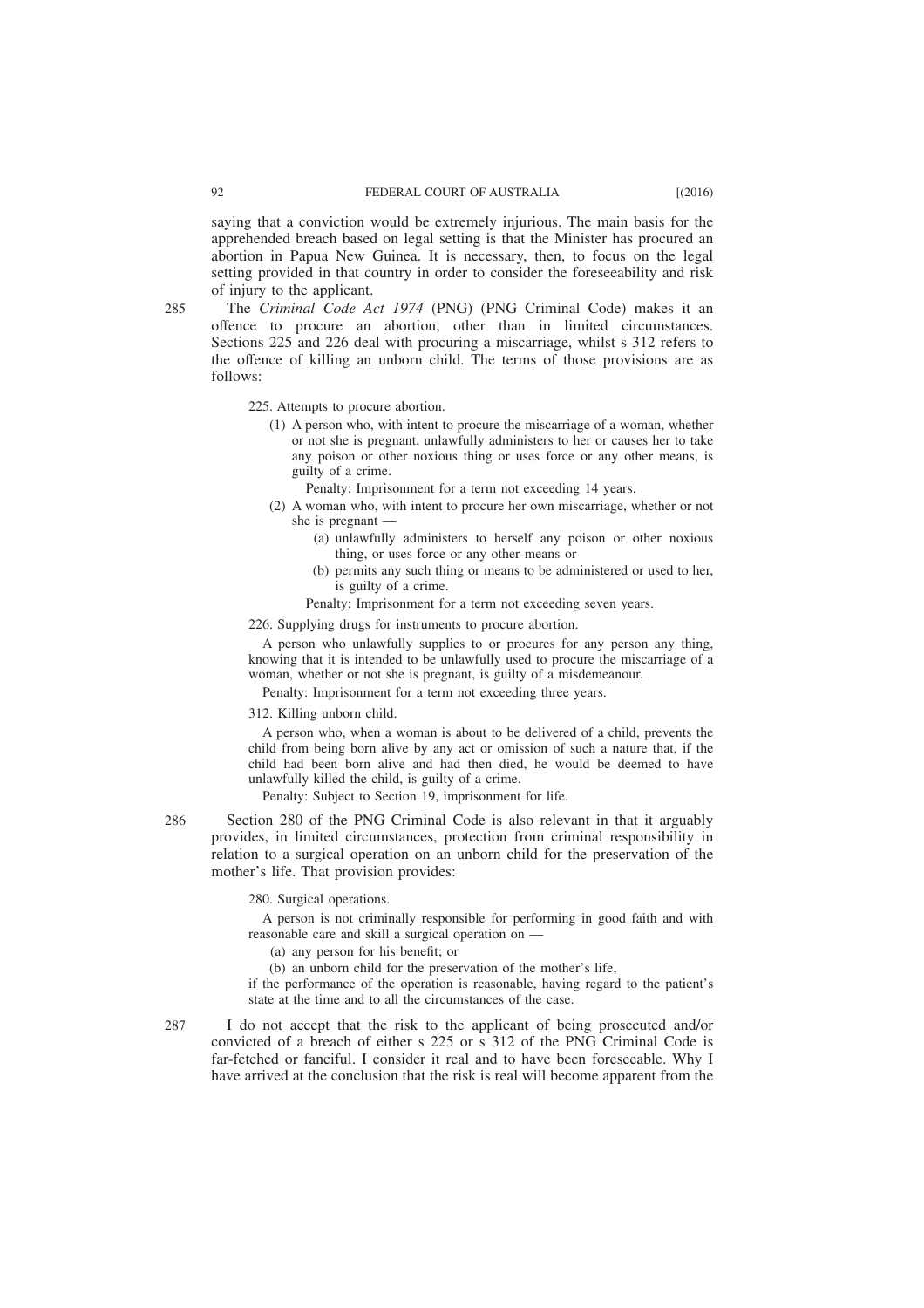saying that a conviction would be extremely injurious. The main basis for the apprehended breach based on legal setting is that the Minister has procured an abortion in Papua New Guinea. It is necessary, then, to focus on the legal setting provided in that country in order to consider the foreseeability and risk of injury to the applicant.

285 The *Criminal Code Act 1974* (PNG) (PNG Criminal Code) makes it an offence to procure an abortion, other than in limited circumstances. Sections 225 and 226 deal with procuring a miscarriage, whilst s 312 refers to the offence of killing an unborn child. The terms of those provisions are as follows:

> 225. Attempts to procure abortion.
>
> (1) A person who, with intent to procure the miscarriage of a woman, whether or not she is pregnant, unlawfully administers to her or causes her to take any poison or other noxious thing or uses force or any other means, is guilty of a crime.
>
> Penalty: Imprisonment for a term not exceeding 14 years.
>
> (2) A woman who, with intent to procure her own miscarriage, whether or not she is pregnant —
>
> (a) unlawfully administers to herself any poison or other noxious thing, or uses force or any other means or
>
> (b) permits any such thing or means to be administered or used to her, is guilty of a crime.
>
> Penalty: Imprisonment for a term not exceeding seven years.
>
> 226. Supplying drugs for instruments to procure abortion.
>
> A person who unlawfully supplies to or procures for any person any thing, knowing that it is intended to be unlawfully used to procure the miscarriage of a woman, whether or not she is pregnant, is guilty of a misdemeanour.
>
> Penalty: Imprisonment for a term not exceeding three years.
>
> 312. Killing unborn child.
>
> A person who, when a woman is about to be delivered of a child, prevents the child from being born alive by any act or omission of such a nature that, if the child had been born alive and had then died, he would be deemed to have unlawfully killed the child, is guilty of a crime.
>
> Penalty: Subject to Section 19, imprisonment for life.

286 Section 280 of the PNG Criminal Code is also relevant in that it arguably provides, in limited circumstances, protection from criminal responsibility in relation to a surgical operation on an unborn child for the preservation of the mother's life. That provision provides:

> 280. Surgical operations.
>
> A person is not criminally responsible for performing in good faith and with reasonable care and skill a surgical operation on —
>
> (a) any person for his benefit; or
>
> (b) an unborn child for the preservation of the mother's life,
>
> if the performance of the operation is reasonable, having regard to the patient's state at the time and to all the circumstances of the case.

287 I do not accept that the risk to the applicant of being prosecuted and/or convicted of a breach of either s 225 or s 312 of the PNG Criminal Code is far-fetched or fanciful. I consider it real and to have been foreseeable. Why I have arrived at the conclusion that the risk is real will become apparent from the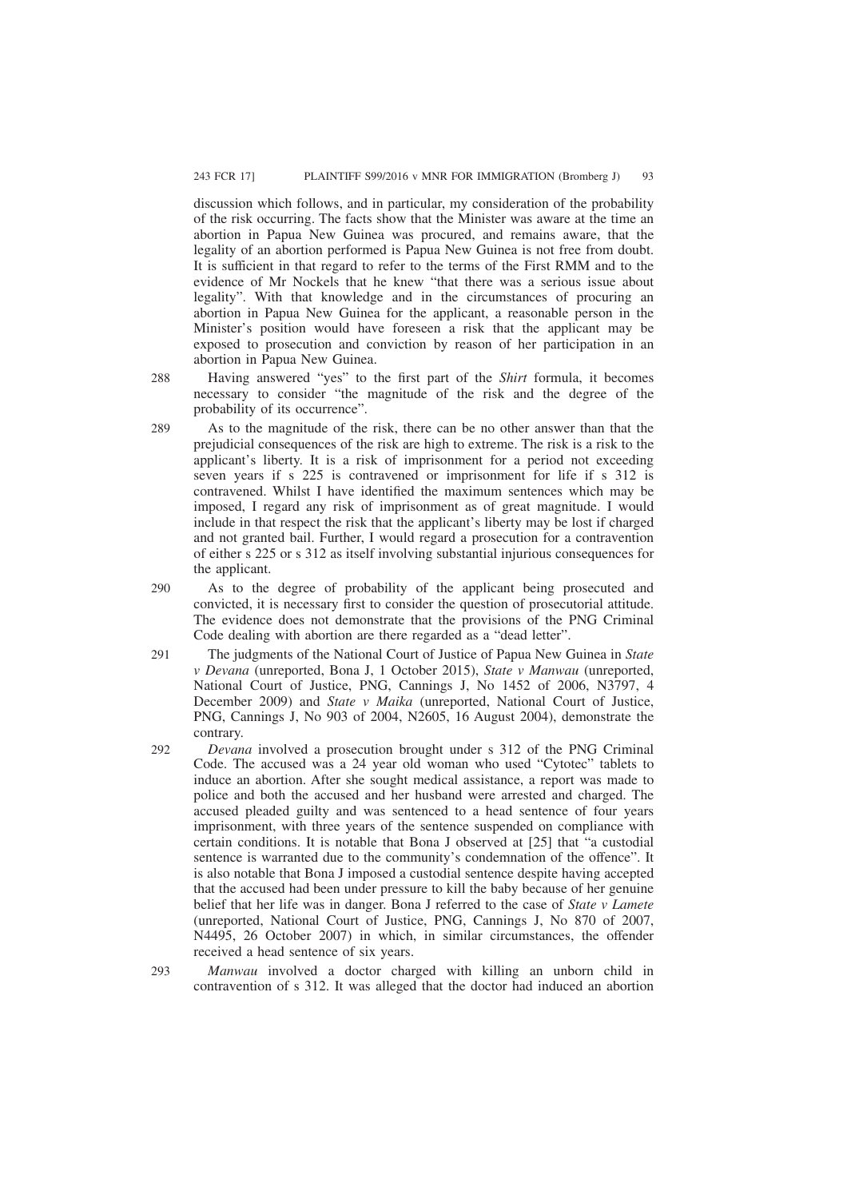discussion which follows, and in particular, my consideration of the probability of the risk occurring. The facts show that the Minister was aware at the time an abortion in Papua New Guinea was procured, and remains aware, that the legality of an abortion performed is Papua New Guinea is not free from doubt. It is sufficient in that regard to refer to the terms of the First RMM and to the evidence of Mr Nockels that he knew "that there was a serious issue about legality". With that knowledge and in the circumstances of procuring an abortion in Papua New Guinea for the applicant, a reasonable person in the Minister's position would have foreseen a risk that the applicant may be exposed to prosecution and conviction by reason of her participation in an abortion in Papua New Guinea.

288 Having answered "yes" to the first part of the *Shirt* formula, it becomes necessary to consider "the magnitude of the risk and the degree of the probability of its occurrence".

289 As to the magnitude of the risk, there can be no other answer than that the prejudicial consequences of the risk are high to extreme. The risk is a risk to the applicant's liberty. It is a risk of imprisonment for a period not exceeding seven years if s 225 is contravened or imprisonment for life if s 312 is contravened. Whilst I have identified the maximum sentences which may be imposed, I regard any risk of imprisonment as of great magnitude. I would include in that respect the risk that the applicant's liberty may be lost if charged and not granted bail. Further, I would regard a prosecution for a contravention of either s 225 or s 312 as itself involving substantial injurious consequences for the applicant.

290 As to the degree of probability of the applicant being prosecuted and convicted, it is necessary first to consider the question of prosecutorial attitude. The evidence does not demonstrate that the provisions of the PNG Criminal Code dealing with abortion are there regarded as a "dead letter".

291 The judgments of the National Court of Justice of Papua New Guinea in *State v Devana* (unreported, Bona J, 1 October 2015), *State v Manwau* (unreported, National Court of Justice, PNG, Cannings J, No 1452 of 2006, N3797, 4 December 2009) and *State v Maika* (unreported, National Court of Justice, PNG, Cannings J, No 903 of 2004, N2605, 16 August 2004), demonstrate the contrary.

292 *Devana* involved a prosecution brought under s 312 of the PNG Criminal Code. The accused was a 24 year old woman who used "Cytotec" tablets to induce an abortion. After she sought medical assistance, a report was made to police and both the accused and her husband were arrested and charged. The accused pleaded guilty and was sentenced to a head sentence of four years imprisonment, with three years of the sentence suspended on compliance with certain conditions. It is notable that Bona J observed at [25] that "a custodial sentence is warranted due to the community's condemnation of the offence". It is also notable that Bona J imposed a custodial sentence despite having accepted that the accused had been under pressure to kill the baby because of her genuine belief that her life was in danger. Bona J referred to the case of *State v Lamete* (unreported, National Court of Justice, PNG, Cannings J, No 870 of 2007, N4495, 26 October 2007) in which, in similar circumstances, the offender received a head sentence of six years.

293 *Manwau* involved a doctor charged with killing an unborn child in contravention of s 312. It was alleged that the doctor had induced an abortion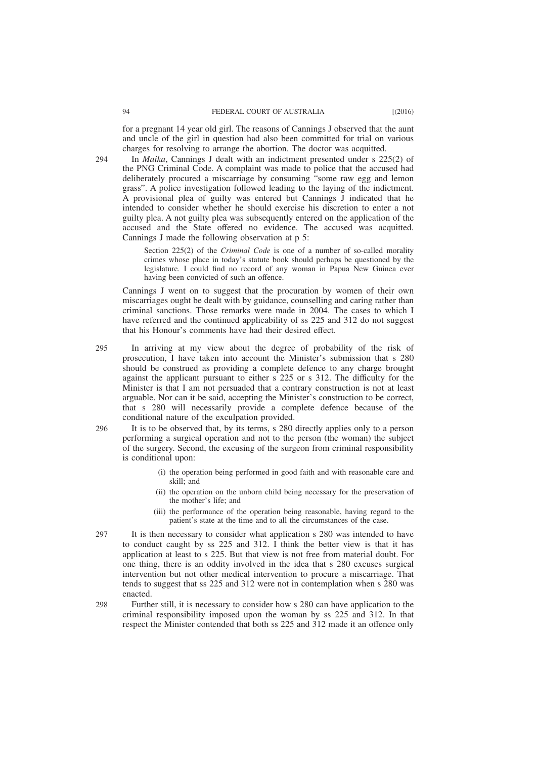for a pregnant 14 year old girl. The reasons of Cannings J observed that the aunt and uncle of the girl in question had also been committed for trial on various charges for resolving to arrange the abortion. The doctor was acquitted.

294 In *Maika*, Cannings J dealt with an indictment presented under s 225(2) of the PNG Criminal Code. A complaint was made to police that the accused had deliberately procured a miscarriage by consuming "some raw egg and lemon grass". A police investigation followed leading to the laying of the indictment. A provisional plea of guilty was entered but Cannings J indicated that he intended to consider whether he should exercise his discretion to enter a not guilty plea. A not guilty plea was subsequently entered on the application of the accused and the State offered no evidence. The accused was acquitted. Cannings J made the following observation at p 5:

> Section 225(2) of the *Criminal Code* is one of a number of so-called morality crimes whose place in today's statute book should perhaps be questioned by the legislature. I could find no record of any woman in Papua New Guinea ever having been convicted of such an offence.

Cannings J went on to suggest that the procuration by women of their own miscarriages ought be dealt with by guidance, counselling and caring rather than criminal sanctions. Those remarks were made in 2004. The cases to which I have referred and the continued applicability of ss 225 and 312 do not suggest that his Honour's comments have had their desired effect.

295 In arriving at my view about the degree of probability of the risk of prosecution, I have taken into account the Minister's submission that s 280 should be construed as providing a complete defence to any charge brought against the applicant pursuant to either s 225 or s 312. The difficulty for the Minister is that I am not persuaded that a contrary construction is not at least arguable. Nor can it be said, accepting the Minister's construction to be correct, that s 280 will necessarily provide a complete defence because of the conditional nature of the exculpation provided.

296 It is to be observed that, by its terms, s 280 directly applies only to a person performing a surgical operation and not to the person (the woman) the subject of the surgery. Second, the excusing of the surgeon from criminal responsibility is conditional upon:

> (i) the operation being performed in good faith and with reasonable care and skill; and
>
> (ii) the operation on the unborn child being necessary for the preservation of the mother's life; and
>
> (iii) the performance of the operation being reasonable, having regard to the patient's state at the time and to all the circumstances of the case.

297 It is then necessary to consider what application s 280 was intended to have to conduct caught by ss 225 and 312. I think the better view is that it has application at least to s 225. But that view is not free from material doubt. For one thing, there is an oddity involved in the idea that s 280 excuses surgical intervention but not other medical intervention to procure a miscarriage. That tends to suggest that ss 225 and 312 were not in contemplation when s 280 was enacted.

298 Further still, it is necessary to consider how s 280 can have application to the criminal responsibility imposed upon the woman by ss 225 and 312. In that respect the Minister contended that both ss 225 and 312 made it an offence only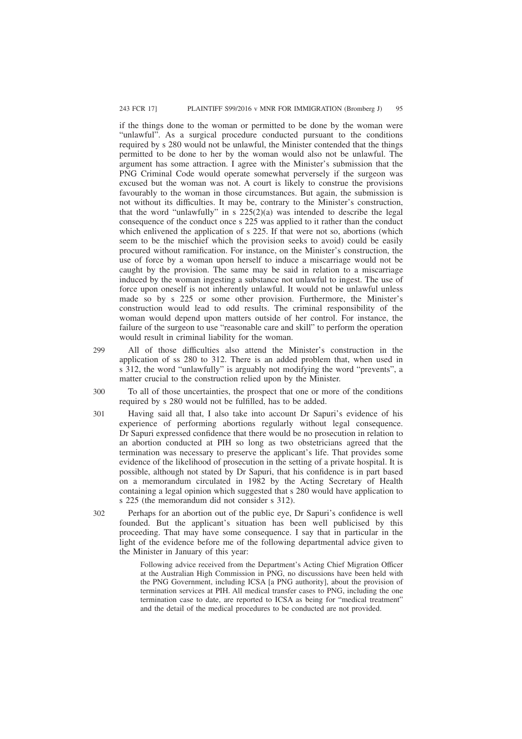if the things done to the woman or permitted to be done by the woman were "unlawful". As a surgical procedure conducted pursuant to the conditions required by s 280 would not be unlawful, the Minister contended that the things permitted to be done to her by the woman would also not be unlawful. The argument has some attraction. I agree with the Minister's submission that the PNG Criminal Code would operate somewhat perversely if the surgeon was excused but the woman was not. A court is likely to construe the provisions favourably to the woman in those circumstances. But again, the submission is not without its difficulties. It may be, contrary to the Minister's construction, that the word "unlawfully" in s 225(2)(a) was intended to describe the legal consequence of the conduct once s 225 was applied to it rather than the conduct which enlivened the application of s 225. If that were not so, abortions (which seem to be the mischief which the provision seeks to avoid) could be easily procured without ramification. For instance, on the Minister's construction, the use of force by a woman upon herself to induce a miscarriage would not be caught by the provision. The same may be said in relation to a miscarriage induced by the woman ingesting a substance not unlawful to ingest. The use of force upon oneself is not inherently unlawful. It would not be unlawful unless made so by s 225 or some other provision. Furthermore, the Minister's construction would lead to odd results. The criminal responsibility of the woman would depend upon matters outside of her control. For instance, the failure of the surgeon to use "reasonable care and skill" to perform the operation would result in criminal liability for the woman.

299 All of those difficulties also attend the Minister's construction in the application of ss 280 to 312. There is an added problem that, when used in s 312, the word "unlawfully" is arguably not modifying the word "prevents", a matter crucial to the construction relied upon by the Minister.

300 To all of those uncertainties, the prospect that one or more of the conditions required by s 280 would not be fulfilled, has to be added.

301 Having said all that, I also take into account Dr Sapuri's evidence of his experience of performing abortions regularly without legal consequence. Dr Sapuri expressed confidence that there would be no prosecution in relation to an abortion conducted at PIH so long as two obstetricians agreed that the termination was necessary to preserve the applicant's life. That provides some evidence of the likelihood of prosecution in the setting of a private hospital. It is possible, although not stated by Dr Sapuri, that his confidence is in part based on a memorandum circulated in 1982 by the Acting Secretary of Health containing a legal opinion which suggested that s 280 would have application to s 225 (the memorandum did not consider s 312).

302 Perhaps for an abortion out of the public eye, Dr Sapuri's confidence is well founded. But the applicant's situation has been well publicised by this proceeding. That may have some consequence. I say that in particular in the light of the evidence before me of the following departmental advice given to the Minister in January of this year:

> Following advice received from the Department's Acting Chief Migration Officer at the Australian High Commission in PNG, no discussions have been held with the PNG Government, including ICSA [a PNG authority], about the provision of termination services at PIH. All medical transfer cases to PNG, including the one termination case to date, are reported to ICSA as being for "medical treatment" and the detail of the medical procedures to be conducted are not provided.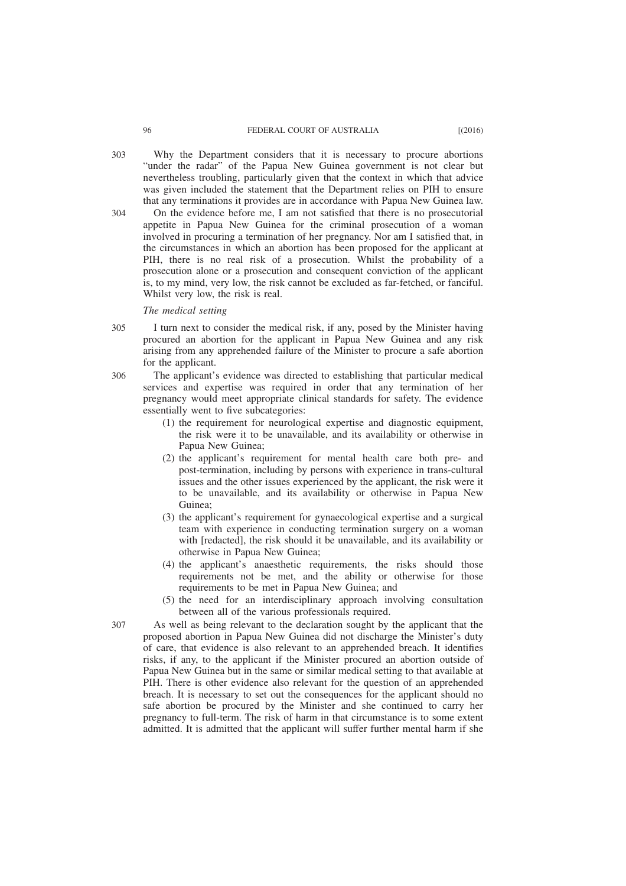303 Why the Department considers that it is necessary to procure abortions "under the radar" of the Papua New Guinea government is not clear but nevertheless troubling, particularly given that the context in which that advice was given included the statement that the Department relies on PIH to ensure that any terminations it provides are in accordance with Papua New Guinea law.

304 On the evidence before me, I am not satisfied that there is no prosecutorial appetite in Papua New Guinea for the criminal prosecution of a woman involved in procuring a termination of her pregnancy. Nor am I satisfied that, in the circumstances in which an abortion has been proposed for the applicant at PIH, there is no real risk of a prosecution. Whilst the probability of a prosecution alone or a prosecution and consequent conviction of the applicant is, to my mind, very low, the risk cannot be excluded as far-fetched, or fanciful. Whilst very low, the risk is real.

*The medical setting*

305 I turn next to consider the medical risk, if any, posed by the Minister having procured an abortion for the applicant in Papua New Guinea and any risk arising from any apprehended failure of the Minister to procure a safe abortion for the applicant.

306 The applicant's evidence was directed to establishing that particular medical services and expertise was required in order that any termination of her pregnancy would meet appropriate clinical standards for safety. The evidence essentially went to five subcategories:

(1) the requirement for neurological expertise and diagnostic equipment, the risk were it to be unavailable, and its availability or otherwise in Papua New Guinea;

(2) the applicant's requirement for mental health care both pre- and post-termination, including by persons with experience in trans-cultural issues and the other issues experienced by the applicant, the risk were it to be unavailable, and its availability or otherwise in Papua New Guinea;

(3) the applicant's requirement for gynaecological expertise and a surgical team with experience in conducting termination surgery on a woman with [redacted], the risk should it be unavailable, and its availability or otherwise in Papua New Guinea;

(4) the applicant's anaesthetic requirements, the risks should those requirements not be met, and the ability or otherwise for those requirements to be met in Papua New Guinea; and

(5) the need for an interdisciplinary approach involving consultation between all of the various professionals required.

307 As well as being relevant to the declaration sought by the applicant that the proposed abortion in Papua New Guinea did not discharge the Minister's duty of care, that evidence is also relevant to an apprehended breach. It identifies risks, if any, to the applicant if the Minister procured an abortion outside of Papua New Guinea but in the same or similar medical setting to that available at PIH. There is other evidence also relevant for the question of an apprehended breach. It is necessary to set out the consequences for the applicant should no safe abortion be procured by the Minister and she continued to carry her pregnancy to full-term. The risk of harm in that circumstance is to some extent admitted. It is admitted that the applicant will suffer further mental harm if she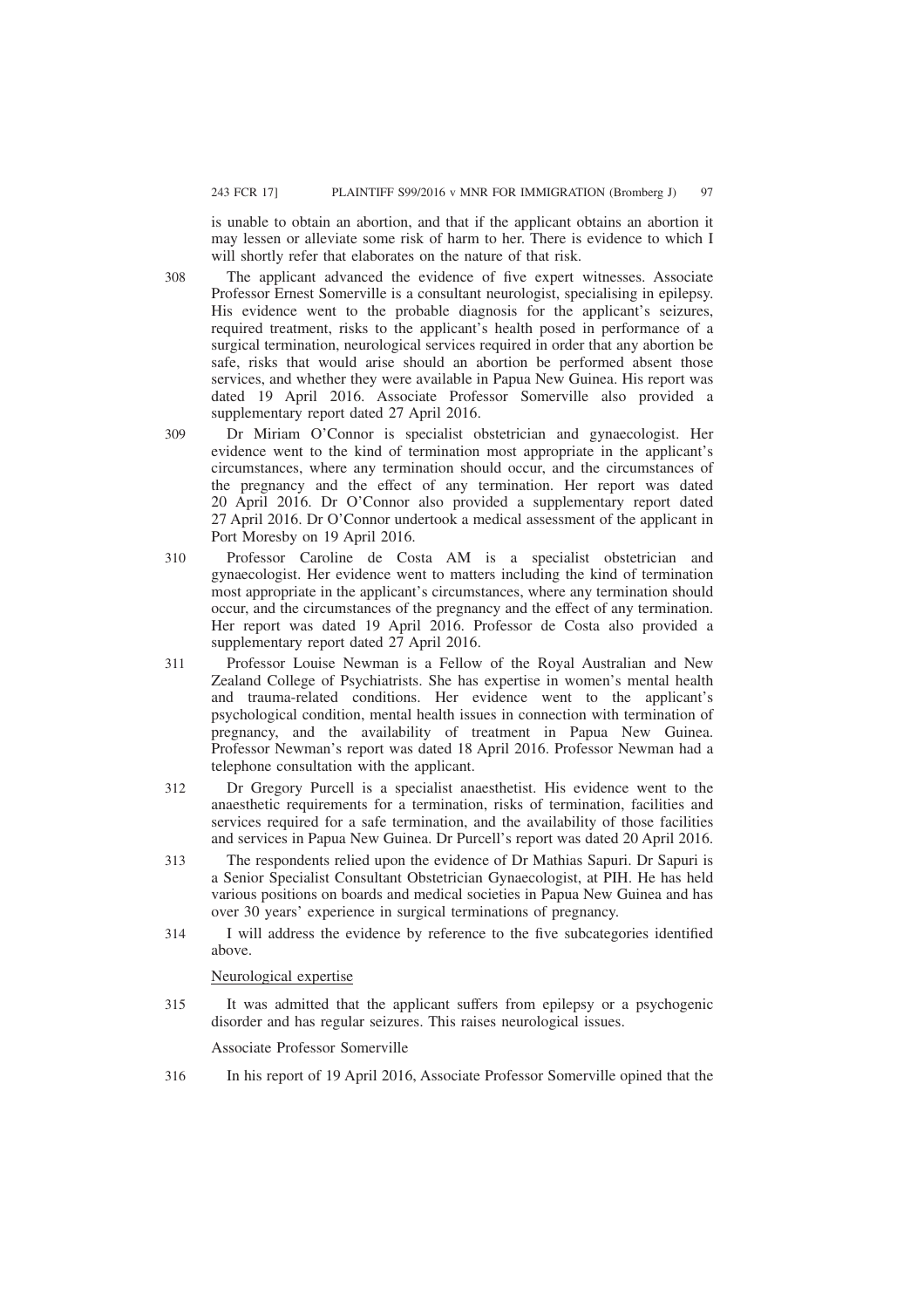is unable to obtain an abortion, and that if the applicant obtains an abortion it may lessen or alleviate some risk of harm to her. There is evidence to which I will shortly refer that elaborates on the nature of that risk.

308 The applicant advanced the evidence of five expert witnesses. Associate Professor Ernest Somerville is a consultant neurologist, specialising in epilepsy. His evidence went to the probable diagnosis for the applicant's seizures, required treatment, risks to the applicant's health posed in performance of a surgical termination, neurological services required in order that any abortion be safe, risks that would arise should an abortion be performed absent those services, and whether they were available in Papua New Guinea. His report was dated 19 April 2016. Associate Professor Somerville also provided a supplementary report dated 27 April 2016.

309 Dr Miriam O'Connor is specialist obstetrician and gynaecologist. Her evidence went to the kind of termination most appropriate in the applicant's circumstances, where any termination should occur, and the circumstances of the pregnancy and the effect of any termination. Her report was dated 20 April 2016. Dr O'Connor also provided a supplementary report dated 27 April 2016. Dr O'Connor undertook a medical assessment of the applicant in Port Moresby on 19 April 2016.

310 Professor Caroline de Costa AM is a specialist obstetrician and gynaecologist. Her evidence went to matters including the kind of termination most appropriate in the applicant's circumstances, where any termination should occur, and the circumstances of the pregnancy and the effect of any termination. Her report was dated 19 April 2016. Professor de Costa also provided a supplementary report dated 27 April 2016.

311 Professor Louise Newman is a Fellow of the Royal Australian and New Zealand College of Psychiatrists. She has expertise in women's mental health and trauma-related conditions. Her evidence went to the applicant's psychological condition, mental health issues in connection with termination of pregnancy, and the availability of treatment in Papua New Guinea. Professor Newman's report was dated 18 April 2016. Professor Newman had a telephone consultation with the applicant.

312 Dr Gregory Purcell is a specialist anaesthetist. His evidence went to the anaesthetic requirements for a termination, risks of termination, facilities and services required for a safe termination, and the availability of those facilities and services in Papua New Guinea. Dr Purcell's report was dated 20 April 2016.

313 The respondents relied upon the evidence of Dr Mathias Sapuri. Dr Sapuri is a Senior Specialist Consultant Obstetrician Gynaecologist, at PIH. He has held various positions on boards and medical societies in Papua New Guinea and has over 30 years' experience in surgical terminations of pregnancy.

314 I will address the evidence by reference to the five subcategories identified above.

Neurological expertise

315 It was admitted that the applicant suffers from epilepsy or a psychogenic disorder and has regular seizures. This raises neurological issues.

Associate Professor Somerville

316 In his report of 19 April 2016, Associate Professor Somerville opined that the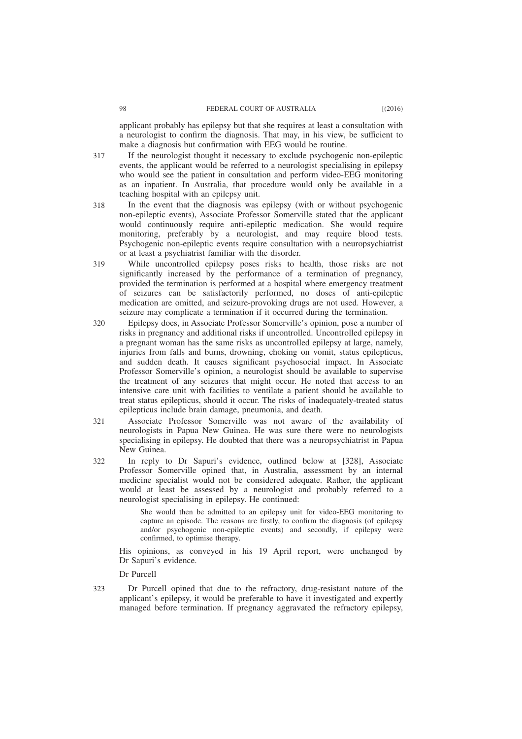applicant probably has epilepsy but that she requires at least a consultation with a neurologist to confirm the diagnosis. That may, in his view, be sufficient to make a diagnosis but confirmation with EEG would be routine.

317 If the neurologist thought it necessary to exclude psychogenic non-epileptic events, the applicant would be referred to a neurologist specialising in epilepsy who would see the patient in consultation and perform video-EEG monitoring as an inpatient. In Australia, that procedure would only be available in a teaching hospital with an epilepsy unit.

318 In the event that the diagnosis was epilepsy (with or without psychogenic non-epileptic events), Associate Professor Somerville stated that the applicant would continuously require anti-epileptic medication. She would require monitoring, preferably by a neurologist, and may require blood tests. Psychogenic non-epileptic events require consultation with a neuropsychiatrist or at least a psychiatrist familiar with the disorder.

319 While uncontrolled epilepsy poses risks to health, those risks are not significantly increased by the performance of a termination of pregnancy, provided the termination is performed at a hospital where emergency treatment of seizures can be satisfactorily performed, no doses of anti-epileptic medication are omitted, and seizure-provoking drugs are not used. However, a seizure may complicate a termination if it occurred during the termination.

320 Epilepsy does, in Associate Professor Somerville's opinion, pose a number of risks in pregnancy and additional risks if uncontrolled. Uncontrolled epilepsy in a pregnant woman has the same risks as uncontrolled epilepsy at large, namely, injuries from falls and burns, drowning, choking on vomit, status epilepticus, and sudden death. It causes significant psychosocial impact. In Associate Professor Somerville's opinion, a neurologist should be available to supervise the treatment of any seizures that might occur. He noted that access to an intensive care unit with facilities to ventilate a patient should be available to treat status epilepticus, should it occur. The risks of inadequately-treated status epilepticus include brain damage, pneumonia, and death.

321 Associate Professor Somerville was not aware of the availability of neurologists in Papua New Guinea. He was sure there were no neurologists specialising in epilepsy. He doubted that there was a neuropsychiatrist in Papua New Guinea.

322 In reply to Dr Sapuri's evidence, outlined below at [328], Associate Professor Somerville opined that, in Australia, assessment by an internal medicine specialist would not be considered adequate. Rather, the applicant would at least be assessed by a neurologist and probably referred to a neurologist specialising in epilepsy. He continued:

> She would then be admitted to an epilepsy unit for video-EEG monitoring to capture an episode. The reasons are firstly, to confirm the diagnosis (of epilepsy and/or psychogenic non-epileptic events) and secondly, if epilepsy were confirmed, to optimise therapy.

His opinions, as conveyed in his 19 April report, were unchanged by Dr Sapuri's evidence.

Dr Purcell

323 Dr Purcell opined that due to the refractory, drug-resistant nature of the applicant's epilepsy, it would be preferable to have it investigated and expertly managed before termination. If pregnancy aggravated the refractory epilepsy,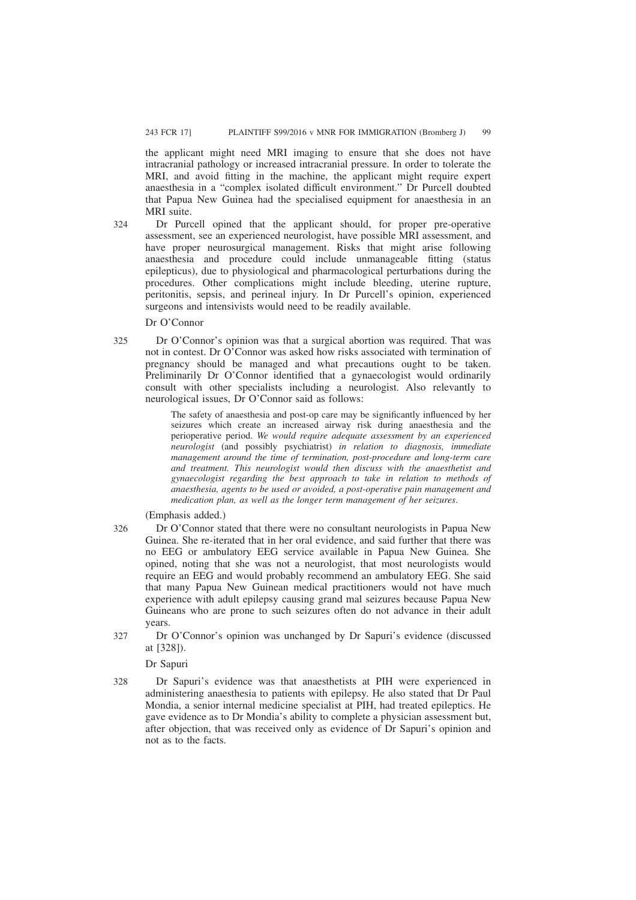the applicant might need MRI imaging to ensure that she does not have intracranial pathology or increased intracranial pressure. In order to tolerate the MRI, and avoid fitting in the machine, the applicant might require expert anaesthesia in a "complex isolated difficult environment." Dr Purcell doubted that Papua New Guinea had the specialised equipment for anaesthesia in an MRI suite.

324 Dr Purcell opined that the applicant should, for proper pre-operative assessment, see an experienced neurologist, have possible MRI assessment, and have proper neurosurgical management. Risks that might arise following anaesthesia and procedure could include unmanageable fitting (status epilepticus), due to physiological and pharmacological perturbations during the procedures. Other complications might include bleeding, uterine rupture, peritonitis, sepsis, and perineal injury. In Dr Purcell's opinion, experienced surgeons and intensivists would need to be readily available.

Dr O'Connor

325 Dr O'Connor's opinion was that a surgical abortion was required. That was not in contest. Dr O'Connor was asked how risks associated with termination of pregnancy should be managed and what precautions ought to be taken. Preliminarily Dr O'Connor identified that a gynaecologist would ordinarily consult with other specialists including a neurologist. Also relevantly to neurological issues, Dr O'Connor said as follows:

> The safety of anaesthesia and post-op care may be significantly influenced by her seizures which create an increased airway risk during anaesthesia and the perioperative period. *We would require adequate assessment by an experienced neurologist* (and possibly psychiatrist) *in relation to diagnosis, immediate management around the time of termination, post-procedure and long-term care and treatment. This neurologist would then discuss with the anaesthetist and gynaecologist regarding the best approach to take in relation to methods of anaesthesia, agents to be used or avoided, a post-operative pain management and medication plan, as well as the longer term management of her seizures.*

(Emphasis added.)

326 Dr O'Connor stated that there were no consultant neurologists in Papua New Guinea. She re-iterated that in her oral evidence, and said further that there was no EEG or ambulatory EEG service available in Papua New Guinea. She opined, noting that she was not a neurologist, that most neurologists would require an EEG and would probably recommend an ambulatory EEG. She said that many Papua New Guinean medical practitioners would not have much experience with adult epilepsy causing grand mal seizures because Papua New Guineans who are prone to such seizures often do not advance in their adult years.

327 Dr O'Connor's opinion was unchanged by Dr Sapuri's evidence (discussed at [328]).

Dr Sapuri

328 Dr Sapuri's evidence was that anaesthetists at PIH were experienced in administering anaesthesia to patients with epilepsy. He also stated that Dr Paul Mondia, a senior internal medicine specialist at PIH, had treated epileptics. He gave evidence as to Dr Mondia's ability to complete a physician assessment but, after objection, that was received only as evidence of Dr Sapuri's opinion and not as to the facts.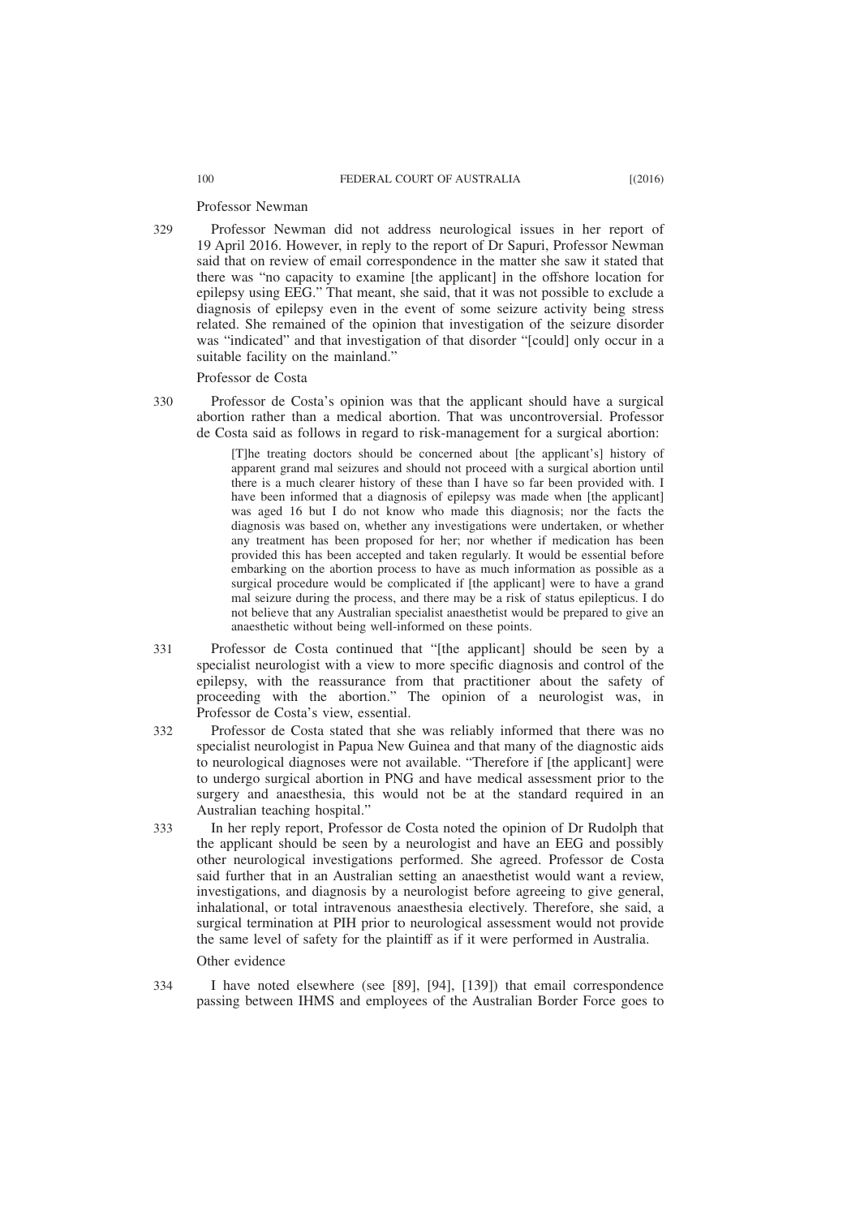Professor Newman

329 Professor Newman did not address neurological issues in her report of 19 April 2016. However, in reply to the report of Dr Sapuri, Professor Newman said that on review of email correspondence in the matter she saw it stated that there was "no capacity to examine [the applicant] in the offshore location for epilepsy using EEG." That meant, she said, that it was not possible to exclude a diagnosis of epilepsy even in the event of some seizure activity being stress related. She remained of the opinion that investigation of the seizure disorder was "indicated" and that investigation of that disorder "[could] only occur in a suitable facility on the mainland."

Professor de Costa

330 Professor de Costa's opinion was that the applicant should have a surgical abortion rather than a medical abortion. That was uncontroversial. Professor de Costa said as follows in regard to risk-management for a surgical abortion:

> [T]he treating doctors should be concerned about [the applicant's] history of apparent grand mal seizures and should not proceed with a surgical abortion until there is a much clearer history of these than I have so far been provided with. I have been informed that a diagnosis of epilepsy was made when [the applicant] was aged 16 but I do not know who made this diagnosis; nor the facts the diagnosis was based on, whether any investigations were undertaken, or whether any treatment has been proposed for her; nor whether if medication has been provided this has been accepted and taken regularly. It would be essential before embarking on the abortion process to have as much information as possible as a surgical procedure would be complicated if [the applicant] were to have a grand mal seizure during the process, and there may be a risk of status epilepticus. I do not believe that any Australian specialist anaesthetist would be prepared to give an anaesthetic without being well-informed on these points.

331 Professor de Costa continued that "[the applicant] should be seen by a specialist neurologist with a view to more specific diagnosis and control of the epilepsy, with the reassurance from that practitioner about the safety of proceeding with the abortion." The opinion of a neurologist was, in Professor de Costa's view, essential.

332 Professor de Costa stated that she was reliably informed that there was no specialist neurologist in Papua New Guinea and that many of the diagnostic aids to neurological diagnoses were not available. "Therefore if [the applicant] were to undergo surgical abortion in PNG and have medical assessment prior to the surgery and anaesthesia, this would not be at the standard required in an Australian teaching hospital."

333 In her reply report, Professor de Costa noted the opinion of Dr Rudolph that the applicant should be seen by a neurologist and have an EEG and possibly other neurological investigations performed. She agreed. Professor de Costa said further that in an Australian setting an anaesthetist would want a review, investigations, and diagnosis by a neurologist before agreeing to give general, inhalational, or total intravenous anaesthesia electively. Therefore, she said, a surgical termination at PIH prior to neurological assessment would not provide the same level of safety for the plaintiff as if it were performed in Australia.

Other evidence

334 I have noted elsewhere (see [89], [94], [139]) that email correspondence passing between IHMS and employees of the Australian Border Force goes to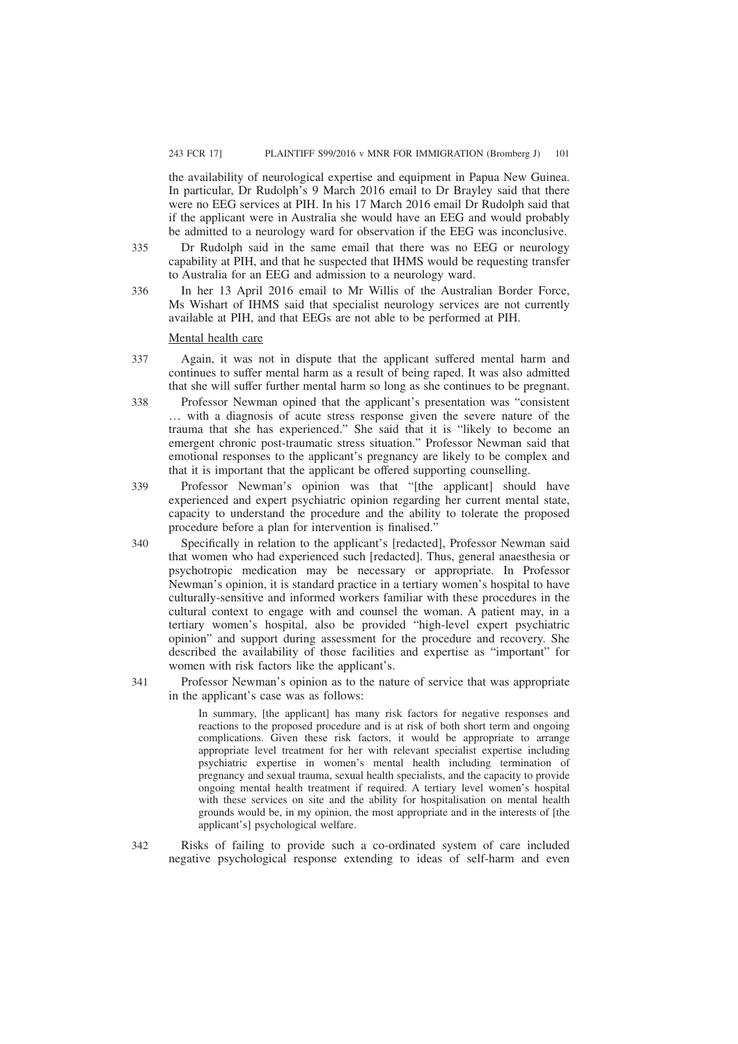the availability of neurological expertise and equipment in Papua New Guinea. In particular, Dr Rudolph's 9 March 2016 email to Dr Brayley said that there were no EEG services at PIH. In his 17 March 2016 email Dr Rudolph said that if the applicant were in Australia she would have an EEG and would probably be admitted to a neurology ward for observation if the EEG was inconclusive.

335 Dr Rudolph said in the same email that there was no EEG or neurology capability at PIH, and that he suspected that IHMS would be requesting transfer to Australia for an EEG and admission to a neurology ward.

336 In her 13 April 2016 email to Mr Willis of the Australian Border Force, Ms Wishart of IHMS said that specialist neurology services are not currently available at PIH, and that EEGs are not able to be performed at PIH.

Mental health care

337 Again, it was not in dispute that the applicant suffered mental harm and continues to suffer mental harm as a result of being raped. It was also admitted that she will suffer further mental harm so long as she continues to be pregnant.

338 Professor Newman opined that the applicant's presentation was "consistent … with a diagnosis of acute stress response given the severe nature of the trauma that she has experienced." She said that it is "likely to become an emergent chronic post-traumatic stress situation." Professor Newman said that emotional responses to the applicant's pregnancy are likely to be complex and that it is important that the applicant be offered supporting counselling.

339 Professor Newman's opinion was that "[the applicant] should have experienced and expert psychiatric opinion regarding her current mental state, capacity to understand the procedure and the ability to tolerate the proposed procedure before a plan for intervention is finalised."

340 Specifically in relation to the applicant's [redacted], Professor Newman said that women who had experienced such [redacted]. Thus, general anaesthesia or psychotropic medication may be necessary or appropriate. In Professor Newman's opinion, it is standard practice in a tertiary women's hospital to have culturally-sensitive and informed workers familiar with these procedures in the cultural context to engage with and counsel the woman. A patient may, in a tertiary women's hospital, also be provided "high-level expert psychiatric opinion" and support during assessment for the procedure and recovery. She described the availability of those facilities and expertise as "important" for women with risk factors like the applicant's.

341 Professor Newman's opinion as to the nature of service that was appropriate in the applicant's case was as follows:

> In summary, [the applicant] has many risk factors for negative responses and reactions to the proposed procedure and is at risk of both short term and ongoing complications. Given these risk factors, it would be appropriate to arrange appropriate level treatment for her with relevant specialist expertise including psychiatric expertise in women's mental health including termination of pregnancy and sexual trauma, sexual health specialists, and the capacity to provide ongoing mental health treatment if required. A tertiary level women's hospital with these services on site and the ability for hospitalisation on mental health grounds would be, in my opinion, the most appropriate and in the interests of [the applicant's] psychological welfare.

342 Risks of failing to provide such a co-ordinated system of care included negative psychological response extending to ideas of self-harm and even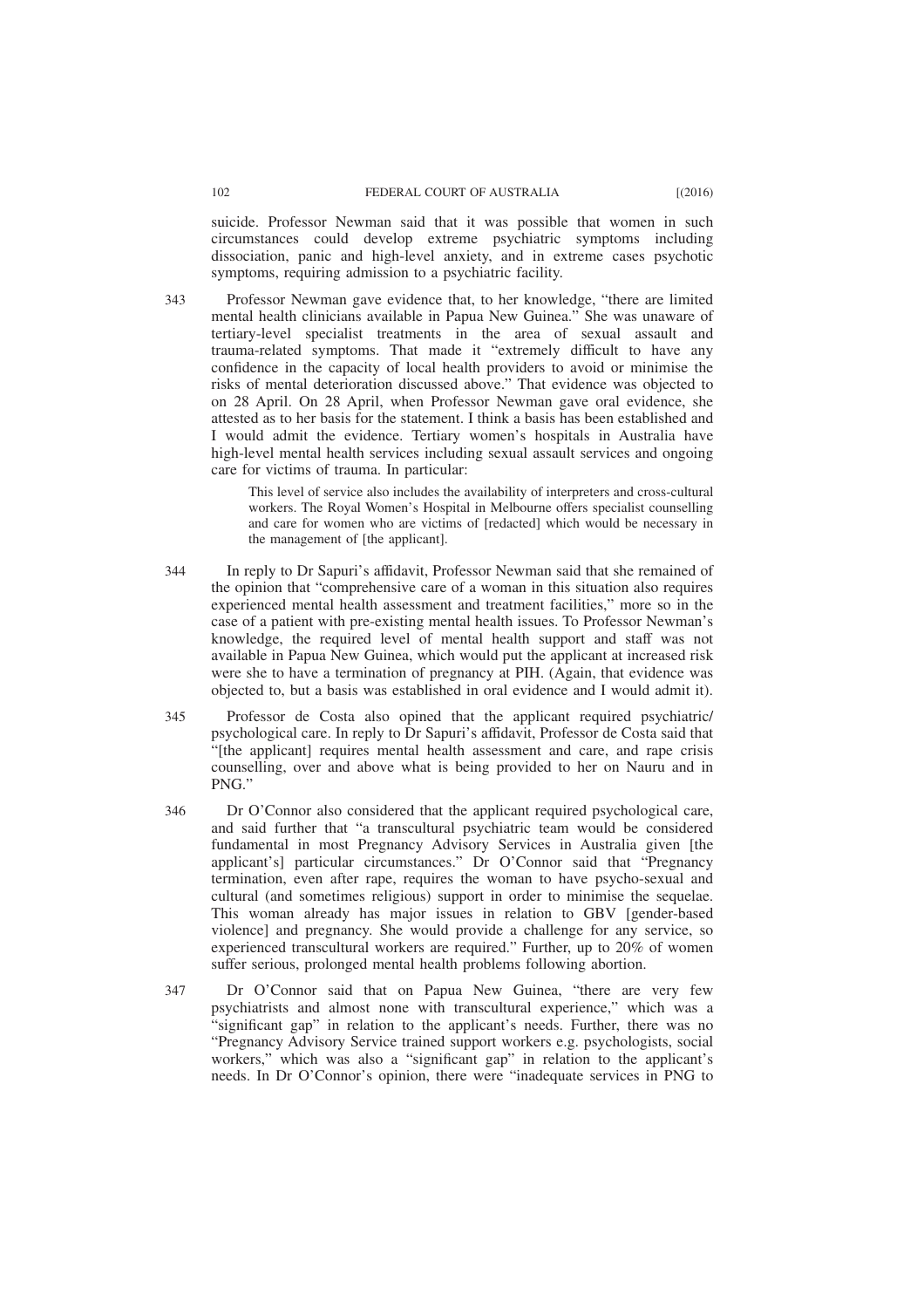suicide. Professor Newman said that it was possible that women in such circumstances could develop extreme psychiatric symptoms including dissociation, panic and high-level anxiety, and in extreme cases psychotic symptoms, requiring admission to a psychiatric facility.

343 Professor Newman gave evidence that, to her knowledge, "there are limited mental health clinicians available in Papua New Guinea." She was unaware of tertiary-level specialist treatments in the area of sexual assault and trauma-related symptoms. That made it "extremely difficult to have any confidence in the capacity of local health providers to avoid or minimise the risks of mental deterioration discussed above." That evidence was objected to on 28 April. On 28 April, when Professor Newman gave oral evidence, she attested as to her basis for the statement. I think a basis has been established and I would admit the evidence. Tertiary women's hospitals in Australia have high-level mental health services including sexual assault services and ongoing care for victims of trauma. In particular:

> This level of service also includes the availability of interpreters and cross-cultural workers. The Royal Women's Hospital in Melbourne offers specialist counselling and care for women who are victims of [redacted] which would be necessary in the management of [the applicant].

344 In reply to Dr Sapuri's affidavit, Professor Newman said that she remained of the opinion that "comprehensive care of a woman in this situation also requires experienced mental health assessment and treatment facilities," more so in the case of a patient with pre-existing mental health issues. To Professor Newman's knowledge, the required level of mental health support and staff was not available in Papua New Guinea, which would put the applicant at increased risk were she to have a termination of pregnancy at PIH. (Again, that evidence was objected to, but a basis was established in oral evidence and I would admit it).

345 Professor de Costa also opined that the applicant required psychiatric/psychological care. In reply to Dr Sapuri's affidavit, Professor de Costa said that "[the applicant] requires mental health assessment and care, and rape crisis counselling, over and above what is being provided to her on Nauru and in PNG."

346 Dr O'Connor also considered that the applicant required psychological care, and said further that "a transcultural psychiatric team would be considered fundamental in most Pregnancy Advisory Services in Australia given [the applicant's] particular circumstances." Dr O'Connor said that "Pregnancy termination, even after rape, requires the woman to have psycho-sexual and cultural (and sometimes religious) support in order to minimise the sequelae. This woman already has major issues in relation to GBV [gender-based violence] and pregnancy. She would provide a challenge for any service, so experienced transcultural workers are required." Further, up to 20% of women suffer serious, prolonged mental health problems following abortion.

347 Dr O'Connor said that on Papua New Guinea, "there are very few psychiatrists and almost none with transcultural experience," which was a "significant gap" in relation to the applicant's needs. Further, there was no "Pregnancy Advisory Service trained support workers e.g. psychologists, social workers," which was also a "significant gap" in relation to the applicant's needs. In Dr O'Connor's opinion, there were "inadequate services in PNG to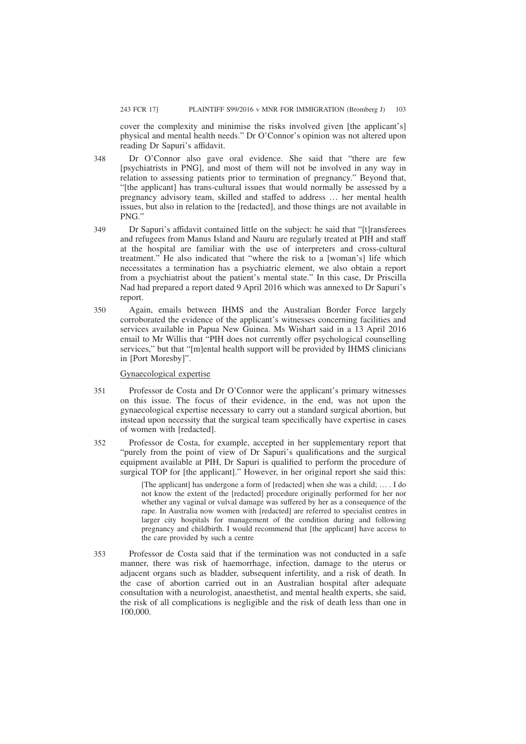cover the complexity and minimise the risks involved given [the applicant's] physical and mental health needs." Dr O'Connor's opinion was not altered upon reading Dr Sapuri's affidavit.

348 Dr O'Connor also gave oral evidence. She said that "there are few [psychiatrists in PNG], and most of them will not be involved in any way in relation to assessing patients prior to termination of pregnancy." Beyond that, "[the applicant] has trans-cultural issues that would normally be assessed by a pregnancy advisory team, skilled and staffed to address … her mental health issues, but also in relation to the [redacted], and those things are not available in PNG."

349 Dr Sapuri's affidavit contained little on the subject: he said that "[t]ransferees and refugees from Manus Island and Nauru are regularly treated at PIH and staff at the hospital are familiar with the use of interpreters and cross-cultural treatment." He also indicated that "where the risk to a [woman's] life which necessitates a termination has a psychiatric element, we also obtain a report from a psychiatrist about the patient's mental state." In this case, Dr Priscilla Nad had prepared a report dated 9 April 2016 which was annexed to Dr Sapuri's report.

350 Again, emails between IHMS and the Australian Border Force largely corroborated the evidence of the applicant's witnesses concerning facilities and services available in Papua New Guinea. Ms Wishart said in a 13 April 2016 email to Mr Willis that "PIH does not currently offer psychological counselling services," but that "[m]ental health support will be provided by IHMS clinicians in [Port Moresby]".

Gynaecological expertise

351 Professor de Costa and Dr O'Connor were the applicant's primary witnesses on this issue. The focus of their evidence, in the end, was not upon the gynaecological expertise necessary to carry out a standard surgical abortion, but instead upon necessity that the surgical team specifically have expertise in cases of women with [redacted].

352 Professor de Costa, for example, accepted in her supplementary report that "purely from the point of view of Dr Sapuri's qualifications and the surgical equipment available at PIH, Dr Sapuri is qualified to perform the procedure of surgical TOP for [the applicant]." However, in her original report she said this:

> [The applicant] has undergone a form of [redacted] when she was a child; … . I do not know the extent of the [redacted] procedure originally performed for her nor whether any vaginal or vulval damage was suffered by her as a consequence of the rape. In Australia now women with [redacted] are referred to specialist centres in larger city hospitals for management of the condition during and following pregnancy and childbirth. I would recommend that [the applicant] have access to the care provided by such a centre

353 Professor de Costa said that if the termination was not conducted in a safe manner, there was risk of haemorrhage, infection, damage to the uterus or adjacent organs such as bladder, subsequent infertility, and a risk of death. In the case of abortion carried out in an Australian hospital after adequate consultation with a neurologist, anaesthetist, and mental health experts, she said, the risk of all complications is negligible and the risk of death less than one in 100,000.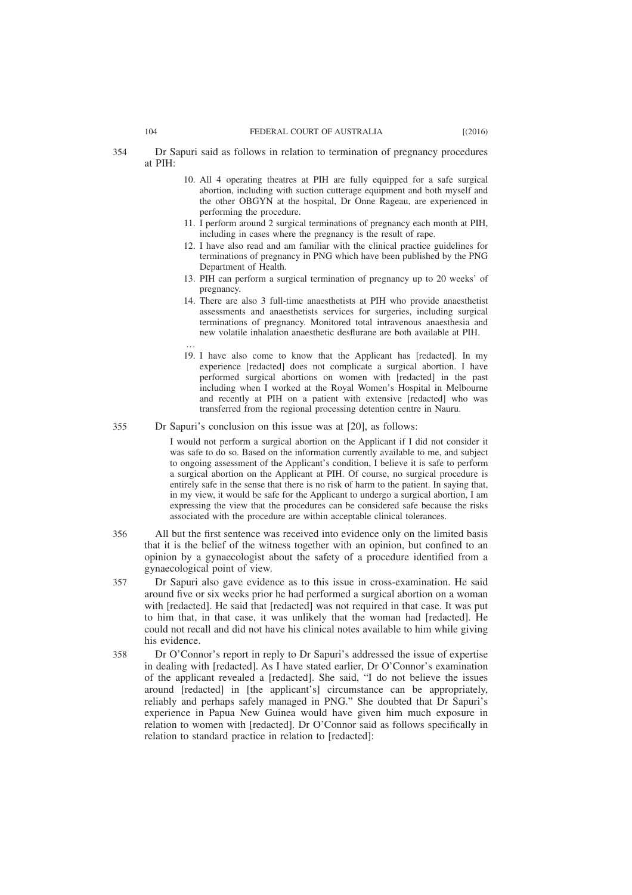354 Dr Sapuri said as follows in relation to termination of pregnancy procedures at PIH:

> 10. All 4 operating theatres at PIH are fully equipped for a safe surgical abortion, including with suction cutterage equipment and both myself and the other OBGYN at the hospital, Dr Onne Rageau, are experienced in performing the procedure.
> 11. I perform around 2 surgical terminations of pregnancy each month at PIH, including in cases where the pregnancy is the result of rape.
> 12. I have also read and am familiar with the clinical practice guidelines for terminations of pregnancy in PNG which have been published by the PNG Department of Health.
> 13. PIH can perform a surgical termination of pregnancy up to 20 weeks' of pregnancy.
> 14. There are also 3 full-time anaesthetists at PIH who provide anaesthetist assessments and anaesthetists services for surgeries, including surgical terminations of pregnancy. Monitored total intravenous anaesthesia and new volatile inhalation anaesthetic desflurane are both available at PIH.
>
> …
>
> 19. I have also come to know that the Applicant has [redacted]. In my experience [redacted] does not complicate a surgical abortion. I have performed surgical abortions on women with [redacted] in the past including when I worked at the Royal Women's Hospital in Melbourne and recently at PIH on a patient with extensive [redacted] who was transferred from the regional processing detention centre in Nauru.

355 Dr Sapuri's conclusion on this issue was at [20], as follows:

> I would not perform a surgical abortion on the Applicant if I did not consider it was safe to do so. Based on the information currently available to me, and subject to ongoing assessment of the Applicant's condition, I believe it is safe to perform a surgical abortion on the Applicant at PIH. Of course, no surgical procedure is entirely safe in the sense that there is no risk of harm to the patient. In saying that, in my view, it would be safe for the Applicant to undergo a surgical abortion, I am expressing the view that the procedures can be considered safe because the risks associated with the procedure are within acceptable clinical tolerances.

356 All but the first sentence was received into evidence only on the limited basis that it is the belief of the witness together with an opinion, but confined to an opinion by a gynaecologist about the safety of a procedure identified from a gynaecological point of view.

357 Dr Sapuri also gave evidence as to this issue in cross-examination. He said around five or six weeks prior he had performed a surgical abortion on a woman with [redacted]. He said that [redacted] was not required in that case. It was put to him that, in that case, it was unlikely that the woman had [redacted]. He could not recall and did not have his clinical notes available to him while giving his evidence.

358 Dr O'Connor's report in reply to Dr Sapuri's addressed the issue of expertise in dealing with [redacted]. As I have stated earlier, Dr O'Connor's examination of the applicant revealed a [redacted]. She said, "I do not believe the issues around [redacted] in [the applicant's] circumstance can be appropriately, reliably and perhaps safely managed in PNG." She doubted that Dr Sapuri's experience in Papua New Guinea would have given him much exposure in relation to women with [redacted]. Dr O'Connor said as follows specifically in relation to standard practice in relation to [redacted]: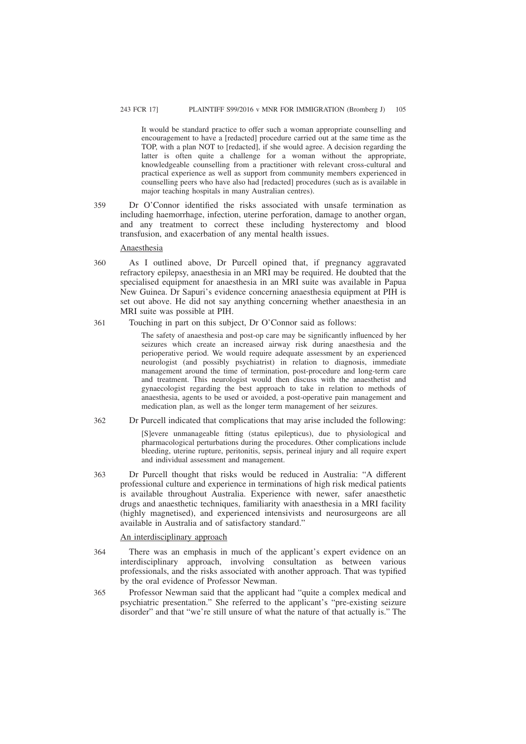> It would be standard practice to offer such a woman appropriate counselling and encouragement to have a [redacted] procedure carried out at the same time as the TOP, with a plan NOT to [redacted], if she would agree. A decision regarding the latter is often quite a challenge for a woman without the appropriate, knowledgeable counselling from a practitioner with relevant cross-cultural and practical experience as well as support from community members experienced in counselling peers who have also had [redacted] procedures (such as is available in major teaching hospitals in many Australian centres).

359 Dr O'Connor identified the risks associated with unsafe termination as including haemorrhage, infection, uterine perforation, damage to another organ, and any treatment to correct these including hysterectomy and blood transfusion, and exacerbation of any mental health issues.

Anaesthesia

360 As I outlined above, Dr Purcell opined that, if pregnancy aggravated refractory epilepsy, anaesthesia in an MRI may be required. He doubted that the specialised equipment for anaesthesia in an MRI suite was available in Papua New Guinea. Dr Sapuri's evidence concerning anaesthesia equipment at PIH is set out above. He did not say anything concerning whether anaesthesia in an MRI suite was possible at PIH.

361 Touching in part on this subject, Dr O'Connor said as follows:

> The safety of anaesthesia and post-op care may be significantly influenced by her seizures which create an increased airway risk during anaesthesia and the perioperative period. We would require adequate assessment by an experienced neurologist (and possibly psychiatrist) in relation to diagnosis, immediate management around the time of termination, post-procedure and long-term care and treatment. This neurologist would then discuss with the anaesthetist and gynaecologist regarding the best approach to take in relation to methods of anaesthesia, agents to be used or avoided, a post-operative pain management and medication plan, as well as the longer term management of her seizures.

362 Dr Purcell indicated that complications that may arise included the following:

> [S]evere unmanageable fitting (status epilepticus), due to physiological and pharmacological perturbations during the procedures. Other complications include bleeding, uterine rupture, peritonitis, sepsis, perineal injury and all require expert and individual assessment and management.

363 Dr Purcell thought that risks would be reduced in Australia: "A different professional culture and experience in terminations of high risk medical patients is available throughout Australia. Experience with newer, safer anaesthetic drugs and anaesthetic techniques, familiarity with anaesthesia in a MRI facility (highly magnetised), and experienced intensivists and neurosurgeons are all available in Australia and of satisfactory standard."

An interdisciplinary approach

364 There was an emphasis in much of the applicant's expert evidence on an interdisciplinary approach, involving consultation as between various professionals, and the risks associated with another approach. That was typified by the oral evidence of Professor Newman.

365 Professor Newman said that the applicant had "quite a complex medical and psychiatric presentation." She referred to the applicant's "pre-existing seizure disorder" and that "we're still unsure of what the nature of that actually is." The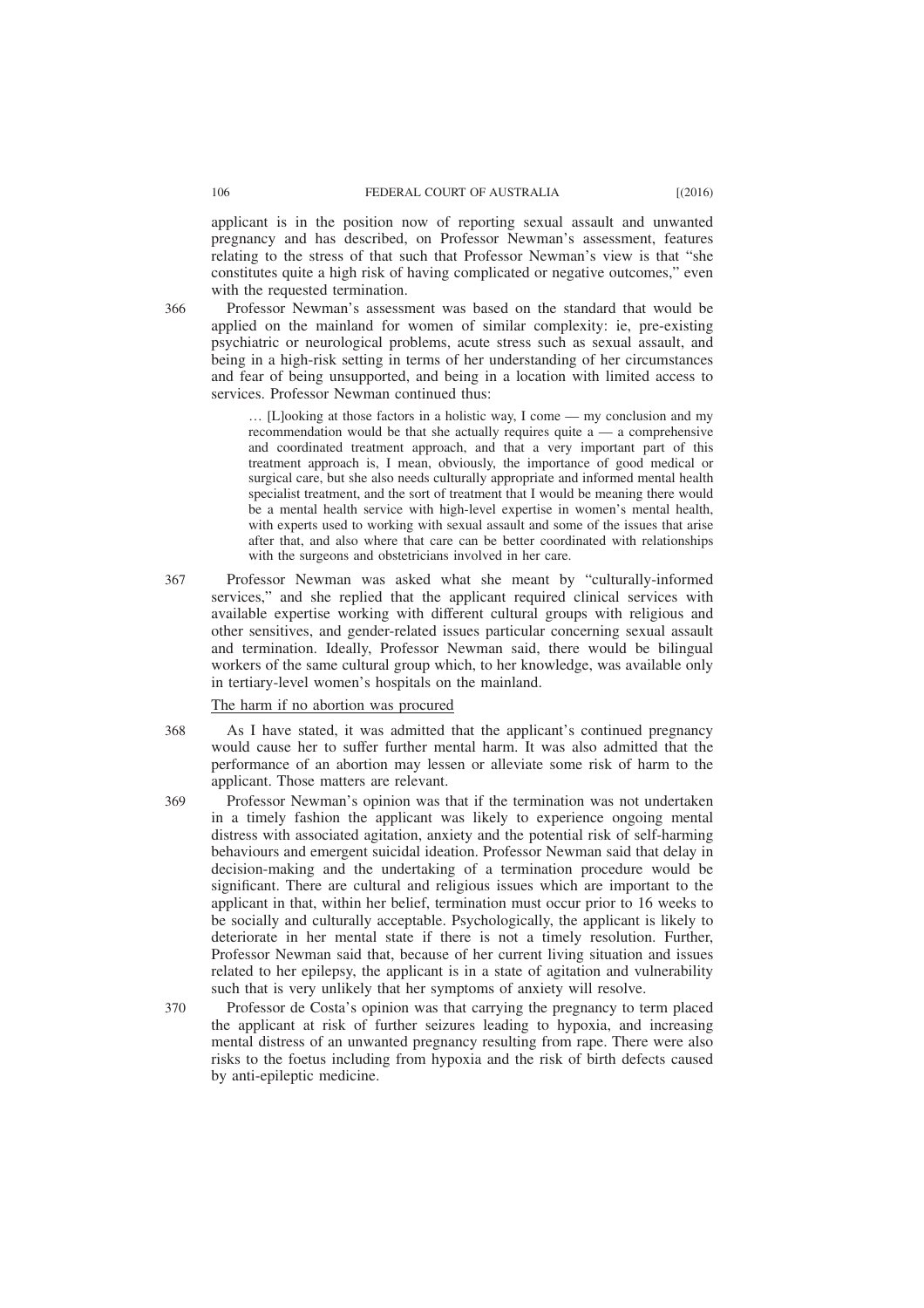applicant is in the position now of reporting sexual assault and unwanted pregnancy and has described, on Professor Newman's assessment, features relating to the stress of that such that Professor Newman's view is that "she constitutes quite a high risk of having complicated or negative outcomes," even with the requested termination.

366 Professor Newman's assessment was based on the standard that would be applied on the mainland for women of similar complexity: ie, pre-existing psychiatric or neurological problems, acute stress such as sexual assault, and being in a high-risk setting in terms of her understanding of her circumstances and fear of being unsupported, and being in a location with limited access to services. Professor Newman continued thus:

> … [L]ooking at those factors in a holistic way, I come — my conclusion and my recommendation would be that she actually requires quite a — a comprehensive and coordinated treatment approach, and that a very important part of this treatment approach is, I mean, obviously, the importance of good medical or surgical care, but she also needs culturally appropriate and informed mental health specialist treatment, and the sort of treatment that I would be meaning there would be a mental health service with high-level expertise in women's mental health, with experts used to working with sexual assault and some of the issues that arise after that, and also where that care can be better coordinated with relationships with the surgeons and obstetricians involved in her care.

367 Professor Newman was asked what she meant by "culturally-informed services," and she replied that the applicant required clinical services with available expertise working with different cultural groups with religious and other sensitives, and gender-related issues particular concerning sexual assault and termination. Ideally, Professor Newman said, there would be bilingual workers of the same cultural group which, to her knowledge, was available only in tertiary-level women's hospitals on the mainland.

The harm if no abortion was procured

368 As I have stated, it was admitted that the applicant's continued pregnancy would cause her to suffer further mental harm. It was also admitted that the performance of an abortion may lessen or alleviate some risk of harm to the applicant. Those matters are relevant.

369 Professor Newman's opinion was that if the termination was not undertaken in a timely fashion the applicant was likely to experience ongoing mental distress with associated agitation, anxiety and the potential risk of self-harming behaviours and emergent suicidal ideation. Professor Newman said that delay in decision-making and the undertaking of a termination procedure would be significant. There are cultural and religious issues which are important to the applicant in that, within her belief, termination must occur prior to 16 weeks to be socially and culturally acceptable. Psychologically, the applicant is likely to deteriorate in her mental state if there is not a timely resolution. Further, Professor Newman said that, because of her current living situation and issues related to her epilepsy, the applicant is in a state of agitation and vulnerability such that is very unlikely that her symptoms of anxiety will resolve.

370 Professor de Costa's opinion was that carrying the pregnancy to term placed the applicant at risk of further seizures leading to hypoxia, and increasing mental distress of an unwanted pregnancy resulting from rape. There were also risks to the foetus including from hypoxia and the risk of birth defects caused by anti-epileptic medicine.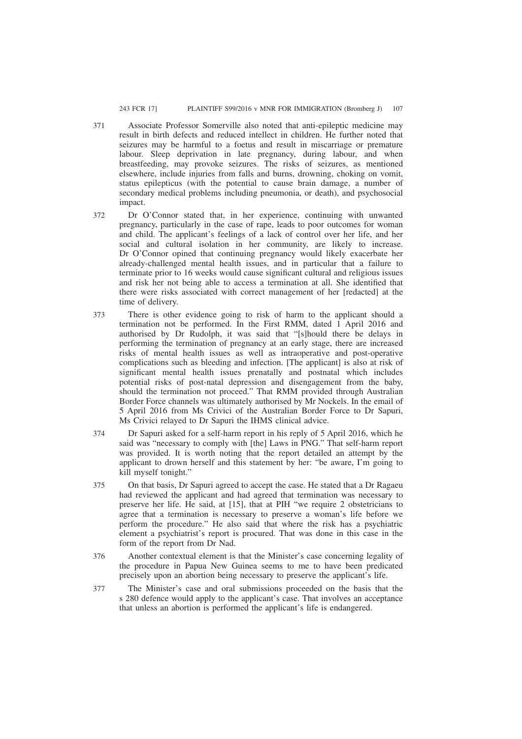371 Associate Professor Somerville also noted that anti-epileptic medicine may result in birth defects and reduced intellect in children. He further noted that seizures may be harmful to a foetus and result in miscarriage or premature labour. Sleep deprivation in late pregnancy, during labour, and when breastfeeding, may provoke seizures. The risks of seizures, as mentioned elsewhere, include injuries from falls and burns, drowning, choking on vomit, status epilepticus (with the potential to cause brain damage, a number of secondary medical problems including pneumonia, or death), and psychosocial impact.

372 Dr O'Connor stated that, in her experience, continuing with unwanted pregnancy, particularly in the case of rape, leads to poor outcomes for woman and child. The applicant's feelings of a lack of control over her life, and her social and cultural isolation in her community, are likely to increase. Dr O'Connor opined that continuing pregnancy would likely exacerbate her already-challenged mental health issues, and in particular that a failure to terminate prior to 16 weeks would cause significant cultural and religious issues and risk her not being able to access a termination at all. She identified that there were risks associated with correct management of her [redacted] at the time of delivery.

373 There is other evidence going to risk of harm to the applicant should a termination not be performed. In the First RMM, dated 1 April 2016 and authorised by Dr Rudolph, it was said that "[s]hould there be delays in performing the termination of pregnancy at an early stage, there are increased risks of mental health issues as well as intraoperative and post-operative complications such as bleeding and infection. [The applicant] is also at risk of significant mental health issues prenatally and postnatal which includes potential risks of post-natal depression and disengagement from the baby, should the termination not proceed." That RMM provided through Australian Border Force channels was ultimately authorised by Mr Nockels. In the email of 5 April 2016 from Ms Crivici of the Australian Border Force to Dr Sapuri, Ms Crivici relayed to Dr Sapuri the IHMS clinical advice.

374 Dr Sapuri asked for a self-harm report in his reply of 5 April 2016, which he said was "necessary to comply with [the] Laws in PNG." That self-harm report was provided. It is worth noting that the report detailed an attempt by the applicant to drown herself and this statement by her: "be aware, I'm going to kill myself tonight."

375 On that basis, Dr Sapuri agreed to accept the case. He stated that a Dr Ragaeu had reviewed the applicant and had agreed that termination was necessary to preserve her life. He said, at [15], that at PIH "we require 2 obstetricians to agree that a termination is necessary to preserve a woman's life before we perform the procedure." He also said that where the risk has a psychiatric element a psychiatrist's report is procured. That was done in this case in the form of the report from Dr Nad.

376 Another contextual element is that the Minister's case concerning legality of the procedure in Papua New Guinea seems to me to have been predicated precisely upon an abortion being necessary to preserve the applicant's life.

377 The Minister's case and oral submissions proceeded on the basis that the s 280 defence would apply to the applicant's case. That involves an acceptance that unless an abortion is performed the applicant's life is endangered.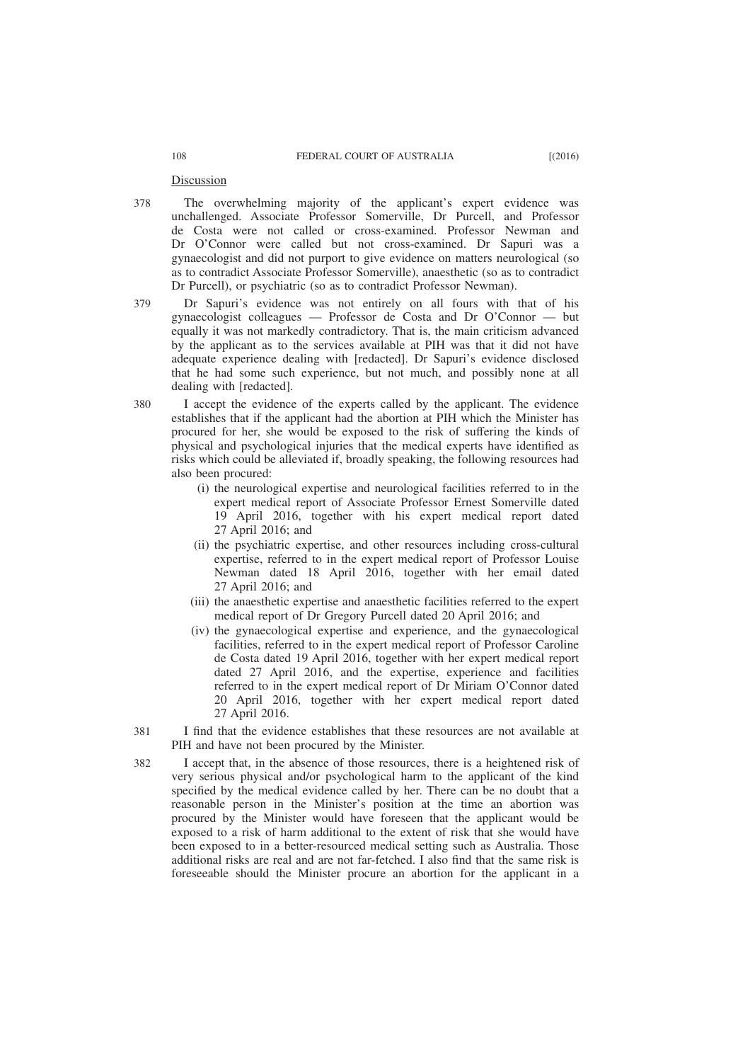Discussion

378 The overwhelming majority of the applicant's expert evidence was unchallenged. Associate Professor Somerville, Dr Purcell, and Professor de Costa were not called or cross-examined. Professor Newman and Dr O'Connor were called but not cross-examined. Dr Sapuri was a gynaecologist and did not purport to give evidence on matters neurological (so as to contradict Associate Professor Somerville), anaesthetic (so as to contradict Dr Purcell), or psychiatric (so as to contradict Professor Newman).

379 Dr Sapuri's evidence was not entirely on all fours with that of his gynaecologist colleagues — Professor de Costa and Dr O'Connor — but equally it was not markedly contradictory. That is, the main criticism advanced by the applicant as to the services available at PIH was that it did not have adequate experience dealing with [redacted]. Dr Sapuri's evidence disclosed that he had some such experience, but not much, and possibly none at all dealing with [redacted].

380 I accept the evidence of the experts called by the applicant. The evidence establishes that if the applicant had the abortion at PIH which the Minister has procured for her, she would be exposed to the risk of suffering the kinds of physical and psychological injuries that the medical experts have identified as risks which could be alleviated if, broadly speaking, the following resources had also been procured:

(i) the neurological expertise and neurological facilities referred to in the expert medical report of Associate Professor Ernest Somerville dated 19 April 2016, together with his expert medical report dated 27 April 2016; and

(ii) the psychiatric expertise, and other resources including cross-cultural expertise, referred to in the expert medical report of Professor Louise Newman dated 18 April 2016, together with her email dated 27 April 2016; and

(iii) the anaesthetic expertise and anaesthetic facilities referred to the expert medical report of Dr Gregory Purcell dated 20 April 2016; and

(iv) the gynaecological expertise and experience, and the gynaecological facilities, referred to in the expert medical report of Professor Caroline de Costa dated 19 April 2016, together with her expert medical report dated 27 April 2016, and the expertise, experience and facilities referred to in the expert medical report of Dr Miriam O'Connor dated 20 April 2016, together with her expert medical report dated 27 April 2016.

381 I find that the evidence establishes that these resources are not available at PIH and have not been procured by the Minister.

382 I accept that, in the absence of those resources, there is a heightened risk of very serious physical and/or psychological harm to the applicant of the kind specified by the medical evidence called by her. There can be no doubt that a reasonable person in the Minister's position at the time an abortion was procured by the Minister would have foreseen that the applicant would be exposed to a risk of harm additional to the extent of risk that she would have been exposed to in a better-resourced medical setting such as Australia. Those additional risks are real and are not far-fetched. I also find that the same risk is foreseeable should the Minister procure an abortion for the applicant in a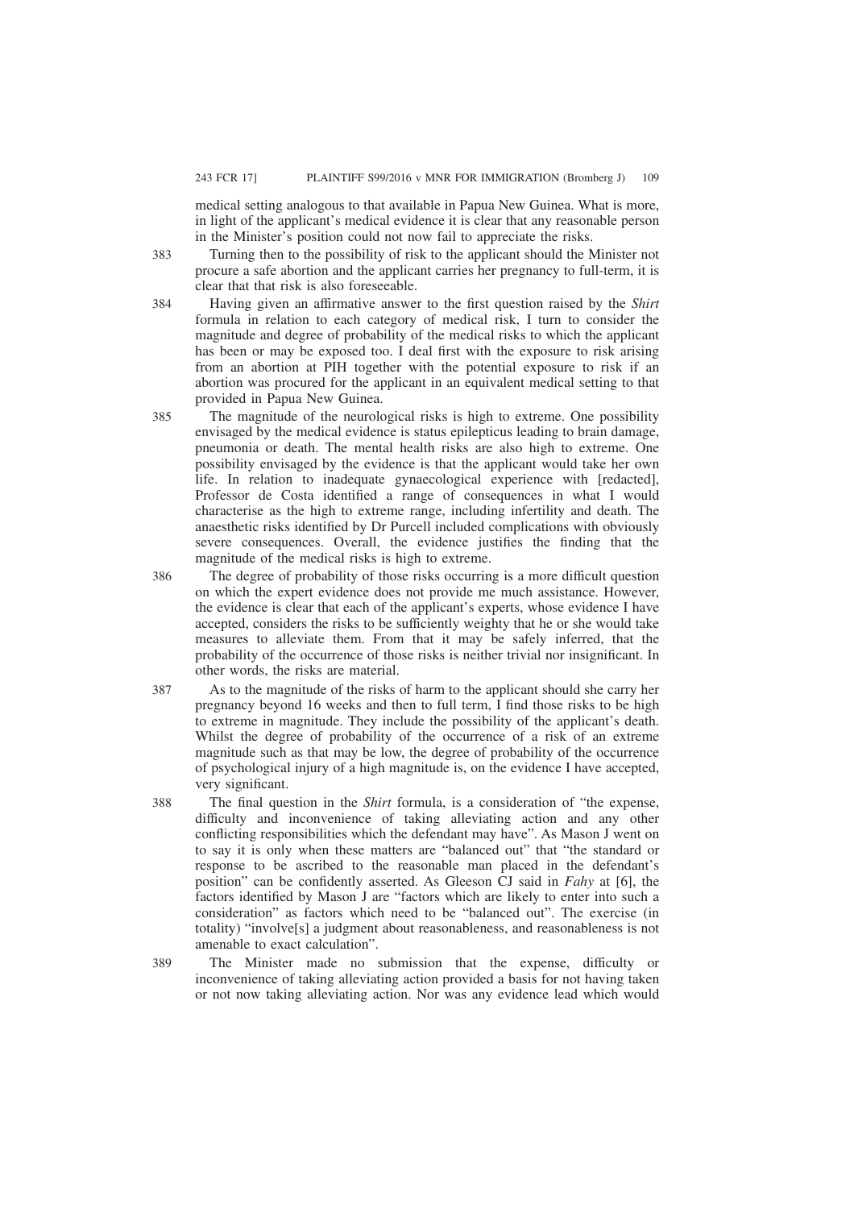medical setting analogous to that available in Papua New Guinea. What is more, in light of the applicant's medical evidence it is clear that any reasonable person in the Minister's position could not now fail to appreciate the risks.

383 Turning then to the possibility of risk to the applicant should the Minister not procure a safe abortion and the applicant carries her pregnancy to full-term, it is clear that that risk is also foreseeable.

384 Having given an affirmative answer to the first question raised by the *Shirt* formula in relation to each category of medical risk, I turn to consider the magnitude and degree of probability of the medical risks to which the applicant has been or may be exposed too. I deal first with the exposure to risk arising from an abortion at PIH together with the potential exposure to risk if an abortion was procured for the applicant in an equivalent medical setting to that provided in Papua New Guinea.

385 The magnitude of the neurological risks is high to extreme. One possibility envisaged by the medical evidence is status epilepticus leading to brain damage, pneumonia or death. The mental health risks are also high to extreme. One possibility envisaged by the evidence is that the applicant would take her own life. In relation to inadequate gynaecological experience with [redacted], Professor de Costa identified a range of consequences in what I would characterise as the high to extreme range, including infertility and death. The anaesthetic risks identified by Dr Purcell included complications with obviously severe consequences. Overall, the evidence justifies the finding that the magnitude of the medical risks is high to extreme.

386 The degree of probability of those risks occurring is a more difficult question on which the expert evidence does not provide me much assistance. However, the evidence is clear that each of the applicant's experts, whose evidence I have accepted, considers the risks to be sufficiently weighty that he or she would take measures to alleviate them. From that it may be safely inferred, that the probability of the occurrence of those risks is neither trivial nor insignificant. In other words, the risks are material.

387 As to the magnitude of the risks of harm to the applicant should she carry her pregnancy beyond 16 weeks and then to full term, I find those risks to be high to extreme in magnitude. They include the possibility of the applicant's death. Whilst the degree of probability of the occurrence of a risk of an extreme magnitude such as that may be low, the degree of probability of the occurrence of psychological injury of a high magnitude is, on the evidence I have accepted, very significant.

388 The final question in the *Shirt* formula, is a consideration of "the expense, difficulty and inconvenience of taking alleviating action and any other conflicting responsibilities which the defendant may have". As Mason J went on to say it is only when these matters are "balanced out" that "the standard or response to be ascribed to the reasonable man placed in the defendant's position" can be confidently asserted. As Gleeson CJ said in *Fahy* at [6], the factors identified by Mason J are "factors which are likely to enter into such a consideration" as factors which need to be "balanced out". The exercise (in totality) "involve[s] a judgment about reasonableness, and reasonableness is not amenable to exact calculation".

389 The Minister made no submission that the expense, difficulty or inconvenience of taking alleviating action provided a basis for not having taken or not now taking alleviating action. Nor was any evidence lead which would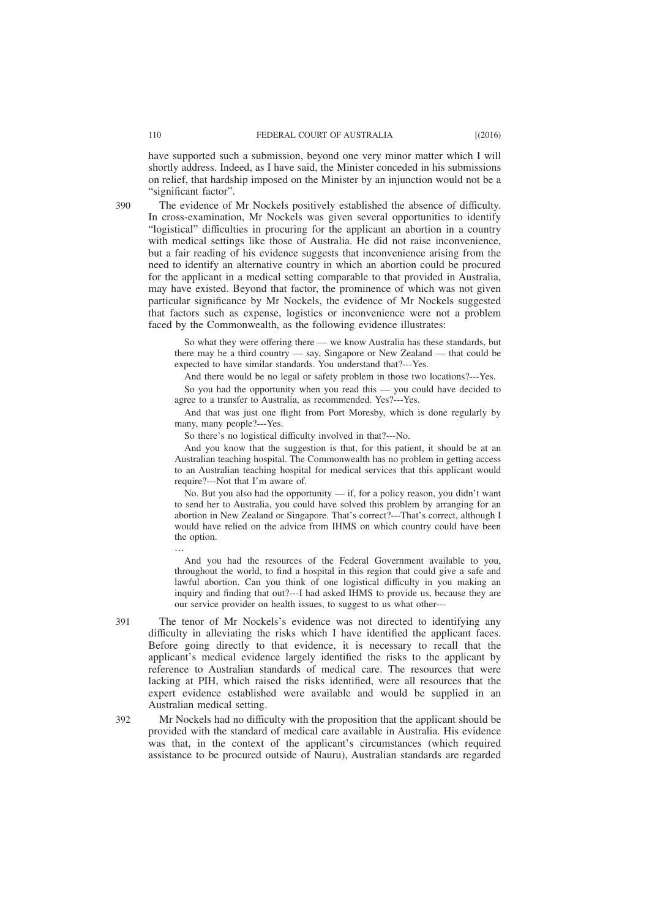have supported such a submission, beyond one very minor matter which I will shortly address. Indeed, as I have said, the Minister conceded in his submissions on relief, that hardship imposed on the Minister by an injunction would not be a "significant factor".

390 The evidence of Mr Nockels positively established the absence of difficulty. In cross-examination, Mr Nockels was given several opportunities to identify "logistical" difficulties in procuring for the applicant an abortion in a country with medical settings like those of Australia. He did not raise inconvenience, but a fair reading of his evidence suggests that inconvenience arising from the need to identify an alternative country in which an abortion could be procured for the applicant in a medical setting comparable to that provided in Australia, may have existed. Beyond that factor, the prominence of which was not given particular significance by Mr Nockels, the evidence of Mr Nockels suggested that factors such as expense, logistics or inconvenience were not a problem faced by the Commonwealth, as the following evidence illustrates:

> So what they were offering there — we know Australia has these standards, but there may be a third country — say, Singapore or New Zealand — that could be expected to have similar standards. You understand that?---Yes.
>
> And there would be no legal or safety problem in those two locations?---Yes.
>
> So you had the opportunity when you read this — you could have decided to agree to a transfer to Australia, as recommended. Yes?---Yes.
>
> And that was just one flight from Port Moresby, which is done regularly by many, many people?---Yes.
>
> So there's no logistical difficulty involved in that?---No.
>
> And you know that the suggestion is that, for this patient, it should be at an Australian teaching hospital. The Commonwealth has no problem in getting access to an Australian teaching hospital for medical services that this applicant would require?---Not that I'm aware of.
>
> No. But you also had the opportunity — if, for a policy reason, you didn't want to send her to Australia, you could have solved this problem by arranging for an abortion in New Zealand or Singapore. That's correct?---That's correct, although I would have relied on the advice from IHMS on which country could have been the option.
>
> …
>
> And you had the resources of the Federal Government available to you, throughout the world, to find a hospital in this region that could give a safe and lawful abortion. Can you think of one logistical difficulty in you making an inquiry and finding that out?---I had asked IHMS to provide us, because they are our service provider on health issues, to suggest to us what other---

391 The tenor of Mr Nockels's evidence was not directed to identifying any difficulty in alleviating the risks which I have identified the applicant faces. Before going directly to that evidence, it is necessary to recall that the applicant's medical evidence largely identified the risks to the applicant by reference to Australian standards of medical care. The resources that were lacking at PIH, which raised the risks identified, were all resources that the expert evidence established were available and would be supplied in an Australian medical setting.

392 Mr Nockels had no difficulty with the proposition that the applicant should be provided with the standard of medical care available in Australia. His evidence was that, in the context of the applicant's circumstances (which required assistance to be procured outside of Nauru), Australian standards are regarded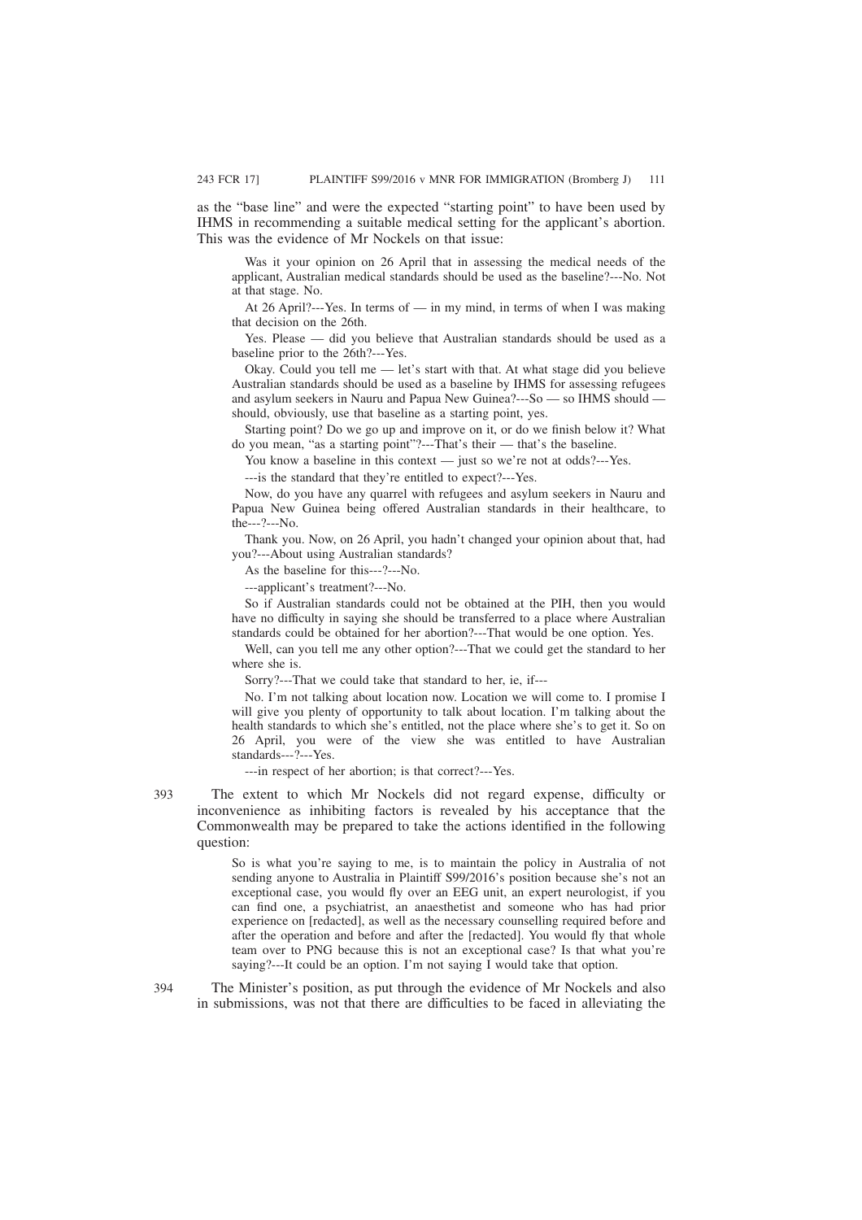as the "base line" and were the expected "starting point" to have been used by IHMS in recommending a suitable medical setting for the applicant's abortion. This was the evidence of Mr Nockels on that issue:

> Was it your opinion on 26 April that in assessing the medical needs of the applicant, Australian medical standards should be used as the baseline?---No. Not at that stage. No.
>
> At 26 April?---Yes. In terms of — in my mind, in terms of when I was making that decision on the 26th.
>
> Yes. Please — did you believe that Australian standards should be used as a baseline prior to the 26th?---Yes.
>
> Okay. Could you tell me — let's start with that. At what stage did you believe Australian standards should be used as a baseline by IHMS for assessing refugees and asylum seekers in Nauru and Papua New Guinea?---So — so IHMS should — should, obviously, use that baseline as a starting point, yes.
>
> Starting point? Do we go up and improve on it, or do we finish below it? What do you mean, "as a starting point"?---That's their — that's the baseline.
>
> You know a baseline in this context — just so we're not at odds?---Yes.
>
> ---is the standard that they're entitled to expect?---Yes.
>
> Now, do you have any quarrel with refugees and asylum seekers in Nauru and Papua New Guinea being offered Australian standards in their healthcare, to the---?---No.
>
> Thank you. Now, on 26 April, you hadn't changed your opinion about that, had you?---About using Australian standards?
>
> As the baseline for this---?---No.
>
> ---applicant's treatment?---No.
>
> So if Australian standards could not be obtained at the PIH, then you would have no difficulty in saying she should be transferred to a place where Australian standards could be obtained for her abortion?---That would be one option. Yes.
>
> Well, can you tell me any other option?---That we could get the standard to her where she is.
>
> Sorry?---That we could take that standard to her, ie, if---
>
> No. I'm not talking about location now. Location we will come to. I promise I will give you plenty of opportunity to talk about location. I'm talking about the health standards to which she's entitled, not the place where she's to get it. So on 26 April, you were of the view she was entitled to have Australian standards---?---Yes.
>
> ---in respect of her abortion; is that correct?---Yes.

393 The extent to which Mr Nockels did not regard expense, difficulty or inconvenience as inhibiting factors is revealed by his acceptance that the Commonwealth may be prepared to take the actions identified in the following question:

> So is what you're saying to me, is to maintain the policy in Australia of not sending anyone to Australia in Plaintiff S99/2016's position because she's not an exceptional case, you would fly over an EEG unit, an expert neurologist, if you can find one, a psychiatrist, an anaesthetist and someone who has had prior experience on [redacted], as well as the necessary counselling required before and after the operation and before and after the [redacted]. You would fly that whole team over to PNG because this is not an exceptional case? Is that what you're saying?---It could be an option. I'm not saying I would take that option.

394 The Minister's position, as put through the evidence of Mr Nockels and also in submissions, was not that there are difficulties to be faced in alleviating the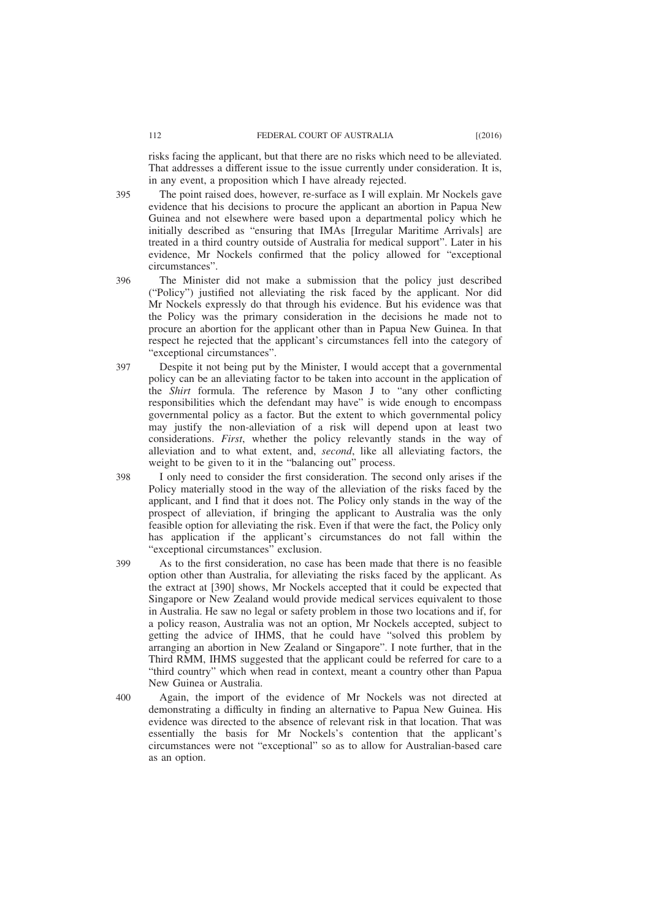risks facing the applicant, but that there are no risks which need to be alleviated. That addresses a different issue to the issue currently under consideration. It is, in any event, a proposition which I have already rejected.

395 The point raised does, however, re-surface as I will explain. Mr Nockels gave evidence that his decisions to procure the applicant an abortion in Papua New Guinea and not elsewhere were based upon a departmental policy which he initially described as "ensuring that IMAs [Irregular Maritime Arrivals] are treated in a third country outside of Australia for medical support". Later in his evidence, Mr Nockels confirmed that the policy allowed for "exceptional circumstances".

396 The Minister did not make a submission that the policy just described ("Policy") justified not alleviating the risk faced by the applicant. Nor did Mr Nockels expressly do that through his evidence. But his evidence was that the Policy was the primary consideration in the decisions he made not to procure an abortion for the applicant other than in Papua New Guinea. In that respect he rejected that the applicant's circumstances fell into the category of "exceptional circumstances".

397 Despite it not being put by the Minister, I would accept that a governmental policy can be an alleviating factor to be taken into account in the application of the *Shirt* formula. The reference by Mason J to "any other conflicting responsibilities which the defendant may have" is wide enough to encompass governmental policy as a factor. But the extent to which governmental policy may justify the non-alleviation of a risk will depend upon at least two considerations. *First*, whether the policy relevantly stands in the way of alleviation and to what extent, and, *second*, like all alleviating factors, the weight to be given to it in the "balancing out" process.

398 I only need to consider the first consideration. The second only arises if the Policy materially stood in the way of the alleviation of the risks faced by the applicant, and I find that it does not. The Policy only stands in the way of the prospect of alleviation, if bringing the applicant to Australia was the only feasible option for alleviating the risk. Even if that were the fact, the Policy only has application if the applicant's circumstances do not fall within the "exceptional circumstances" exclusion.

399 As to the first consideration, no case has been made that there is no feasible option other than Australia, for alleviating the risks faced by the applicant. As the extract at [390] shows, Mr Nockels accepted that it could be expected that Singapore or New Zealand would provide medical services equivalent to those in Australia. He saw no legal or safety problem in those two locations and if, for a policy reason, Australia was not an option, Mr Nockels accepted, subject to getting the advice of IHMS, that he could have "solved this problem by arranging an abortion in New Zealand or Singapore". I note further, that in the Third RMM, IHMS suggested that the applicant could be referred for care to a "third country" which when read in context, meant a country other than Papua New Guinea or Australia.

400 Again, the import of the evidence of Mr Nockels was not directed at demonstrating a difficulty in finding an alternative to Papua New Guinea. His evidence was directed to the absence of relevant risk in that location. That was essentially the basis for Mr Nockels's contention that the applicant's circumstances were not "exceptional" so as to allow for Australian-based care as an option.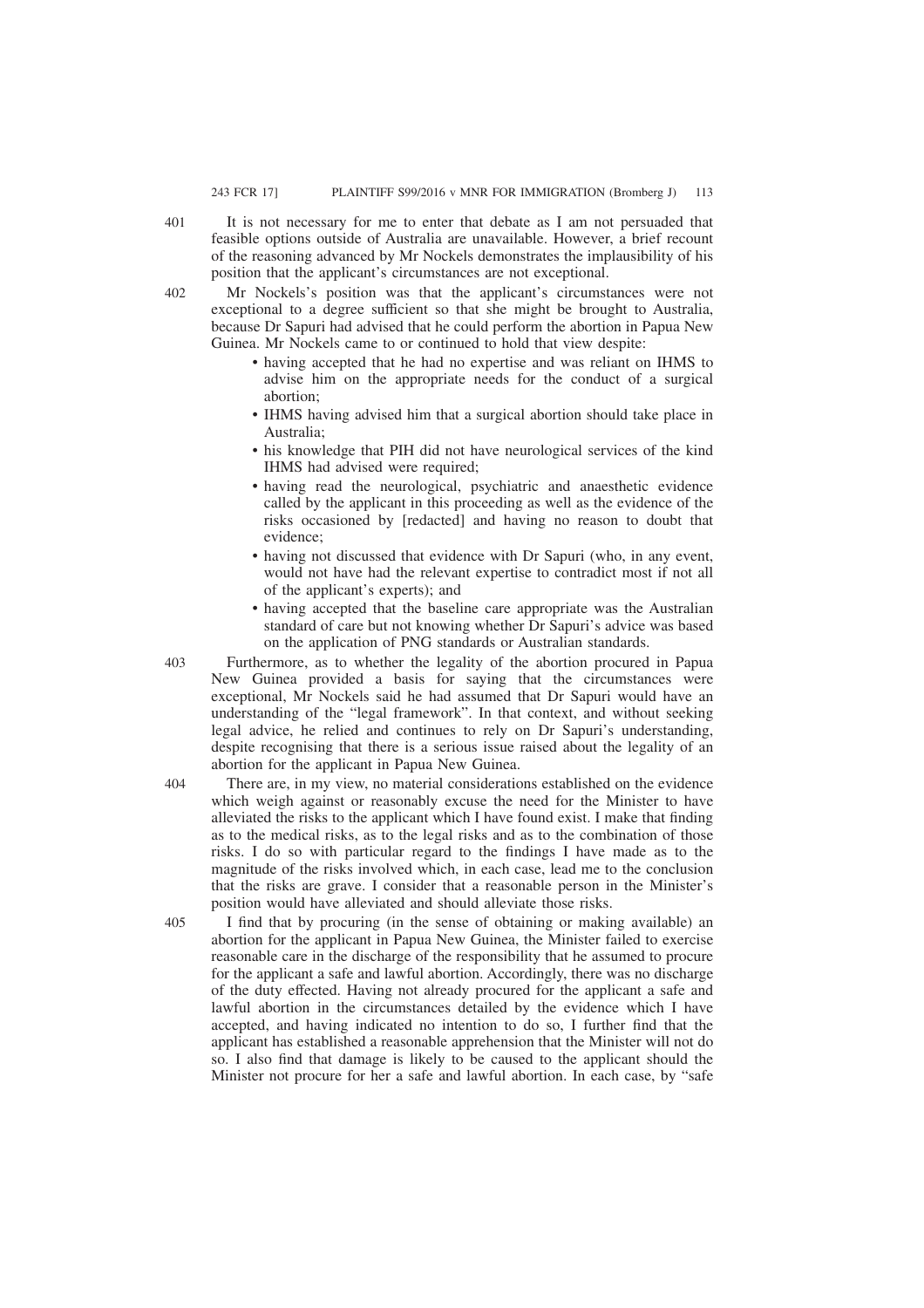401 It is not necessary for me to enter that debate as I am not persuaded that feasible options outside of Australia are unavailable. However, a brief recount of the reasoning advanced by Mr Nockels demonstrates the implausibility of his position that the applicant's circumstances are not exceptional.

402 Mr Nockels's position was that the applicant's circumstances were not exceptional to a degree sufficient so that she might be brought to Australia, because Dr Sapuri had advised that he could perform the abortion in Papua New Guinea. Mr Nockels came to or continued to hold that view despite:

- having accepted that he had no expertise and was reliant on IHMS to advise him on the appropriate needs for the conduct of a surgical abortion;
- IHMS having advised him that a surgical abortion should take place in Australia;
- his knowledge that PIH did not have neurological services of the kind IHMS had advised were required;
- having read the neurological, psychiatric and anaesthetic evidence called by the applicant in this proceeding as well as the evidence of the risks occasioned by [redacted] and having no reason to doubt that evidence;
- having not discussed that evidence with Dr Sapuri (who, in any event, would not have had the relevant expertise to contradict most if not all of the applicant's experts); and
- having accepted that the baseline care appropriate was the Australian standard of care but not knowing whether Dr Sapuri's advice was based on the application of PNG standards or Australian standards.

403 Furthermore, as to whether the legality of the abortion procured in Papua New Guinea provided a basis for saying that the circumstances were exceptional, Mr Nockels said he had assumed that Dr Sapuri would have an understanding of the "legal framework". In that context, and without seeking legal advice, he relied and continues to rely on Dr Sapuri's understanding, despite recognising that there is a serious issue raised about the legality of an abortion for the applicant in Papua New Guinea.

404 There are, in my view, no material considerations established on the evidence which weigh against or reasonably excuse the need for the Minister to have alleviated the risks to the applicant which I have found exist. I make that finding as to the medical risks, as to the legal risks and as to the combination of those risks. I do so with particular regard to the findings I have made as to the magnitude of the risks involved which, in each case, lead me to the conclusion that the risks are grave. I consider that a reasonable person in the Minister's position would have alleviated and should alleviate those risks.

405 I find that by procuring (in the sense of obtaining or making available) an abortion for the applicant in Papua New Guinea, the Minister failed to exercise reasonable care in the discharge of the responsibility that he assumed to procure for the applicant a safe and lawful abortion. Accordingly, there was no discharge of the duty effected. Having not already procured for the applicant a safe and lawful abortion in the circumstances detailed by the evidence which I have accepted, and having indicated no intention to do so, I further find that the applicant has established a reasonable apprehension that the Minister will not do so. I also find that damage is likely to be caused to the applicant should the Minister not procure for her a safe and lawful abortion. In each case, by "safe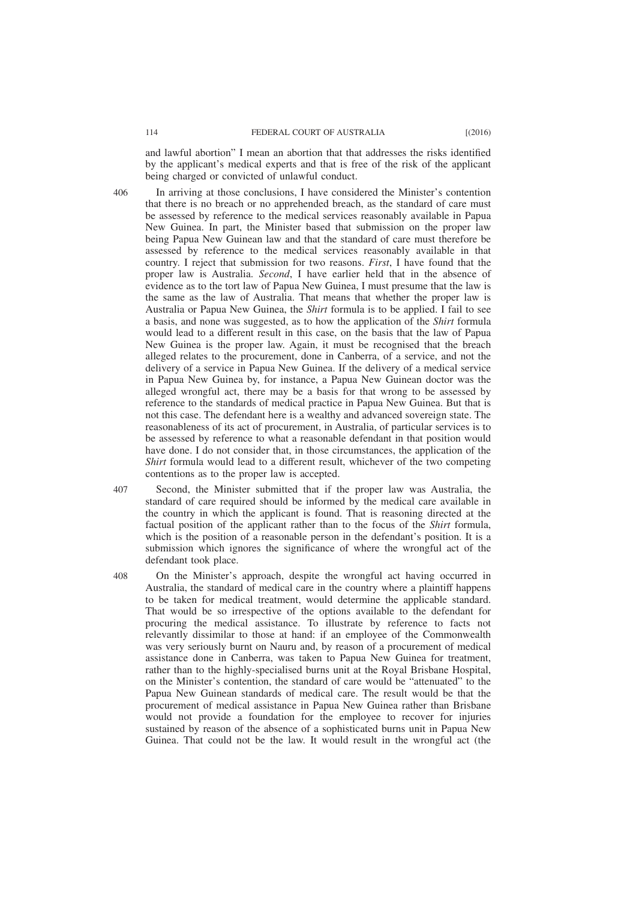and lawful abortion" I mean an abortion that that addresses the risks identified by the applicant's medical experts and that is free of the risk of the applicant being charged or convicted of unlawful conduct.

406 In arriving at those conclusions, I have considered the Minister's contention that there is no breach or no apprehended breach, as the standard of care must be assessed by reference to the medical services reasonably available in Papua New Guinea. In part, the Minister based that submission on the proper law being Papua New Guinean law and that the standard of care must therefore be assessed by reference to the medical services reasonably available in that country. I reject that submission for two reasons. *First*, I have found that the proper law is Australia. *Second*, I have earlier held that in the absence of evidence as to the tort law of Papua New Guinea, I must presume that the law is the same as the law of Australia. That means that whether the proper law is Australia or Papua New Guinea, the *Shirt* formula is to be applied. I fail to see a basis, and none was suggested, as to how the application of the *Shirt* formula would lead to a different result in this case, on the basis that the law of Papua New Guinea is the proper law. Again, it must be recognised that the breach alleged relates to the procurement, done in Canberra, of a service, and not the delivery of a service in Papua New Guinea. If the delivery of a medical service in Papua New Guinea by, for instance, a Papua New Guinean doctor was the alleged wrongful act, there may be a basis for that wrong to be assessed by reference to the standards of medical practice in Papua New Guinea. But that is not this case. The defendant here is a wealthy and advanced sovereign state. The reasonableness of its act of procurement, in Australia, of particular services is to be assessed by reference to what a reasonable defendant in that position would have done. I do not consider that, in those circumstances, the application of the *Shirt* formula would lead to a different result, whichever of the two competing contentions as to the proper law is accepted.

407 Second, the Minister submitted that if the proper law was Australia, the standard of care required should be informed by the medical care available in the country in which the applicant is found. That is reasoning directed at the factual position of the applicant rather than to the focus of the *Shirt* formula, which is the position of a reasonable person in the defendant's position. It is a submission which ignores the significance of where the wrongful act of the defendant took place.

408 On the Minister's approach, despite the wrongful act having occurred in Australia, the standard of medical care in the country where a plaintiff happens to be taken for medical treatment, would determine the applicable standard. That would be so irrespective of the options available to the defendant for procuring the medical assistance. To illustrate by reference to facts not relevantly dissimilar to those at hand: if an employee of the Commonwealth was very seriously burnt on Nauru and, by reason of a procurement of medical assistance done in Canberra, was taken to Papua New Guinea for treatment, rather than to the highly-specialised burns unit at the Royal Brisbane Hospital, on the Minister's contention, the standard of care would be "attenuated" to the Papua New Guinean standards of medical care. The result would be that the procurement of medical assistance in Papua New Guinea rather than Brisbane would not provide a foundation for the employee to recover for injuries sustained by reason of the absence of a sophisticated burns unit in Papua New Guinea. That could not be the law. It would result in the wrongful act (the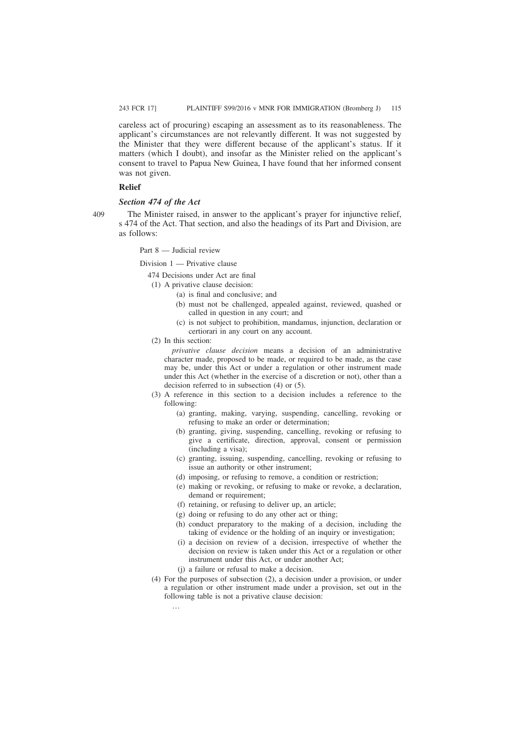careless act of procuring) escaping an assessment as to its reasonableness. The applicant's circumstances are not relevantly different. It was not suggested by the Minister that they were different because of the applicant's status. If it matters (which I doubt), and insofar as the Minister relied on the applicant's consent to travel to Papua New Guinea, I have found that her informed consent was not given.

## Relief

### *Section 474 of the Act*

409 The Minister raised, in answer to the applicant's prayer for injunctive relief, s 474 of the Act. That section, and also the headings of its Part and Division, are as follows:

> Part 8 — Judicial review
>
> Division 1 — Privative clause
>
> 474 Decisions under Act are final
>
> (1) A privative clause decision:
>
> (a) is final and conclusive; and
>
> (b) must not be challenged, appealed against, reviewed, quashed or called in question in any court; and
>
> (c) is not subject to prohibition, mandamus, injunction, declaration or certiorari in any court on any account.
>
> (2) In this section:
>
> *privative clause decision* means a decision of an administrative character made, proposed to be made, or required to be made, as the case may be, under this Act or under a regulation or other instrument made under this Act (whether in the exercise of a discretion or not), other than a decision referred to in subsection (4) or (5).
>
> (3) A reference in this section to a decision includes a reference to the following:
>
> (a) granting, making, varying, suspending, cancelling, revoking or refusing to make an order or determination;
>
> (b) granting, giving, suspending, cancelling, revoking or refusing to give a certificate, direction, approval, consent or permission (including a visa);
>
> (c) granting, issuing, suspending, cancelling, revoking or refusing to issue an authority or other instrument;
>
> (d) imposing, or refusing to remove, a condition or restriction;
>
> (e) making or revoking, or refusing to make or revoke, a declaration, demand or requirement;
>
> (f) retaining, or refusing to deliver up, an article;
>
> (g) doing or refusing to do any other act or thing;
>
> (h) conduct preparatory to the making of a decision, including the taking of evidence or the holding of an inquiry or investigation;
>
> (i) a decision on review of a decision, irrespective of whether the decision on review is taken under this Act or a regulation or other instrument under this Act, or under another Act;
>
> (j) a failure or refusal to make a decision.
>
> (4) For the purposes of subsection (2), a decision under a provision, or under a regulation or other instrument made under a provision, set out in the following table is not a privative clause decision:
>
> …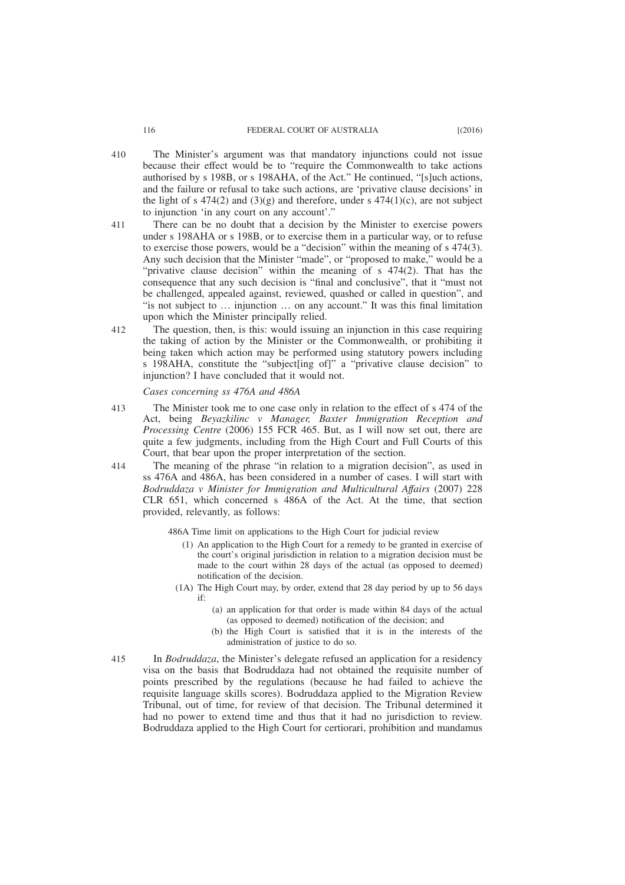410 The Minister's argument was that mandatory injunctions could not issue because their effect would be to "require the Commonwealth to take actions authorised by s 198B, or s 198AHA, of the Act." He continued, "[s]uch actions, and the failure or refusal to take such actions, are 'privative clause decisions' in the light of s 474(2) and (3)(g) and therefore, under s 474(1)(c), are not subject to injunction 'in any court on any account'."

411 There can be no doubt that a decision by the Minister to exercise powers under s 198AHA or s 198B, or to exercise them in a particular way, or to refuse to exercise those powers, would be a "decision" within the meaning of s 474(3). Any such decision that the Minister "made", or "proposed to make," would be a "privative clause decision" within the meaning of s 474(2). That has the consequence that any such decision is "final and conclusive", that it "must not be challenged, appealed against, reviewed, quashed or called in question", and "is not subject to … injunction … on any account." It was this final limitation upon which the Minister principally relied.

412 The question, then, is this: would issuing an injunction in this case requiring the taking of action by the Minister or the Commonwealth, or prohibiting it being taken which action may be performed using statutory powers including s 198AHA, constitute the "subject[ing of]" a "privative clause decision" to injunction? I have concluded that it would not.

*Cases concerning ss 476A and 486A*

413 The Minister took me to one case only in relation to the effect of s 474 of the Act, being *Beyazkilinc v Manager, Baxter Immigration Reception and Processing Centre* (2006) 155 FCR 465. But, as I will now set out, there are quite a few judgments, including from the High Court and Full Courts of this Court, that bear upon the proper interpretation of the section.

414 The meaning of the phrase "in relation to a migration decision", as used in ss 476A and 486A, has been considered in a number of cases. I will start with *Bodruddaza v Minister for Immigration and Multicultural Affairs* (2007) 228 CLR 651, which concerned s 486A of the Act. At the time, that section provided, relevantly, as follows:

> 486A Time limit on applications to the High Court for judicial review
>
> (1) An application to the High Court for a remedy to be granted in exercise of the court's original jurisdiction in relation to a migration decision must be made to the court within 28 days of the actual (as opposed to deemed) notification of the decision.
>
> (1A) The High Court may, by order, extend that 28 day period by up to 56 days if:
>
> (a) an application for that order is made within 84 days of the actual (as opposed to deemed) notification of the decision; and
>
> (b) the High Court is satisfied that it is in the interests of the administration of justice to do so.

415 In *Bodruddaza*, the Minister's delegate refused an application for a residency visa on the basis that Bodruddaza had not obtained the requisite number of points prescribed by the regulations (because he had failed to achieve the requisite language skills scores). Bodruddaza applied to the Migration Review Tribunal, out of time, for review of that decision. The Tribunal determined it had no power to extend time and thus that it had no jurisdiction to review. Bodruddaza applied to the High Court for certiorari, prohibition and mandamus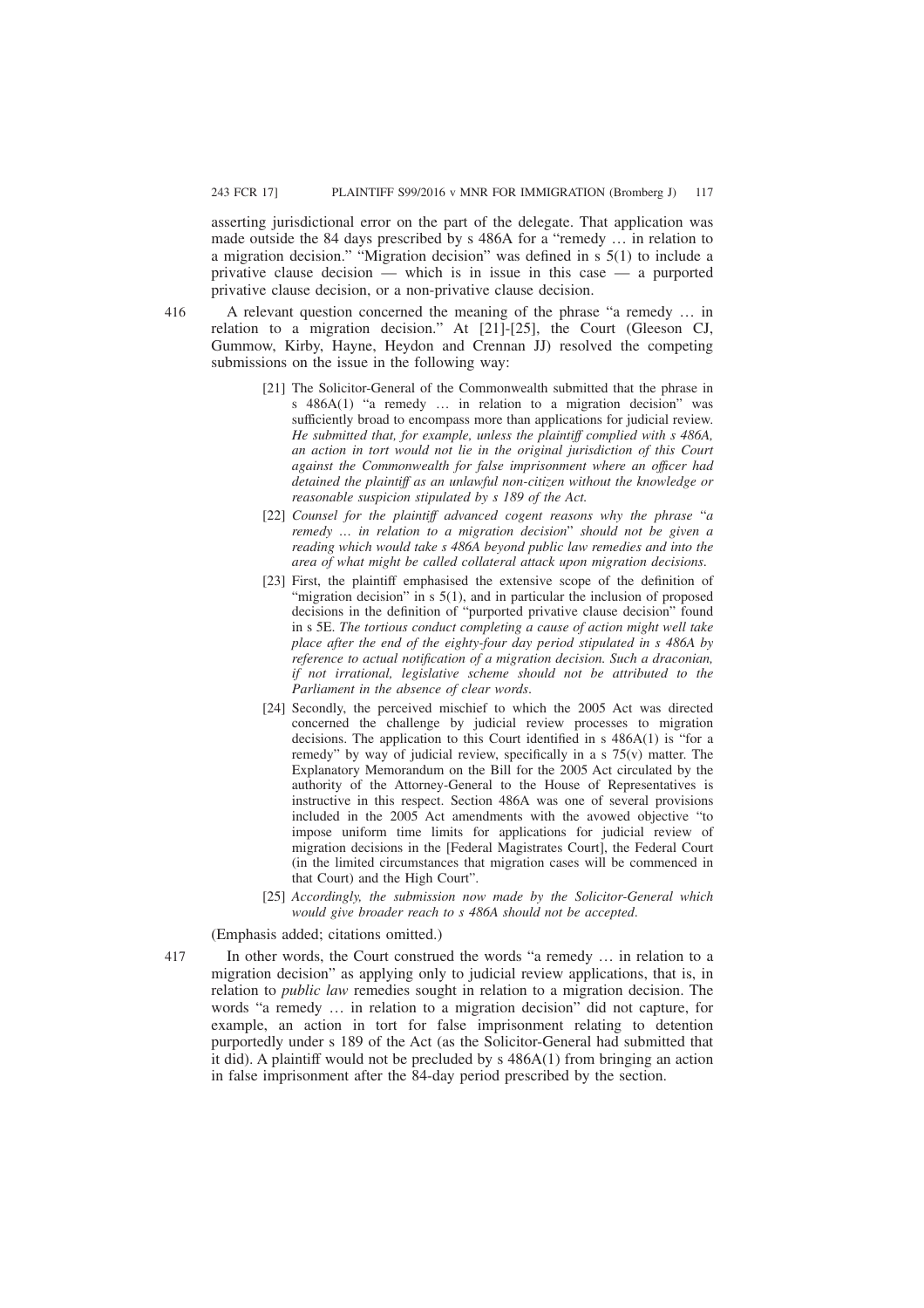asserting jurisdictional error on the part of the delegate. That application was made outside the 84 days prescribed by s 486A for a "remedy … in relation to a migration decision." "Migration decision" was defined in s 5(1) to include a privative clause decision — which is in issue in this case — a purported privative clause decision, or a non-privative clause decision.

416 A relevant question concerned the meaning of the phrase "a remedy … in relation to a migration decision." At [21]-[25], the Court (Gleeson CJ, Gummow, Kirby, Hayne, Heydon and Crennan JJ) resolved the competing submissions on the issue in the following way:

> [21] The Solicitor-General of the Commonwealth submitted that the phrase in s 486A(1) "a remedy … in relation to a migration decision" was sufficiently broad to encompass more than applications for judicial review. *He submitted that, for example, unless the plaintiff complied with s 486A, an action in tort would not lie in the original jurisdiction of this Court against the Commonwealth for false imprisonment where an officer had detained the plaintiff as an unlawful non-citizen without the knowledge or reasonable suspicion stipulated by s 189 of the Act.*
>
> [22] *Counsel for the plaintiff advanced cogent reasons why the phrase "a remedy … in relation to a migration decision" should not be given a reading which would take s 486A beyond public law remedies and into the area of what might be called collateral attack upon migration decisions.*
>
> [23] First, the plaintiff emphasised the extensive scope of the definition of "migration decision" in s 5(1), and in particular the inclusion of proposed decisions in the definition of "purported privative clause decision" found in s 5E. *The tortious conduct completing a cause of action might well take place after the end of the eighty-four day period stipulated in s 486A by reference to actual notification of a migration decision. Such a draconian, if not irrational, legislative scheme should not be attributed to the Parliament in the absence of clear words.*
>
> [24] Secondly, the perceived mischief to which the 2005 Act was directed concerned the challenge by judicial review processes to migration decisions. The application to this Court identified in s 486A(1) is "for a remedy" by way of judicial review, specifically in a s 75(v) matter. The Explanatory Memorandum on the Bill for the 2005 Act circulated by the authority of the Attorney-General to the House of Representatives is instructive in this respect. Section 486A was one of several provisions included in the 2005 Act amendments with the avowed objective "to impose uniform time limits for applications for judicial review of migration decisions in the [Federal Magistrates Court], the Federal Court (in the limited circumstances that migration cases will be commenced in that Court) and the High Court".
>
> [25] *Accordingly, the submission now made by the Solicitor-General which would give broader reach to s 486A should not be accepted.*

(Emphasis added; citations omitted.)

417 In other words, the Court construed the words "a remedy … in relation to a migration decision" as applying only to judicial review applications, that is, in relation to *public law* remedies sought in relation to a migration decision. The words "a remedy … in relation to a migration decision" did not capture, for example, an action in tort for false imprisonment relating to detention purportedly under s 189 of the Act (as the Solicitor-General had submitted that it did). A plaintiff would not be precluded by s 486A(1) from bringing an action in false imprisonment after the 84-day period prescribed by the section.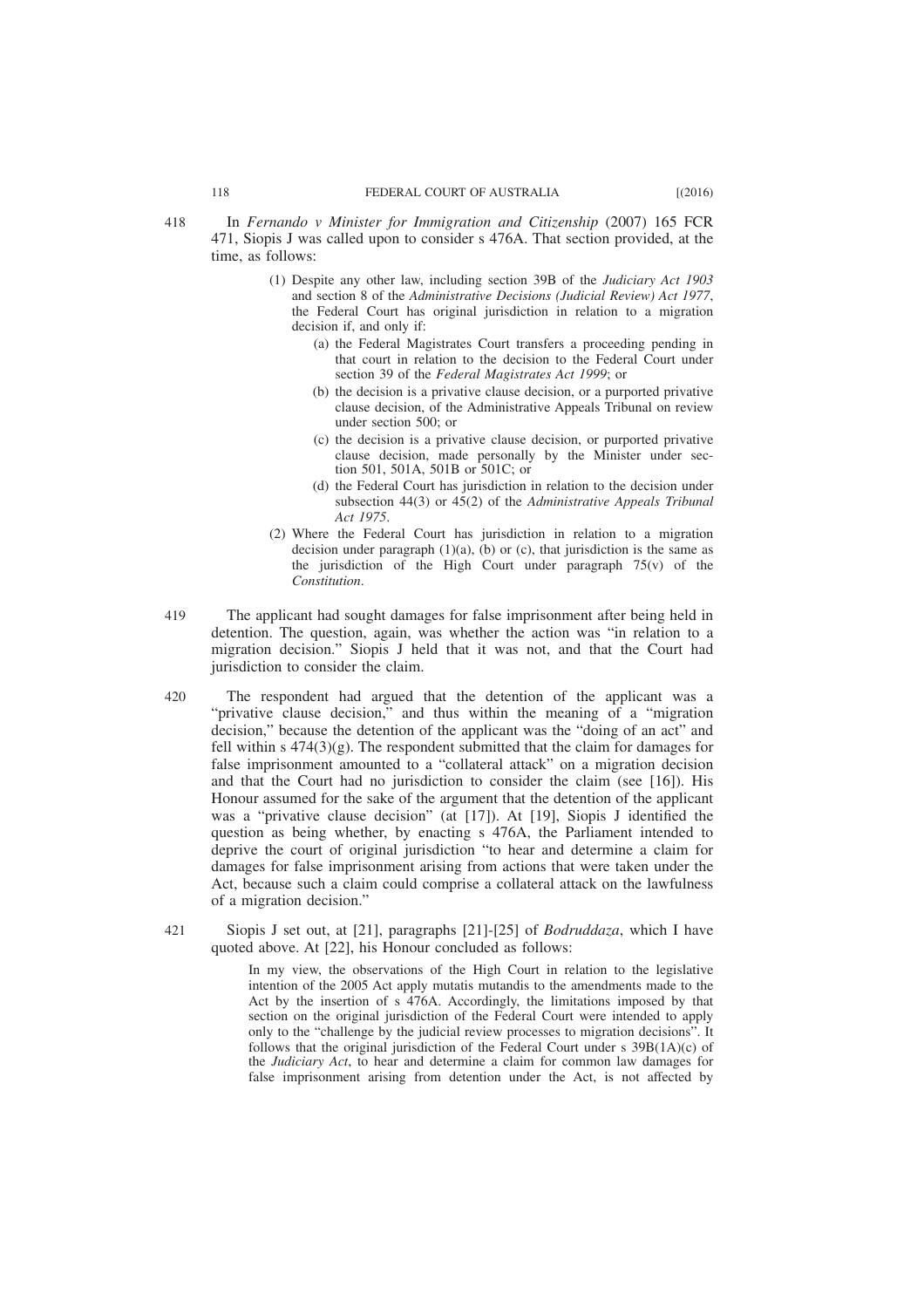418 In *Fernando v Minister for Immigration and Citizenship* (2007) 165 FCR 471, Siopis J was called upon to consider s 476A. That section provided, at the time, as follows:

> (1) Despite any other law, including section 39B of the *Judiciary Act 1903* and section 8 of the *Administrative Decisions (Judicial Review) Act 1977*, the Federal Court has original jurisdiction in relation to a migration decision if, and only if:
>
> (a) the Federal Magistrates Court transfers a proceeding pending in that court in relation to the decision to the Federal Court under section 39 of the *Federal Magistrates Act 1999*; or
>
> (b) the decision is a privative clause decision, or a purported privative clause decision, of the Administrative Appeals Tribunal on review under section 500; or
>
> (c) the decision is a privative clause decision, or purported privative clause decision, made personally by the Minister under section 501, 501A, 501B or 501C; or
>
> (d) the Federal Court has jurisdiction in relation to the decision under subsection 44(3) or 45(2) of the *Administrative Appeals Tribunal Act 1975*.
>
> (2) Where the Federal Court has jurisdiction in relation to a migration decision under paragraph (1)(a), (b) or (c), that jurisdiction is the same as the jurisdiction of the High Court under paragraph 75(v) of the *Constitution*.

419 The applicant had sought damages for false imprisonment after being held in detention. The question, again, was whether the action was "in relation to a migration decision." Siopis J held that it was not, and that the Court had jurisdiction to consider the claim.

420 The respondent had argued that the detention of the applicant was a "privative clause decision," and thus within the meaning of a "migration decision," because the detention of the applicant was the "doing of an act" and fell within s 474(3)(g). The respondent submitted that the claim for damages for false imprisonment amounted to a "collateral attack" on a migration decision and that the Court had no jurisdiction to consider the claim (see [16]). His Honour assumed for the sake of the argument that the detention of the applicant was a "privative clause decision" (at [17]). At [19], Siopis J identified the question as being whether, by enacting s 476A, the Parliament intended to deprive the court of original jurisdiction "to hear and determine a claim for damages for false imprisonment arising from actions that were taken under the Act, because such a claim could comprise a collateral attack on the lawfulness of a migration decision."

421 Siopis J set out, at [21], paragraphs [21]-[25] of *Bodruddaza*, which I have quoted above. At [22], his Honour concluded as follows:

> In my view, the observations of the High Court in relation to the legislative intention of the 2005 Act apply mutatis mutandis to the amendments made to the Act by the insertion of s 476A. Accordingly, the limitations imposed by that section on the original jurisdiction of the Federal Court were intended to apply only to the "challenge by the judicial review processes to migration decisions". It follows that the original jurisdiction of the Federal Court under s 39B(1A)(c) of the *Judiciary Act*, to hear and determine a claim for common law damages for false imprisonment arising from detention under the Act, is not affected by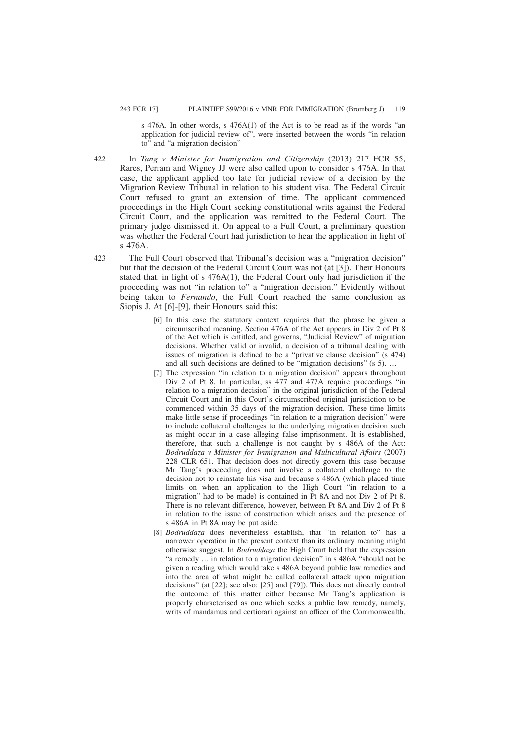s 476A. In other words, s 476A(1) of the Act is to be read as if the words "an application for judicial review of", were inserted between the words "in relation to" and "a migration decision"

422 In *Tang v Minister for Immigration and Citizenship* (2013) 217 FCR 55, Rares, Perram and Wigney JJ were also called upon to consider s 476A. In that case, the applicant applied too late for judicial review of a decision by the Migration Review Tribunal in relation to his student visa. The Federal Circuit Court refused to grant an extension of time. The applicant commenced proceedings in the High Court seeking constitutional writs against the Federal Circuit Court, and the application was remitted to the Federal Court. The primary judge dismissed it. On appeal to a Full Court, a preliminary question was whether the Federal Court had jurisdiction to hear the application in light of s 476A.

423 The Full Court observed that Tribunal's decision was a "migration decision" but that the decision of the Federal Circuit Court was not (at [3]). Their Honours stated that, in light of s 476A(1), the Federal Court only had jurisdiction if the proceeding was not "in relation to" a "migration decision." Evidently without being taken to *Fernando*, the Full Court reached the same conclusion as Siopis J. At [6]-[9], their Honours said this:

> [6] In this case the statutory context requires that the phrase be given a circumscribed meaning. Section 476A of the Act appears in Div 2 of Pt 8 of the Act which is entitled, and governs, "Judicial Review" of migration decisions. Whether valid or invalid, a decision of a tribunal dealing with issues of migration is defined to be a "privative clause decision" (s 474) and all such decisions are defined to be "migration decisions" (s 5). …
>
> [7] The expression "in relation to a migration decision" appears throughout Div 2 of Pt 8. In particular, ss 477 and 477A require proceedings "in relation to a migration decision" in the original jurisdiction of the Federal Circuit Court and in this Court's circumscribed original jurisdiction to be commenced within 35 days of the migration decision. These time limits make little sense if proceedings "in relation to a migration decision" were to include collateral challenges to the underlying migration decision such as might occur in a case alleging false imprisonment. It is established, therefore, that such a challenge is not caught by s 486A of the Act: *Bodruddaza v Minister for Immigration and Multicultural Affairs* (2007) 228 CLR 651. That decision does not directly govern this case because Mr Tang's proceeding does not involve a collateral challenge to the decision not to reinstate his visa and because s 486A (which placed time limits on when an application to the High Court "in relation to a migration" had to be made) is contained in Pt 8A and not Div 2 of Pt 8. There is no relevant difference, however, between Pt 8A and Div 2 of Pt 8 in relation to the issue of construction which arises and the presence of s 486A in Pt 8A may be put aside.
>
> [8] *Bodruddaza* does nevertheless establish, that "in relation to" has a narrower operation in the present context than its ordinary meaning might otherwise suggest. In *Bodruddaza* the High Court held that the expression "a remedy … in relation to a migration decision" in s 486A "should not be given a reading which would take s 486A beyond public law remedies and into the area of what might be called collateral attack upon migration decisions" (at [22]; see also: [25] and [79]). This does not directly control the outcome of this matter either because Mr Tang's application is properly characterised as one which seeks a public law remedy, namely, writs of mandamus and certiorari against an officer of the Commonwealth.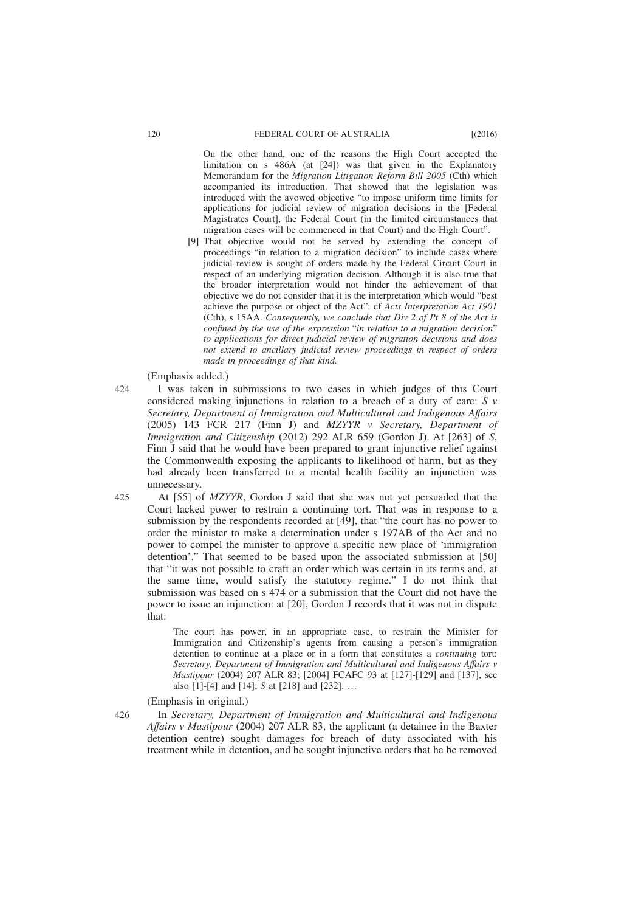> On the other hand, one of the reasons the High Court accepted the limitation on s 486A (at [24]) was that given in the Explanatory Memorandum for the *Migration Litigation Reform Bill 2005* (Cth) which accompanied its introduction. That showed that the legislation was introduced with the avowed objective "to impose uniform time limits for applications for judicial review of migration decisions in the [Federal Magistrates Court], the Federal Court (in the limited circumstances that migration cases will be commenced in that Court) and the High Court".
>
> [9] That objective would not be served by extending the concept of proceedings "in relation to a migration decision" to include cases where judicial review is sought of orders made by the Federal Circuit Court in respect of an underlying migration decision. Although it is also true that the broader interpretation would not hinder the achievement of that objective we do not consider that it is the interpretation which would "best achieve the purpose or object of the Act": cf *Acts Interpretation Act 1901* (Cth), s 15AA. *Consequently, we conclude that Div 2 of Pt 8 of the Act is confined by the use of the expression "in relation to a migration decision" to applications for direct judicial review of migration decisions and does not extend to ancillary judicial review proceedings in respect of orders made in proceedings of that kind.*

(Emphasis added.)

424 I was taken in submissions to two cases in which judges of this Court considered making injunctions in relation to a breach of a duty of care: *S v Secretary, Department of Immigration and Multicultural and Indigenous Affairs* (2005) 143 FCR 217 (Finn J) and *MZYYR v Secretary, Department of Immigration and Citizenship* (2012) 292 ALR 659 (Gordon J). At [263] of *S*, Finn J said that he would have been prepared to grant injunctive relief against the Commonwealth exposing the applicants to likelihood of harm, but as they had already been transferred to a mental health facility an injunction was unnecessary.

425 At [55] of *MZYYR*, Gordon J said that she was not yet persuaded that the Court lacked power to restrain a continuing tort. That was in response to a submission by the respondents recorded at [49], that "the court has no power to order the minister to make a determination under s 197AB of the Act and no power to compel the minister to approve a specific new place of 'immigration detention'." That seemed to be based upon the associated submission at [50] that "it was not possible to craft an order which was certain in its terms and, at the same time, would satisfy the statutory regime." I do not think that submission was based on s 474 or a submission that the Court did not have the power to issue an injunction: at [20], Gordon J records that it was not in dispute that:

> The court has power, in an appropriate case, to restrain the Minister for Immigration and Citizenship's agents from causing a person's immigration detention to continue at a place or in a form that constitutes a *continuing* tort: *Secretary, Department of Immigration and Multicultural and Indigenous Affairs v Mastipour* (2004) 207 ALR 83; [2004] FCAFC 93 at [127]-[129] and [137], see also [1]-[4] and [14]; *S* at [218] and [232]. …

(Emphasis in original.)

426 In *Secretary, Department of Immigration and Multicultural and Indigenous Affairs v Mastipour* (2004) 207 ALR 83, the applicant (a detainee in the Baxter detention centre) sought damages for breach of duty associated with his treatment while in detention, and he sought injunctive orders that he be removed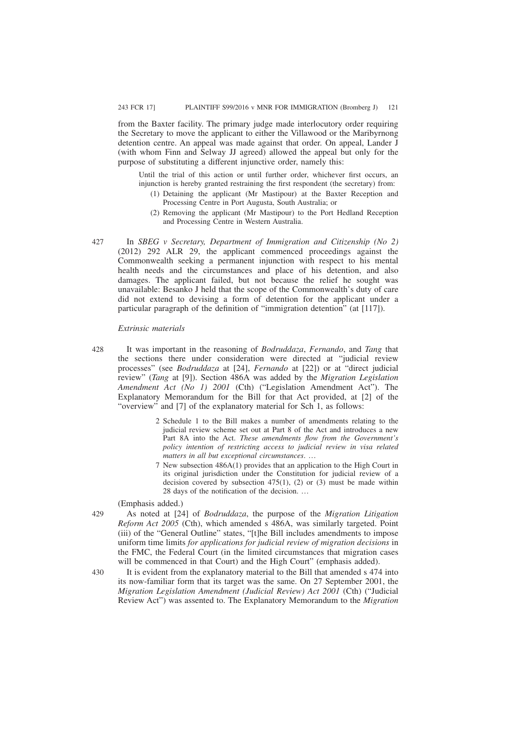from the Baxter facility. The primary judge made interlocutory order requiring the Secretary to move the applicant to either the Villawood or the Maribyrnong detention centre. An appeal was made against that order. On appeal, Lander J (with whom Finn and Selway JJ agreed) allowed the appeal but only for the purpose of substituting a different injunctive order, namely this:

> Until the trial of this action or until further order, whichever first occurs, an injunction is hereby granted restraining the first respondent (the secretary) from:
>
> (1) Detaining the applicant (Mr Mastipour) at the Baxter Reception and Processing Centre in Port Augusta, South Australia; or
>
> (2) Removing the applicant (Mr Mastipour) to the Port Hedland Reception and Processing Centre in Western Australia.

427 In *SBEG v Secretary, Department of Immigration and Citizenship (No 2)* (2012) 292 ALR 29, the applicant commenced proceedings against the Commonwealth seeking a permanent injunction with respect to his mental health needs and the circumstances and place of his detention, and also damages. The applicant failed, but not because the relief he sought was unavailable: Besanko J held that the scope of the Commonwealth's duty of care did not extend to devising a form of detention for the applicant under a particular paragraph of the definition of "immigration detention" (at [117]).

*Extrinsic materials*

428 It was important in the reasoning of *Bodruddaza*, *Fernando*, and *Tang* that the sections there under consideration were directed at "judicial review processes" (see *Bodruddaza* at [24], *Fernando* at [22]) or at "direct judicial review" (*Tang* at [9]). Section 486A was added by the *Migration Legislation Amendment Act (No 1) 2001* (Cth) ("Legislation Amendment Act"). The Explanatory Memorandum for the Bill for that Act provided, at [2] of the "overview" and [7] of the explanatory material for Sch 1, as follows:

> 2 Schedule 1 to the Bill makes a number of amendments relating to the judicial review scheme set out at Part 8 of the Act and introduces a new Part 8A into the Act. *These amendments flow from the Government's policy intention of restricting access to judicial review in visa related matters in all but exceptional circumstances*. …
>
> 7 New subsection 486A(1) provides that an application to the High Court in its original jurisdiction under the Constitution for judicial review of a decision covered by subsection 475(1), (2) or (3) must be made within 28 days of the notification of the decision. …

(Emphasis added.)

429 As noted at [24] of *Bodruddaza*, the purpose of the *Migration Litigation Reform Act 2005* (Cth), which amended s 486A, was similarly targeted. Point (iii) of the "General Outline" states, "[t]he Bill includes amendments to impose uniform time limits *for applications for judicial review of migration decisions* in the FMC, the Federal Court (in the limited circumstances that migration cases will be commenced in that Court) and the High Court" (emphasis added).

430 It is evident from the explanatory material to the Bill that amended s 474 into its now-familiar form that its target was the same. On 27 September 2001, the *Migration Legislation Amendment (Judicial Review) Act 2001* (Cth) ("Judicial Review Act") was assented to. The Explanatory Memorandum to the *Migration*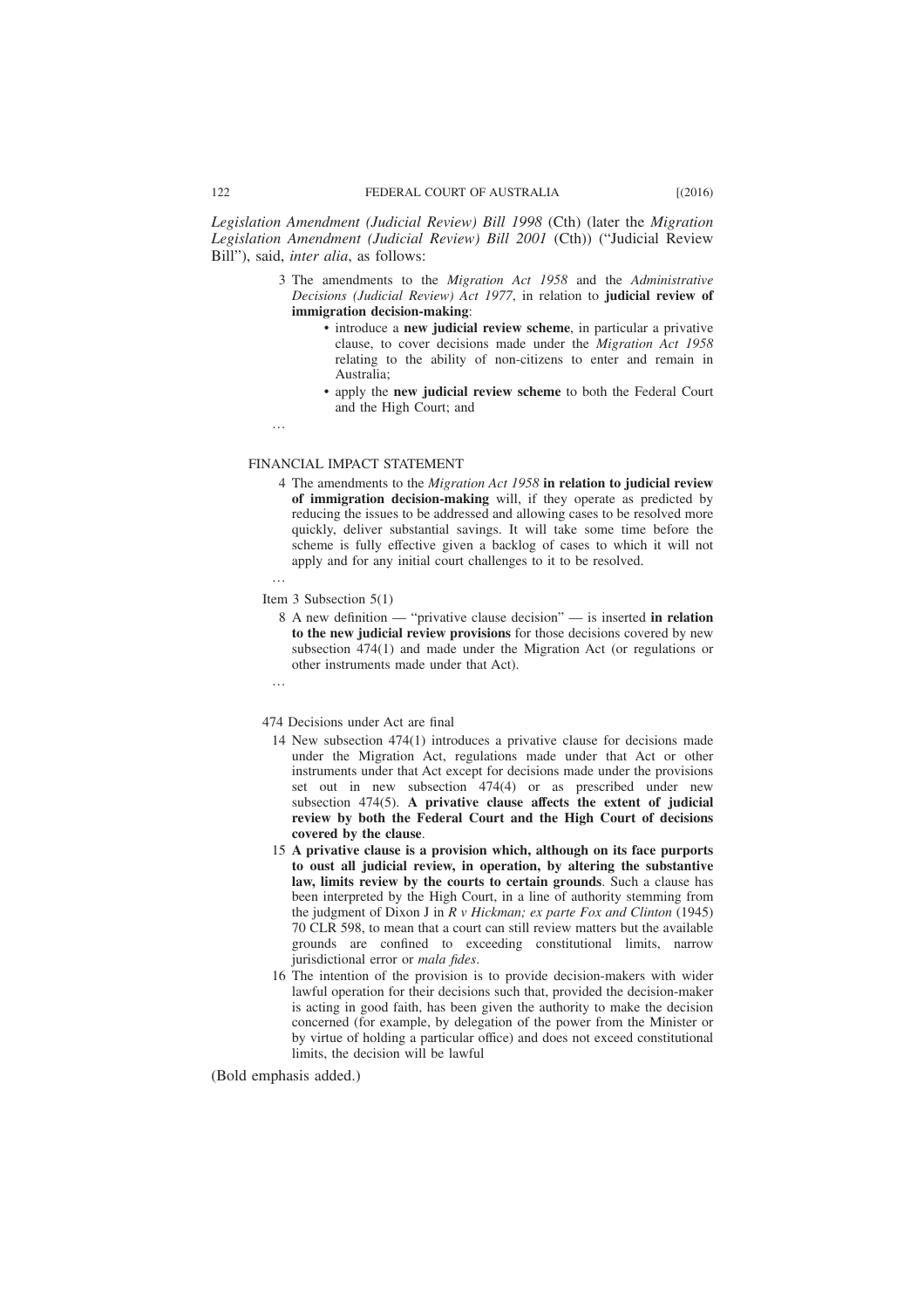*Legislation Amendment (Judicial Review) Bill 1998* (Cth) (later the *Migration Legislation Amendment (Judicial Review) Bill 2001* (Cth)) ("Judicial Review Bill"), said, *inter alia*, as follows:

> 3 The amendments to the *Migration Act 1958* and the *Administrative Decisions (Judicial Review) Act 1977*, in relation to **judicial review of immigration decision-making**:
>
> - introduce a **new judicial review scheme**, in particular a privative clause, to cover decisions made under the *Migration Act 1958* relating to the ability of non-citizens to enter and remain in Australia;
> - apply the **new judicial review scheme** to both the Federal Court and the High Court; and
>
> …
>
> FINANCIAL IMPACT STATEMENT
>
> 4 The amendments to the *Migration Act 1958* **in relation to judicial review of immigration decision-making** will, if they operate as predicted by reducing the issues to be addressed and allowing cases to be resolved more quickly, deliver substantial savings. It will take some time before the scheme is fully effective given a backlog of cases to which it will not apply and for any initial court challenges to it to be resolved.
>
> …
>
> Item 3 Subsection 5(1)
>
> 8 A new definition — "privative clause decision" — is inserted **in relation to the new judicial review provisions** for those decisions covered by new subsection 474(1) and made under the Migration Act (or regulations or other instruments made under that Act).
>
> …
>
> 474 Decisions under Act are final
>
> 14 New subsection 474(1) introduces a privative clause for decisions made under the Migration Act, regulations made under that Act or other instruments under that Act except for decisions made under the provisions set out in new subsection 474(4) or as prescribed under new subsection 474(5). **A privative clause affects the extent of judicial review by both the Federal Court and the High Court of decisions covered by the clause**.
>
> 15 **A privative clause is a provision which, although on its face purports to oust all judicial review, in operation, by altering the substantive law, limits review by the courts to certain grounds**. Such a clause has been interpreted by the High Court, in a line of authority stemming from the judgment of Dixon J in *R v Hickman; ex parte Fox and Clinton* (1945) 70 CLR 598, to mean that a court can still review matters but the available grounds are confined to exceeding constitutional limits, narrow jurisdictional error or *mala fides*.
>
> 16 The intention of the provision is to provide decision-makers with wider lawful operation for their decisions such that, provided the decision-maker is acting in good faith, has been given the authority to make the decision concerned (for example, by delegation of the power from the Minister or by virtue of holding a particular office) and does not exceed constitutional limits, the decision will be lawful

(Bold emphasis added.)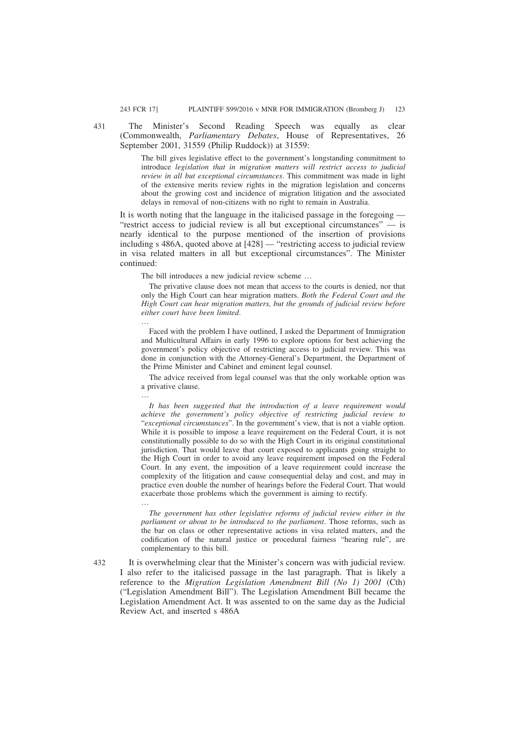431 The Minister's Second Reading Speech was equally as clear (Commonwealth, *Parliamentary Debates*, House of Representatives, 26 September 2001, 31559 (Philip Ruddock)) at 31559:

> The bill gives legislative effect to the government's longstanding commitment to introduce *legislation that in migration matters will restrict access to judicial review in all but exceptional circumstances*. This commitment was made in light of the extensive merits review rights in the migration legislation and concerns about the growing cost and incidence of migration litigation and the associated delays in removal of non-citizens with no right to remain in Australia.

It is worth noting that the language in the italicised passage in the foregoing — "restrict access to judicial review is all but exceptional circumstances" — is nearly identical to the purpose mentioned of the insertion of provisions including s 486A, quoted above at [428] — "restricting access to judicial review in visa related matters in all but exceptional circumstances". The Minister continued:

> The bill introduces a new judicial review scheme …
>
> The privative clause does not mean that access to the courts is denied, nor that only the High Court can hear migration matters. *Both the Federal Court and the High Court can hear migration matters, but the grounds of judicial review before either court have been limited*.
>
> …
>
> Faced with the problem I have outlined, I asked the Department of Immigration and Multicultural Affairs in early 1996 to explore options for best achieving the government's policy objective of restricting access to judicial review. This was done in conjunction with the Attorney-General's Department, the Department of the Prime Minister and Cabinet and eminent legal counsel.
>
> The advice received from legal counsel was that the only workable option was a privative clause.
>
> …
>
> *It has been suggested that the introduction of a leave requirement would achieve the government's policy objective of restricting judicial review to "exceptional circumstances"*. In the government's view, that is not a viable option. While it is possible to impose a leave requirement on the Federal Court, it is not constitutionally possible to do so with the High Court in its original constitutional jurisdiction. That would leave that court exposed to applicants going straight to the High Court in order to avoid any leave requirement imposed on the Federal Court. In any event, the imposition of a leave requirement could increase the complexity of the litigation and cause consequential delay and cost, and may in practice even double the number of hearings before the Federal Court. That would exacerbate those problems which the government is aiming to rectify.
>
> …
>
> *The government has other legislative reforms of judicial review either in the parliament or about to be introduced to the parliament*. Those reforms, such as the bar on class or other representative actions in visa related matters, and the codification of the natural justice or procedural fairness "hearing rule", are complementary to this bill.

432 It is overwhelming clear that the Minister's concern was with judicial review. I also refer to the italicised passage in the last paragraph. That is likely a reference to the *Migration Legislation Amendment Bill (No 1) 2001* (Cth) ("Legislation Amendment Bill"). The Legislation Amendment Bill became the Legislation Amendment Act. It was assented to on the same day as the Judicial Review Act, and inserted s 486A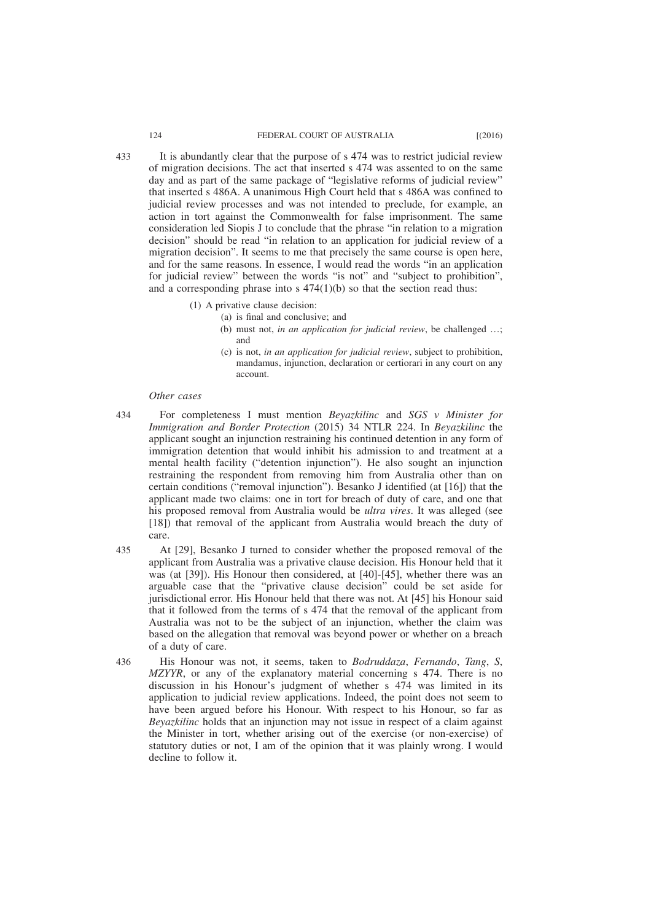433 It is abundantly clear that the purpose of s 474 was to restrict judicial review of migration decisions. The act that inserted s 474 was assented to on the same day and as part of the same package of "legislative reforms of judicial review" that inserted s 486A. A unanimous High Court held that s 486A was confined to judicial review processes and was not intended to preclude, for example, an action in tort against the Commonwealth for false imprisonment. The same consideration led Siopis J to conclude that the phrase "in relation to a migration decision" should be read "in relation to an application for judicial review of a migration decision". It seems to me that precisely the same course is open here, and for the same reasons. In essence, I would read the words "in an application for judicial review" between the words "is not" and "subject to prohibition", and a corresponding phrase into s 474(1)(b) so that the section read thus:

> (1) A privative clause decision:
>
> (a) is final and conclusive; and
>
> (b) must not, *in an application for judicial review*, be challenged …; and
>
> (c) is not, *in an application for judicial review*, subject to prohibition, mandamus, injunction, declaration or certiorari in any court on any account.

*Other cases*

434 For completeness I must mention *Beyazkilinc* and *SGS v Minister for Immigration and Border Protection* (2015) 34 NTLR 224. In *Beyazkilinc* the applicant sought an injunction restraining his continued detention in any form of immigration detention that would inhibit his admission to and treatment at a mental health facility ("detention injunction"). He also sought an injunction restraining the respondent from removing him from Australia other than on certain conditions ("removal injunction"). Besanko J identified (at [16]) that the applicant made two claims: one in tort for breach of duty of care, and one that his proposed removal from Australia would be *ultra vires*. It was alleged (see [18]) that removal of the applicant from Australia would breach the duty of care.

435 At [29], Besanko J turned to consider whether the proposed removal of the applicant from Australia was a privative clause decision. His Honour held that it was (at [39]). His Honour then considered, at [40]-[45], whether there was an arguable case that the "privative clause decision" could be set aside for jurisdictional error. His Honour held that there was not. At [45] his Honour said that it followed from the terms of s 474 that the removal of the applicant from Australia was not to be the subject of an injunction, whether the claim was based on the allegation that removal was beyond power or whether on a breach of a duty of care.

436 His Honour was not, it seems, taken to *Bodruddaza*, *Fernando*, *Tang*, *S*, *MZYYR*, or any of the explanatory material concerning s 474. There is no discussion in his Honour's judgment of whether s 474 was limited in its application to judicial review applications. Indeed, the point does not seem to have been argued before his Honour. With respect to his Honour, so far as *Beyazkilinc* holds that an injunction may not issue in respect of a claim against the Minister in tort, whether arising out of the exercise (or non-exercise) of statutory duties or not, I am of the opinion that it was plainly wrong. I would decline to follow it.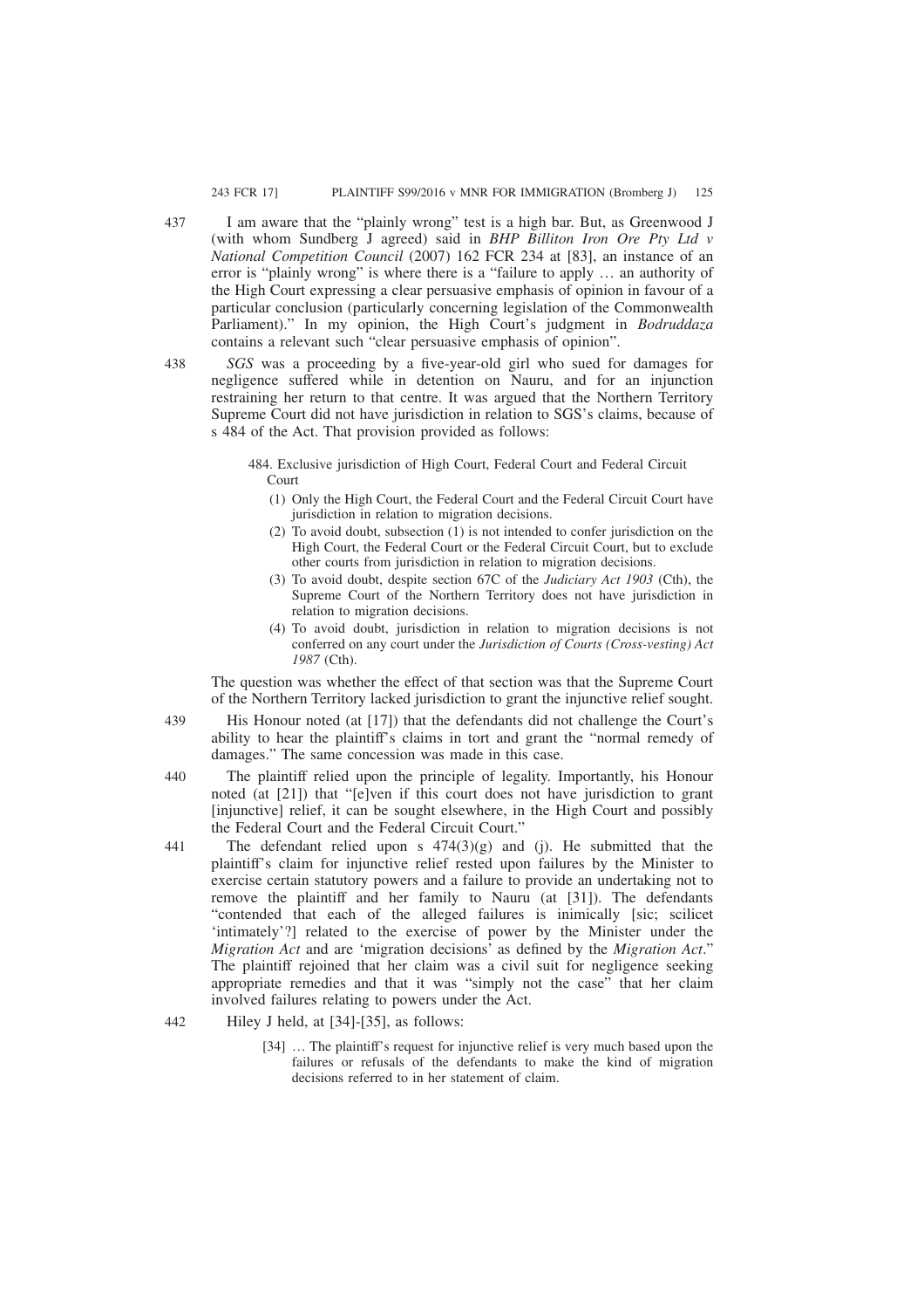437 I am aware that the "plainly wrong" test is a high bar. But, as Greenwood J (with whom Sundberg J agreed) said in *BHP Billiton Iron Ore Pty Ltd v National Competition Council* (2007) 162 FCR 234 at [83], an instance of an error is "plainly wrong" is where there is a "failure to apply … an authority of the High Court expressing a clear persuasive emphasis of opinion in favour of a particular conclusion (particularly concerning legislation of the Commonwealth Parliament)." In my opinion, the High Court's judgment in *Bodruddaza* contains a relevant such "clear persuasive emphasis of opinion".

438 *SGS* was a proceeding by a five-year-old girl who sued for damages for negligence suffered while in detention on Nauru, and for an injunction restraining her return to that centre. It was argued that the Northern Territory Supreme Court did not have jurisdiction in relation to SGS's claims, because of s 484 of the Act. That provision provided as follows:

> 484. Exclusive jurisdiction of High Court, Federal Court and Federal Circuit Court
>
> (1) Only the High Court, the Federal Court and the Federal Circuit Court have jurisdiction in relation to migration decisions.
>
> (2) To avoid doubt, subsection (1) is not intended to confer jurisdiction on the High Court, the Federal Court or the Federal Circuit Court, but to exclude other courts from jurisdiction in relation to migration decisions.
>
> (3) To avoid doubt, despite section 67C of the *Judiciary Act 1903* (Cth), the Supreme Court of the Northern Territory does not have jurisdiction in relation to migration decisions.
>
> (4) To avoid doubt, jurisdiction in relation to migration decisions is not conferred on any court under the *Jurisdiction of Courts (Cross-vesting) Act 1987* (Cth).

The question was whether the effect of that section was that the Supreme Court of the Northern Territory lacked jurisdiction to grant the injunctive relief sought.

439 His Honour noted (at [17]) that the defendants did not challenge the Court's ability to hear the plaintiff's claims in tort and grant the "normal remedy of damages." The same concession was made in this case.

440 The plaintiff relied upon the principle of legality. Importantly, his Honour noted (at [21]) that "[e]ven if this court does not have jurisdiction to grant [injunctive] relief, it can be sought elsewhere, in the High Court and possibly the Federal Court and the Federal Circuit Court."

441 The defendant relied upon s 474(3)(g) and (j). He submitted that the plaintiff's claim for injunctive relief rested upon failures by the Minister to exercise certain statutory powers and a failure to provide an undertaking not to remove the plaintiff and her family to Nauru (at [31]). The defendants "contended that each of the alleged failures is inimically [sic; scilicet 'intimately'?] related to the exercise of power by the Minister under the *Migration Act* and are 'migration decisions' as defined by the *Migration Act*." The plaintiff rejoined that her claim was a civil suit for negligence seeking appropriate remedies and that it was "simply not the case" that her claim involved failures relating to powers under the Act.

442 Hiley J held, at [34]-[35], as follows:

> [34] … The plaintiff's request for injunctive relief is very much based upon the failures or refusals of the defendants to make the kind of migration decisions referred to in her statement of claim.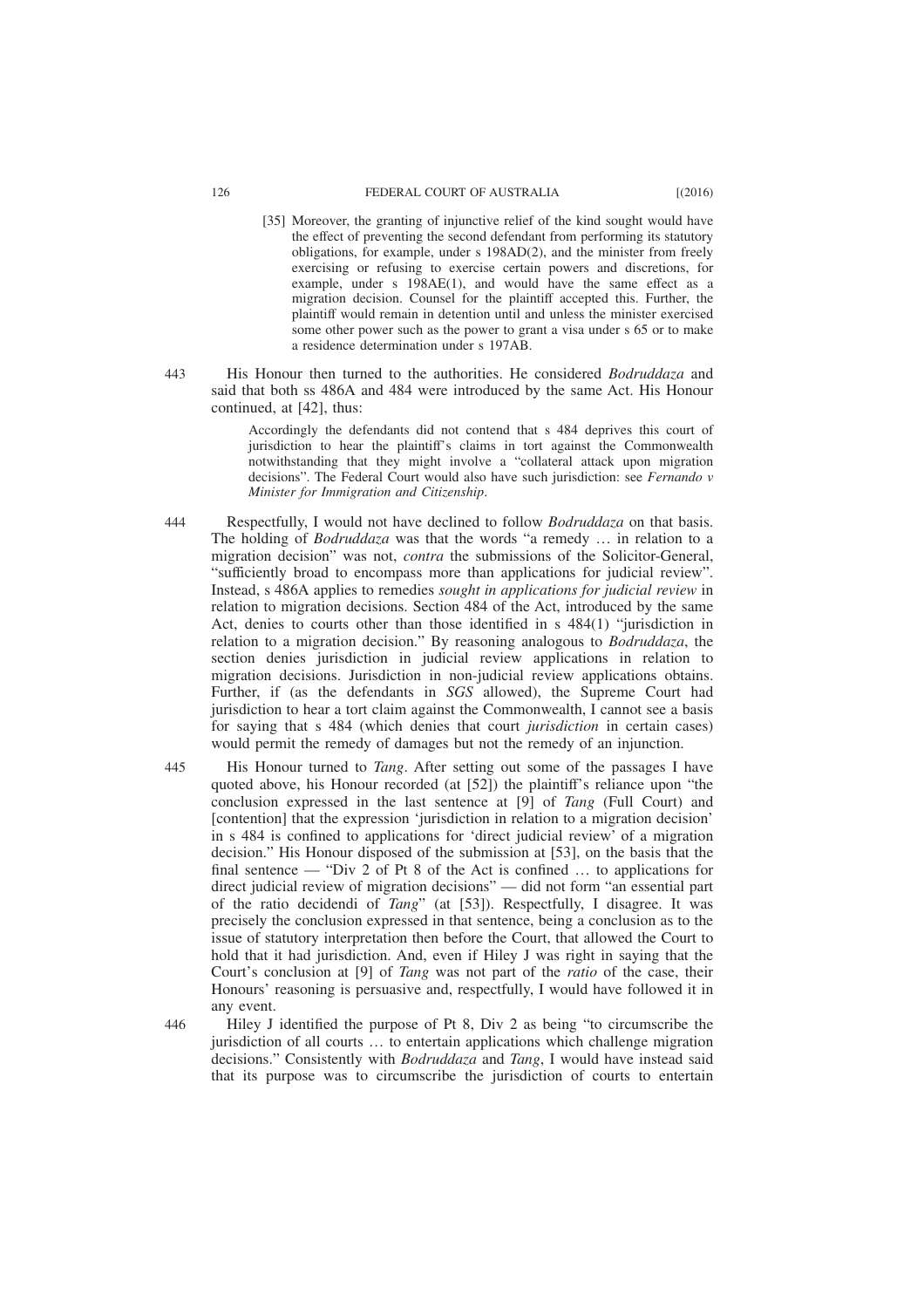> [35] Moreover, the granting of injunctive relief of the kind sought would have the effect of preventing the second defendant from performing its statutory obligations, for example, under s 198AD(2), and the minister from freely exercising or refusing to exercise certain powers and discretions, for example, under s 198AE(1), and would have the same effect as a migration decision. Counsel for the plaintiff accepted this. Further, the plaintiff would remain in detention until and unless the minister exercised some other power such as the power to grant a visa under s 65 or to make a residence determination under s 197AB.

443 His Honour then turned to the authorities. He considered *Bodruddaza* and said that both ss 486A and 484 were introduced by the same Act. His Honour continued, at [42], thus:

> Accordingly the defendants did not contend that s 484 deprives this court of jurisdiction to hear the plaintiff's claims in tort against the Commonwealth notwithstanding that they might involve a "collateral attack upon migration decisions". The Federal Court would also have such jurisdiction: see *Fernando v Minister for Immigration and Citizenship*.

444 Respectfully, I would not have declined to follow *Bodruddaza* on that basis. The holding of *Bodruddaza* was that the words "a remedy … in relation to a migration decision" was not, *contra* the submissions of the Solicitor-General, "sufficiently broad to encompass more than applications for judicial review". Instead, s 486A applies to remedies *sought in applications for judicial review* in relation to migration decisions. Section 484 of the Act, introduced by the same Act, denies to courts other than those identified in s 484(1) "jurisdiction in relation to a migration decision." By reasoning analogous to *Bodruddaza*, the section denies jurisdiction in judicial review applications in relation to migration decisions. Jurisdiction in non-judicial review applications obtains. Further, if (as the defendants in *SGS* allowed), the Supreme Court had jurisdiction to hear a tort claim against the Commonwealth, I cannot see a basis for saying that s 484 (which denies that court *jurisdiction* in certain cases) would permit the remedy of damages but not the remedy of an injunction.

445 His Honour turned to *Tang*. After setting out some of the passages I have quoted above, his Honour recorded (at [52]) the plaintiff's reliance upon "the conclusion expressed in the last sentence at [9] of *Tang* (Full Court) and [contention] that the expression 'jurisdiction in relation to a migration decision' in s 484 is confined to applications for 'direct judicial review' of a migration decision." His Honour disposed of the submission at [53], on the basis that the final sentence — "Div 2 of Pt 8 of the Act is confined … to applications for direct judicial review of migration decisions" — did not form "an essential part of the ratio decidendi of *Tang*" (at [53]). Respectfully, I disagree. It was precisely the conclusion expressed in that sentence, being a conclusion as to the issue of statutory interpretation then before the Court, that allowed the Court to hold that it had jurisdiction. And, even if Hiley J was right in saying that the Court's conclusion at [9] of *Tang* was not part of the *ratio* of the case, their Honours' reasoning is persuasive and, respectfully, I would have followed it in any event.

446 Hiley J identified the purpose of Pt 8, Div 2 as being "to circumscribe the jurisdiction of all courts … to entertain applications which challenge migration decisions." Consistently with *Bodruddaza* and *Tang*, I would have instead said that its purpose was to circumscribe the jurisdiction of courts to entertain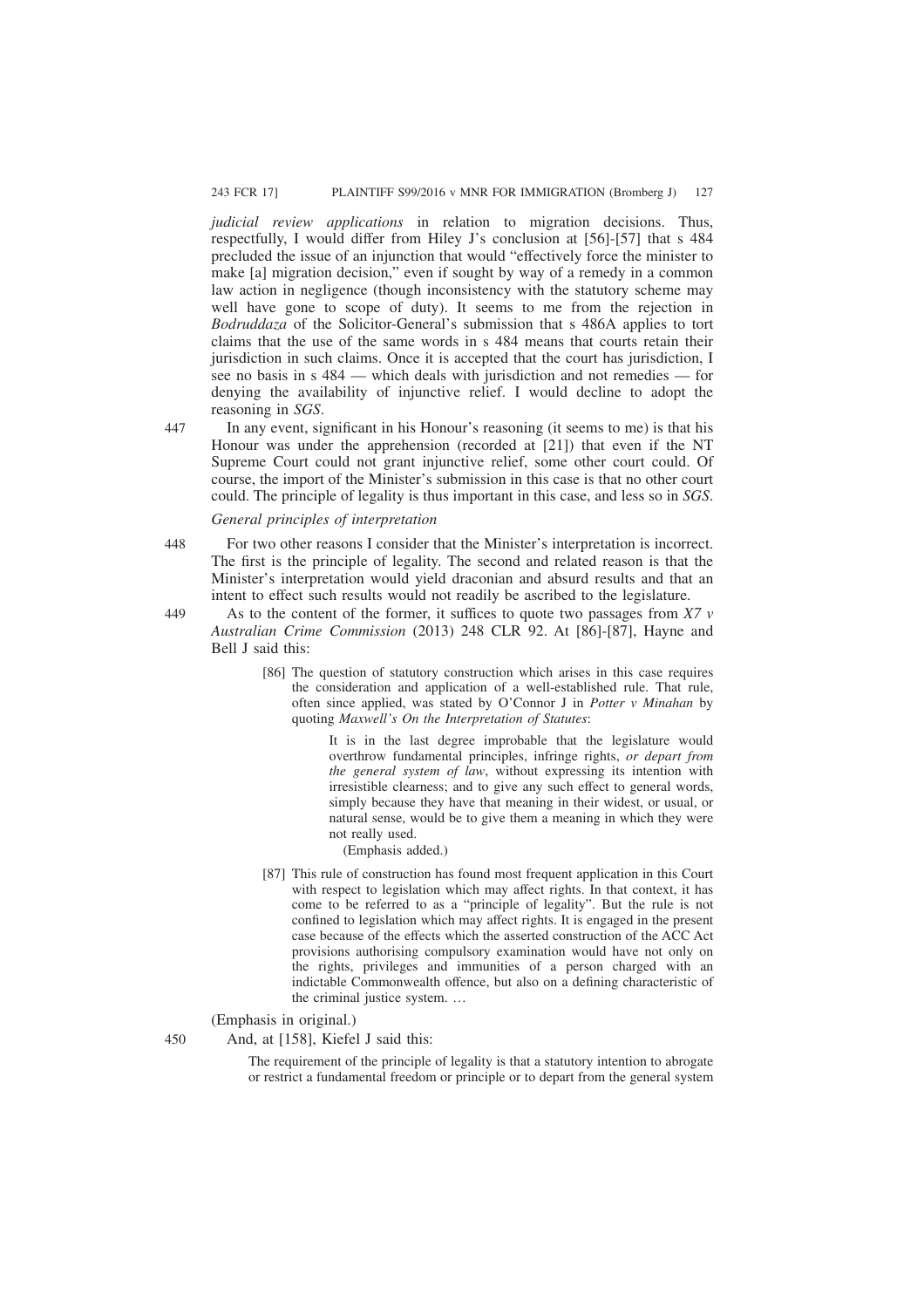*judicial review applications* in relation to migration decisions. Thus, respectfully, I would differ from Hiley J's conclusion at [56]-[57] that s 484 precluded the issue of an injunction that would "effectively force the minister to make [a] migration decision," even if sought by way of a remedy in a common law action in negligence (though inconsistency with the statutory scheme may well have gone to scope of duty). It seems to me from the rejection in *Bodruddaza* of the Solicitor-General's submission that s 486A applies to tort claims that the use of the same words in s 484 means that courts retain their jurisdiction in such claims. Once it is accepted that the court has jurisdiction, I see no basis in s 484 — which deals with jurisdiction and not remedies — for denying the availability of injunctive relief. I would decline to adopt the reasoning in *SGS*.

447 In any event, significant in his Honour's reasoning (it seems to me) is that his Honour was under the apprehension (recorded at [21]) that even if the NT Supreme Court could not grant injunctive relief, some other court could. Of course, the import of the Minister's submission in this case is that no other court could. The principle of legality is thus important in this case, and less so in *SGS*.

*General principles of interpretation*

448 For two other reasons I consider that the Minister's interpretation is incorrect. The first is the principle of legality. The second and related reason is that the Minister's interpretation would yield draconian and absurd results and that an intent to effect such results would not readily be ascribed to the legislature.

449 As to the content of the former, it suffices to quote two passages from *X7 v Australian Crime Commission* (2013) 248 CLR 92. At [86]-[87], Hayne and Bell J said this:

> [86] The question of statutory construction which arises in this case requires the consideration and application of a well-established rule. That rule, often since applied, was stated by O'Connor J in *Potter v Minahan* by quoting *Maxwell's On the Interpretation of Statutes*:
>
> > It is in the last degree improbable that the legislature would overthrow fundamental principles, infringe rights, *or depart from the general system of law*, without expressing its intention with irresistible clearness; and to give any such effect to general words, simply because they have that meaning in their widest, or usual, or natural sense, would be to give them a meaning in which they were not really used.
> >
> > (Emphasis added.)
>
> [87] This rule of construction has found most frequent application in this Court with respect to legislation which may affect rights. In that context, it has come to be referred to as a "principle of legality". But the rule is not confined to legislation which may affect rights. It is engaged in the present case because of the effects which the asserted construction of the ACC Act provisions authorising compulsory examination would have not only on the rights, privileges and immunities of a person charged with an indictable Commonwealth offence, but also on a defining characteristic of the criminal justice system. …

(Emphasis in original.)

450 And, at [158], Kiefel J said this:

> The requirement of the principle of legality is that a statutory intention to abrogate or restrict a fundamental freedom or principle or to depart from the general system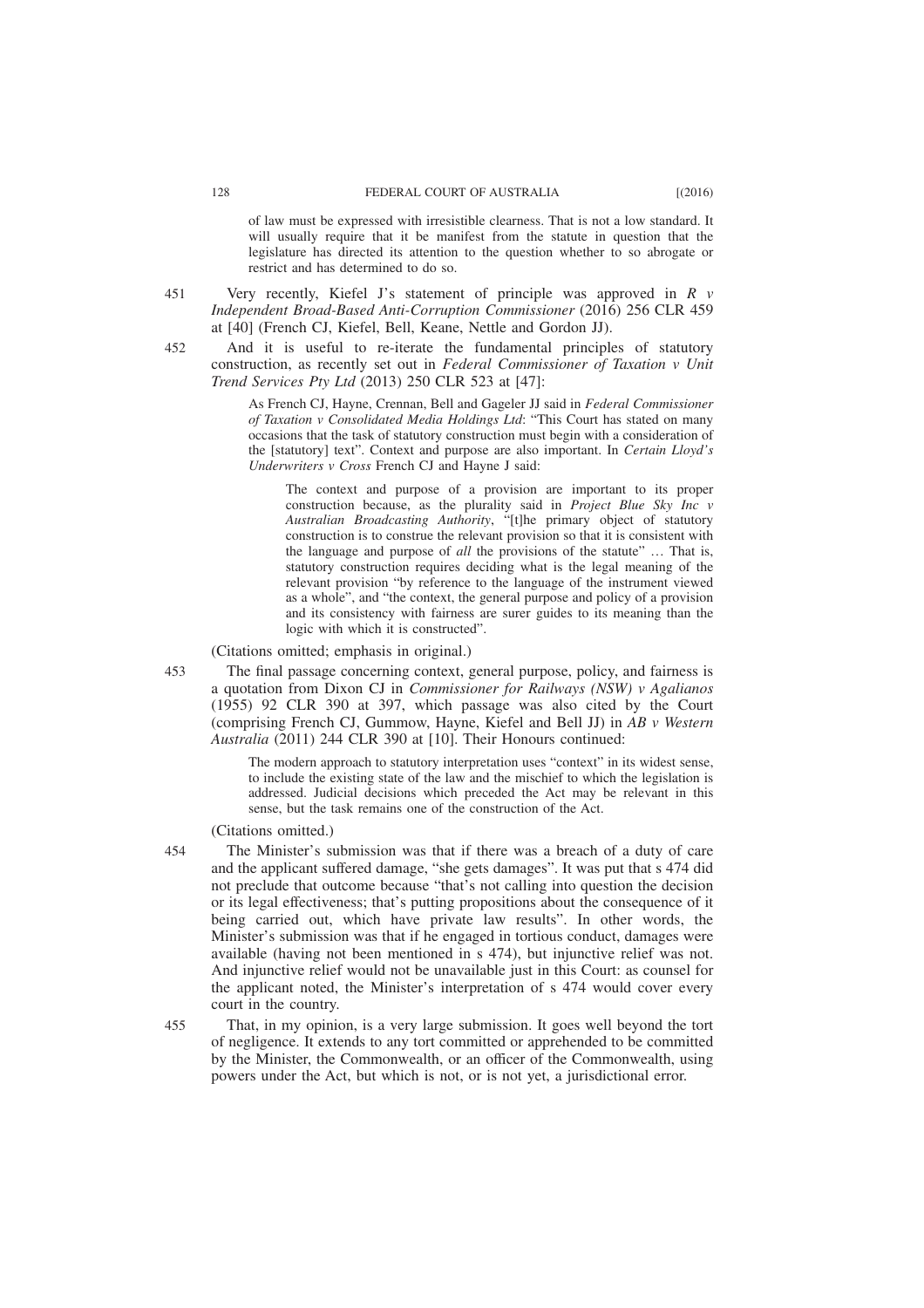> of law must be expressed with irresistible clearness. That is not a low standard. It will usually require that it be manifest from the statute in question that the legislature has directed its attention to the question whether to so abrogate or restrict and has determined to do so.

451 Very recently, Kiefel J's statement of principle was approved in *R v Independent Broad-Based Anti-Corruption Commissioner* (2016) 256 CLR 459 at [40] (French CJ, Kiefel, Bell, Keane, Nettle and Gordon JJ).

452 And it is useful to re-iterate the fundamental principles of statutory construction, as recently set out in *Federal Commissioner of Taxation v Unit Trend Services Pty Ltd* (2013) 250 CLR 523 at [47]:

> As French CJ, Hayne, Crennan, Bell and Gageler JJ said in *Federal Commissioner of Taxation v Consolidated Media Holdings Ltd*: "This Court has stated on many occasions that the task of statutory construction must begin with a consideration of the [statutory] text". Context and purpose are also important. In *Certain Lloyd's Underwriters v Cross* French CJ and Hayne J said:
>
> > The context and purpose of a provision are important to its proper construction because, as the plurality said in *Project Blue Sky Inc v Australian Broadcasting Authority*, "[t]he primary object of statutory construction is to construe the relevant provision so that it is consistent with the language and purpose of *all* the provisions of the statute" … That is, statutory construction requires deciding what is the legal meaning of the relevant provision "by reference to the language of the instrument viewed as a whole", and "the context, the general purpose and policy of a provision and its consistency with fairness are surer guides to its meaning than the logic with which it is constructed".

(Citations omitted; emphasis in original.)

453 The final passage concerning context, general purpose, policy, and fairness is a quotation from Dixon CJ in *Commissioner for Railways (NSW) v Agalianos* (1955) 92 CLR 390 at 397, which passage was also cited by the Court (comprising French CJ, Gummow, Hayne, Kiefel and Bell JJ) in *AB v Western Australia* (2011) 244 CLR 390 at [10]. Their Honours continued:

> The modern approach to statutory interpretation uses "context" in its widest sense, to include the existing state of the law and the mischief to which the legislation is addressed. Judicial decisions which preceded the Act may be relevant in this sense, but the task remains one of the construction of the Act.

(Citations omitted.)

454 The Minister's submission was that if there was a breach of a duty of care and the applicant suffered damage, "she gets damages". It was put that s 474 did not preclude that outcome because "that's not calling into question the decision or its legal effectiveness; that's putting propositions about the consequence of it being carried out, which have private law results". In other words, the Minister's submission was that if he engaged in tortious conduct, damages were available (having not been mentioned in s 474), but injunctive relief was not. And injunctive relief would not be unavailable just in this Court: as counsel for the applicant noted, the Minister's interpretation of s 474 would cover every court in the country.

455 That, in my opinion, is a very large submission. It goes well beyond the tort of negligence. It extends to any tort committed or apprehended to be committed by the Minister, the Commonwealth, or an officer of the Commonwealth, using powers under the Act, but which is not, or is not yet, a jurisdictional error.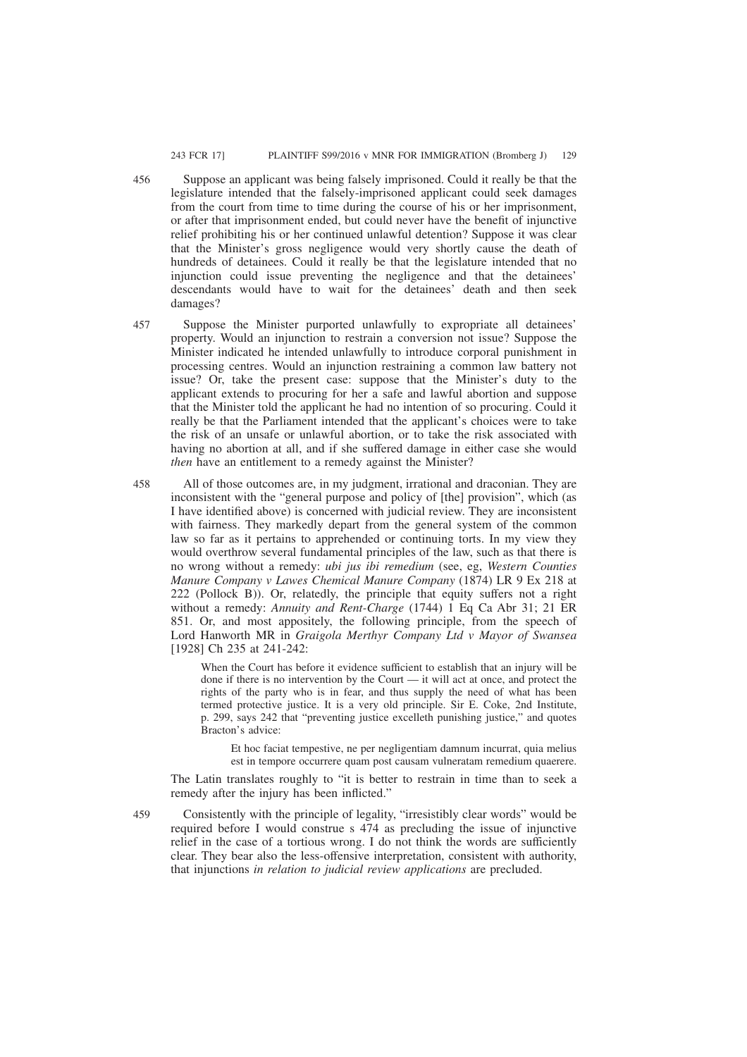456 Suppose an applicant was being falsely imprisoned. Could it really be that the legislature intended that the falsely-imprisoned applicant could seek damages from the court from time to time during the course of his or her imprisonment, or after that imprisonment ended, but could never have the benefit of injunctive relief prohibiting his or her continued unlawful detention? Suppose it was clear that the Minister's gross negligence would very shortly cause the death of hundreds of detainees. Could it really be that the legislature intended that no injunction could issue preventing the negligence and that the detainees' descendants would have to wait for the detainees' death and then seek damages?

457 Suppose the Minister purported unlawfully to expropriate all detainees' property. Would an injunction to restrain a conversion not issue? Suppose the Minister indicated he intended unlawfully to introduce corporal punishment in processing centres. Would an injunction restraining a common law battery not issue? Or, take the present case: suppose that the Minister's duty to the applicant extends to procuring for her a safe and lawful abortion and suppose that the Minister told the applicant he had no intention of so procuring. Could it really be that the Parliament intended that the applicant's choices were to take the risk of an unsafe or unlawful abortion, or to take the risk associated with having no abortion at all, and if she suffered damage in either case she would *then* have an entitlement to a remedy against the Minister?

458 All of those outcomes are, in my judgment, irrational and draconian. They are inconsistent with the "general purpose and policy of [the] provision", which (as I have identified above) is concerned with judicial review. They are inconsistent with fairness. They markedly depart from the general system of the common law so far as it pertains to apprehended or continuing torts. In my view they would overthrow several fundamental principles of the law, such as that there is no wrong without a remedy: *ubi jus ibi remedium* (see, eg, *Western Counties Manure Company v Lawes Chemical Manure Company* (1874) LR 9 Ex 218 at 222 (Pollock B)). Or, relatedly, the principle that equity suffers not a right without a remedy: *Annuity and Rent-Charge* (1744) 1 Eq Ca Abr 31; 21 ER 851. Or, and most appositely, the following principle, from the speech of Lord Hanworth MR in *Graigola Merthyr Company Ltd v Mayor of Swansea* [1928] Ch 235 at 241-242:

> When the Court has before it evidence sufficient to establish that an injury will be done if there is no intervention by the Court — it will act at once, and protect the rights of the party who is in fear, and thus supply the need of what has been termed protective justice. It is a very old principle. Sir E. Coke, 2nd Institute, p. 299, says 242 that "preventing justice excelleth punishing justice," and quotes Bracton's advice:
>
> > Et hoc faciat tempestive, ne per negligentiam damnum incurrat, quia melius est in tempore occurrere quam post causam vulneratam remedium quaerere.

The Latin translates roughly to "it is better to restrain in time than to seek a remedy after the injury has been inflicted."

459 Consistently with the principle of legality, "irresistibly clear words" would be required before I would construe s 474 as precluding the issue of injunctive relief in the case of a tortious wrong. I do not think the words are sufficiently clear. They bear also the less-offensive interpretation, consistent with authority, that injunctions *in relation to judicial review applications* are precluded.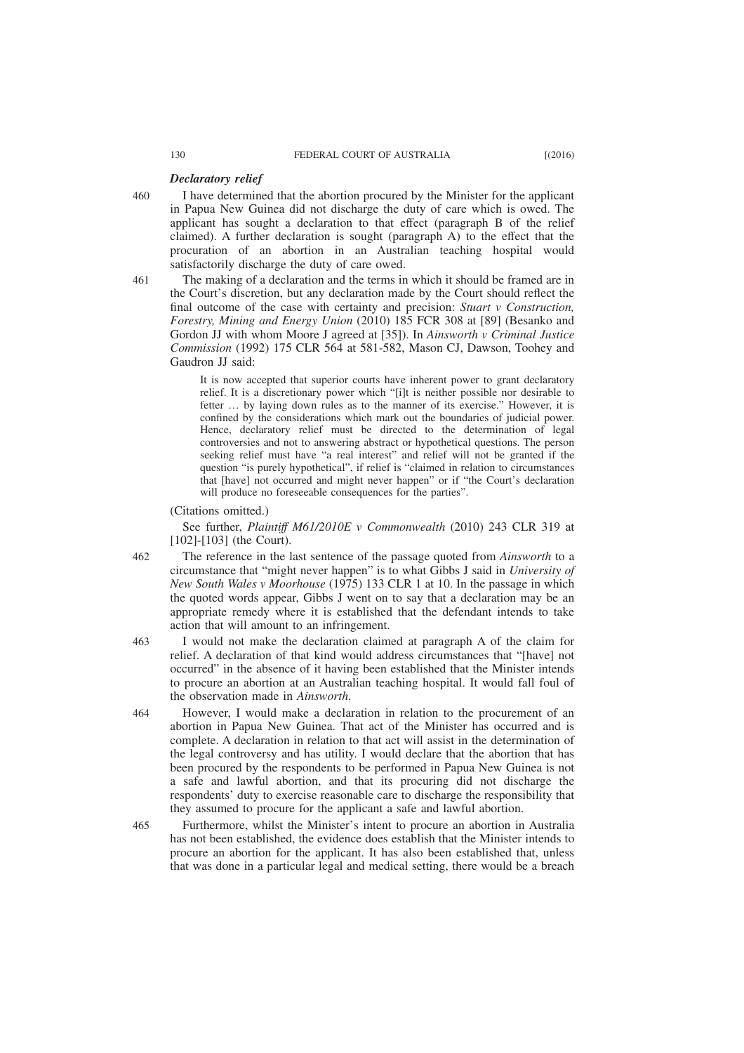### *Declaratory relief*

460 I have determined that the abortion procured by the Minister for the applicant in Papua New Guinea did not discharge the duty of care which is owed. The applicant has sought a declaration to that effect (paragraph B of the relief claimed). A further declaration is sought (paragraph A) to the effect that the procuration of an abortion in an Australian teaching hospital would satisfactorily discharge the duty of care owed.

461 The making of a declaration and the terms in which it should be framed are in the Court's discretion, but any declaration made by the Court should reflect the final outcome of the case with certainty and precision: *Stuart v Construction, Forestry, Mining and Energy Union* (2010) 185 FCR 308 at [89] (Besanko and Gordon JJ with whom Moore J agreed at [35]). In *Ainsworth v Criminal Justice Commission* (1992) 175 CLR 564 at 581-582, Mason CJ, Dawson, Toohey and Gaudron JJ said:

> It is now accepted that superior courts have inherent power to grant declaratory relief. It is a discretionary power which "[i]t is neither possible nor desirable to fetter … by laying down rules as to the manner of its exercise." However, it is confined by the considerations which mark out the boundaries of judicial power. Hence, declaratory relief must be directed to the determination of legal controversies and not to answering abstract or hypothetical questions. The person seeking relief must have "a real interest" and relief will not be granted if the question "is purely hypothetical", if relief is "claimed in relation to circumstances that [have] not occurred and might never happen" or if "the Court's declaration will produce no foreseeable consequences for the parties".

(Citations omitted.)

See further, *Plaintiff M61/2010E v Commonwealth* (2010) 243 CLR 319 at [102]-[103] (the Court).

462 The reference in the last sentence of the passage quoted from *Ainsworth* to a circumstance that "might never happen" is to what Gibbs J said in *University of New South Wales v Moorhouse* (1975) 133 CLR 1 at 10. In the passage in which the quoted words appear, Gibbs J went on to say that a declaration may be an appropriate remedy where it is established that the defendant intends to take action that will amount to an infringement.

463 I would not make the declaration claimed at paragraph A of the claim for relief. A declaration of that kind would address circumstances that "[have] not occurred" in the absence of it having been established that the Minister intends to procure an abortion at an Australian teaching hospital. It would fall foul of the observation made in *Ainsworth*.

464 However, I would make a declaration in relation to the procurement of an abortion in Papua New Guinea. That act of the Minister has occurred and is complete. A declaration in relation to that act will assist in the determination of the legal controversy and has utility. I would declare that the abortion that has been procured by the respondents to be performed in Papua New Guinea is not a safe and lawful abortion, and that its procuring did not discharge the respondents' duty to exercise reasonable care to discharge the responsibility that they assumed to procure for the applicant a safe and lawful abortion.

465 Furthermore, whilst the Minister's intent to procure an abortion in Australia has not been established, the evidence does establish that the Minister intends to procure an abortion for the applicant. It has also been established that, unless that was done in a particular legal and medical setting, there would be a breach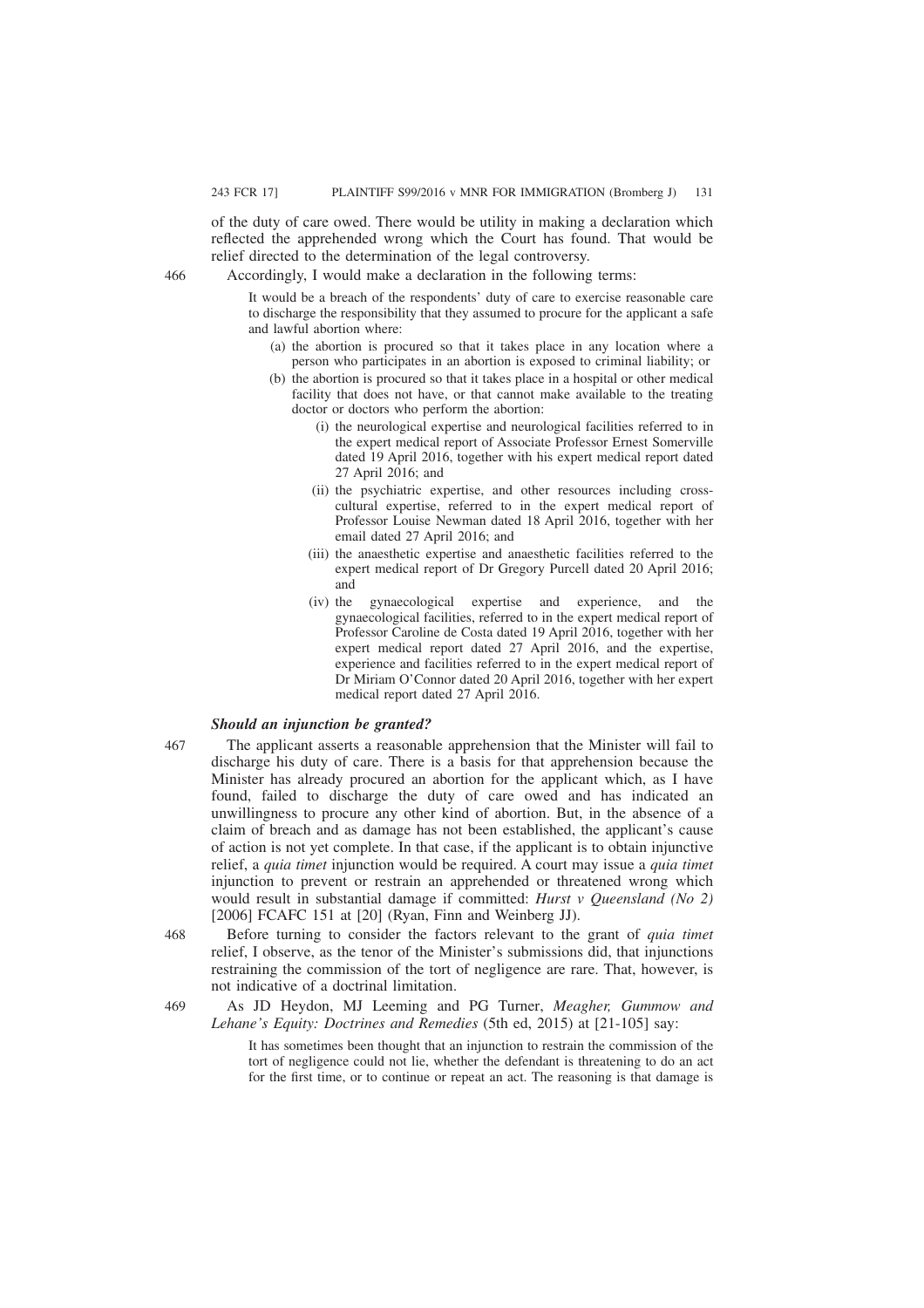of the duty of care owed. There would be utility in making a declaration which reflected the apprehended wrong which the Court has found. That would be relief directed to the determination of the legal controversy.

466 Accordingly, I would make a declaration in the following terms:

> It would be a breach of the respondents' duty of care to exercise reasonable care to discharge the responsibility that they assumed to procure for the applicant a safe and lawful abortion where:
>
> (a) the abortion is procured so that it takes place in any location where a person who participates in an abortion is exposed to criminal liability; or
>
> (b) the abortion is procured so that it takes place in a hospital or other medical facility that does not have, or that cannot make available to the treating doctor or doctors who perform the abortion:
>
> (i) the neurological expertise and neurological facilities referred to in the expert medical report of Associate Professor Ernest Somerville dated 19 April 2016, together with his expert medical report dated 27 April 2016; and
>
> (ii) the psychiatric expertise, and other resources including cross-cultural expertise, referred to in the expert medical report of Professor Louise Newman dated 18 April 2016, together with her email dated 27 April 2016; and
>
> (iii) the anaesthetic expertise and anaesthetic facilities referred to the expert medical report of Dr Gregory Purcell dated 20 April 2016; and
>
> (iv) the gynaecological expertise and experience, and the gynaecological facilities, referred to in the expert medical report of Professor Caroline de Costa dated 19 April 2016, together with her expert medical report dated 27 April 2016, and the expertise, experience and facilities referred to in the expert medical report of Dr Miriam O'Connor dated 20 April 2016, together with her expert medical report dated 27 April 2016.

### *Should an injunction be granted?*

467 The applicant asserts a reasonable apprehension that the Minister will fail to discharge his duty of care. There is a basis for that apprehension because the Minister has already procured an abortion for the applicant which, as I have found, failed to discharge the duty of care owed and has indicated an unwillingness to procure any other kind of abortion. But, in the absence of a claim of breach and as damage has not been established, the applicant's cause of action is not yet complete. In that case, if the applicant is to obtain injunctive relief, a *quia timet* injunction would be required. A court may issue a *quia timet* injunction to prevent or restrain an apprehended or threatened wrong which would result in substantial damage if committed: *Hurst v Queensland (No 2)* [2006] FCAFC 151 at [20] (Ryan, Finn and Weinberg JJ).

468 Before turning to consider the factors relevant to the grant of *quia timet* relief, I observe, as the tenor of the Minister's submissions did, that injunctions restraining the commission of the tort of negligence are rare. That, however, is not indicative of a doctrinal limitation.

469 As JD Heydon, MJ Leeming and PG Turner, *Meagher, Gummow and Lehane's Equity: Doctrines and Remedies* (5th ed, 2015) at [21-105] say:

> It has sometimes been thought that an injunction to restrain the commission of the tort of negligence could not lie, whether the defendant is threatening to do an act for the first time, or to continue or repeat an act. The reasoning is that damage is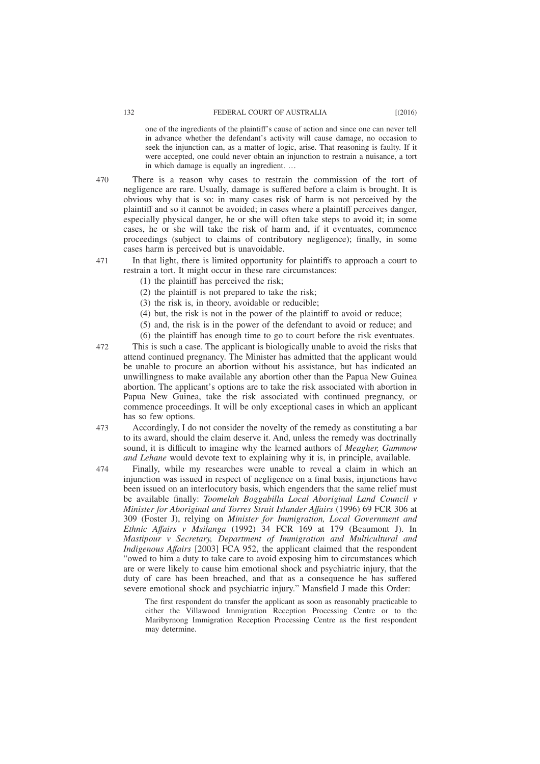> one of the ingredients of the plaintiff's cause of action and since one can never tell in advance whether the defendant's activity will cause damage, no occasion to seek the injunction can, as a matter of logic, arise. That reasoning is faulty. If it were accepted, one could never obtain an injunction to restrain a nuisance, a tort in which damage is equally an ingredient. …

470 There is a reason why cases to restrain the commission of the tort of negligence are rare. Usually, damage is suffered before a claim is brought. It is obvious why that is so: in many cases risk of harm is not perceived by the plaintiff and so it cannot be avoided; in cases where a plaintiff perceives danger, especially physical danger, he or she will often take steps to avoid it; in some cases, he or she will take the risk of harm and, if it eventuates, commence proceedings (subject to claims of contributory negligence); finally, in some cases harm is perceived but is unavoidable.

471 In that light, there is limited opportunity for plaintiffs to approach a court to restrain a tort. It might occur in these rare circumstances:

(1) the plaintiff has perceived the risk;
(2) the plaintiff is not prepared to take the risk;
(3) the risk is, in theory, avoidable or reducible;
(4) but, the risk is not in the power of the plaintiff to avoid or reduce;
(5) and, the risk is in the power of the defendant to avoid or reduce; and
(6) the plaintiff has enough time to go to court before the risk eventuates.

472 This is such a case. The applicant is biologically unable to avoid the risks that attend continued pregnancy. The Minister has admitted that the applicant would be unable to procure an abortion without his assistance, but has indicated an unwillingness to make available any abortion other than the Papua New Guinea abortion. The applicant's options are to take the risk associated with abortion in Papua New Guinea, take the risk associated with continued pregnancy, or commence proceedings. It will be only exceptional cases in which an applicant has so few options.

473 Accordingly, I do not consider the novelty of the remedy as constituting a bar to its award, should the claim deserve it. And, unless the remedy was doctrinally sound, it is difficult to imagine why the learned authors of *Meagher, Gummow and Lehane* would devote text to explaining why it is, in principle, available.

474 Finally, while my researches were unable to reveal a claim in which an injunction was issued in respect of negligence on a final basis, injunctions have been issued on an interlocutory basis, which engenders that the same relief must be available finally: *Toomelah Boggabilla Local Aboriginal Land Council v Minister for Aboriginal and Torres Strait Islander Affairs* (1996) 69 FCR 306 at 309 (Foster J), relying on *Minister for Immigration, Local Government and Ethnic Affairs v Msilanga* (1992) 34 FCR 169 at 179 (Beaumont J). In *Mastipour v Secretary, Department of Immigration and Multicultural and Indigenous Affairs* [2003] FCA 952, the applicant claimed that the respondent "owed to him a duty to take care to avoid exposing him to circumstances which are or were likely to cause him emotional shock and psychiatric injury, that the duty of care has been breached, and that as a consequence he has suffered severe emotional shock and psychiatric injury." Mansfield J made this Order:

> The first respondent do transfer the applicant as soon as reasonably practicable to either the Villawood Immigration Reception Processing Centre or to the Maribyrnong Immigration Reception Processing Centre as the first respondent may determine.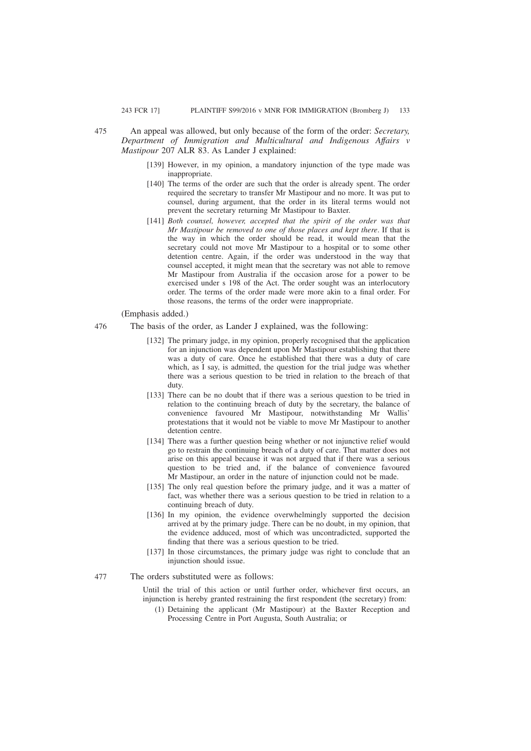475 An appeal was allowed, but only because of the form of the order: *Secretary, Department of Immigration and Multicultural and Indigenous Affairs v Mastipour* 207 ALR 83. As Lander J explained:

> [139] However, in my opinion, a mandatory injunction of the type made was inappropriate.
>
> [140] The terms of the order are such that the order is already spent. The order required the secretary to transfer Mr Mastipour and no more. It was put to counsel, during argument, that the order in its literal terms would not prevent the secretary returning Mr Mastipour to Baxter.
>
> [141] *Both counsel, however, accepted that the spirit of the order was that Mr Mastipour be removed to one of those places and kept there*. If that is the way in which the order should be read, it would mean that the secretary could not move Mr Mastipour to a hospital or to some other detention centre. Again, if the order was understood in the way that counsel accepted, it might mean that the secretary was not able to remove Mr Mastipour from Australia if the occasion arose for a power to be exercised under s 198 of the Act. The order sought was an interlocutory order. The terms of the order made were more akin to a final order. For those reasons, the terms of the order were inappropriate.

(Emphasis added.)

476 The basis of the order, as Lander J explained, was the following:

> [132] The primary judge, in my opinion, properly recognised that the application for an injunction was dependent upon Mr Mastipour establishing that there was a duty of care. Once he established that there was a duty of care which, as I say, is admitted, the question for the trial judge was whether there was a serious question to be tried in relation to the breach of that duty.
>
> [133] There can be no doubt that if there was a serious question to be tried in relation to the continuing breach of duty by the secretary, the balance of convenience favoured Mr Mastipour, notwithstanding Mr Wallis' protestations that it would not be viable to move Mr Mastipour to another detention centre.
>
> [134] There was a further question being whether or not injunctive relief would go to restrain the continuing breach of a duty of care. That matter does not arise on this appeal because it was not argued that if there was a serious question to be tried and, if the balance of convenience favoured Mr Mastipour, an order in the nature of injunction could not be made.
>
> [135] The only real question before the primary judge, and it was a matter of fact, was whether there was a serious question to be tried in relation to a continuing breach of duty.
>
> [136] In my opinion, the evidence overwhelmingly supported the decision arrived at by the primary judge. There can be no doubt, in my opinion, that the evidence adduced, most of which was uncontradicted, supported the finding that there was a serious question to be tried.
>
> [137] In those circumstances, the primary judge was right to conclude that an injunction should issue.

477 The orders substituted were as follows:

> Until the trial of this action or until further order, whichever first occurs, an injunction is hereby granted restraining the first respondent (the secretary) from:
>
> (1) Detaining the applicant (Mr Mastipour) at the Baxter Reception and Processing Centre in Port Augusta, South Australia; or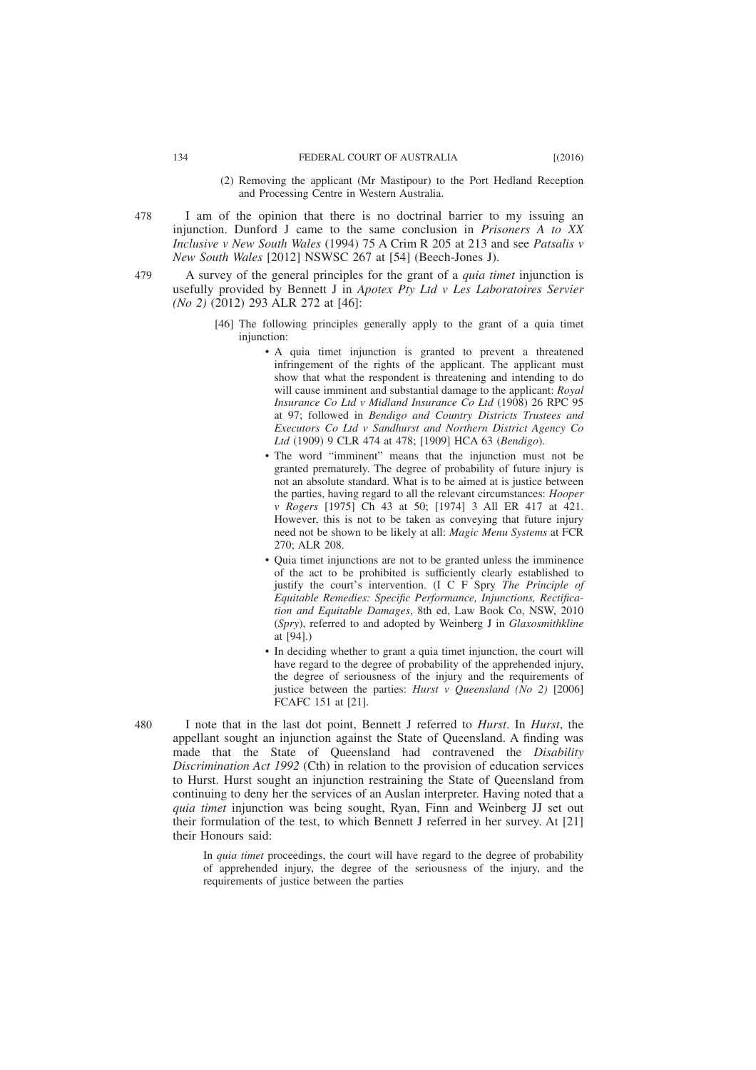(2) Removing the applicant (Mr Mastipour) to the Port Hedland Reception and Processing Centre in Western Australia.

478 I am of the opinion that there is no doctrinal barrier to my issuing an injunction. Dunford J came to the same conclusion in *Prisoners A to XX Inclusive v New South Wales* (1994) 75 A Crim R 205 at 213 and see *Patsalis v New South Wales* [2012] NSWSC 267 at [54] (Beech-Jones J).

479 A survey of the general principles for the grant of a *quia timet* injunction is usefully provided by Bennett J in *Apotex Pty Ltd v Les Laboratoires Servier (No 2)* (2012) 293 ALR 272 at [46]:

> [46] The following principles generally apply to the grant of a quia timet injunction:
>
> - A quia timet injunction is granted to prevent a threatened infringement of the rights of the applicant. The applicant must show that what the respondent is threatening and intending to do will cause imminent and substantial damage to the applicant: *Royal Insurance Co Ltd v Midland Insurance Co Ltd* (1908) 26 RPC 95 at 97; followed in *Bendigo and Country Districts Trustees and Executors Co Ltd v Sandhurst and Northern District Agency Co Ltd* (1909) 9 CLR 474 at 478; [1909] HCA 63 (*Bendigo*).
> - The word "imminent" means that the injunction must not be granted prematurely. The degree of probability of future injury is not an absolute standard. What is to be aimed at is justice between the parties, having regard to all the relevant circumstances: *Hooper v Rogers* [1975] Ch 43 at 50; [1974] 3 All ER 417 at 421. However, this is not to be taken as conveying that future injury need not be shown to be likely at all: *Magic Menu Systems* at FCR 270; ALR 208.
> - Quia timet injunctions are not to be granted unless the imminence of the act to be prohibited is sufficiently clearly established to justify the court's intervention. (I C F Spry *The Principle of Equitable Remedies: Specific Performance, Injunctions, Rectification and Equitable Damages*, 8th ed, Law Book Co, NSW, 2010 (*Spry*), referred to and adopted by Weinberg J in *Glaxosmithkline* at [94].)
> - In deciding whether to grant a quia timet injunction, the court will have regard to the degree of probability of the apprehended injury, the degree of seriousness of the injury and the requirements of justice between the parties: *Hurst v Queensland (No 2)* [2006] FCAFC 151 at [21].

480 I note that in the last dot point, Bennett J referred to *Hurst*. In *Hurst*, the appellant sought an injunction against the State of Queensland. A finding was made that the State of Queensland had contravened the *Disability Discrimination Act 1992* (Cth) in relation to the provision of education services to Hurst. Hurst sought an injunction restraining the State of Queensland from continuing to deny her the services of an Auslan interpreter. Having noted that a *quia timet* injunction was being sought, Ryan, Finn and Weinberg JJ set out their formulation of the test, to which Bennett J referred in her survey. At [21] their Honours said:

> In *quia timet* proceedings, the court will have regard to the degree of probability of apprehended injury, the degree of the seriousness of the injury, and the requirements of justice between the parties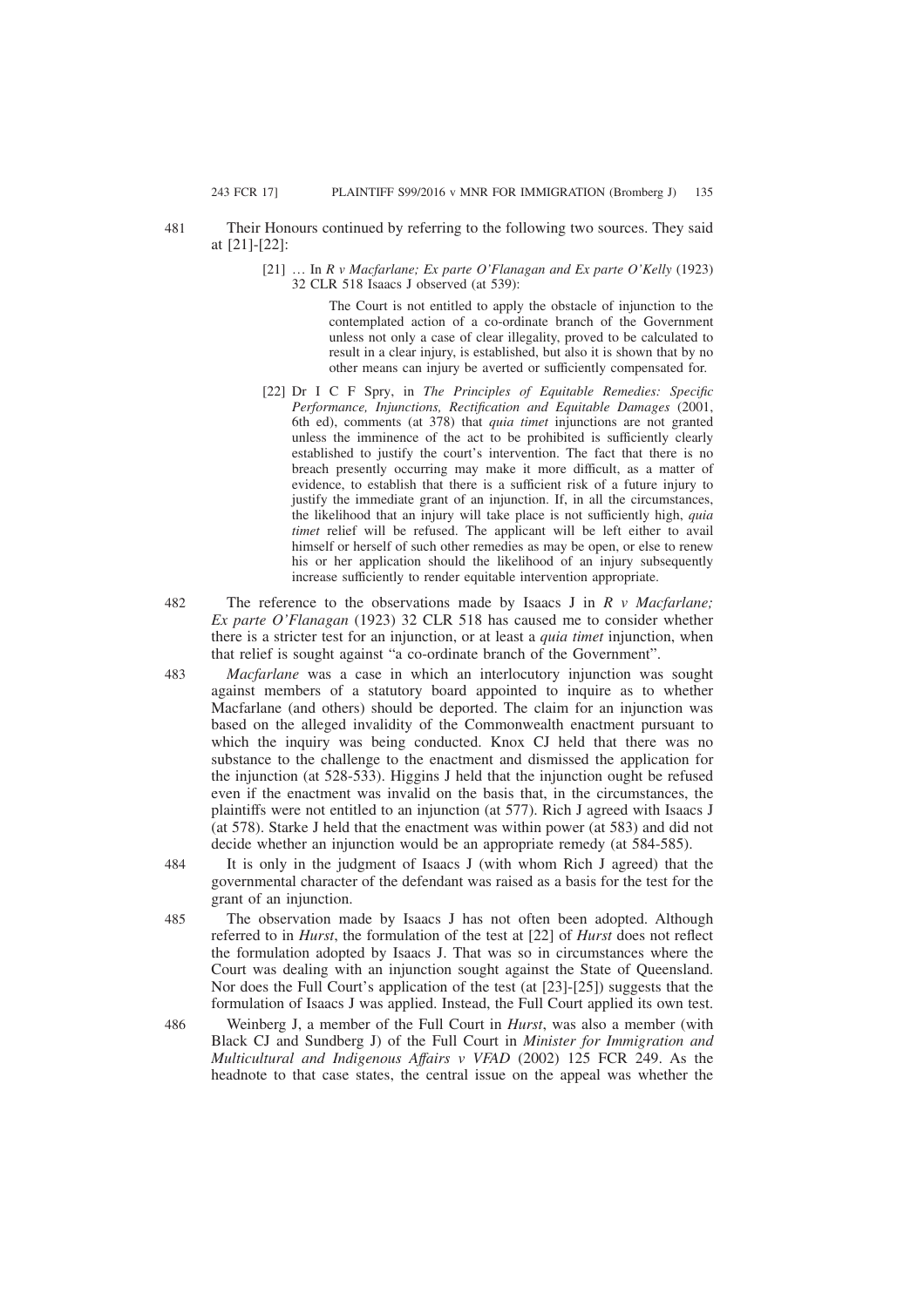481 Their Honours continued by referring to the following two sources. They said at [21]-[22]:

> [21] … In *R v Macfarlane; Ex parte O'Flanagan and Ex parte O'Kelly* (1923) 32 CLR 518 Isaacs J observed (at 539):
>
> > The Court is not entitled to apply the obstacle of injunction to the contemplated action of a co-ordinate branch of the Government unless not only a case of clear illegality, proved to be calculated to result in a clear injury, is established, but also it is shown that by no other means can injury be averted or sufficiently compensated for.
>
> [22] Dr I C F Spry, in *The Principles of Equitable Remedies: Specific Performance, Injunctions, Rectification and Equitable Damages* (2001, 6th ed), comments (at 378) that *quia timet* injunctions are not granted unless the imminence of the act to be prohibited is sufficiently clearly established to justify the court's intervention. The fact that there is no breach presently occurring may make it more difficult, as a matter of evidence, to establish that there is a sufficient risk of a future injury to justify the immediate grant of an injunction. If, in all the circumstances, the likelihood that an injury will take place is not sufficiently high, *quia timet* relief will be refused. The applicant will be left either to avail himself or herself of such other remedies as may be open, or else to renew his or her application should the likelihood of an injury subsequently increase sufficiently to render equitable intervention appropriate.

482 The reference to the observations made by Isaacs J in *R v Macfarlane; Ex parte O'Flanagan* (1923) 32 CLR 518 has caused me to consider whether there is a stricter test for an injunction, or at least a *quia timet* injunction, when that relief is sought against "a co-ordinate branch of the Government".

483 *Macfarlane* was a case in which an interlocutory injunction was sought against members of a statutory board appointed to inquire as to whether Macfarlane (and others) should be deported. The claim for an injunction was based on the alleged invalidity of the Commonwealth enactment pursuant to which the inquiry was being conducted. Knox CJ held that there was no substance to the challenge to the enactment and dismissed the application for the injunction (at 528-533). Higgins J held that the injunction ought be refused even if the enactment was invalid on the basis that, in the circumstances, the plaintiffs were not entitled to an injunction (at 577). Rich J agreed with Isaacs J (at 578). Starke J held that the enactment was within power (at 583) and did not decide whether an injunction would be an appropriate remedy (at 584-585).

484 It is only in the judgment of Isaacs J (with whom Rich J agreed) that the governmental character of the defendant was raised as a basis for the test for the grant of an injunction.

485 The observation made by Isaacs J has not often been adopted. Although referred to in *Hurst*, the formulation of the test at [22] of *Hurst* does not reflect the formulation adopted by Isaacs J. That was so in circumstances where the Court was dealing with an injunction sought against the State of Queensland. Nor does the Full Court's application of the test (at [23]-[25]) suggests that the formulation of Isaacs J was applied. Instead, the Full Court applied its own test.

486 Weinberg J, a member of the Full Court in *Hurst*, was also a member (with Black CJ and Sundberg J) of the Full Court in *Minister for Immigration and Multicultural and Indigenous Affairs v VFAD* (2002) 125 FCR 249. As the headnote to that case states, the central issue on the appeal was whether the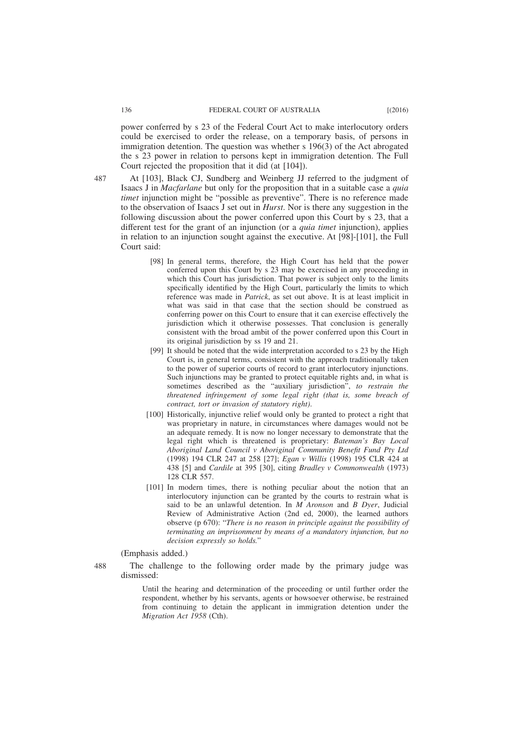power conferred by s 23 of the Federal Court Act to make interlocutory orders could be exercised to order the release, on a temporary basis, of persons in immigration detention. The question was whether s 196(3) of the Act abrogated the s 23 power in relation to persons kept in immigration detention. The Full Court rejected the proposition that it did (at [104]).

487 At [103], Black CJ, Sundberg and Weinberg JJ referred to the judgment of Isaacs J in *Macfarlane* but only for the proposition that in a suitable case a *quia timet* injunction might be "possible as preventive". There is no reference made to the observation of Isaacs J set out in *Hurst*. Nor is there any suggestion in the following discussion about the power conferred upon this Court by s 23, that a different test for the grant of an injunction (or a *quia timet* injunction), applies in relation to an injunction sought against the executive. At [98]-[101], the Full Court said:

> [98] In general terms, therefore, the High Court has held that the power conferred upon this Court by s 23 may be exercised in any proceeding in which this Court has jurisdiction. That power is subject only to the limits specifically identified by the High Court, particularly the limits to which reference was made in *Patrick*, as set out above. It is at least implicit in what was said in that case that the section should be construed as conferring power on this Court to ensure that it can exercise effectively the jurisdiction which it otherwise possesses. That conclusion is generally consistent with the broad ambit of the power conferred upon this Court in its original jurisdiction by ss 19 and 21.
>
> [99] It should be noted that the wide interpretation accorded to s 23 by the High Court is, in general terms, consistent with the approach traditionally taken to the power of superior courts of record to grant interlocutory injunctions. Such injunctions may be granted to protect equitable rights and, in what is sometimes described as the "auxiliary jurisdiction", *to restrain the threatened infringement of some legal right (that is, some breach of contract, tort or invasion of statutory right).*
>
> [100] Historically, injunctive relief would only be granted to protect a right that was proprietary in nature, in circumstances where damages would not be an adequate remedy. It is now no longer necessary to demonstrate that the legal right which is threatened is proprietary: *Bateman's Bay Local Aboriginal Land Council v Aboriginal Community Benefit Fund Pty Ltd* (1998) 194 CLR 247 at 258 [27]; *Egan v Willis* (1998) 195 CLR 424 at 438 [5] and *Cardile* at 395 [30], citing *Bradley v Commonwealth* (1973) 128 CLR 557.
>
> [101] In modern times, there is nothing peculiar about the notion that an interlocutory injunction can be granted by the courts to restrain what is said to be an unlawful detention. In *M Aronson* and *B Dyer*, Judicial Review of Administrative Action (2nd ed, 2000), the learned authors observe (p 670): "*There is no reason in principle against the possibility of terminating an imprisonment by means of a mandatory injunction, but no decision expressly so holds.*"

(Emphasis added.)

488 The challenge to the following order made by the primary judge was dismissed:

> Until the hearing and determination of the proceeding or until further order the respondent, whether by his servants, agents or howsoever otherwise, be restrained from continuing to detain the applicant in immigration detention under the *Migration Act 1958* (Cth).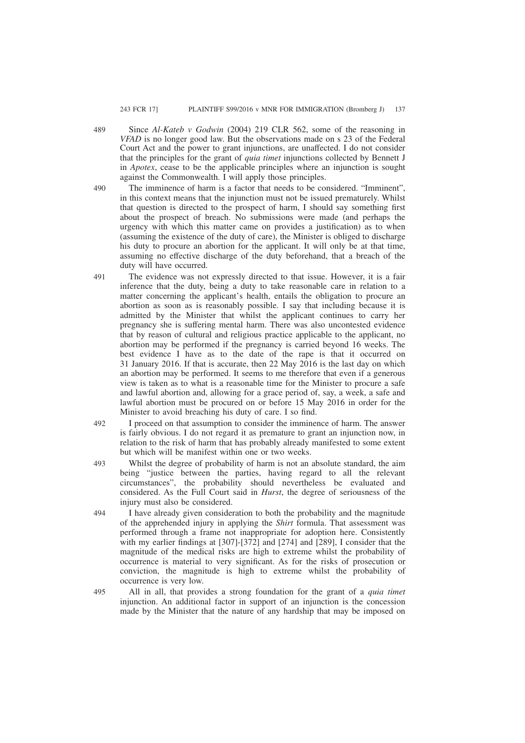489 Since *Al-Kateb v Godwin* (2004) 219 CLR 562, some of the reasoning in *VFAD* is no longer good law. But the observations made on s 23 of the Federal Court Act and the power to grant injunctions, are unaffected. I do not consider that the principles for the grant of *quia timet* injunctions collected by Bennett J in *Apotex*, cease to be the applicable principles where an injunction is sought against the Commonwealth. I will apply those principles.

490 The imminence of harm is a factor that needs to be considered. "Imminent", in this context means that the injunction must not be issued prematurely. Whilst that question is directed to the prospect of harm, I should say something first about the prospect of breach. No submissions were made (and perhaps the urgency with which this matter came on provides a justification) as to when (assuming the existence of the duty of care), the Minister is obliged to discharge his duty to procure an abortion for the applicant. It will only be at that time, assuming no effective discharge of the duty beforehand, that a breach of the duty will have occurred.

491 The evidence was not expressly directed to that issue. However, it is a fair inference that the duty, being a duty to take reasonable care in relation to a matter concerning the applicant's health, entails the obligation to procure an abortion as soon as is reasonably possible. I say that including because it is admitted by the Minister that whilst the applicant continues to carry her pregnancy she is suffering mental harm. There was also uncontested evidence that by reason of cultural and religious practice applicable to the applicant, no abortion may be performed if the pregnancy is carried beyond 16 weeks. The best evidence I have as to the date of the rape is that it occurred on 31 January 2016. If that is accurate, then 22 May 2016 is the last day on which an abortion may be performed. It seems to me therefore that even if a generous view is taken as to what is a reasonable time for the Minister to procure a safe and lawful abortion and, allowing for a grace period of, say, a week, a safe and lawful abortion must be procured on or before 15 May 2016 in order for the Minister to avoid breaching his duty of care. I so find.

492 I proceed on that assumption to consider the imminence of harm. The answer is fairly obvious. I do not regard it as premature to grant an injunction now, in relation to the risk of harm that has probably already manifested to some extent but which will be manifest within one or two weeks.

493 Whilst the degree of probability of harm is not an absolute standard, the aim being "justice between the parties, having regard to all the relevant circumstances", the probability should nevertheless be evaluated and considered. As the Full Court said in *Hurst*, the degree of seriousness of the injury must also be considered.

494 I have already given consideration to both the probability and the magnitude of the apprehended injury in applying the *Shirt* formula. That assessment was performed through a frame not inappropriate for adoption here. Consistently with my earlier findings at [307]-[372] and [274] and [289], I consider that the magnitude of the medical risks are high to extreme whilst the probability of occurrence is material to very significant. As for the risks of prosecution or conviction, the magnitude is high to extreme whilst the probability of occurrence is very low.

495 All in all, that provides a strong foundation for the grant of a *quia timet* injunction. An additional factor in support of an injunction is the concession made by the Minister that the nature of any hardship that may be imposed on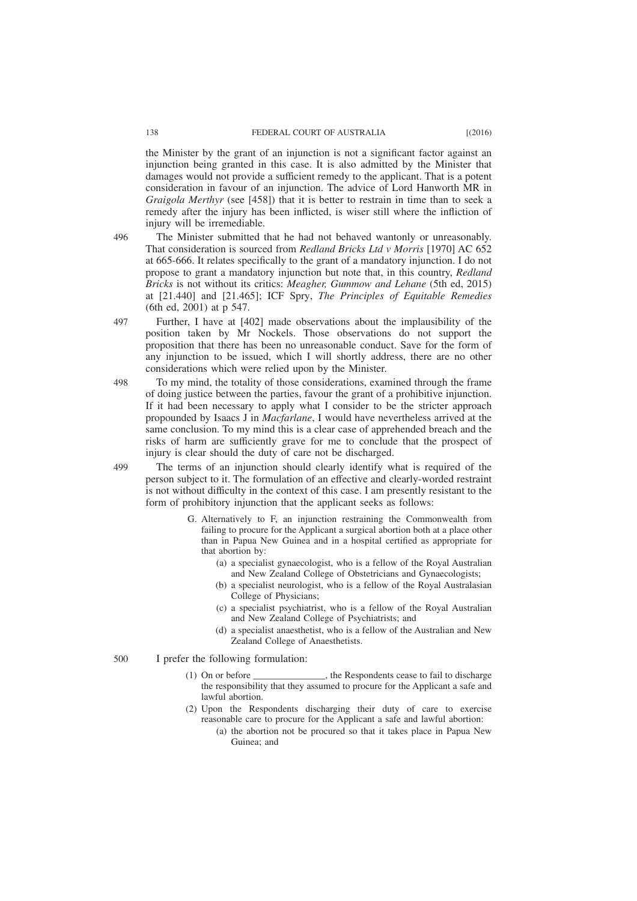the Minister by the grant of an injunction is not a significant factor against an injunction being granted in this case. It is also admitted by the Minister that damages would not provide a sufficient remedy to the applicant. That is a potent consideration in favour of an injunction. The advice of Lord Hanworth MR in *Graigola Merthyr* (see [458]) that it is better to restrain in time than to seek a remedy after the injury has been inflicted, is wiser still where the infliction of injury will be irremediable.

496 The Minister submitted that he had not behaved wantonly or unreasonably. That consideration is sourced from *Redland Bricks Ltd v Morris* [1970] AC 652 at 665-666. It relates specifically to the grant of a mandatory injunction. I do not propose to grant a mandatory injunction but note that, in this country, *Redland Bricks* is not without its critics: *Meagher, Gummow and Lehane* (5th ed, 2015) at [21.440] and [21.465]; ICF Spry, *The Principles of Equitable Remedies* (6th ed, 2001) at p 547.

497 Further, I have at [402] made observations about the implausibility of the position taken by Mr Nockels. Those observations do not support the proposition that there has been no unreasonable conduct. Save for the form of any injunction to be issued, which I will shortly address, there are no other considerations which were relied upon by the Minister.

498 To my mind, the totality of those considerations, examined through the frame of doing justice between the parties, favour the grant of a prohibitive injunction. If it had been necessary to apply what I consider to be the stricter approach propounded by Isaacs J in *Macfarlane*, I would have nevertheless arrived at the same conclusion. To my mind this is a clear case of apprehended breach and the risks of harm are sufficiently grave for me to conclude that the prospect of injury is clear should the duty of care not be discharged.

499 The terms of an injunction should clearly identify what is required of the person subject to it. The formulation of an effective and clearly-worded restraint is not without difficulty in the context of this case. I am presently resistant to the form of prohibitory injunction that the applicant seeks as follows:

> G. Alternatively to F, an injunction restraining the Commonwealth from failing to procure for the Applicant a surgical abortion both at a place other than in Papua New Guinea and in a hospital certified as appropriate for that abortion by:
>
> (a) a specialist gynaecologist, who is a fellow of the Royal Australian and New Zealand College of Obstetricians and Gynaecologists;
>
> (b) a specialist neurologist, who is a fellow of the Royal Australasian College of Physicians;
>
> (c) a specialist psychiatrist, who is a fellow of the Royal Australian and New Zealand College of Psychiatrists; and
>
> (d) a specialist anaesthetist, who is a fellow of the Australian and New Zealand College of Anaesthetists.

500 I prefer the following formulation:

> (1) On or before _______________, the Respondents cease to fail to discharge the responsibility that they assumed to procure for the Applicant a safe and lawful abortion.
>
> (2) Upon the Respondents discharging their duty of care to exercise reasonable care to procure for the Applicant a safe and lawful abortion:
>
> (a) the abortion not be procured so that it takes place in Papua New Guinea; and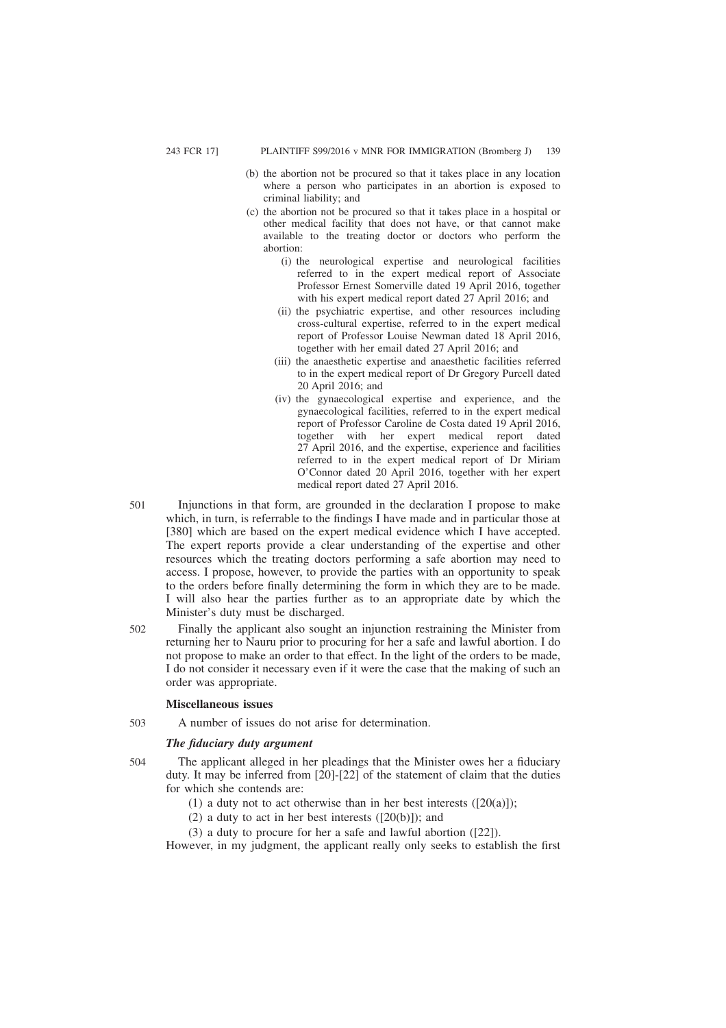(b) the abortion not be procured so that it takes place in any location where a person who participates in an abortion is exposed to criminal liability; and

(c) the abortion not be procured so that it takes place in a hospital or other medical facility that does not have, or that cannot make available to the treating doctor or doctors who perform the abortion:

   (i) the neurological expertise and neurological facilities referred to in the expert medical report of Associate Professor Ernest Somerville dated 19 April 2016, together with his expert medical report dated 27 April 2016; and

   (ii) the psychiatric expertise, and other resources including cross-cultural expertise, referred to in the expert medical report of Professor Louise Newman dated 18 April 2016, together with her email dated 27 April 2016; and

   (iii) the anaesthetic expertise and anaesthetic facilities referred to in the expert medical report of Dr Gregory Purcell dated 20 April 2016; and

   (iv) the gynaecological expertise and experience, and the gynaecological facilities, referred to in the expert medical report of Professor Caroline de Costa dated 19 April 2016, together with her expert medical report dated 27 April 2016, and the expertise, experience and facilities referred to in the expert medical report of Dr Miriam O'Connor dated 20 April 2016, together with her expert medical report dated 27 April 2016.

501 Injunctions in that form, are grounded in the declaration I propose to make which, in turn, is referrable to the findings I have made and in particular those at [380] which are based on the expert medical evidence which I have accepted. The expert reports provide a clear understanding of the expertise and other resources which the treating doctors performing a safe abortion may need to access. I propose, however, to provide the parties with an opportunity to speak to the orders before finally determining the form in which they are to be made. I will also hear the parties further as to an appropriate date by which the Minister's duty must be discharged.

502 Finally the applicant also sought an injunction restraining the Minister from returning her to Nauru prior to procuring for her a safe and lawful abortion. I do not propose to make an order to that effect. In the light of the orders to be made, I do not consider it necessary even if it were the case that the making of such an order was appropriate.

### Miscellaneous issues

503 A number of issues do not arise for determination.

#### *The fiduciary duty argument*

504 The applicant alleged in her pleadings that the Minister owes her a fiduciary duty. It may be inferred from [20]-[22] of the statement of claim that the duties for which she contends are:

(1) a duty not to act otherwise than in her best interests ([20(a)]);

(2) a duty to act in her best interests ([20(b)]); and

(3) a duty to procure for her a safe and lawful abortion ([22]).

However, in my judgment, the applicant really only seeks to establish the first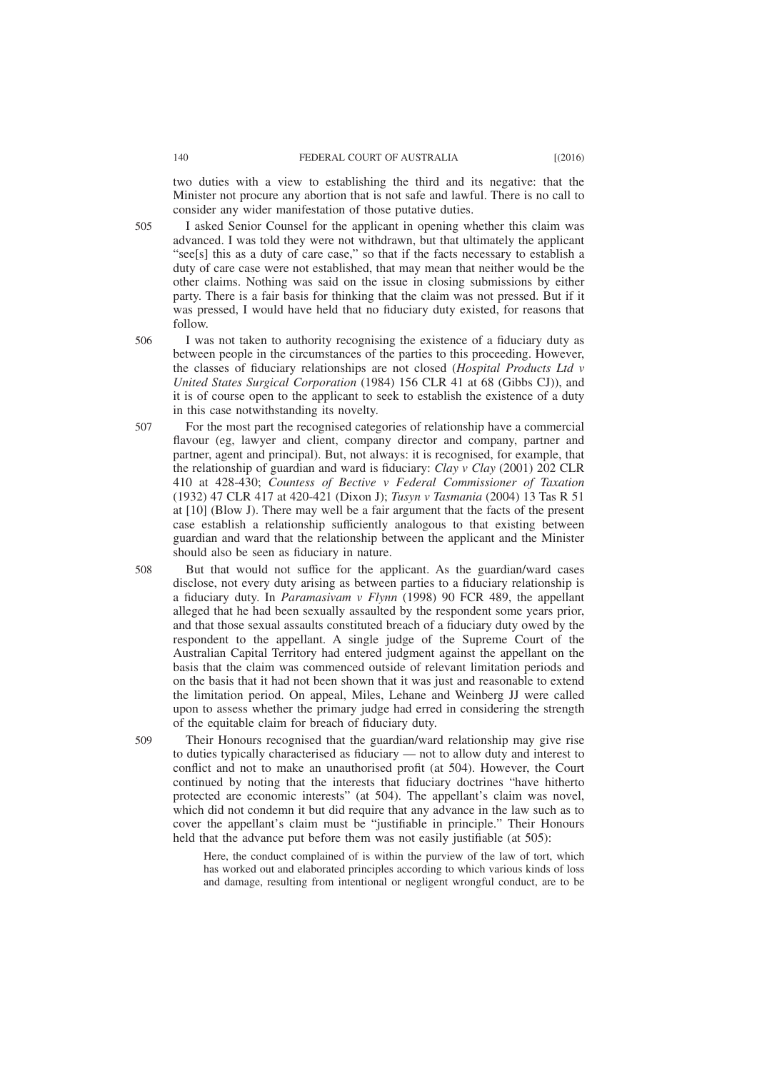two duties with a view to establishing the third and its negative: that the Minister not procure any abortion that is not safe and lawful. There is no call to consider any wider manifestation of those putative duties.

505 I asked Senior Counsel for the applicant in opening whether this claim was advanced. I was told they were not withdrawn, but that ultimately the applicant "see[s] this as a duty of care case," so that if the facts necessary to establish a duty of care case were not established, that may mean that neither would be the other claims. Nothing was said on the issue in closing submissions by either party. There is a fair basis for thinking that the claim was not pressed. But if it was pressed, I would have held that no fiduciary duty existed, for reasons that follow.

506 I was not taken to authority recognising the existence of a fiduciary duty as between people in the circumstances of the parties to this proceeding. However, the classes of fiduciary relationships are not closed (*Hospital Products Ltd v United States Surgical Corporation* (1984) 156 CLR 41 at 68 (Gibbs CJ)), and it is of course open to the applicant to seek to establish the existence of a duty in this case notwithstanding its novelty.

507 For the most part the recognised categories of relationship have a commercial flavour (eg, lawyer and client, company director and company, partner and partner, agent and principal). But, not always: it is recognised, for example, that the relationship of guardian and ward is fiduciary: *Clay v Clay* (2001) 202 CLR 410 at 428-430; *Countess of Bective v Federal Commissioner of Taxation* (1932) 47 CLR 417 at 420-421 (Dixon J); *Tusyn v Tasmania* (2004) 13 Tas R 51 at [10] (Blow J). There may well be a fair argument that the facts of the present case establish a relationship sufficiently analogous to that existing between guardian and ward that the relationship between the applicant and the Minister should also be seen as fiduciary in nature.

508 But that would not suffice for the applicant. As the guardian/ward cases disclose, not every duty arising as between parties to a fiduciary relationship is a fiduciary duty. In *Paramasivam v Flynn* (1998) 90 FCR 489, the appellant alleged that he had been sexually assaulted by the respondent some years prior, and that those sexual assaults constituted breach of a fiduciary duty owed by the respondent to the appellant. A single judge of the Supreme Court of the Australian Capital Territory had entered judgment against the appellant on the basis that the claim was commenced outside of relevant limitation periods and on the basis that it had not been shown that it was just and reasonable to extend the limitation period. On appeal, Miles, Lehane and Weinberg JJ were called upon to assess whether the primary judge had erred in considering the strength of the equitable claim for breach of fiduciary duty.

509 Their Honours recognised that the guardian/ward relationship may give rise to duties typically characterised as fiduciary — not to allow duty and interest to conflict and not to make an unauthorised profit (at 504). However, the Court continued by noting that the interests that fiduciary doctrines "have hitherto protected are economic interests" (at 504). The appellant's claim was novel, which did not condemn it but did require that any advance in the law such as to cover the appellant's claim must be "justifiable in principle." Their Honours held that the advance put before them was not easily justifiable (at 505):

> Here, the conduct complained of is within the purview of the law of tort, which has worked out and elaborated principles according to which various kinds of loss and damage, resulting from intentional or negligent wrongful conduct, are to be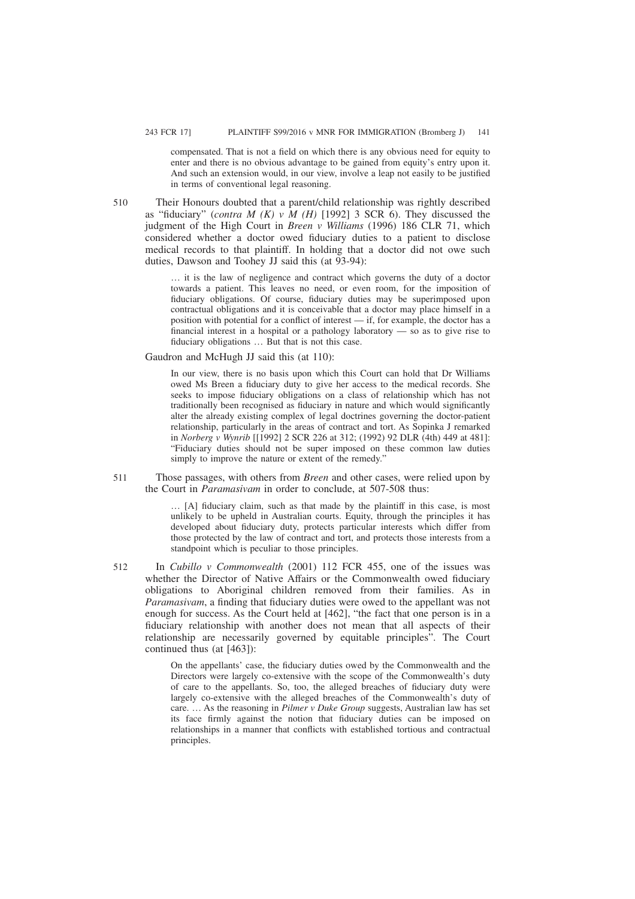compensated. That is not a field on which there is any obvious need for equity to enter and there is no obvious advantage to be gained from equity's entry upon it. And such an extension would, in our view, involve a leap not easily to be justified in terms of conventional legal reasoning.

510 Their Honours doubted that a parent/child relationship was rightly described as "fiduciary" (*contra M (K) v M (H)* [1992] 3 SCR 6). They discussed the judgment of the High Court in *Breen v Williams* (1996) 186 CLR 71, which considered whether a doctor owed fiduciary duties to a patient to disclose medical records to that plaintiff. In holding that a doctor did not owe such duties, Dawson and Toohey JJ said this (at 93-94):

> … it is the law of negligence and contract which governs the duty of a doctor towards a patient. This leaves no need, or even room, for the imposition of fiduciary obligations. Of course, fiduciary duties may be superimposed upon contractual obligations and it is conceivable that a doctor may place himself in a position with potential for a conflict of interest — if, for example, the doctor has a financial interest in a hospital or a pathology laboratory — so as to give rise to fiduciary obligations … But that is not this case.

Gaudron and McHugh JJ said this (at 110):

> In our view, there is no basis upon which this Court can hold that Dr Williams owed Ms Breen a fiduciary duty to give her access to the medical records. She seeks to impose fiduciary obligations on a class of relationship which has not traditionally been recognised as fiduciary in nature and which would significantly alter the already existing complex of legal doctrines governing the doctor-patient relationship, particularly in the areas of contract and tort. As Sopinka J remarked in *Norberg v Wynrib* [[1992] 2 SCR 226 at 312; (1992) 92 DLR (4th) 449 at 481]: "Fiduciary duties should not be super imposed on these common law duties simply to improve the nature or extent of the remedy."

511 Those passages, with others from *Breen* and other cases, were relied upon by the Court in *Paramasivam* in order to conclude, at 507-508 thus:

> … [A] fiduciary claim, such as that made by the plaintiff in this case, is most unlikely to be upheld in Australian courts. Equity, through the principles it has developed about fiduciary duty, protects particular interests which differ from those protected by the law of contract and tort, and protects those interests from a standpoint which is peculiar to those principles.

512 In *Cubillo v Commonwealth* (2001) 112 FCR 455, one of the issues was whether the Director of Native Affairs or the Commonwealth owed fiduciary obligations to Aboriginal children removed from their families. As in *Paramasivam*, a finding that fiduciary duties were owed to the appellant was not enough for success. As the Court held at [462], "the fact that one person is in a fiduciary relationship with another does not mean that all aspects of their relationship are necessarily governed by equitable principles". The Court continued thus (at [463]):

> On the appellants' case, the fiduciary duties owed by the Commonwealth and the Directors were largely co-extensive with the scope of the Commonwealth's duty of care to the appellants. So, too, the alleged breaches of fiduciary duty were largely co-extensive with the alleged breaches of the Commonwealth's duty of care. … As the reasoning in *Pilmer v Duke Group* suggests, Australian law has set its face firmly against the notion that fiduciary duties can be imposed on relationships in a manner that conflicts with established tortious and contractual principles.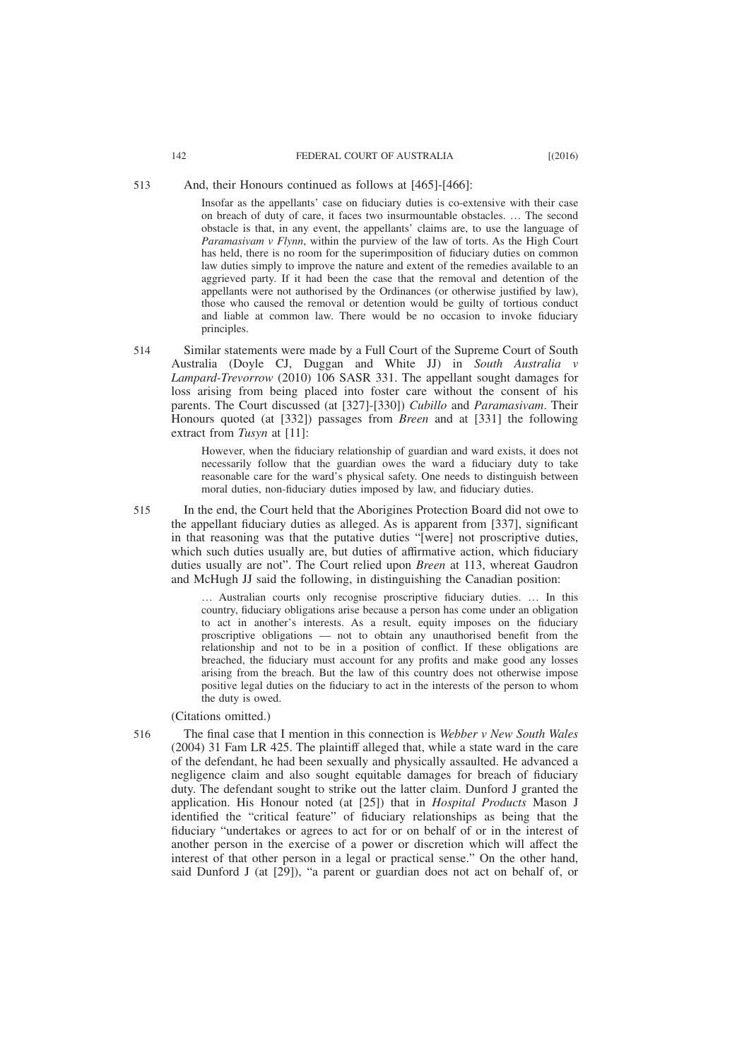513 And, their Honours continued as follows at [465]-[466]:

> Insofar as the appellants' case on fiduciary duties is co-extensive with their case on breach of duty of care, it faces two insurmountable obstacles. … The second obstacle is that, in any event, the appellants' claims are, to use the language of *Paramasivam v Flynn*, within the purview of the law of torts. As the High Court has held, there is no room for the superimposition of fiduciary duties on common law duties simply to improve the nature and extent of the remedies available to an aggrieved party. If it had been the case that the removal and detention of the appellants were not authorised by the Ordinances (or otherwise justified by law), those who caused the removal or detention would be guilty of tortious conduct and liable at common law. There would be no occasion to invoke fiduciary principles.

514 Similar statements were made by a Full Court of the Supreme Court of South Australia (Doyle CJ, Duggan and White JJ) in *South Australia v Lampard-Trevorrow* (2010) 106 SASR 331. The appellant sought damages for loss arising from being placed into foster care without the consent of his parents. The Court discussed (at [327]-[330]) *Cubillo* and *Paramasivam*. Their Honours quoted (at [332]) passages from *Breen* and at [331] the following extract from *Tusyn* at [11]:

> However, when the fiduciary relationship of guardian and ward exists, it does not necessarily follow that the guardian owes the ward a fiduciary duty to take reasonable care for the ward's physical safety. One needs to distinguish between moral duties, non-fiduciary duties imposed by law, and fiduciary duties.

515 In the end, the Court held that the Aborigines Protection Board did not owe to the appellant fiduciary duties as alleged. As is apparent from [337], significant in that reasoning was that the putative duties "[were] not proscriptive duties, which such duties usually are, but duties of affirmative action, which fiduciary duties usually are not". The Court relied upon *Breen* at 113, whereat Gaudron and McHugh JJ said the following, in distinguishing the Canadian position:

> … Australian courts only recognise proscriptive fiduciary duties. … In this country, fiduciary obligations arise because a person has come under an obligation to act in another's interests. As a result, equity imposes on the fiduciary proscriptive obligations — not to obtain any unauthorised benefit from the relationship and not to be in a position of conflict. If these obligations are breached, the fiduciary must account for any profits and make good any losses arising from the breach. But the law of this country does not otherwise impose positive legal duties on the fiduciary to act in the interests of the person to whom the duty is owed.

(Citations omitted.)

516 The final case that I mention in this connection is *Webber v New South Wales* (2004) 31 Fam LR 425. The plaintiff alleged that, while a state ward in the care of the defendant, he had been sexually and physically assaulted. He advanced a negligence claim and also sought equitable damages for breach of fiduciary duty. The defendant sought to strike out the latter claim. Dunford J granted the application. His Honour noted (at [25]) that in *Hospital Products* Mason J identified the "critical feature" of fiduciary relationships as being that the fiduciary "undertakes or agrees to act for or on behalf of or in the interest of another person in the exercise of a power or discretion which will affect the interest of that other person in a legal or practical sense." On the other hand, said Dunford J (at [29]), "a parent or guardian does not act on behalf of, or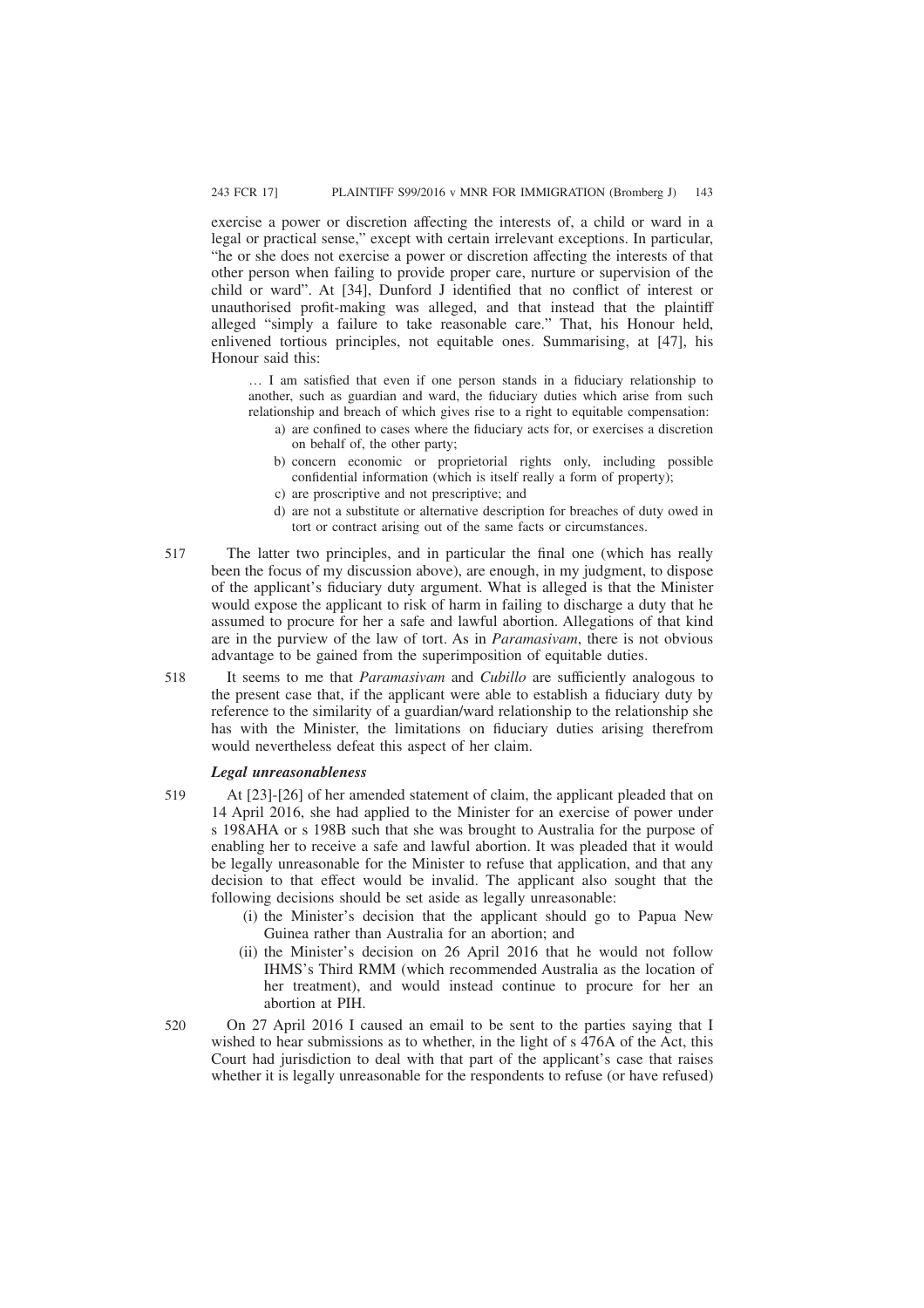exercise a power or discretion affecting the interests of, a child or ward in a legal or practical sense," except with certain irrelevant exceptions. In particular, "he or she does not exercise a power or discretion affecting the interests of that other person when failing to provide proper care, nurture or supervision of the child or ward". At [34], Dunford J identified that no conflict of interest or unauthorised profit-making was alleged, and that instead that the plaintiff alleged "simply a failure to take reasonable care." That, his Honour held, enlivened tortious principles, not equitable ones. Summarising, at [47], his Honour said this:

> … I am satisfied that even if one person stands in a fiduciary relationship to another, such as guardian and ward, the fiduciary duties which arise from such relationship and breach of which gives rise to a right to equitable compensation:
>
> a) are confined to cases where the fiduciary acts for, or exercises a discretion on behalf of, the other party;
> b) concern economic or proprietorial rights only, including possible confidential information (which is itself really a form of property);
> c) are proscriptive and not prescriptive; and
> d) are not a substitute or alternative description for breaches of duty owed in tort or contract arising out of the same facts or circumstances.

517 The latter two principles, and in particular the final one (which has really been the focus of my discussion above), are enough, in my judgment, to dispose of the applicant's fiduciary duty argument. What is alleged is that the Minister would expose the applicant to risk of harm in failing to discharge a duty that he assumed to procure for her a safe and lawful abortion. Allegations of that kind are in the purview of the law of tort. As in *Paramasivam*, there is not obvious advantage to be gained from the superimposition of equitable duties.

518 It seems to me that *Paramasivam* and *Cubillo* are sufficiently analogous to the present case that, if the applicant were able to establish a fiduciary duty by reference to the similarity of a guardian/ward relationship to the relationship she has with the Minister, the limitations on fiduciary duties arising therefrom would nevertheless defeat this aspect of her claim.

### *Legal unreasonableness*

519 At [23]-[26] of her amended statement of claim, the applicant pleaded that on 14 April 2016, she had applied to the Minister for an exercise of power under s 198AHA or s 198B such that she was brought to Australia for the purpose of enabling her to receive a safe and lawful abortion. It was pleaded that it would be legally unreasonable for the Minister to refuse that application, and that any decision to that effect would be invalid. The applicant also sought that the following decisions should be set aside as legally unreasonable:

(i) the Minister's decision that the applicant should go to Papua New Guinea rather than Australia for an abortion; and
(ii) the Minister's decision on 26 April 2016 that he would not follow IHMS's Third RMM (which recommended Australia as the location of her treatment), and would instead continue to procure for her an abortion at PIH.

520 On 27 April 2016 I caused an email to be sent to the parties saying that I wished to hear submissions as to whether, in the light of s 476A of the Act, this Court had jurisdiction to deal with that part of the applicant's case that raises whether it is legally unreasonable for the respondents to refuse (or have refused)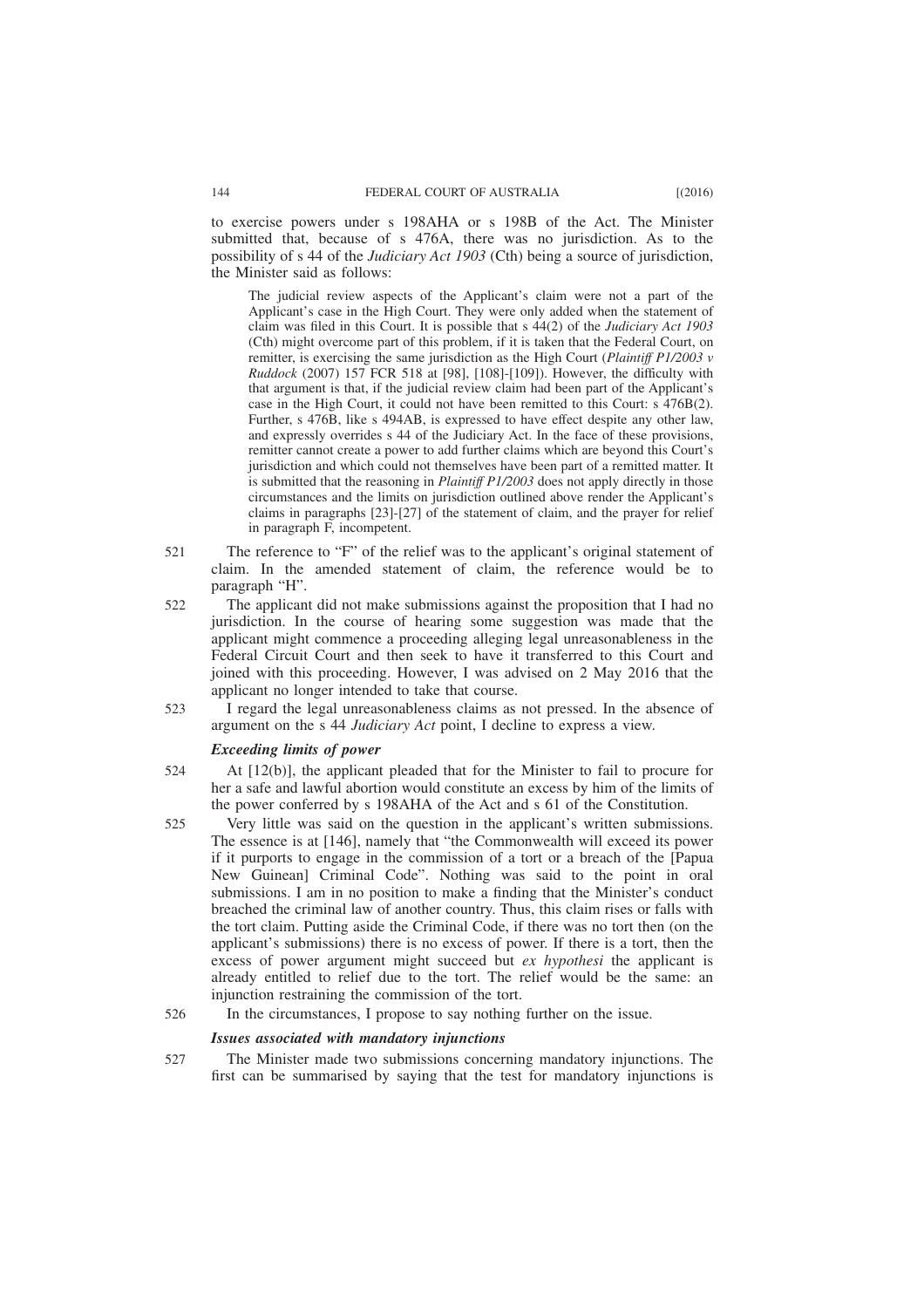to exercise powers under s 198AHA or s 198B of the Act. The Minister submitted that, because of s 476A, there was no jurisdiction. As to the possibility of s 44 of the *Judiciary Act 1903* (Cth) being a source of jurisdiction, the Minister said as follows:

> The judicial review aspects of the Applicant's claim were not a part of the Applicant's case in the High Court. They were only added when the statement of claim was filed in this Court. It is possible that s 44(2) of the *Judiciary Act 1903* (Cth) might overcome part of this problem, if it is taken that the Federal Court, on remitter, is exercising the same jurisdiction as the High Court (*Plaintiff P1/2003 v Ruddock* (2007) 157 FCR 518 at [98], [108]-[109]). However, the difficulty with that argument is that, if the judicial review claim had been part of the Applicant's case in the High Court, it could not have been remitted to this Court: s 476B(2). Further, s 476B, like s 494AB, is expressed to have effect despite any other law, and expressly overrides s 44 of the Judiciary Act. In the face of these provisions, remitter cannot create a power to add further claims which are beyond this Court's jurisdiction and which could not themselves have been part of a remitted matter. It is submitted that the reasoning in *Plaintiff P1/2003* does not apply directly in those circumstances and the limits on jurisdiction outlined above render the Applicant's claims in paragraphs [23]-[27] of the statement of claim, and the prayer for relief in paragraph F, incompetent.

521 The reference to "F" of the relief was to the applicant's original statement of claim. In the amended statement of claim, the reference would be to paragraph "H".

522 The applicant did not make submissions against the proposition that I had no jurisdiction. In the course of hearing some suggestion was made that the applicant might commence a proceeding alleging legal unreasonableness in the Federal Circuit Court and then seek to have it transferred to this Court and joined with this proceeding. However, I was advised on 2 May 2016 that the applicant no longer intended to take that course.

523 I regard the legal unreasonableness claims as not pressed. In the absence of argument on the s 44 *Judiciary Act* point, I decline to express a view.

### *Exceeding limits of power*

524 At [12(b)], the applicant pleaded that for the Minister to fail to procure for her a safe and lawful abortion would constitute an excess by him of the limits of the power conferred by s 198AHA of the Act and s 61 of the Constitution.

525 Very little was said on the question in the applicant's written submissions. The essence is at [146], namely that "the Commonwealth will exceed its power if it purports to engage in the commission of a tort or a breach of the [Papua New Guinean] Criminal Code". Nothing was said to the point in oral submissions. I am in no position to make a finding that the Minister's conduct breached the criminal law of another country. Thus, this claim rises or falls with the tort claim. Putting aside the Criminal Code, if there was no tort then (on the applicant's submissions) there is no excess of power. If there is a tort, then the excess of power argument might succeed but *ex hypothesi* the applicant is already entitled to relief due to the tort. The relief would be the same: an injunction restraining the commission of the tort.

526 In the circumstances, I propose to say nothing further on the issue.

### *Issues associated with mandatory injunctions*

527 The Minister made two submissions concerning mandatory injunctions. The first can be summarised by saying that the test for mandatory injunctions is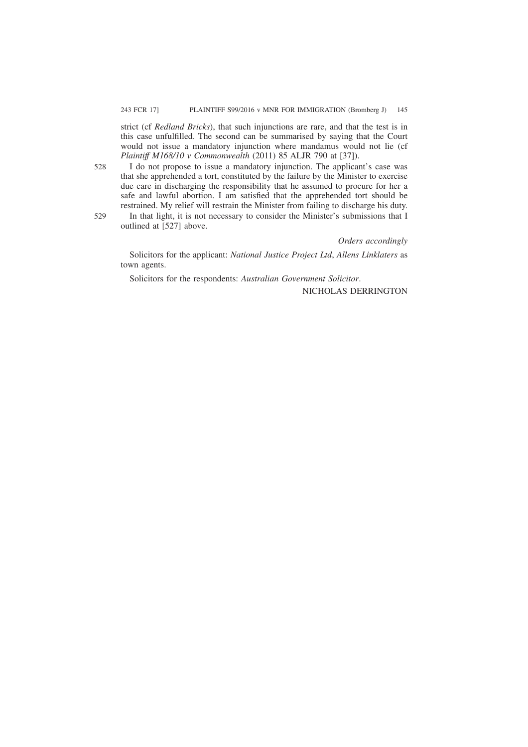strict (cf *Redland Bricks*), that such injunctions are rare, and that the test is in this case unfulfilled. The second can be summarised by saying that the Court would not issue a mandatory injunction where mandamus would not lie (cf *Plaintiff M168/10 v Commonwealth* (2011) 85 ALJR 790 at [37]).

528 I do not propose to issue a mandatory injunction. The applicant's case was that she apprehended a tort, constituted by the failure by the Minister to exercise due care in discharging the responsibility that he assumed to procure for her a safe and lawful abortion. I am satisfied that the apprehended tort should be restrained. My relief will restrain the Minister from failing to discharge his duty.

529 In that light, it is not necessary to consider the Minister's submissions that I outlined at [527] above.

*Orders accordingly*

Solicitors for the applicant: *National Justice Project Ltd*, *Allens Linklaters* as town agents.

Solicitors for the respondents: *Australian Government Solicitor*.

NICHOLAS DERRINGTON